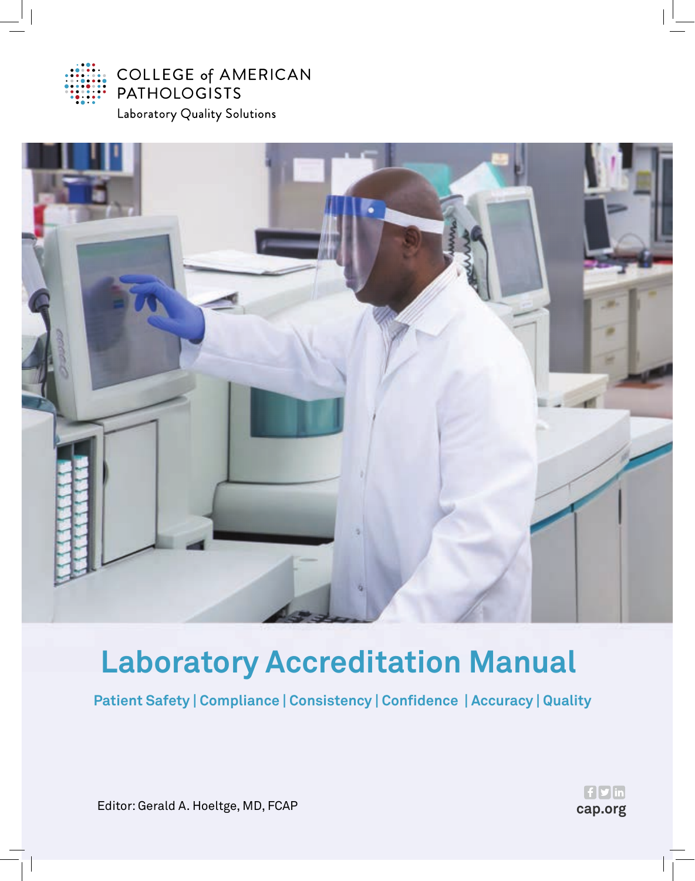COLLEGE of AMERICAN PATHOLOGISTS

Laboratory Quality Solutions

# Laboratory Accreditation Manual

**Patient Safety | Compliance | Consistency | Confidence | Accuracy | Quality**

Editor: Gerald A. Hoeltge, MD, FCAP

cap.org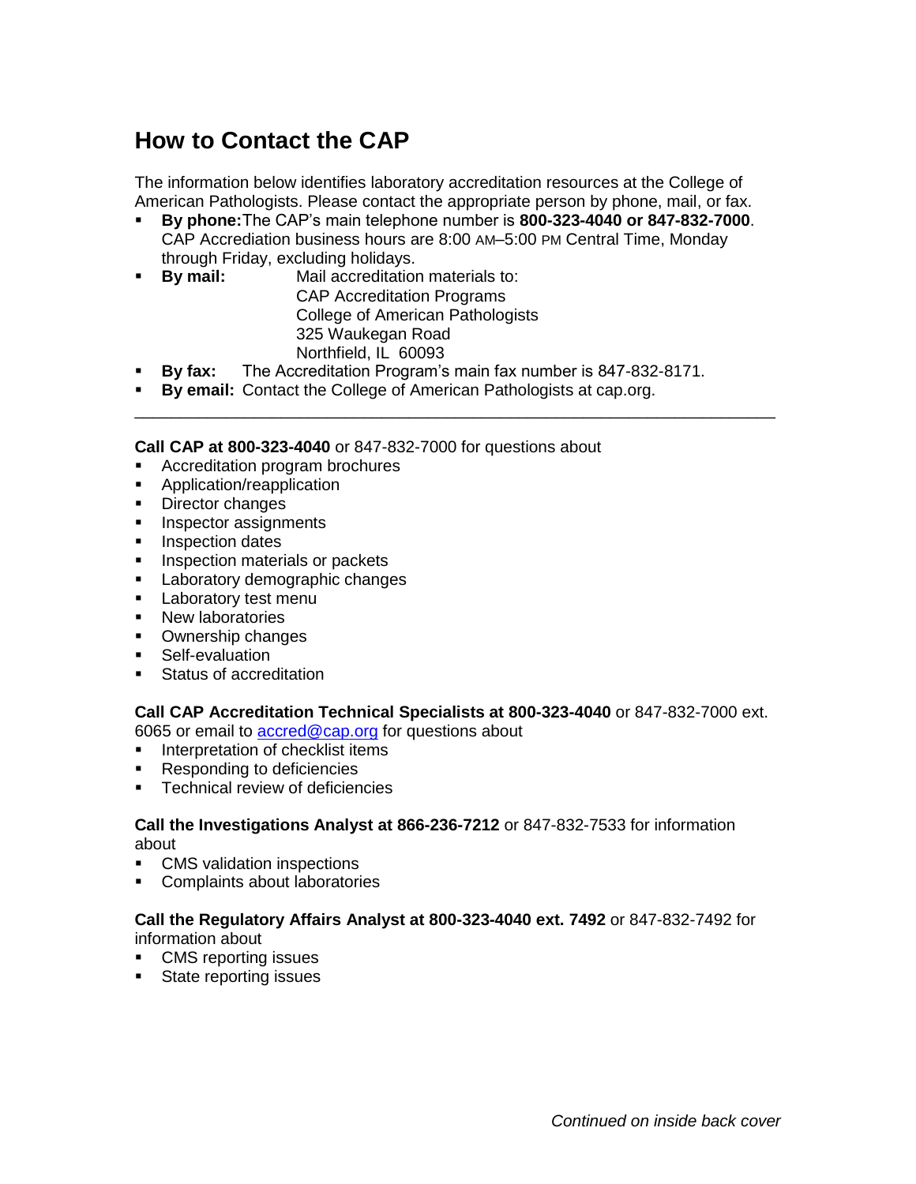## How to Contact the CAP

The information below identifies laboratory accreditation resources at the College of American Pathologists. Please contact the appropriate person by phone, mail, or fax.

- **By phone:** The CAP's main telephone number is **800-323-4040 or 847-832-7000**. CAP Accrediation business hours are 8:00 AM–5:00 PM Central Time, Monday through Friday, excluding holidays.
- **By mail:** Mail accreditation materials to:
  CAP Accreditation Programs
  College of American Pathologists
  325 Waukegan Road
  Northfield, IL 60093
- **By fax:** The Accreditation Program's main fax number is 847-832-8171.
- **By email:** Contact the College of American Pathologists at cap.org.

---

**Call CAP at 800-323-4040** or 847-832-7000 for questions about

- Accreditation program brochures
- Application/reapplication
- Director changes
- Inspector assignments
- Inspection dates
- Inspection materials or packets
- Laboratory demographic changes
- Laboratory test menu
- New laboratories
- Ownership changes
- Self-evaluation
- Status of accreditation

**Call CAP Accreditation Technical Specialists at 800-323-4040** or 847-832-7000 ext. 6065 or email to accred@cap.org for questions about

- Interpretation of checklist items
- Responding to deficiencies
- Technical review of deficiencies

**Call the Investigations Analyst at 866-236-7212** or 847-832-7533 for information about

- CMS validation inspections
- Complaints about laboratories

**Call the Regulatory Affairs Analyst at 800-323-4040 ext. 7492** or 847-832-7492 for information about

- CMS reporting issues
- State reporting issues

*Continued on inside back cover*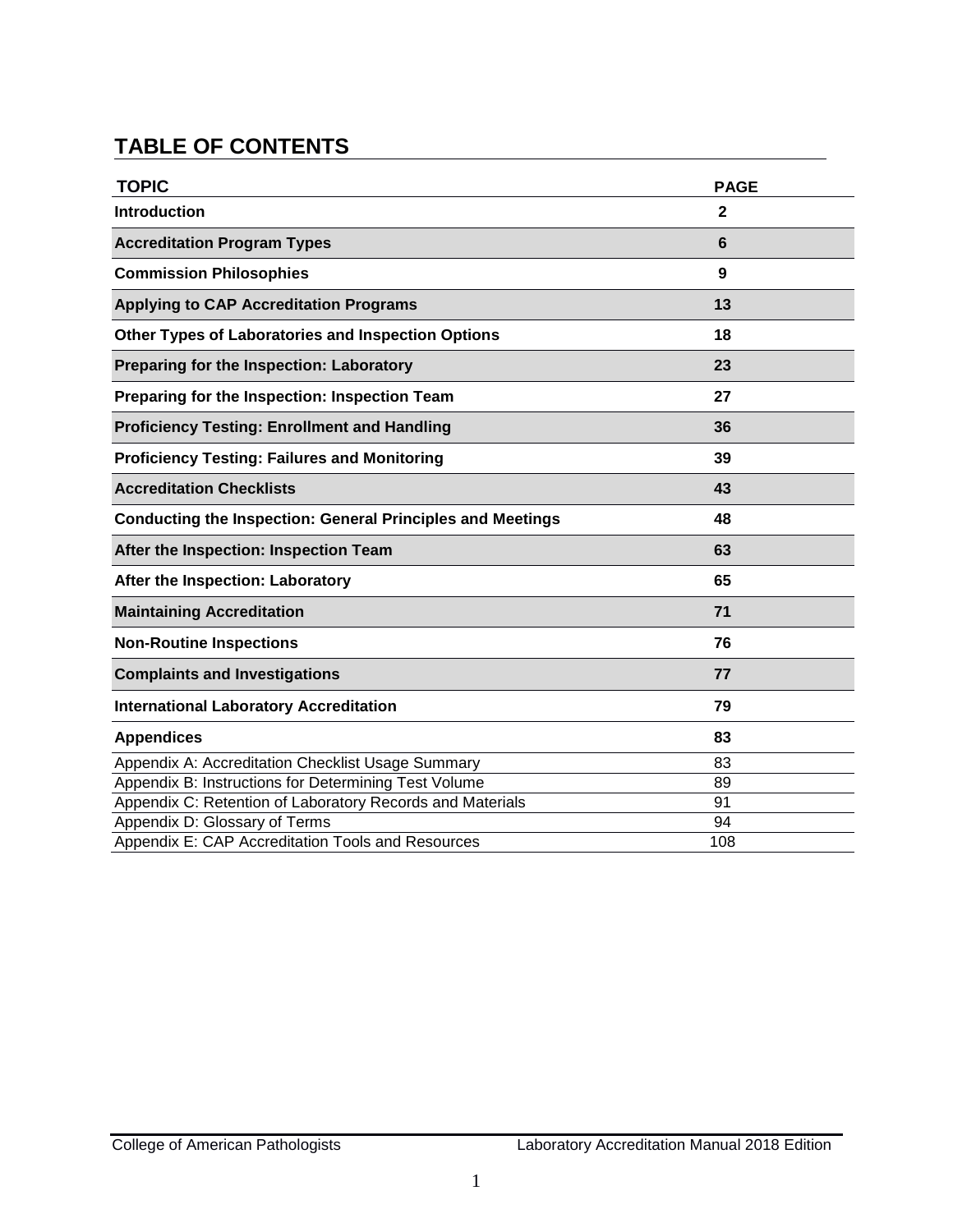# TABLE OF CONTENTS

| TOPIC | PAGE |
|---|---|
| **Introduction** | **2** |
| **Accreditation Program Types** | **6** |
| **Commission Philosophies** | **9** |
| **Applying to CAP Accreditation Programs** | **13** |
| **Other Types of Laboratories and Inspection Options** | **18** |
| **Preparing for the Inspection: Laboratory** | **23** |
| **Preparing for the Inspection: Inspection Team** | **27** |
| **Proficiency Testing: Enrollment and Handling** | **36** |
| **Proficiency Testing: Failures and Monitoring** | **39** |
| **Accreditation Checklists** | **43** |
| **Conducting the Inspection: General Principles and Meetings** | **48** |
| **After the Inspection: Inspection Team** | **63** |
| **After the Inspection: Laboratory** | **65** |
| **Maintaining Accreditation** | **71** |
| **Non-Routine Inspections** | **76** |
| **Complaints and Investigations** | **77** |
| **International Laboratory Accreditation** | **79** |
| **Appendices** | **83** |
| Appendix A: Accreditation Checklist Usage Summary | 83 |
| Appendix B: Instructions for Determining Test Volume | 89 |
| Appendix C: Retention of Laboratory Records and Materials | 91 |
| Appendix D: Glossary of Terms | 94 |
| Appendix E: CAP Accreditation Tools and Resources | 108 |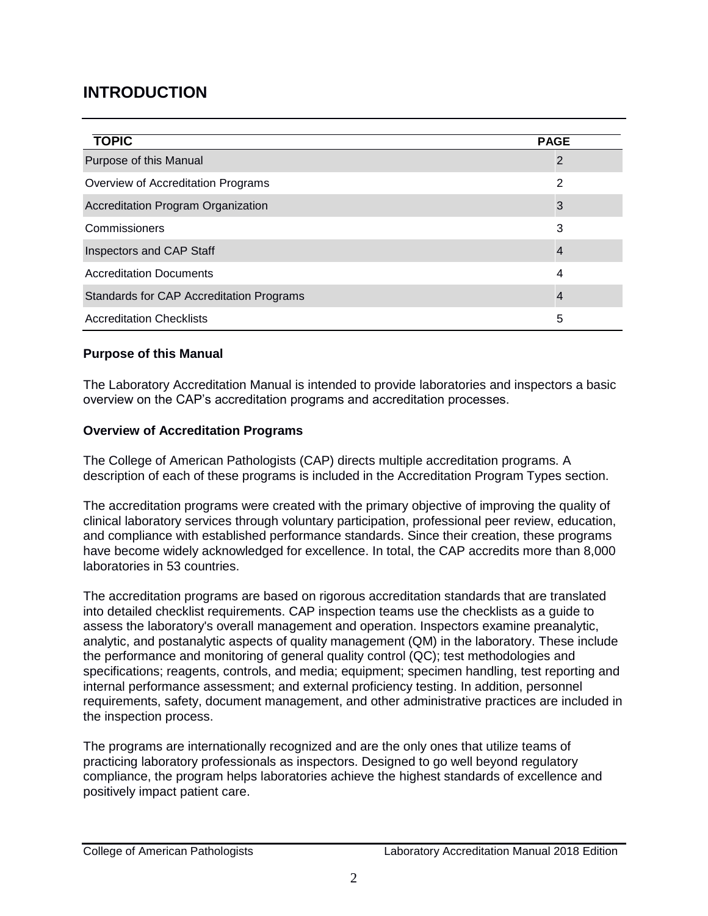# INTRODUCTION

| TOPIC | PAGE |
| --- | --- |
| Purpose of this Manual | 2 |
| Overview of Accreditation Programs | 2 |
| Accreditation Program Organization | 3 |
| Commissioners | 3 |
| Inspectors and CAP Staff | 4 |
| Accreditation Documents | 4 |
| Standards for CAP Accreditation Programs | 4 |
| Accreditation Checklists | 5 |

**Purpose of this Manual**

The Laboratory Accreditation Manual is intended to provide laboratories and inspectors a basic overview on the CAP's accreditation programs and accreditation processes.

**Overview of Accreditation Programs**

The College of American Pathologists (CAP) directs multiple accreditation programs. A description of each of these programs is included in the Accreditation Program Types section.

The accreditation programs were created with the primary objective of improving the quality of clinical laboratory services through voluntary participation, professional peer review, education, and compliance with established performance standards. Since their creation, these programs have become widely acknowledged for excellence. In total, the CAP accredits more than 8,000 laboratories in 53 countries.

The accreditation programs are based on rigorous accreditation standards that are translated into detailed checklist requirements. CAP inspection teams use the checklists as a guide to assess the laboratory's overall management and operation. Inspectors examine preanalytic, analytic, and postanalytic aspects of quality management (QM) in the laboratory. These include the performance and monitoring of general quality control (QC); test methodologies and specifications; reagents, controls, and media; equipment; specimen handling, test reporting and internal performance assessment; and external proficiency testing. In addition, personnel requirements, safety, document management, and other administrative practices are included in the inspection process.

The programs are internationally recognized and are the only ones that utilize teams of practicing laboratory professionals as inspectors. Designed to go well beyond regulatory compliance, the program helps laboratories achieve the highest standards of excellence and positively impact patient care.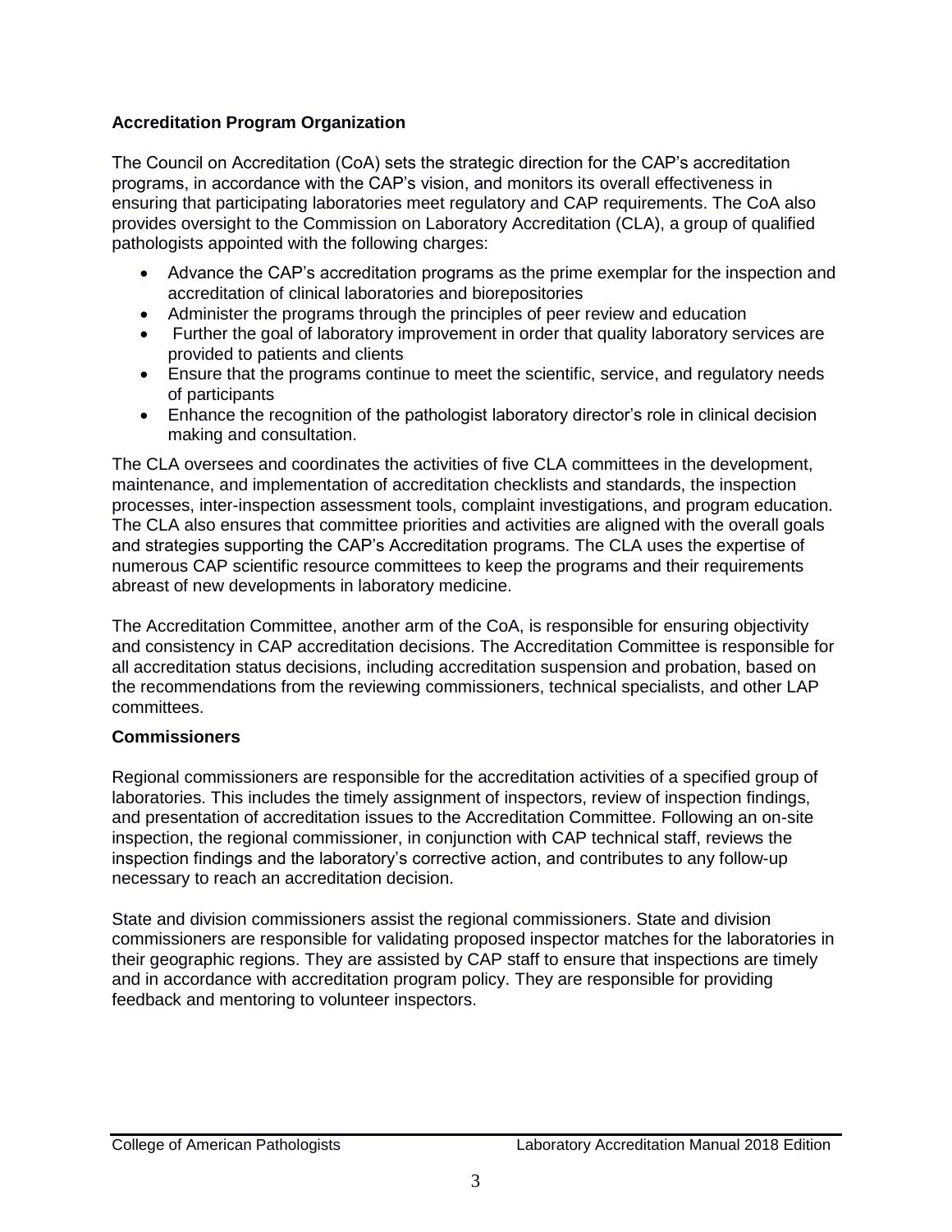## Accreditation Program Organization

The Council on Accreditation (CoA) sets the strategic direction for the CAP's accreditation programs, in accordance with the CAP's vision, and monitors its overall effectiveness in ensuring that participating laboratories meet regulatory and CAP requirements. The CoA also provides oversight to the Commission on Laboratory Accreditation (CLA), a group of qualified pathologists appointed with the following charges:

- Advance the CAP's accreditation programs as the prime exemplar for the inspection and accreditation of clinical laboratories and biorepositories
- Administer the programs through the principles of peer review and education
- Further the goal of laboratory improvement in order that quality laboratory services are provided to patients and clients
- Ensure that the programs continue to meet the scientific, service, and regulatory needs of participants
- Enhance the recognition of the pathologist laboratory director's role in clinical decision making and consultation.

The CLA oversees and coordinates the activities of five CLA committees in the development, maintenance, and implementation of accreditation checklists and standards, the inspection processes, inter-inspection assessment tools, complaint investigations, and program education. The CLA also ensures that committee priorities and activities are aligned with the overall goals and strategies supporting the CAP's Accreditation programs. The CLA uses the expertise of numerous CAP scientific resource committees to keep the programs and their requirements abreast of new developments in laboratory medicine.

The Accreditation Committee, another arm of the CoA, is responsible for ensuring objectivity and consistency in CAP accreditation decisions. The Accreditation Committee is responsible for all accreditation status decisions, including accreditation suspension and probation, based on the recommendations from the reviewing commissioners, technical specialists, and other LAP committees.

### Commissioners

Regional commissioners are responsible for the accreditation activities of a specified group of laboratories. This includes the timely assignment of inspectors, review of inspection findings, and presentation of accreditation issues to the Accreditation Committee. Following an on-site inspection, the regional commissioner, in conjunction with CAP technical staff, reviews the inspection findings and the laboratory's corrective action, and contributes to any follow-up necessary to reach an accreditation decision.

State and division commissioners assist the regional commissioners. State and division commissioners are responsible for validating proposed inspector matches for the laboratories in their geographic regions. They are assisted by CAP staff to ensure that inspections are timely and in accordance with accreditation program policy. They are responsible for providing feedback and mentoring to volunteer inspectors.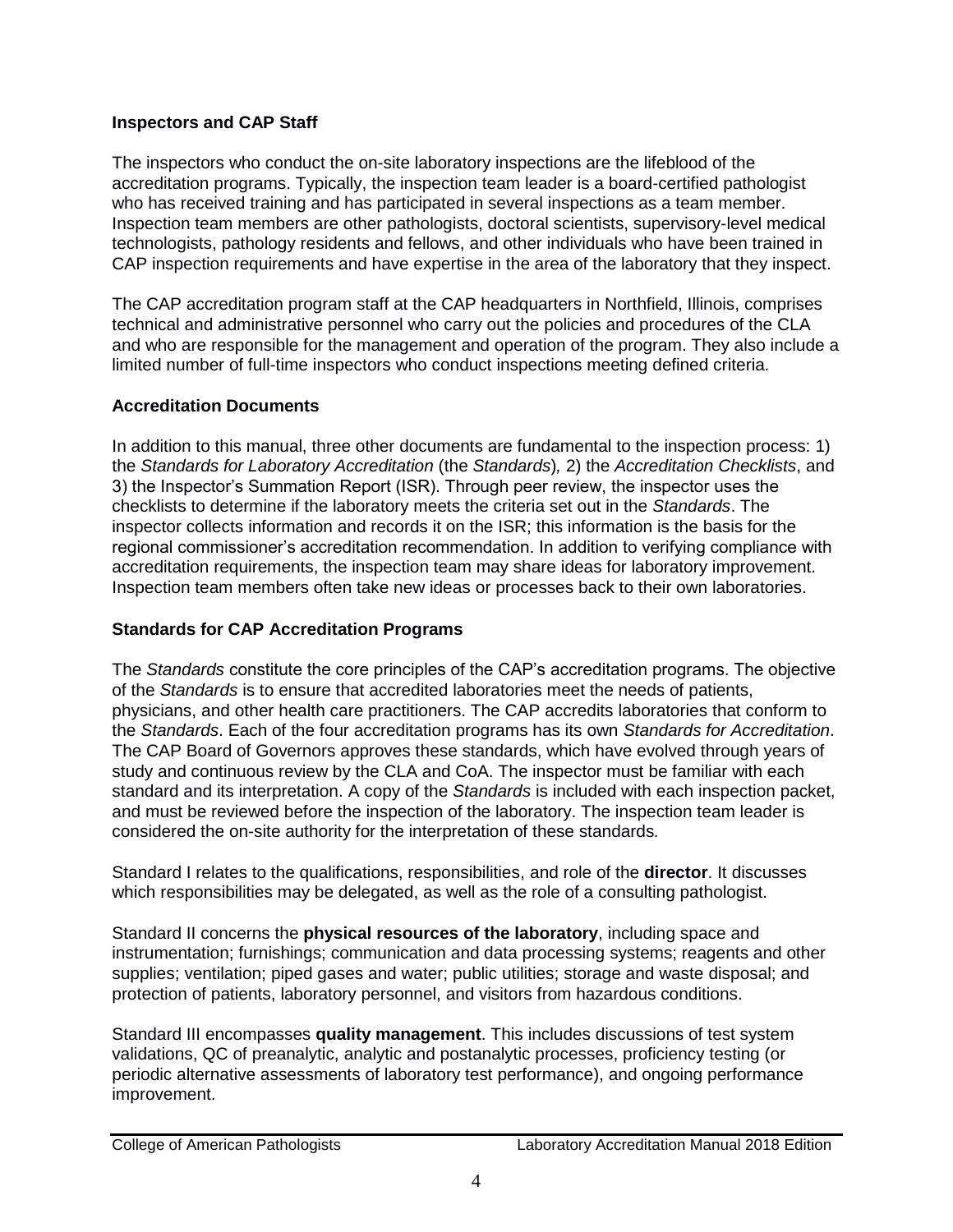**Inspectors and CAP Staff**

The inspectors who conduct the on-site laboratory inspections are the lifeblood of the accreditation programs. Typically, the inspection team leader is a board-certified pathologist who has received training and has participated in several inspections as a team member. Inspection team members are other pathologists, doctoral scientists, supervisory-level medical technologists, pathology residents and fellows, and other individuals who have been trained in CAP inspection requirements and have expertise in the area of the laboratory that they inspect.

The CAP accreditation program staff at the CAP headquarters in Northfield, Illinois, comprises technical and administrative personnel who carry out the policies and procedures of the CLA and who are responsible for the management and operation of the program. They also include a limited number of full-time inspectors who conduct inspections meeting defined criteria.

**Accreditation Documents**

In addition to this manual, three other documents are fundamental to the inspection process: 1) the *Standards for Laboratory Accreditation* (the *Standards*)*,* 2) the *Accreditation Checklists*, and 3) the Inspector's Summation Report (ISR). Through peer review, the inspector uses the checklists to determine if the laboratory meets the criteria set out in the *Standards*. The inspector collects information and records it on the ISR; this information is the basis for the regional commissioner's accreditation recommendation. In addition to verifying compliance with accreditation requirements, the inspection team may share ideas for laboratory improvement. Inspection team members often take new ideas or processes back to their own laboratories.

**Standards for CAP Accreditation Programs**

The *Standards* constitute the core principles of the CAP's accreditation programs. The objective of the *Standards* is to ensure that accredited laboratories meet the needs of patients, physicians, and other health care practitioners. The CAP accredits laboratories that conform to the *Standards*. Each of the four accreditation programs has its own *Standards for Accreditation*. The CAP Board of Governors approves these standards, which have evolved through years of study and continuous review by the CLA and CoA. The inspector must be familiar with each standard and its interpretation. A copy of the *Standards* is included with each inspection packet, and must be reviewed before the inspection of the laboratory. The inspection team leader is considered the on-site authority for the interpretation of these standards*.*

Standard I relates to the qualifications, responsibilities, and role of the **director**. It discusses which responsibilities may be delegated, as well as the role of a consulting pathologist.

Standard II concerns the **physical resources of the laboratory**, including space and instrumentation; furnishings; communication and data processing systems; reagents and other supplies; ventilation; piped gases and water; public utilities; storage and waste disposal; and protection of patients, laboratory personnel, and visitors from hazardous conditions.

Standard III encompasses **quality management**. This includes discussions of test system validations, QC of preanalytic, analytic and postanalytic processes, proficiency testing (or periodic alternative assessments of laboratory test performance), and ongoing performance improvement.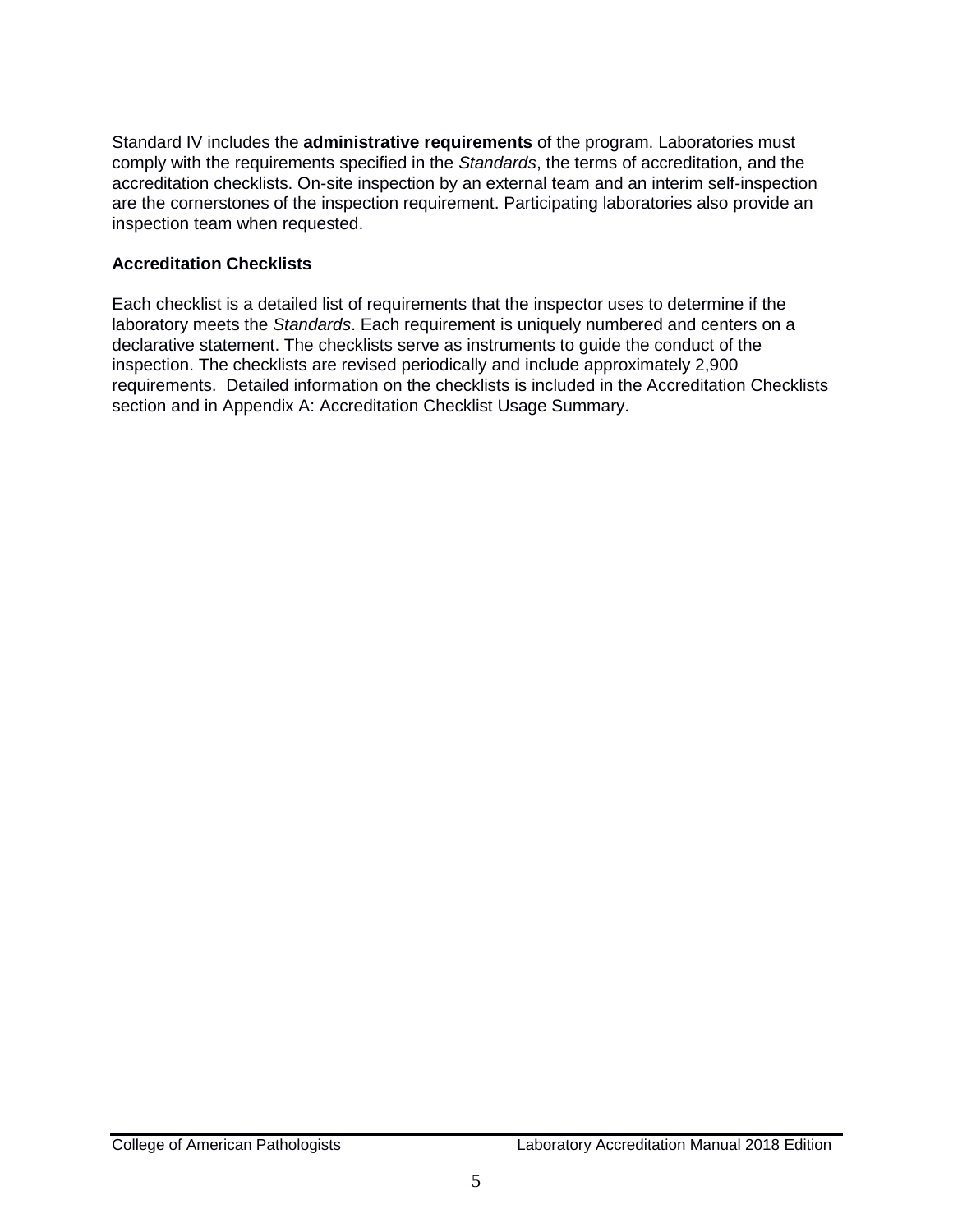Standard IV includes the **administrative requirements** of the program. Laboratories must comply with the requirements specified in the *Standards*, the terms of accreditation, and the accreditation checklists. On-site inspection by an external team and an interim self-inspection are the cornerstones of the inspection requirement. Participating laboratories also provide an inspection team when requested.

### Accreditation Checklists

Each checklist is a detailed list of requirements that the inspector uses to determine if the laboratory meets the *Standards*. Each requirement is uniquely numbered and centers on a declarative statement. The checklists serve as instruments to guide the conduct of the inspection. The checklists are revised periodically and include approximately 2,900 requirements. Detailed information on the checklists is included in the Accreditation Checklists section and in Appendix A: Accreditation Checklist Usage Summary.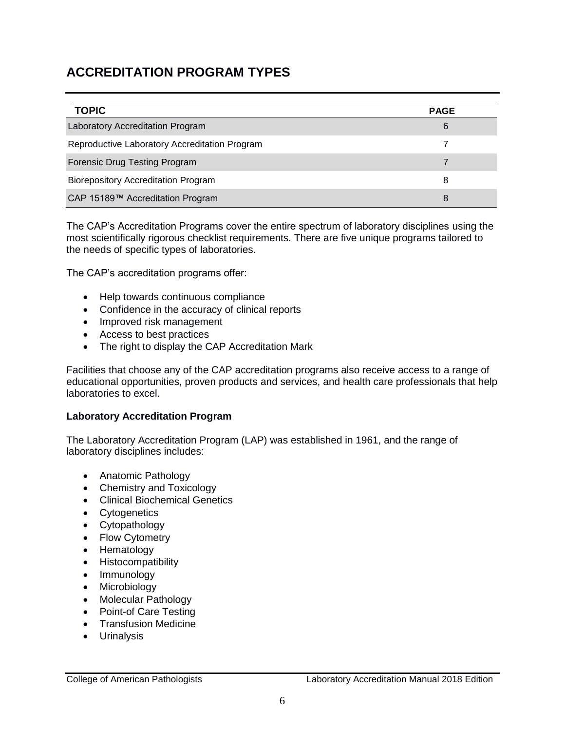# ACCREDITATION PROGRAM TYPES

| TOPIC | PAGE |
| --- | --- |
| Laboratory Accreditation Program | 6 |
| Reproductive Laboratory Accreditation Program | 7 |
| Forensic Drug Testing Program | 7 |
| Biorepository Accreditation Program | 8 |
| CAP 15189™ Accreditation Program | 8 |

The CAP's Accreditation Programs cover the entire spectrum of laboratory disciplines using the most scientifically rigorous checklist requirements. There are five unique programs tailored to the needs of specific types of laboratories.

The CAP's accreditation programs offer:

- Help towards continuous compliance
- Confidence in the accuracy of clinical reports
- Improved risk management
- Access to best practices
- The right to display the CAP Accreditation Mark

Facilities that choose any of the CAP accreditation programs also receive access to a range of educational opportunities, proven products and services, and health care professionals that help laboratories to excel.

**Laboratory Accreditation Program**

The Laboratory Accreditation Program (LAP) was established in 1961, and the range of laboratory disciplines includes:

- Anatomic Pathology
- Chemistry and Toxicology
- Clinical Biochemical Genetics
- Cytogenetics
- Cytopathology
- Flow Cytometry
- Hematology
- Histocompatibility
- Immunology
- Microbiology
- Molecular Pathology
- Point-of Care Testing
- Transfusion Medicine
- Urinalysis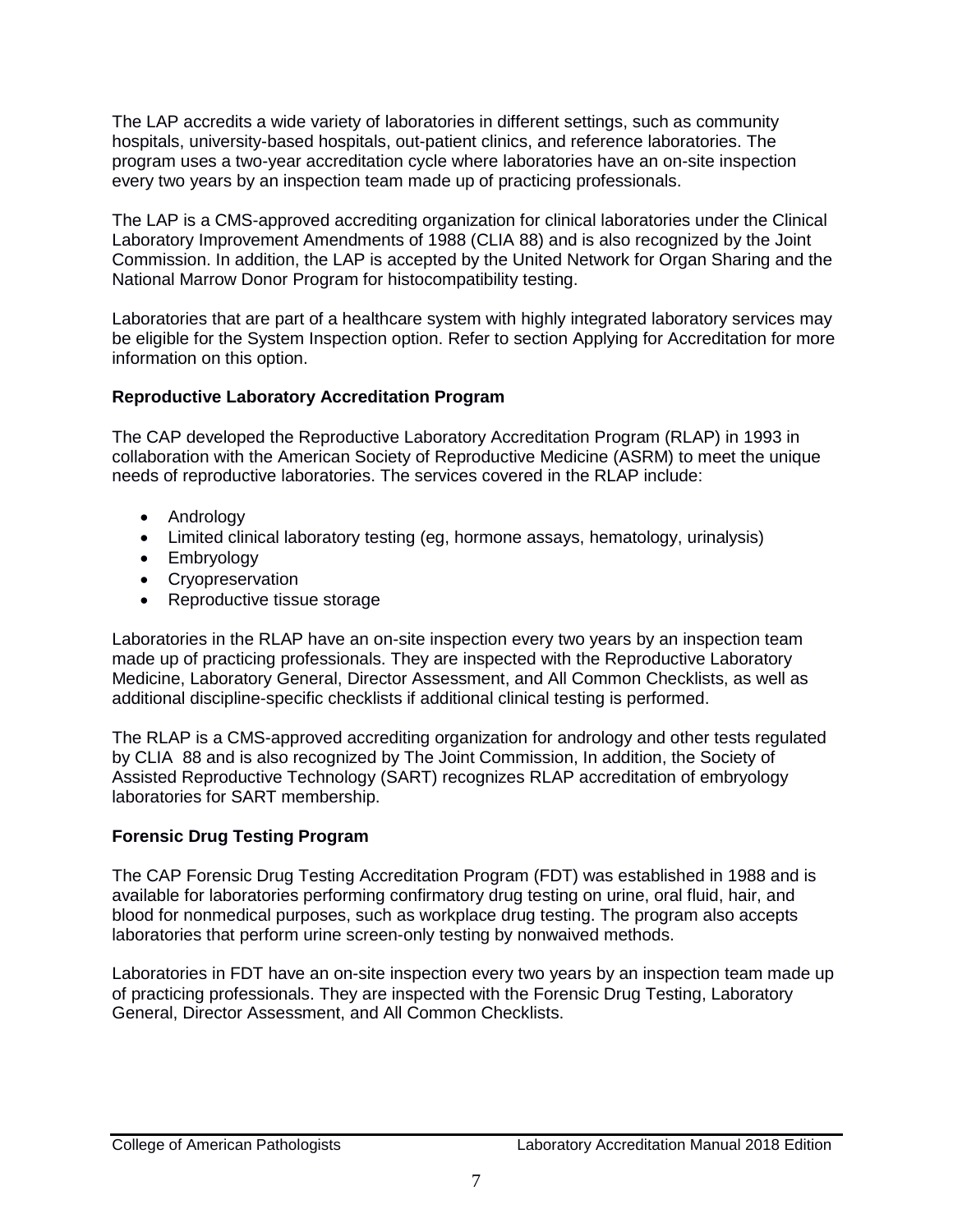The LAP accredits a wide variety of laboratories in different settings, such as community hospitals, university-based hospitals, out-patient clinics, and reference laboratories. The program uses a two-year accreditation cycle where laboratories have an on-site inspection every two years by an inspection team made up of practicing professionals.

The LAP is a CMS-approved accrediting organization for clinical laboratories under the Clinical Laboratory Improvement Amendments of 1988 (CLIA 88) and is also recognized by the Joint Commission. In addition, the LAP is accepted by the United Network for Organ Sharing and the National Marrow Donor Program for histocompatibility testing.

Laboratories that are part of a healthcare system with highly integrated laboratory services may be eligible for the System Inspection option. Refer to section Applying for Accreditation for more information on this option.

**Reproductive Laboratory Accreditation Program**

The CAP developed the Reproductive Laboratory Accreditation Program (RLAP) in 1993 in collaboration with the American Society of Reproductive Medicine (ASRM) to meet the unique needs of reproductive laboratories. The services covered in the RLAP include:

- Andrology
- Limited clinical laboratory testing (eg, hormone assays, hematology, urinalysis)
- Embryology
- Cryopreservation
- Reproductive tissue storage

Laboratories in the RLAP have an on-site inspection every two years by an inspection team made up of practicing professionals. They are inspected with the Reproductive Laboratory Medicine, Laboratory General, Director Assessment, and All Common Checklists, as well as additional discipline-specific checklists if additional clinical testing is performed.

The RLAP is a CMS-approved accrediting organization for andrology and other tests regulated by CLIA 88 and is also recognized by The Joint Commission, In addition, the Society of Assisted Reproductive Technology (SART) recognizes RLAP accreditation of embryology laboratories for SART membership.

**Forensic Drug Testing Program**

The CAP Forensic Drug Testing Accreditation Program (FDT) was established in 1988 and is available for laboratories performing confirmatory drug testing on urine, oral fluid, hair, and blood for nonmedical purposes, such as workplace drug testing. The program also accepts laboratories that perform urine screen-only testing by nonwaived methods.

Laboratories in FDT have an on-site inspection every two years by an inspection team made up of practicing professionals. They are inspected with the Forensic Drug Testing, Laboratory General, Director Assessment, and All Common Checklists.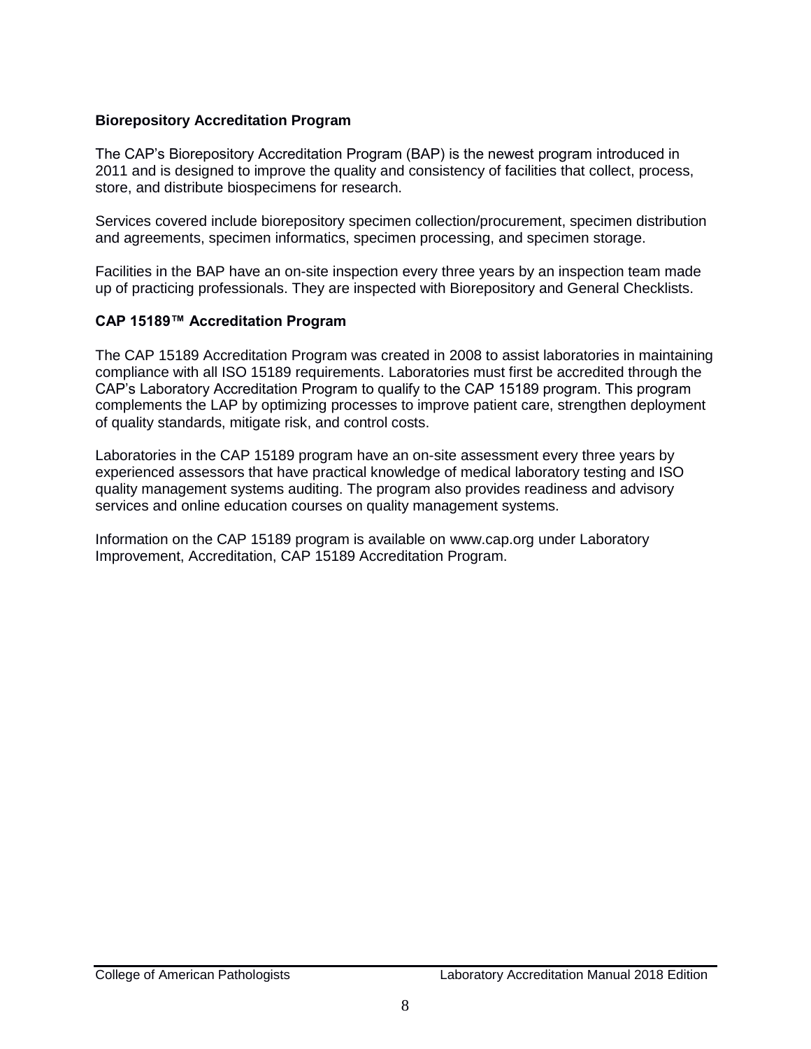### Biorepository Accreditation Program

The CAP's Biorepository Accreditation Program (BAP) is the newest program introduced in 2011 and is designed to improve the quality and consistency of facilities that collect, process, store, and distribute biospecimens for research.

Services covered include biorepository specimen collection/procurement, specimen distribution and agreements, specimen informatics, specimen processing, and specimen storage.

Facilities in the BAP have an on-site inspection every three years by an inspection team made up of practicing professionals. They are inspected with Biorepository and General Checklists.

### CAP 15189™ Accreditation Program

The CAP 15189 Accreditation Program was created in 2008 to assist laboratories in maintaining compliance with all ISO 15189 requirements. Laboratories must first be accredited through the CAP's Laboratory Accreditation Program to qualify to the CAP 15189 program. This program complements the LAP by optimizing processes to improve patient care, strengthen deployment of quality standards, mitigate risk, and control costs.

Laboratories in the CAP 15189 program have an on-site assessment every three years by experienced assessors that have practical knowledge of medical laboratory testing and ISO quality management systems auditing. The program also provides readiness and advisory services and online education courses on quality management systems.

Information on the CAP 15189 program is available on www.cap.org under Laboratory Improvement, Accreditation, CAP 15189 Accreditation Program.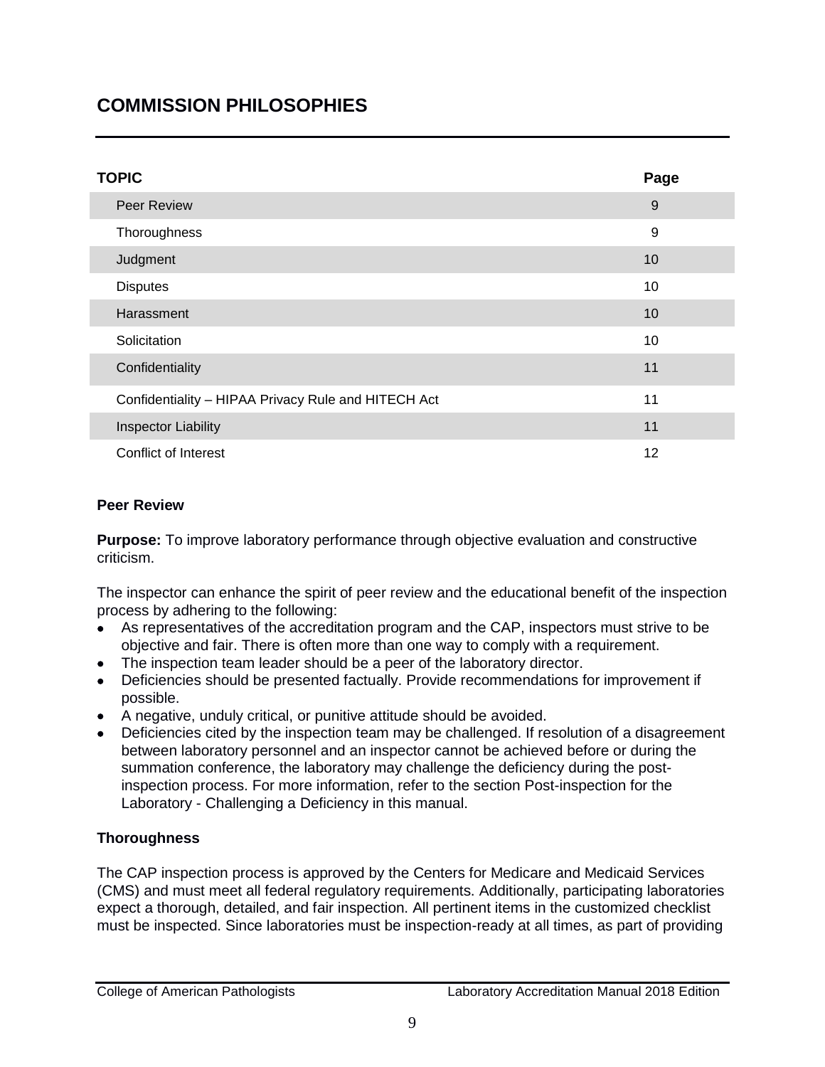# COMMISSION PHILOSOPHIES

| TOPIC | Page |
|---|---|
| Peer Review | 9 |
| Thoroughness | 9 |
| Judgment | 10 |
| Disputes | 10 |
| Harassment | 10 |
| Solicitation | 10 |
| Confidentiality | 11 |
| Confidentiality – HIPAA Privacy Rule and HITECH Act | 11 |
| Inspector Liability | 11 |
| Conflict of Interest | 12 |

### Peer Review

**Purpose:** To improve laboratory performance through objective evaluation and constructive criticism.

The inspector can enhance the spirit of peer review and the educational benefit of the inspection process by adhering to the following:

- As representatives of the accreditation program and the CAP, inspectors must strive to be objective and fair. There is often more than one way to comply with a requirement.
- The inspection team leader should be a peer of the laboratory director.
- Deficiencies should be presented factually. Provide recommendations for improvement if possible.
- A negative, unduly critical, or punitive attitude should be avoided.
- Deficiencies cited by the inspection team may be challenged. If resolution of a disagreement between laboratory personnel and an inspector cannot be achieved before or during the summation conference, the laboratory may challenge the deficiency during the post-inspection process. For more information, refer to the section Post-inspection for the Laboratory - Challenging a Deficiency in this manual.

### Thoroughness

The CAP inspection process is approved by the Centers for Medicare and Medicaid Services (CMS) and must meet all federal regulatory requirements. Additionally, participating laboratories expect a thorough, detailed, and fair inspection. All pertinent items in the customized checklist must be inspected. Since laboratories must be inspection-ready at all times, as part of providing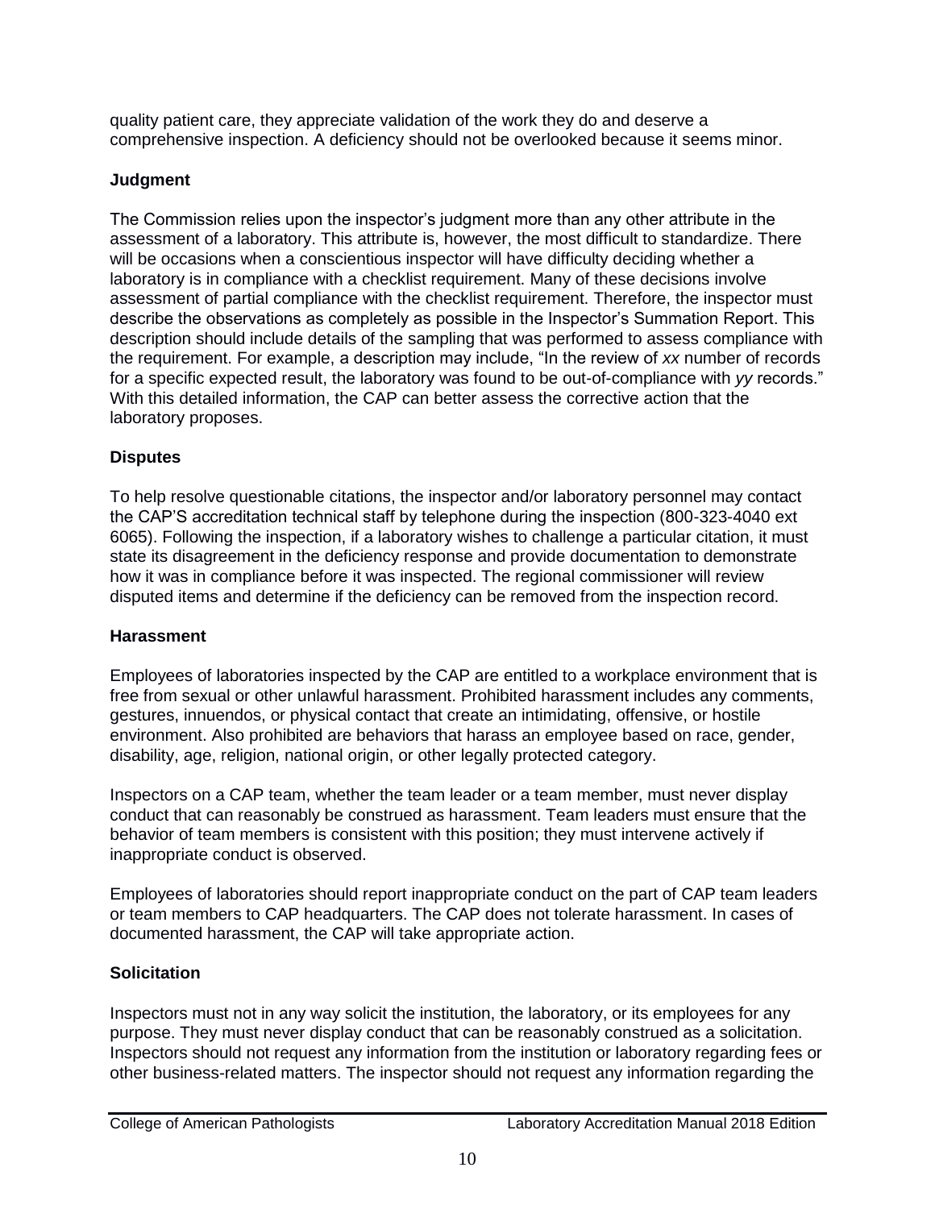quality patient care, they appreciate validation of the work they do and deserve a comprehensive inspection. A deficiency should not be overlooked because it seems minor.

### Judgment

The Commission relies upon the inspector's judgment more than any other attribute in the assessment of a laboratory. This attribute is, however, the most difficult to standardize. There will be occasions when a conscientious inspector will have difficulty deciding whether a laboratory is in compliance with a checklist requirement. Many of these decisions involve assessment of partial compliance with the checklist requirement. Therefore, the inspector must describe the observations as completely as possible in the Inspector's Summation Report. This description should include details of the sampling that was performed to assess compliance with the requirement. For example, a description may include, "In the review of *xx* number of records for a specific expected result, the laboratory was found to be out-of-compliance with *yy* records." With this detailed information, the CAP can better assess the corrective action that the laboratory proposes.

### Disputes

To help resolve questionable citations, the inspector and/or laboratory personnel may contact the CAP'S accreditation technical staff by telephone during the inspection (800-323-4040 ext 6065). Following the inspection, if a laboratory wishes to challenge a particular citation, it must state its disagreement in the deficiency response and provide documentation to demonstrate how it was in compliance before it was inspected. The regional commissioner will review disputed items and determine if the deficiency can be removed from the inspection record.

### Harassment

Employees of laboratories inspected by the CAP are entitled to a workplace environment that is free from sexual or other unlawful harassment. Prohibited harassment includes any comments, gestures, innuendos, or physical contact that create an intimidating, offensive, or hostile environment. Also prohibited are behaviors that harass an employee based on race, gender, disability, age, religion, national origin, or other legally protected category.

Inspectors on a CAP team, whether the team leader or a team member, must never display conduct that can reasonably be construed as harassment. Team leaders must ensure that the behavior of team members is consistent with this position; they must intervene actively if inappropriate conduct is observed.

Employees of laboratories should report inappropriate conduct on the part of CAP team leaders or team members to CAP headquarters. The CAP does not tolerate harassment. In cases of documented harassment, the CAP will take appropriate action.

### Solicitation

Inspectors must not in any way solicit the institution, the laboratory, or its employees for any purpose. They must never display conduct that can be reasonably construed as a solicitation. Inspectors should not request any information from the institution or laboratory regarding fees or other business-related matters. The inspector should not request any information regarding the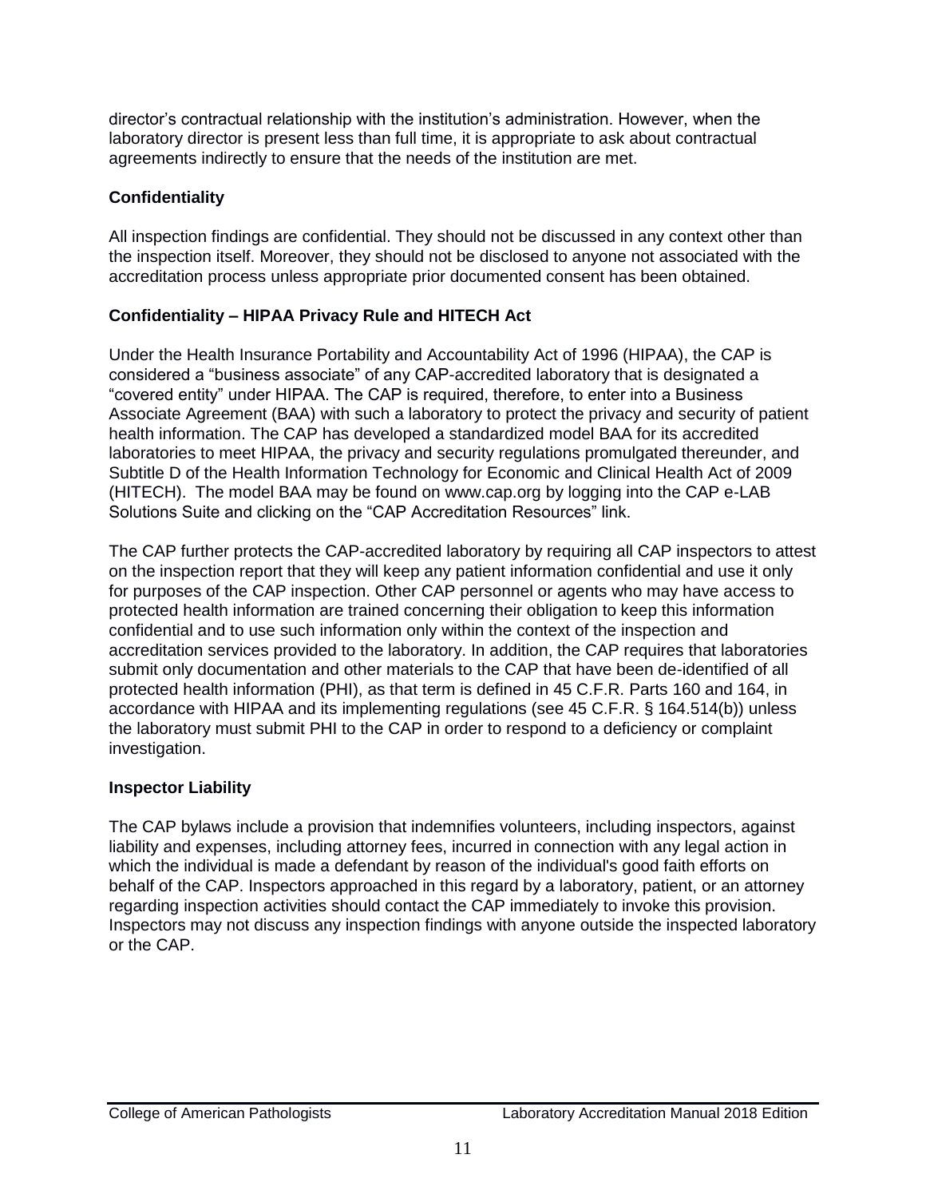director's contractual relationship with the institution's administration. However, when the laboratory director is present less than full time, it is appropriate to ask about contractual agreements indirectly to ensure that the needs of the institution are met.

### Confidentiality

All inspection findings are confidential. They should not be discussed in any context other than the inspection itself. Moreover, they should not be disclosed to anyone not associated with the accreditation process unless appropriate prior documented consent has been obtained.

### Confidentiality – HIPAA Privacy Rule and HITECH Act

Under the Health Insurance Portability and Accountability Act of 1996 (HIPAA), the CAP is considered a "business associate" of any CAP-accredited laboratory that is designated a "covered entity" under HIPAA. The CAP is required, therefore, to enter into a Business Associate Agreement (BAA) with such a laboratory to protect the privacy and security of patient health information. The CAP has developed a standardized model BAA for its accredited laboratories to meet HIPAA, the privacy and security regulations promulgated thereunder, and Subtitle D of the Health Information Technology for Economic and Clinical Health Act of 2009 (HITECH). The model BAA may be found on www.cap.org by logging into the CAP e-LAB Solutions Suite and clicking on the "CAP Accreditation Resources" link.

The CAP further protects the CAP-accredited laboratory by requiring all CAP inspectors to attest on the inspection report that they will keep any patient information confidential and use it only for purposes of the CAP inspection. Other CAP personnel or agents who may have access to protected health information are trained concerning their obligation to keep this information confidential and to use such information only within the context of the inspection and accreditation services provided to the laboratory. In addition, the CAP requires that laboratories submit only documentation and other materials to the CAP that have been de-identified of all protected health information (PHI), as that term is defined in 45 C.F.R. Parts 160 and 164, in accordance with HIPAA and its implementing regulations (see 45 C.F.R. § 164.514(b)) unless the laboratory must submit PHI to the CAP in order to respond to a deficiency or complaint investigation.

### Inspector Liability

The CAP bylaws include a provision that indemnifies volunteers, including inspectors, against liability and expenses, including attorney fees, incurred in connection with any legal action in which the individual is made a defendant by reason of the individual's good faith efforts on behalf of the CAP. Inspectors approached in this regard by a laboratory, patient, or an attorney regarding inspection activities should contact the CAP immediately to invoke this provision. Inspectors may not discuss any inspection findings with anyone outside the inspected laboratory or the CAP.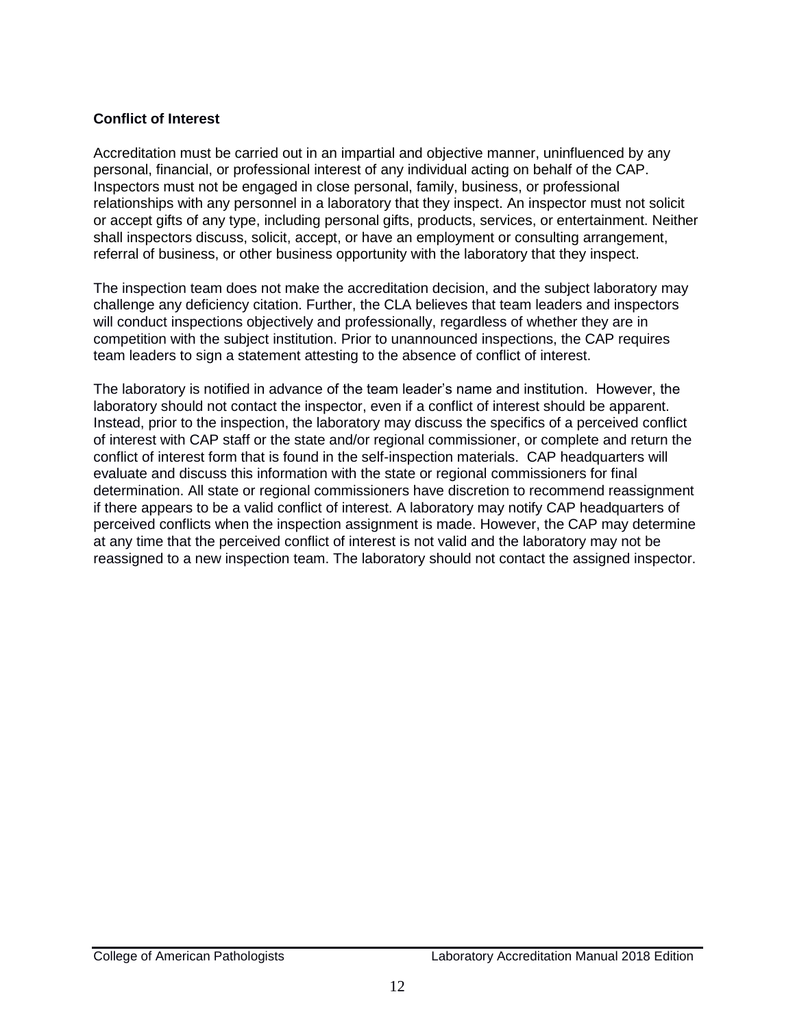## Conflict of Interest

Accreditation must be carried out in an impartial and objective manner, uninfluenced by any personal, financial, or professional interest of any individual acting on behalf of the CAP. Inspectors must not be engaged in close personal, family, business, or professional relationships with any personnel in a laboratory that they inspect. An inspector must not solicit or accept gifts of any type, including personal gifts, products, services, or entertainment. Neither shall inspectors discuss, solicit, accept, or have an employment or consulting arrangement, referral of business, or other business opportunity with the laboratory that they inspect.

The inspection team does not make the accreditation decision, and the subject laboratory may challenge any deficiency citation. Further, the CLA believes that team leaders and inspectors will conduct inspections objectively and professionally, regardless of whether they are in competition with the subject institution. Prior to unannounced inspections, the CAP requires team leaders to sign a statement attesting to the absence of conflict of interest.

The laboratory is notified in advance of the team leader's name and institution. However, the laboratory should not contact the inspector, even if a conflict of interest should be apparent. Instead, prior to the inspection, the laboratory may discuss the specifics of a perceived conflict of interest with CAP staff or the state and/or regional commissioner, or complete and return the conflict of interest form that is found in the self-inspection materials. CAP headquarters will evaluate and discuss this information with the state or regional commissioners for final determination. All state or regional commissioners have discretion to recommend reassignment if there appears to be a valid conflict of interest. A laboratory may notify CAP headquarters of perceived conflicts when the inspection assignment is made. However, the CAP may determine at any time that the perceived conflict of interest is not valid and the laboratory may not be reassigned to a new inspection team. The laboratory should not contact the assigned inspector.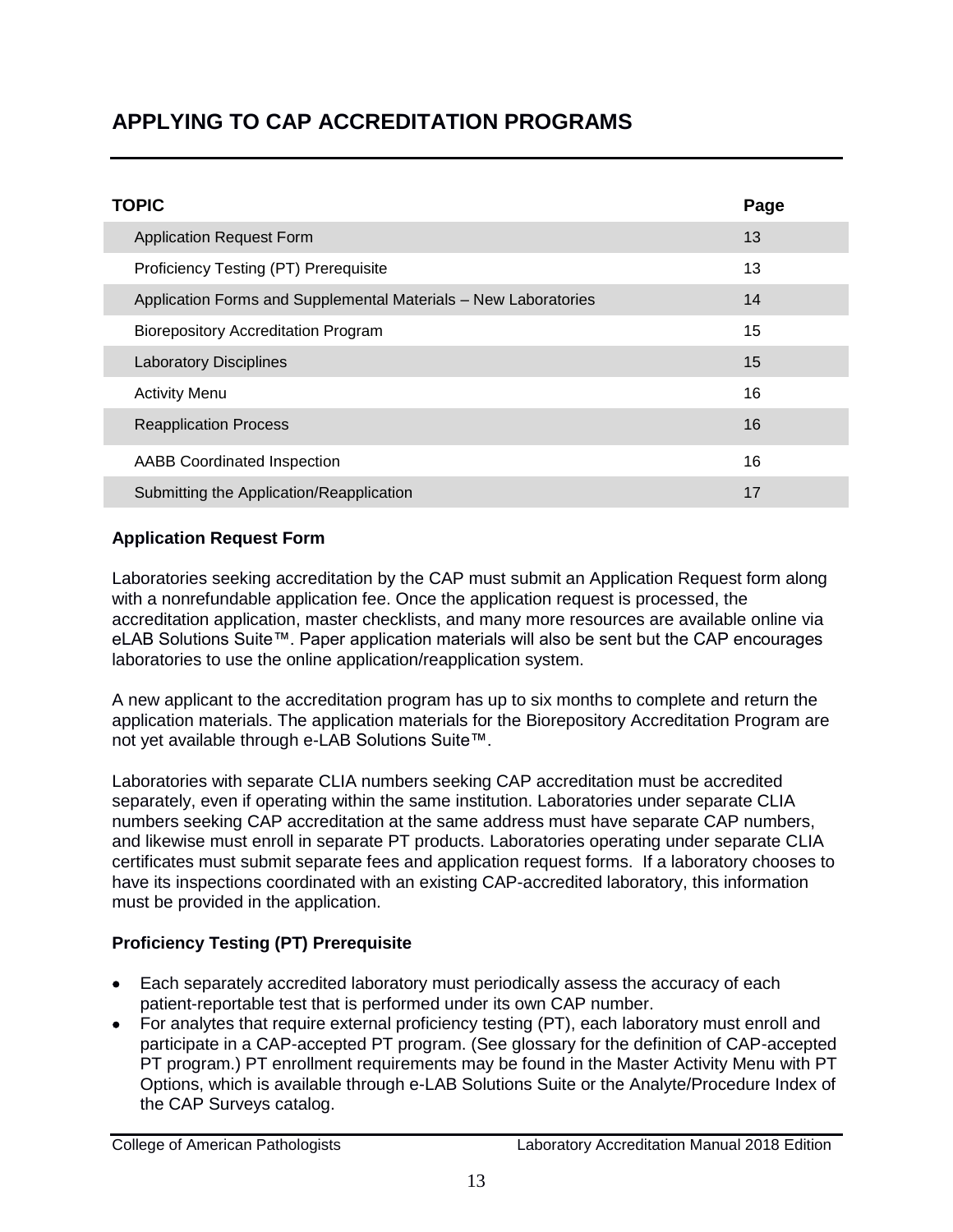# APPLYING TO CAP ACCREDITATION PROGRAMS

| TOPIC | Page |
|---|---|
| Application Request Form | 13 |
| Proficiency Testing (PT) Prerequisite | 13 |
| Application Forms and Supplemental Materials – New Laboratories | 14 |
| Biorepository Accreditation Program | 15 |
| Laboratory Disciplines | 15 |
| Activity Menu | 16 |
| Reapplication Process | 16 |
| AABB Coordinated Inspection | 16 |
| Submitting the Application/Reapplication | 17 |

### Application Request Form

Laboratories seeking accreditation by the CAP must submit an Application Request form along with a nonrefundable application fee. Once the application request is processed, the accreditation application, master checklists, and many more resources are available online via eLAB Solutions Suite™. Paper application materials will also be sent but the CAP encourages laboratories to use the online application/reapplication system.

A new applicant to the accreditation program has up to six months to complete and return the application materials. The application materials for the Biorepository Accreditation Program are not yet available through e-LAB Solutions Suite™.

Laboratories with separate CLIA numbers seeking CAP accreditation must be accredited separately, even if operating within the same institution. Laboratories under separate CLIA numbers seeking CAP accreditation at the same address must have separate CAP numbers, and likewise must enroll in separate PT products. Laboratories operating under separate CLIA certificates must submit separate fees and application request forms. If a laboratory chooses to have its inspections coordinated with an existing CAP-accredited laboratory, this information must be provided in the application.

### Proficiency Testing (PT) Prerequisite

- Each separately accredited laboratory must periodically assess the accuracy of each patient-reportable test that is performed under its own CAP number.
- For analytes that require external proficiency testing (PT), each laboratory must enroll and participate in a CAP-accepted PT program. (See glossary for the definition of CAP-accepted PT program.) PT enrollment requirements may be found in the Master Activity Menu with PT Options, which is available through e-LAB Solutions Suite or the Analyte/Procedure Index of the CAP Surveys catalog.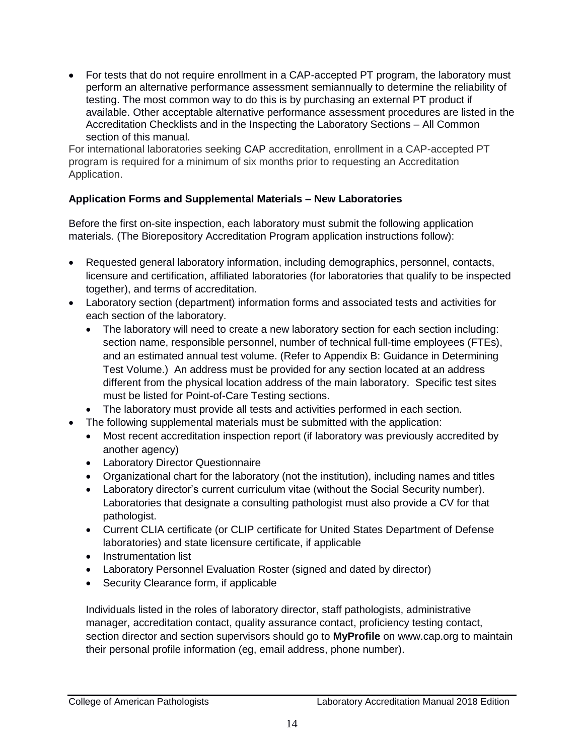- For tests that do not require enrollment in a CAP-accepted PT program, the laboratory must perform an alternative performance assessment semiannually to determine the reliability of testing. The most common way to do this is by purchasing an external PT product if available. Other acceptable alternative performance assessment procedures are listed in the Accreditation Checklists and in the Inspecting the Laboratory Sections – All Common section of this manual.

For international laboratories seeking CAP accreditation, enrollment in a CAP-accepted PT program is required for a minimum of six months prior to requesting an Accreditation Application.

**Application Forms and Supplemental Materials – New Laboratories**

Before the first on-site inspection, each laboratory must submit the following application materials. (The Biorepository Accreditation Program application instructions follow):

- Requested general laboratory information, including demographics, personnel, contacts, licensure and certification, affiliated laboratories (for laboratories that qualify to be inspected together), and terms of accreditation.
- Laboratory section (department) information forms and associated tests and activities for each section of the laboratory.
  - The laboratory will need to create a new laboratory section for each section including: section name, responsible personnel, number of technical full-time employees (FTEs), and an estimated annual test volume. (Refer to Appendix B: Guidance in Determining Test Volume.) An address must be provided for any section located at an address different from the physical location address of the main laboratory. Specific test sites must be listed for Point-of-Care Testing sections.
  - The laboratory must provide all tests and activities performed in each section.
- The following supplemental materials must be submitted with the application:
  - Most recent accreditation inspection report (if laboratory was previously accredited by another agency)
  - Laboratory Director Questionnaire
  - Organizational chart for the laboratory (not the institution), including names and titles
  - Laboratory director's current curriculum vitae (without the Social Security number). Laboratories that designate a consulting pathologist must also provide a CV for that pathologist.
  - Current CLIA certificate (or CLIP certificate for United States Department of Defense laboratories) and state licensure certificate, if applicable
  - Instrumentation list
  - Laboratory Personnel Evaluation Roster (signed and dated by director)
  - Security Clearance form, if applicable

  Individuals listed in the roles of laboratory director, staff pathologists, administrative manager, accreditation contact, quality assurance contact, proficiency testing contact, section director and section supervisors should go to **MyProfile** on www.cap.org to maintain their personal profile information (eg, email address, phone number).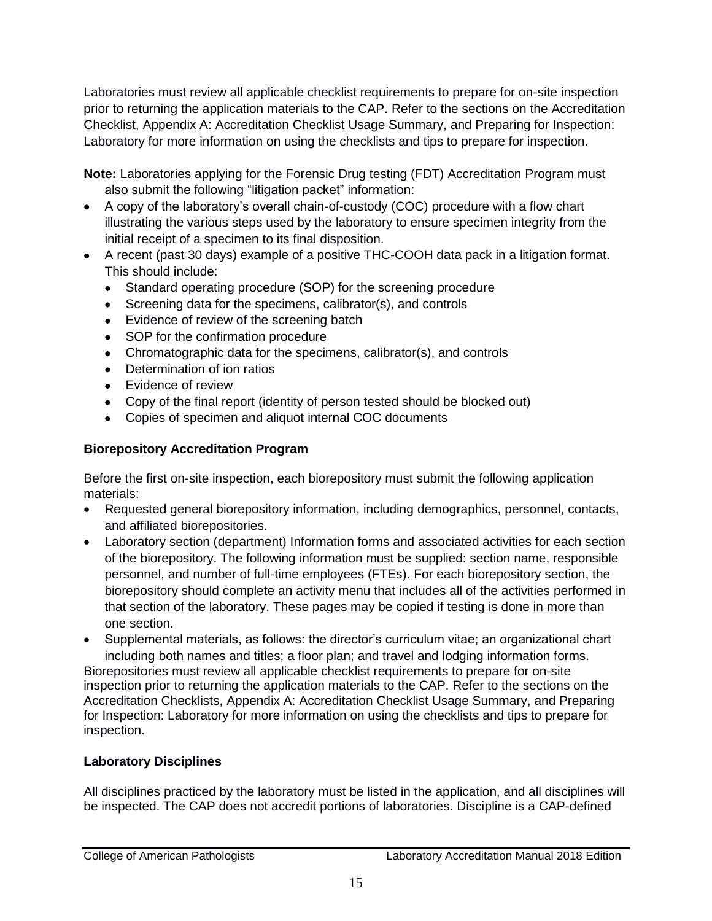Laboratories must review all applicable checklist requirements to prepare for on-site inspection prior to returning the application materials to the CAP. Refer to the sections on the Accreditation Checklist, Appendix A: Accreditation Checklist Usage Summary, and Preparing for Inspection: Laboratory for more information on using the checklists and tips to prepare for inspection.

**Note:** Laboratories applying for the Forensic Drug testing (FDT) Accreditation Program must also submit the following "litigation packet" information:

- A copy of the laboratory's overall chain-of-custody (COC) procedure with a flow chart illustrating the various steps used by the laboratory to ensure specimen integrity from the initial receipt of a specimen to its final disposition.
- A recent (past 30 days) example of a positive THC-COOH data pack in a litigation format. This should include:
  - Standard operating procedure (SOP) for the screening procedure
  - Screening data for the specimens, calibrator(s), and controls
  - Evidence of review of the screening batch
  - SOP for the confirmation procedure
  - Chromatographic data for the specimens, calibrator(s), and controls
  - Determination of ion ratios
  - Evidence of review
  - Copy of the final report (identity of person tested should be blocked out)
  - Copies of specimen and aliquot internal COC documents

### Biorepository Accreditation Program

Before the first on-site inspection, each biorepository must submit the following application materials:

- Requested general biorepository information, including demographics, personnel, contacts, and affiliated biorepositories.
- Laboratory section (department) Information forms and associated activities for each section of the biorepository. The following information must be supplied: section name, responsible personnel, and number of full-time employees (FTEs). For each biorepository section, the biorepository should complete an activity menu that includes all of the activities performed in that section of the laboratory. These pages may be copied if testing is done in more than one section.
- Supplemental materials, as follows: the director's curriculum vitae; an organizational chart including both names and titles; a floor plan; and travel and lodging information forms.

Biorepositories must review all applicable checklist requirements to prepare for on-site inspection prior to returning the application materials to the CAP. Refer to the sections on the Accreditation Checklists, Appendix A: Accreditation Checklist Usage Summary, and Preparing for Inspection: Laboratory for more information on using the checklists and tips to prepare for inspection.

### Laboratory Disciplines

All disciplines practiced by the laboratory must be listed in the application, and all disciplines will be inspected. The CAP does not accredit portions of laboratories. Discipline is a CAP-defined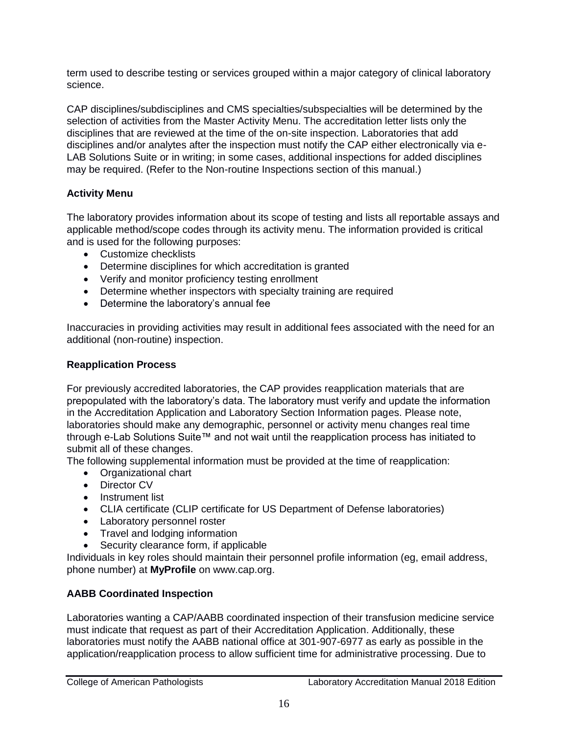term used to describe testing or services grouped within a major category of clinical laboratory science.

CAP disciplines/subdisciplines and CMS specialties/subspecialties will be determined by the selection of activities from the Master Activity Menu. The accreditation letter lists only the disciplines that are reviewed at the time of the on-site inspection. Laboratories that add disciplines and/or analytes after the inspection must notify the CAP either electronically via e-LAB Solutions Suite or in writing; in some cases, additional inspections for added disciplines may be required. (Refer to the Non-routine Inspections section of this manual.)

### Activity Menu

The laboratory provides information about its scope of testing and lists all reportable assays and applicable method/scope codes through its activity menu. The information provided is critical and is used for the following purposes:

- Customize checklists
- Determine disciplines for which accreditation is granted
- Verify and monitor proficiency testing enrollment
- Determine whether inspectors with specialty training are required
- Determine the laboratory's annual fee

Inaccuracies in providing activities may result in additional fees associated with the need for an additional (non-routine) inspection.

### Reapplication Process

For previously accredited laboratories, the CAP provides reapplication materials that are prepopulated with the laboratory's data. The laboratory must verify and update the information in the Accreditation Application and Laboratory Section Information pages. Please note, laboratories should make any demographic, personnel or activity menu changes real time through e-Lab Solutions Suite™ and not wait until the reapplication process has initiated to submit all of these changes.

The following supplemental information must be provided at the time of reapplication:

- Organizational chart
- Director CV
- Instrument list
- CLIA certificate (CLIP certificate for US Department of Defense laboratories)
- Laboratory personnel roster
- Travel and lodging information
- Security clearance form, if applicable

Individuals in key roles should maintain their personnel profile information (eg, email address, phone number) at **MyProfile** on www.cap.org.

### AABB Coordinated Inspection

Laboratories wanting a CAP/AABB coordinated inspection of their transfusion medicine service must indicate that request as part of their Accreditation Application. Additionally, these laboratories must notify the AABB national office at 301-907-6977 as early as possible in the application/reapplication process to allow sufficient time for administrative processing. Due to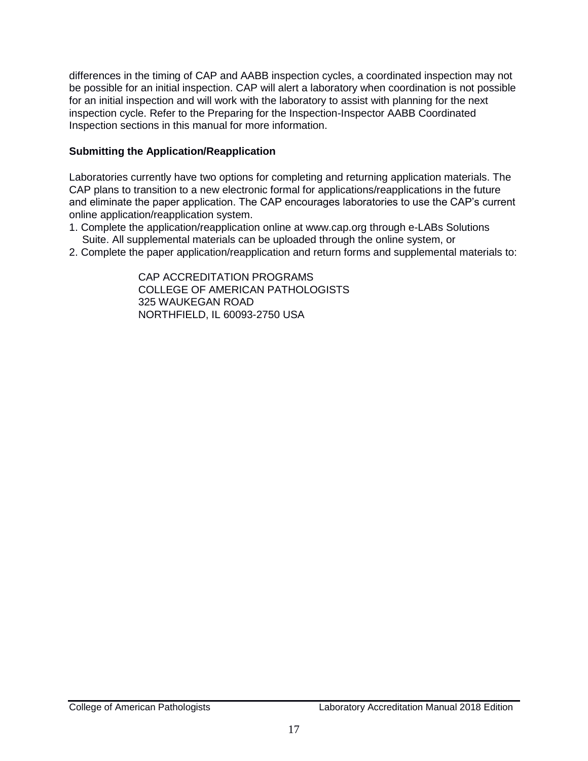differences in the timing of CAP and AABB inspection cycles, a coordinated inspection may not be possible for an initial inspection. CAP will alert a laboratory when coordination is not possible for an initial inspection and will work with the laboratory to assist with planning for the next inspection cycle. Refer to the Preparing for the Inspection-Inspector AABB Coordinated Inspection sections in this manual for more information.

**Submitting the Application/Reapplication**

Laboratories currently have two options for completing and returning application materials. The CAP plans to transition to a new electronic formal for applications/reapplications in the future and eliminate the paper application. The CAP encourages laboratories to use the CAP's current online application/reapplication system.

1. Complete the application/reapplication online at www.cap.org through e-LABs Solutions Suite. All supplemental materials can be uploaded through the online system, or
2. Complete the paper application/reapplication and return forms and supplemental materials to:

> CAP ACCREDITATION PROGRAMS
> COLLEGE OF AMERICAN PATHOLOGISTS
> 325 WAUKEGAN ROAD
> NORTHFIELD, IL 60093-2750 USA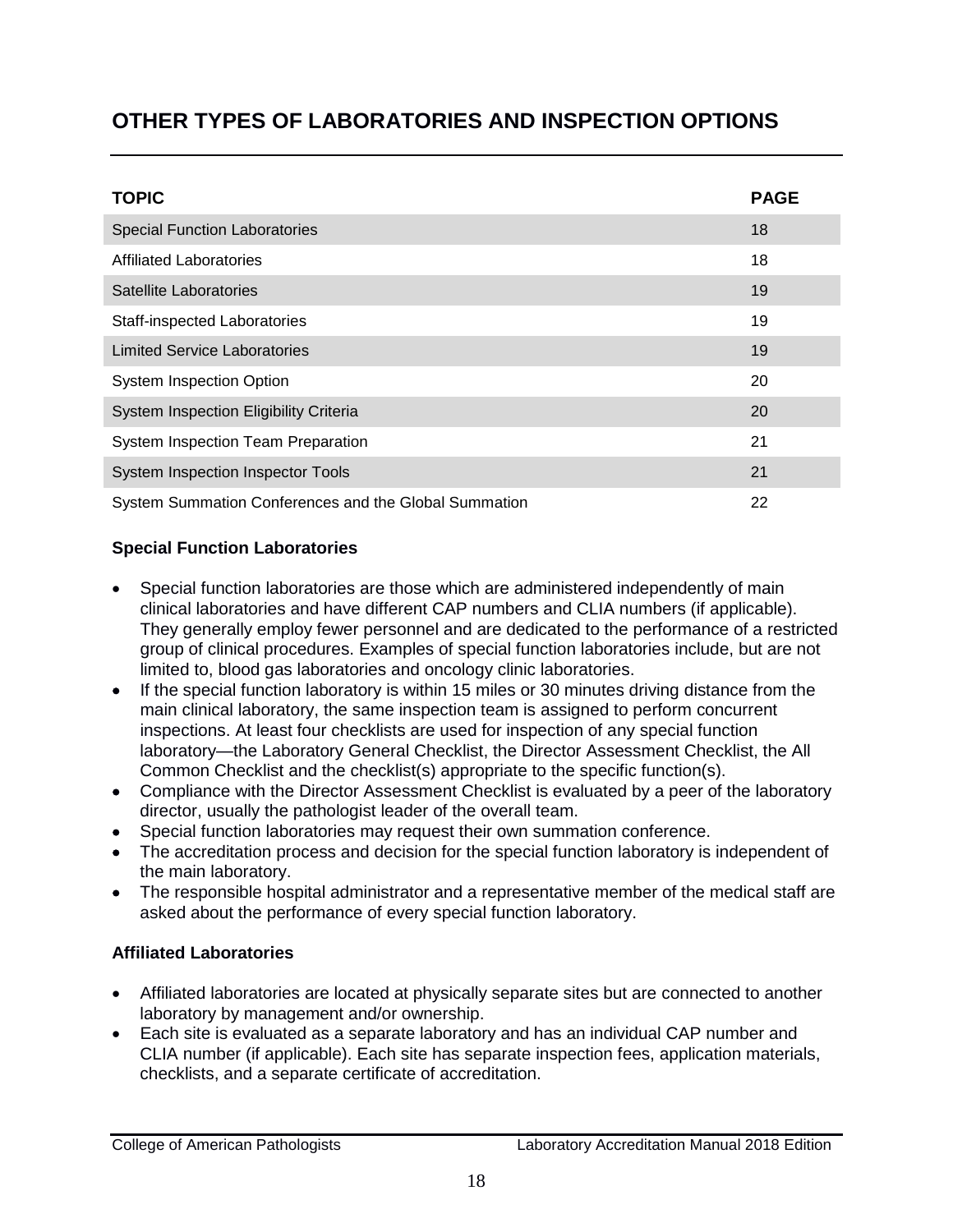# OTHER TYPES OF LABORATORIES AND INSPECTION OPTIONS

| TOPIC | PAGE |
|---|---|
| Special Function Laboratories | 18 |
| Affiliated Laboratories | 18 |
| Satellite Laboratories | 19 |
| Staff-inspected Laboratories | 19 |
| Limited Service Laboratories | 19 |
| System Inspection Option | 20 |
| System Inspection Eligibility Criteria | 20 |
| System Inspection Team Preparation | 21 |
| System Inspection Inspector Tools | 21 |
| System Summation Conferences and the Global Summation | 22 |

### Special Function Laboratories

- Special function laboratories are those which are administered independently of main clinical laboratories and have different CAP numbers and CLIA numbers (if applicable). They generally employ fewer personnel and are dedicated to the performance of a restricted group of clinical procedures. Examples of special function laboratories include, but are not limited to, blood gas laboratories and oncology clinic laboratories.
- If the special function laboratory is within 15 miles or 30 minutes driving distance from the main clinical laboratory, the same inspection team is assigned to perform concurrent inspections. At least four checklists are used for inspection of any special function laboratory—the Laboratory General Checklist, the Director Assessment Checklist, the All Common Checklist and the checklist(s) appropriate to the specific function(s).
- Compliance with the Director Assessment Checklist is evaluated by a peer of the laboratory director, usually the pathologist leader of the overall team.
- Special function laboratories may request their own summation conference.
- The accreditation process and decision for the special function laboratory is independent of the main laboratory.
- The responsible hospital administrator and a representative member of the medical staff are asked about the performance of every special function laboratory.

### Affiliated Laboratories

- Affiliated laboratories are located at physically separate sites but are connected to another laboratory by management and/or ownership.
- Each site is evaluated as a separate laboratory and has an individual CAP number and CLIA number (if applicable). Each site has separate inspection fees, application materials, checklists, and a separate certificate of accreditation.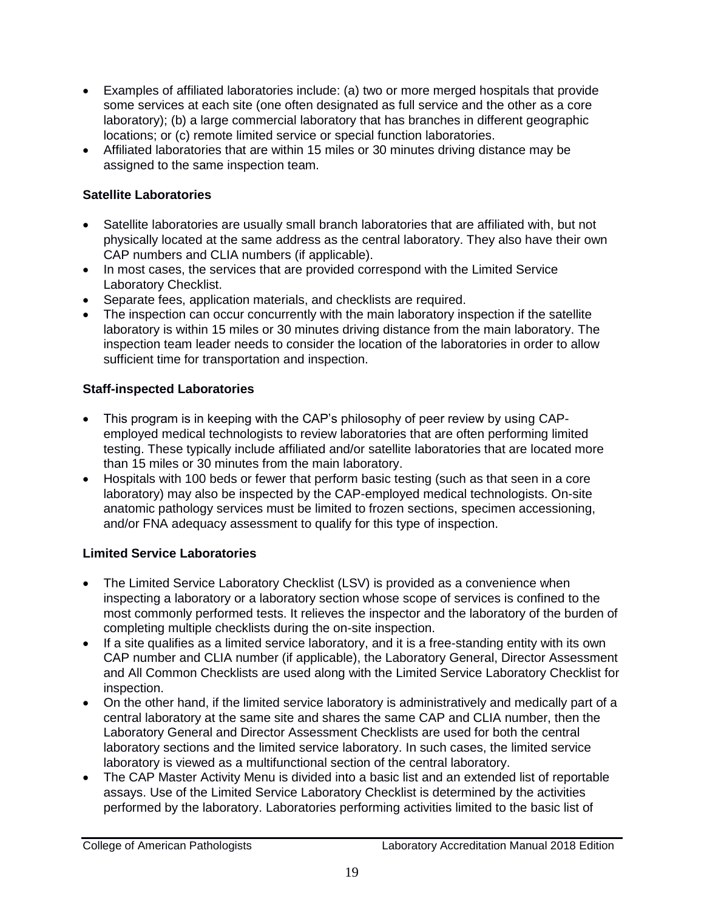- Examples of affiliated laboratories include: (a) two or more merged hospitals that provide some services at each site (one often designated as full service and the other as a core laboratory); (b) a large commercial laboratory that has branches in different geographic locations; or (c) remote limited service or special function laboratories.
- Affiliated laboratories that are within 15 miles or 30 minutes driving distance may be assigned to the same inspection team.

### Satellite Laboratories

- Satellite laboratories are usually small branch laboratories that are affiliated with, but not physically located at the same address as the central laboratory. They also have their own CAP numbers and CLIA numbers (if applicable).
- In most cases, the services that are provided correspond with the Limited Service Laboratory Checklist.
- Separate fees, application materials, and checklists are required.
- The inspection can occur concurrently with the main laboratory inspection if the satellite laboratory is within 15 miles or 30 minutes driving distance from the main laboratory. The inspection team leader needs to consider the location of the laboratories in order to allow sufficient time for transportation and inspection.

### Staff-inspected Laboratories

- This program is in keeping with the CAP's philosophy of peer review by using CAP-employed medical technologists to review laboratories that are often performing limited testing. These typically include affiliated and/or satellite laboratories that are located more than 15 miles or 30 minutes from the main laboratory.
- Hospitals with 100 beds or fewer that perform basic testing (such as that seen in a core laboratory) may also be inspected by the CAP-employed medical technologists. On-site anatomic pathology services must be limited to frozen sections, specimen accessioning, and/or FNA adequacy assessment to qualify for this type of inspection.

### Limited Service Laboratories

- The Limited Service Laboratory Checklist (LSV) is provided as a convenience when inspecting a laboratory or a laboratory section whose scope of services is confined to the most commonly performed tests. It relieves the inspector and the laboratory of the burden of completing multiple checklists during the on-site inspection.
- If a site qualifies as a limited service laboratory, and it is a free-standing entity with its own CAP number and CLIA number (if applicable), the Laboratory General, Director Assessment and All Common Checklists are used along with the Limited Service Laboratory Checklist for inspection.
- On the other hand, if the limited service laboratory is administratively and medically part of a central laboratory at the same site and shares the same CAP and CLIA number, then the Laboratory General and Director Assessment Checklists are used for both the central laboratory sections and the limited service laboratory. In such cases, the limited service laboratory is viewed as a multifunctional section of the central laboratory.
- The CAP Master Activity Menu is divided into a basic list and an extended list of reportable assays. Use of the Limited Service Laboratory Checklist is determined by the activities performed by the laboratory. Laboratories performing activities limited to the basic list of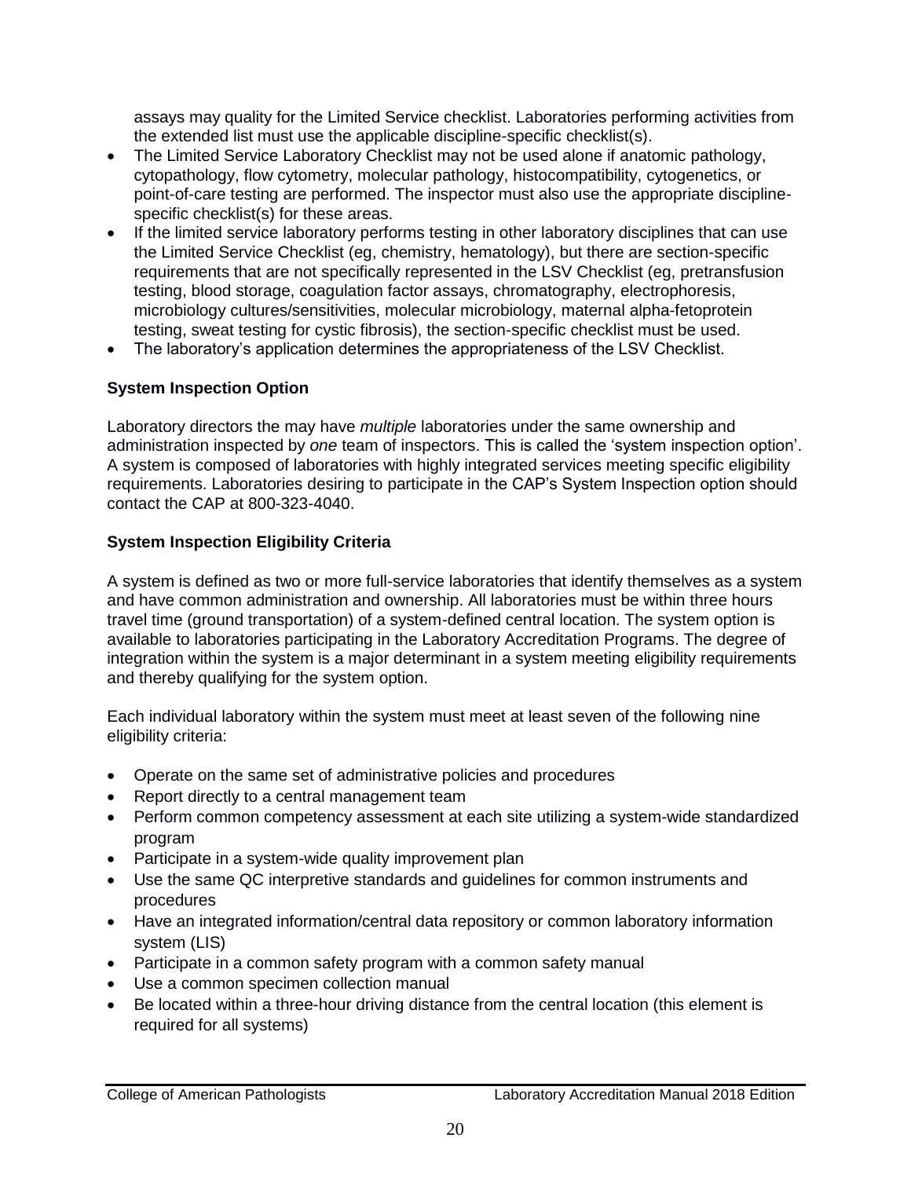assays may quality for the Limited Service checklist. Laboratories performing activities from the extended list must use the applicable discipline-specific checklist(s).

- The Limited Service Laboratory Checklist may not be used alone if anatomic pathology, cytopathology, flow cytometry, molecular pathology, histocompatibility, cytogenetics, or point-of-care testing are performed. The inspector must also use the appropriate discipline-specific checklist(s) for these areas.
- If the limited service laboratory performs testing in other laboratory disciplines that can use the Limited Service Checklist (eg, chemistry, hematology), but there are section-specific requirements that are not specifically represented in the LSV Checklist (eg, pretransfusion testing, blood storage, coagulation factor assays, chromatography, electrophoresis, microbiology cultures/sensitivities, molecular microbiology, maternal alpha-fetoprotein testing, sweat testing for cystic fibrosis), the section-specific checklist must be used.
- The laboratory's application determines the appropriateness of the LSV Checklist.

### System Inspection Option

Laboratory directors the may have *multiple* laboratories under the same ownership and administration inspected by *one* team of inspectors. This is called the 'system inspection option'. A system is composed of laboratories with highly integrated services meeting specific eligibility requirements. Laboratories desiring to participate in the CAP's System Inspection option should contact the CAP at 800-323-4040.

### System Inspection Eligibility Criteria

A system is defined as two or more full-service laboratories that identify themselves as a system and have common administration and ownership. All laboratories must be within three hours travel time (ground transportation) of a system-defined central location. The system option is available to laboratories participating in the Laboratory Accreditation Programs. The degree of integration within the system is a major determinant in a system meeting eligibility requirements and thereby qualifying for the system option.

Each individual laboratory within the system must meet at least seven of the following nine eligibility criteria:

- Operate on the same set of administrative policies and procedures
- Report directly to a central management team
- Perform common competency assessment at each site utilizing a system-wide standardized program
- Participate in a system-wide quality improvement plan
- Use the same QC interpretive standards and guidelines for common instruments and procedures
- Have an integrated information/central data repository or common laboratory information system (LIS)
- Participate in a common safety program with a common safety manual
- Use a common specimen collection manual
- Be located within a three-hour driving distance from the central location (this element is required for all systems)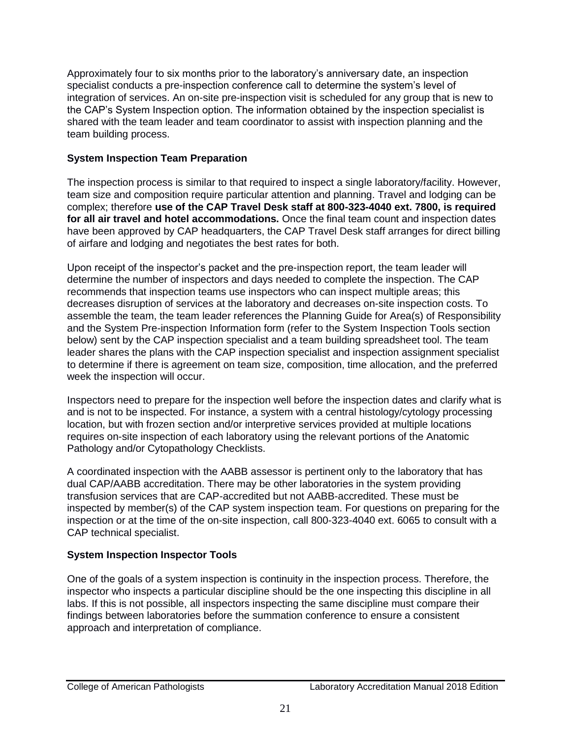Approximately four to six months prior to the laboratory's anniversary date, an inspection specialist conducts a pre-inspection conference call to determine the system's level of integration of services. An on-site pre-inspection visit is scheduled for any group that is new to the CAP's System Inspection option. The information obtained by the inspection specialist is shared with the team leader and team coordinator to assist with inspection planning and the team building process.

### System Inspection Team Preparation

The inspection process is similar to that required to inspect a single laboratory/facility. However, team size and composition require particular attention and planning. Travel and lodging can be complex; therefore **use of the CAP Travel Desk staff at 800-323-4040 ext. 7800, is required for all air travel and hotel accommodations.** Once the final team count and inspection dates have been approved by CAP headquarters, the CAP Travel Desk staff arranges for direct billing of airfare and lodging and negotiates the best rates for both.

Upon receipt of the inspector's packet and the pre-inspection report, the team leader will determine the number of inspectors and days needed to complete the inspection. The CAP recommends that inspection teams use inspectors who can inspect multiple areas; this decreases disruption of services at the laboratory and decreases on-site inspection costs. To assemble the team, the team leader references the Planning Guide for Area(s) of Responsibility and the System Pre-inspection Information form (refer to the System Inspection Tools section below) sent by the CAP inspection specialist and a team building spreadsheet tool. The team leader shares the plans with the CAP inspection specialist and inspection assignment specialist to determine if there is agreement on team size, composition, time allocation, and the preferred week the inspection will occur.

Inspectors need to prepare for the inspection well before the inspection dates and clarify what is and is not to be inspected. For instance, a system with a central histology/cytology processing location, but with frozen section and/or interpretive services provided at multiple locations requires on-site inspection of each laboratory using the relevant portions of the Anatomic Pathology and/or Cytopathology Checklists.

A coordinated inspection with the AABB assessor is pertinent only to the laboratory that has dual CAP/AABB accreditation. There may be other laboratories in the system providing transfusion services that are CAP-accredited but not AABB-accredited. These must be inspected by member(s) of the CAP system inspection team. For questions on preparing for the inspection or at the time of the on-site inspection, call 800-323-4040 ext. 6065 to consult with a CAP technical specialist.

### System Inspection Inspector Tools

One of the goals of a system inspection is continuity in the inspection process. Therefore, the inspector who inspects a particular discipline should be the one inspecting this discipline in all labs. If this is not possible, all inspectors inspecting the same discipline must compare their findings between laboratories before the summation conference to ensure a consistent approach and interpretation of compliance.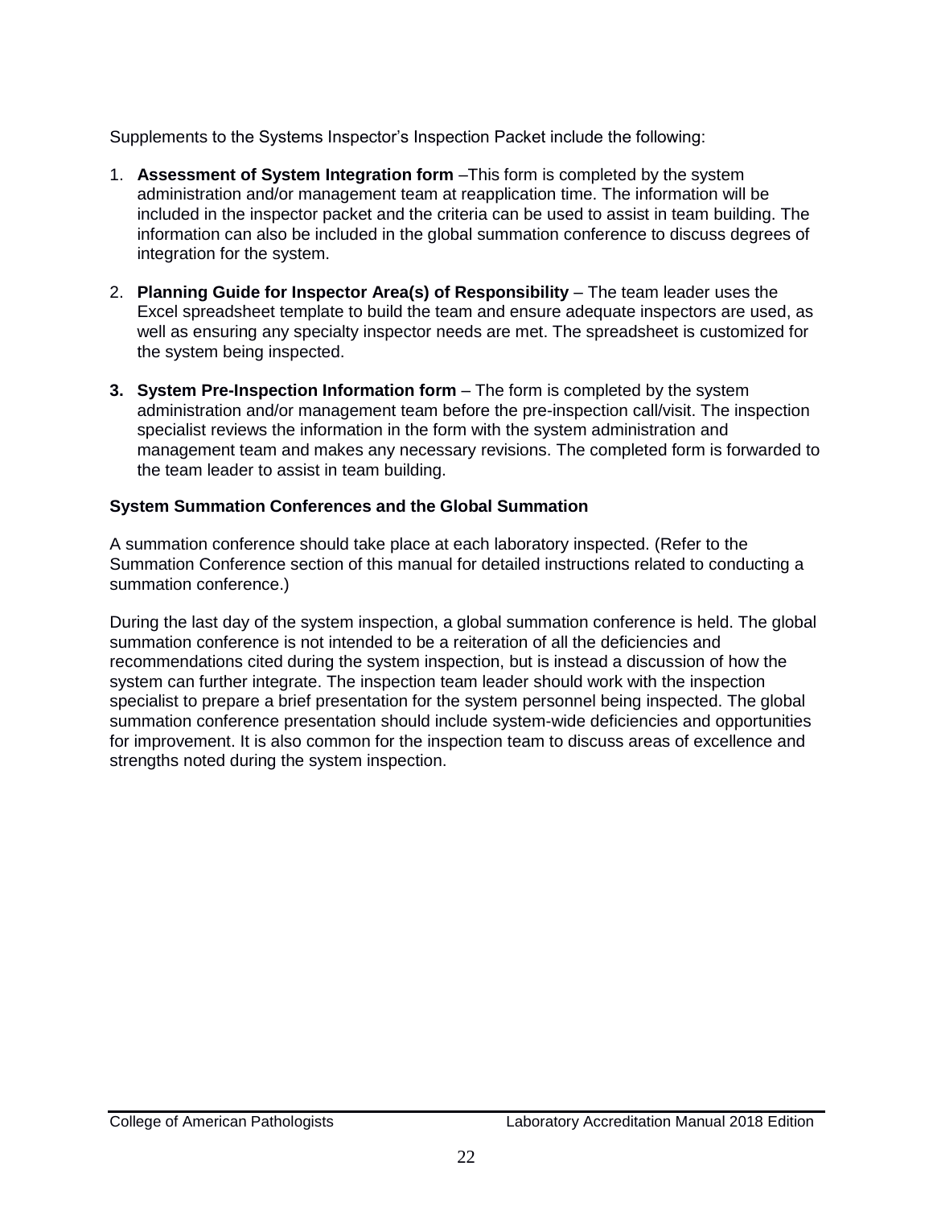Supplements to the Systems Inspector's Inspection Packet include the following:

1. **Assessment of System Integration form** –This form is completed by the system administration and/or management team at reapplication time. The information will be included in the inspector packet and the criteria can be used to assist in team building. The information can also be included in the global summation conference to discuss degrees of integration for the system.

2. **Planning Guide for Inspector Area(s) of Responsibility** – The team leader uses the Excel spreadsheet template to build the team and ensure adequate inspectors are used, as well as ensuring any specialty inspector needs are met. The spreadsheet is customized for the system being inspected.

3. **System Pre-Inspection Information form** – The form is completed by the system administration and/or management team before the pre-inspection call/visit. The inspection specialist reviews the information in the form with the system administration and management team and makes any necessary revisions. The completed form is forwarded to the team leader to assist in team building.

**System Summation Conferences and the Global Summation**

A summation conference should take place at each laboratory inspected. (Refer to the Summation Conference section of this manual for detailed instructions related to conducting a summation conference.)

During the last day of the system inspection, a global summation conference is held. The global summation conference is not intended to be a reiteration of all the deficiencies and recommendations cited during the system inspection, but is instead a discussion of how the system can further integrate. The inspection team leader should work with the inspection specialist to prepare a brief presentation for the system personnel being inspected. The global summation conference presentation should include system-wide deficiencies and opportunities for improvement. It is also common for the inspection team to discuss areas of excellence and strengths noted during the system inspection.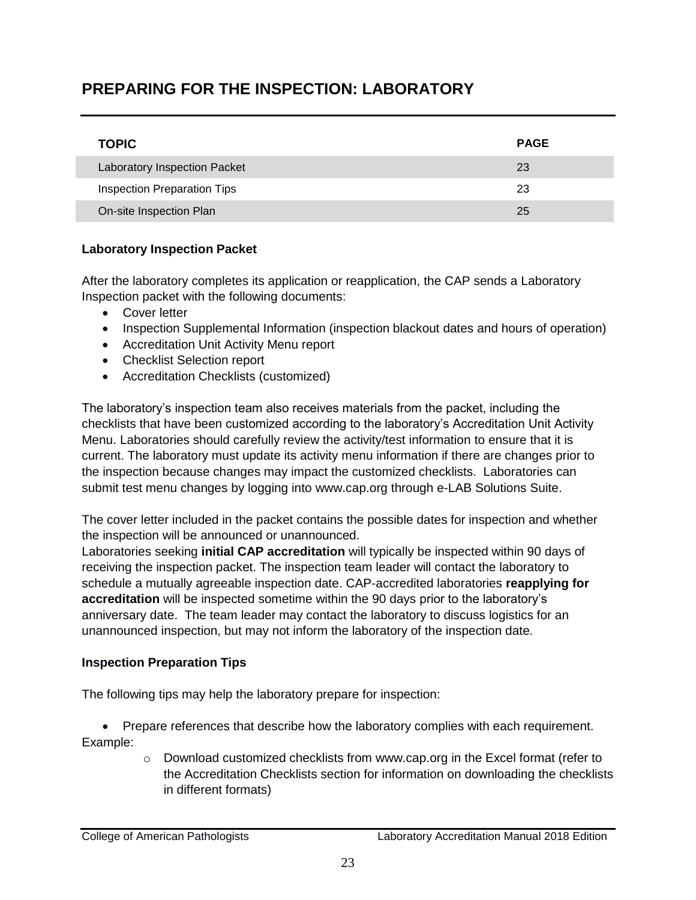# PREPARING FOR THE INSPECTION: LABORATORY

| TOPIC | PAGE |
| --- | --- |
| Laboratory Inspection Packet | 23 |
| Inspection Preparation Tips | 23 |
| On-site Inspection Plan | 25 |

**Laboratory Inspection Packet**

After the laboratory completes its application or reapplication, the CAP sends a Laboratory Inspection packet with the following documents:

- Cover letter
- Inspection Supplemental Information (inspection blackout dates and hours of operation)
- Accreditation Unit Activity Menu report
- Checklist Selection report
- Accreditation Checklists (customized)

The laboratory's inspection team also receives materials from the packet, including the checklists that have been customized according to the laboratory's Accreditation Unit Activity Menu. Laboratories should carefully review the activity/test information to ensure that it is current. The laboratory must update its activity menu information if there are changes prior to the inspection because changes may impact the customized checklists. Laboratories can submit test menu changes by logging into www.cap.org through e-LAB Solutions Suite.

The cover letter included in the packet contains the possible dates for inspection and whether the inspection will be announced or unannounced.
Laboratories seeking **initial CAP accreditation** will typically be inspected within 90 days of receiving the inspection packet. The inspection team leader will contact the laboratory to schedule a mutually agreeable inspection date. CAP-accredited laboratories **reapplying for accreditation** will be inspected sometime within the 90 days prior to the laboratory's anniversary date. The team leader may contact the laboratory to discuss logistics for an unannounced inspection, but may not inform the laboratory of the inspection date.

**Inspection Preparation Tips**

The following tips may help the laboratory prepare for inspection:

- Prepare references that describe how the laboratory complies with each requirement. Example:
  - Download customized checklists from www.cap.org in the Excel format (refer to the Accreditation Checklists section for information on downloading the checklists in different formats)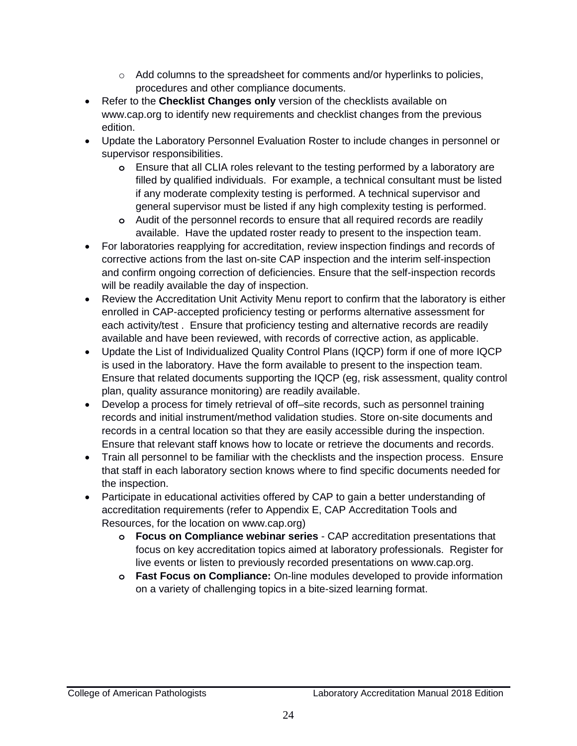- Add columns to the spreadsheet for comments and/or hyperlinks to policies, procedures and other compliance documents.
- Refer to the **Checklist Changes only** version of the checklists available on www.cap.org to identify new requirements and checklist changes from the previous edition.
- Update the Laboratory Personnel Evaluation Roster to include changes in personnel or supervisor responsibilities.
    - Ensure that all CLIA roles relevant to the testing performed by a laboratory are filled by qualified individuals. For example, a technical consultant must be listed if any moderate complexity testing is performed. A technical supervisor and general supervisor must be listed if any high complexity testing is performed.
    - Audit of the personnel records to ensure that all required records are readily available. Have the updated roster ready to present to the inspection team.
- For laboratories reapplying for accreditation, review inspection findings and records of corrective actions from the last on-site CAP inspection and the interim self-inspection and confirm ongoing correction of deficiencies. Ensure that the self-inspection records will be readily available the day of inspection.
- Review the Accreditation Unit Activity Menu report to confirm that the laboratory is either enrolled in CAP-accepted proficiency testing or performs alternative assessment for each activity/test . Ensure that proficiency testing and alternative records are readily available and have been reviewed, with records of corrective action, as applicable.
- Update the List of Individualized Quality Control Plans (IQCP) form if one of more IQCP is used in the laboratory. Have the form available to present to the inspection team. Ensure that related documents supporting the IQCP (eg, risk assessment, quality control plan, quality assurance monitoring) are readily available.
- Develop a process for timely retrieval of off–site records, such as personnel training records and initial instrument/method validation studies. Store on-site documents and records in a central location so that they are easily accessible during the inspection. Ensure that relevant staff knows how to locate or retrieve the documents and records.
- Train all personnel to be familiar with the checklists and the inspection process. Ensure that staff in each laboratory section knows where to find specific documents needed for the inspection.
- Participate in educational activities offered by CAP to gain a better understanding of accreditation requirements (refer to Appendix E, CAP Accreditation Tools and Resources, for the location on www.cap.org)
    - **Focus on Compliance webinar series** - CAP accreditation presentations that focus on key accreditation topics aimed at laboratory professionals. Register for live events or listen to previously recorded presentations on www.cap.org.
    - **Fast Focus on Compliance:** On-line modules developed to provide information on a variety of challenging topics in a bite-sized learning format.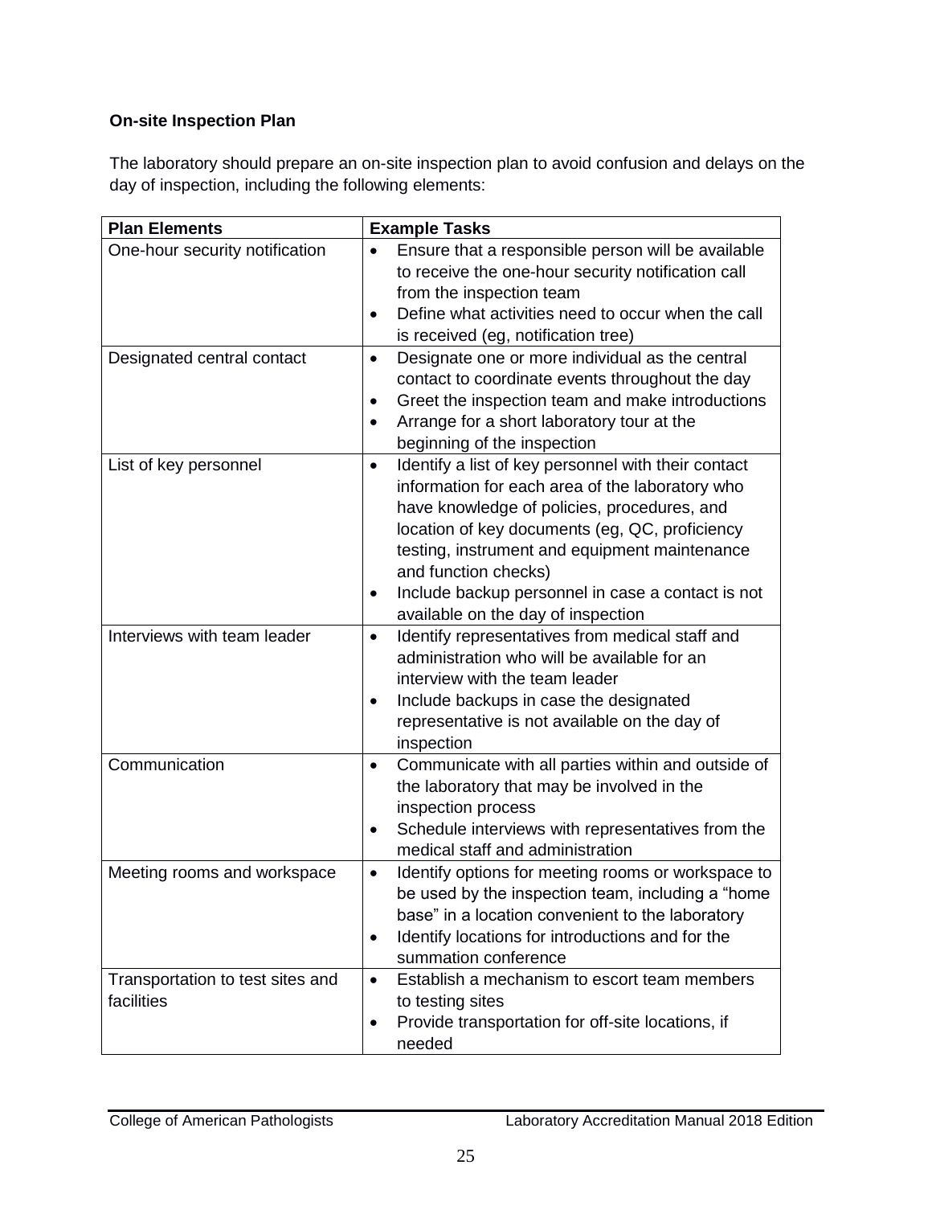**On-site Inspection Plan**

The laboratory should prepare an on-site inspection plan to avoid confusion and delays on the day of inspection, including the following elements:

| Plan Elements | Example Tasks |
|---|---|
| One-hour security notification | • Ensure that a responsible person will be available to receive the one-hour security notification call from the inspection team<br>• Define what activities need to occur when the call is received (eg, notification tree) |
| Designated central contact | • Designate one or more individual as the central contact to coordinate events throughout the day<br>• Greet the inspection team and make introductions<br>• Arrange for a short laboratory tour at the beginning of the inspection |
| List of key personnel | • Identify a list of key personnel with their contact information for each area of the laboratory who have knowledge of policies, procedures, and location of key documents (eg, QC, proficiency testing, instrument and equipment maintenance and function checks)<br>• Include backup personnel in case a contact is not available on the day of inspection |
| Interviews with team leader | • Identify representatives from medical staff and administration who will be available for an interview with the team leader<br>• Include backups in case the designated representative is not available on the day of inspection |
| Communication | • Communicate with all parties within and outside of the laboratory that may be involved in the inspection process<br>• Schedule interviews with representatives from the medical staff and administration |
| Meeting rooms and workspace | • Identify options for meeting rooms or workspace to be used by the inspection team, including a "home base" in a location convenient to the laboratory<br>• Identify locations for introductions and for the summation conference |
| Transportation to test sites and facilities | • Establish a mechanism to escort team members to testing sites<br>• Provide transportation for off-site locations, if needed |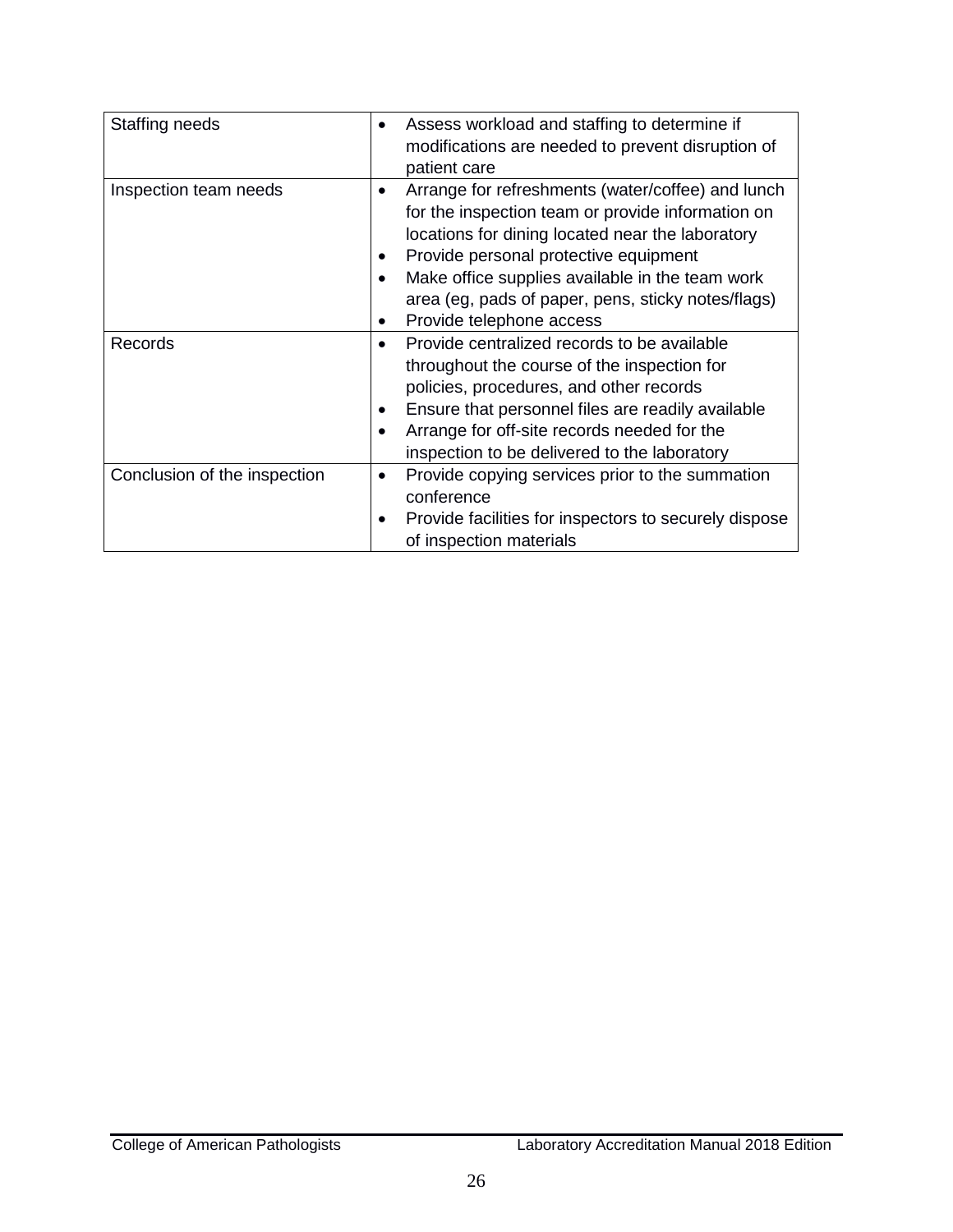| | |
|---|---|
| Staffing needs | • Assess workload and staffing to determine if modifications are needed to prevent disruption of patient care |
| Inspection team needs | • Arrange for refreshments (water/coffee) and lunch for the inspection team or provide information on locations for dining located near the laboratory<br>• Provide personal protective equipment<br>• Make office supplies available in the team work area (eg, pads of paper, pens, sticky notes/flags)<br>• Provide telephone access |
| Records | • Provide centralized records to be available throughout the course of the inspection for policies, procedures, and other records<br>• Ensure that personnel files are readily available<br>• Arrange for off-site records needed for the inspection to be delivered to the laboratory |
| Conclusion of the inspection | • Provide copying services prior to the summation conference<br>• Provide facilities for inspectors to securely dispose of inspection materials |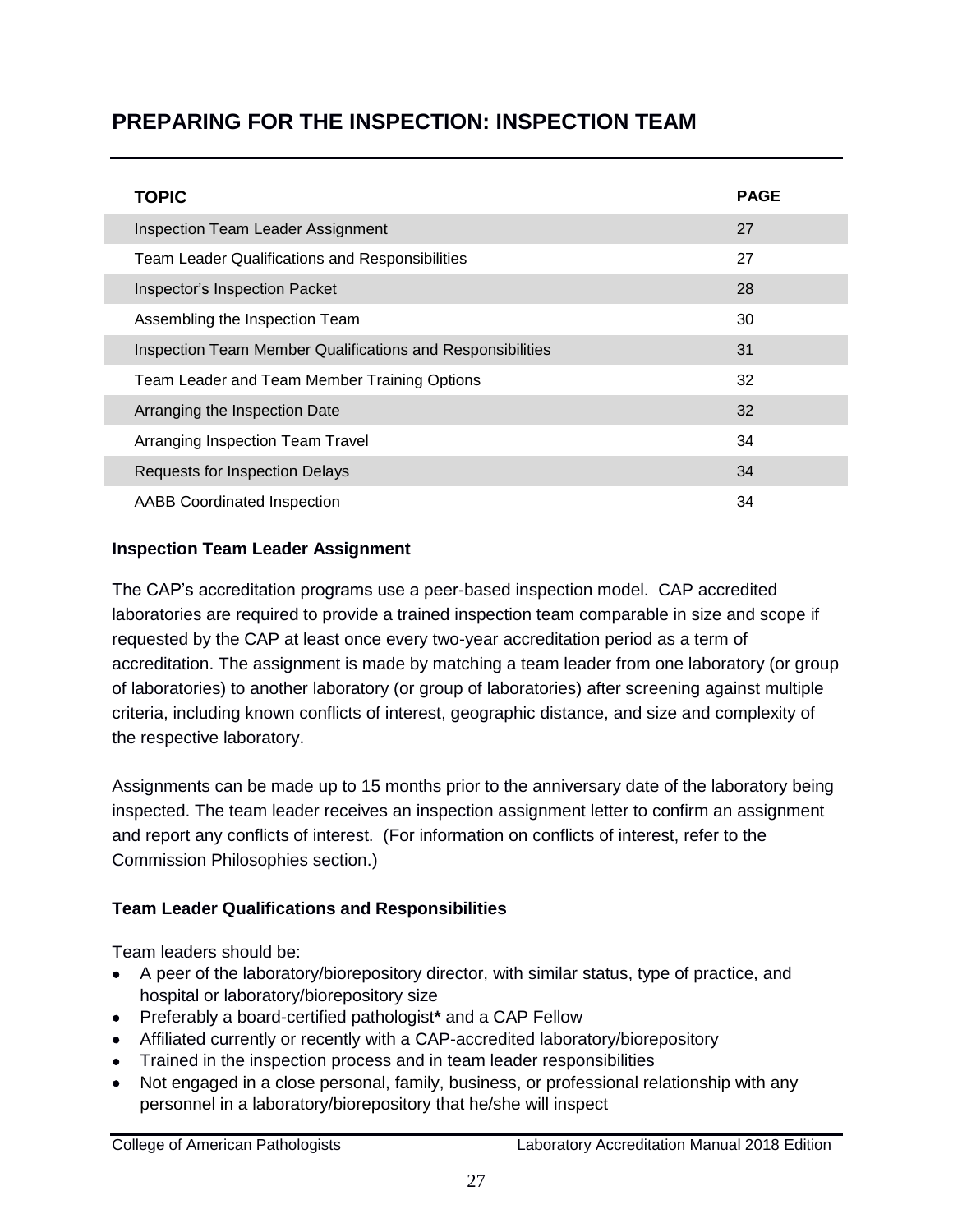# PREPARING FOR THE INSPECTION: INSPECTION TEAM

| TOPIC | PAGE |
|---|---|
| Inspection Team Leader Assignment | 27 |
| Team Leader Qualifications and Responsibilities | 27 |
| Inspector's Inspection Packet | 28 |
| Assembling the Inspection Team | 30 |
| Inspection Team Member Qualifications and Responsibilities | 31 |
| Team Leader and Team Member Training Options | 32 |
| Arranging the Inspection Date | 32 |
| Arranging Inspection Team Travel | 34 |
| Requests for Inspection Delays | 34 |
| AABB Coordinated Inspection | 34 |

### Inspection Team Leader Assignment

The CAP's accreditation programs use a peer-based inspection model. CAP accredited laboratories are required to provide a trained inspection team comparable in size and scope if requested by the CAP at least once every two-year accreditation period as a term of accreditation. The assignment is made by matching a team leader from one laboratory (or group of laboratories) to another laboratory (or group of laboratories) after screening against multiple criteria, including known conflicts of interest, geographic distance, and size and complexity of the respective laboratory.

Assignments can be made up to 15 months prior to the anniversary date of the laboratory being inspected. The team leader receives an inspection assignment letter to confirm an assignment and report any conflicts of interest. (For information on conflicts of interest, refer to the Commission Philosophies section.)

### Team Leader Qualifications and Responsibilities

Team leaders should be:

- A peer of the laboratory/biorepository director, with similar status, type of practice, and hospital or laboratory/biorepository size
- Preferably a board-certified pathologist**\*** and a CAP Fellow
- Affiliated currently or recently with a CAP-accredited laboratory/biorepository
- Trained in the inspection process and in team leader responsibilities
- Not engaged in a close personal, family, business, or professional relationship with any personnel in a laboratory/biorepository that he/she will inspect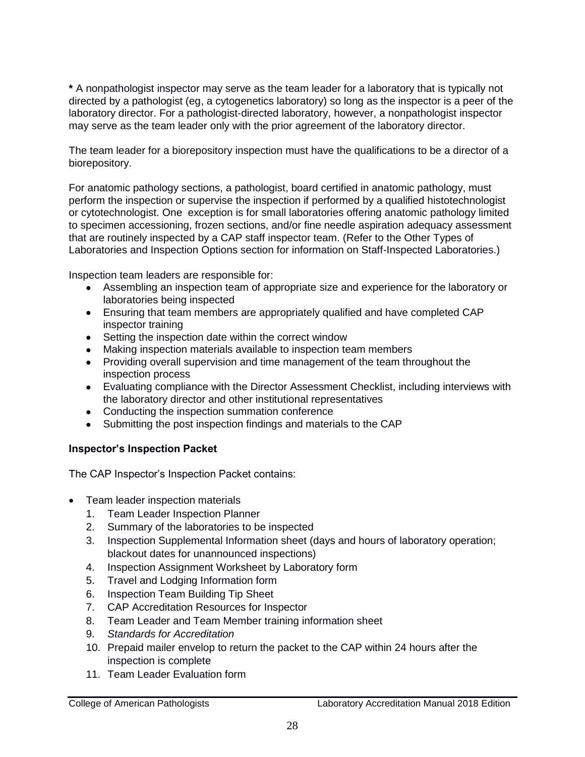**\*** A nonpathologist inspector may serve as the team leader for a laboratory that is typically not directed by a pathologist (eg, a cytogenetics laboratory) so long as the inspector is a peer of the laboratory director. For a pathologist-directed laboratory, however, a nonpathologist inspector may serve as the team leader only with the prior agreement of the laboratory director.

The team leader for a biorepository inspection must have the qualifications to be a director of a biorepository.

For anatomic pathology sections, a pathologist, board certified in anatomic pathology, must perform the inspection or supervise the inspection if performed by a qualified histotechnologist or cytotechnologist. One exception is for small laboratories offering anatomic pathology limited to specimen accessioning, frozen sections, and/or fine needle aspiration adequacy assessment that are routinely inspected by a CAP staff inspector team. (Refer to the Other Types of Laboratories and Inspection Options section for information on Staff-Inspected Laboratories.)

Inspection team leaders are responsible for:

- Assembling an inspection team of appropriate size and experience for the laboratory or laboratories being inspected
- Ensuring that team members are appropriately qualified and have completed CAP inspector training
- Setting the inspection date within the correct window
- Making inspection materials available to inspection team members
- Providing overall supervision and time management of the team throughout the inspection process
- Evaluating compliance with the Director Assessment Checklist, including interviews with the laboratory director and other institutional representatives
- Conducting the inspection summation conference
- Submitting the post inspection findings and materials to the CAP

**Inspector's Inspection Packet**

The CAP Inspector's Inspection Packet contains:

- Team leader inspection materials
  1. Team Leader Inspection Planner
  2. Summary of the laboratories to be inspected
  3. Inspection Supplemental Information sheet (days and hours of laboratory operation; blackout dates for unannounced inspections)
  4. Inspection Assignment Worksheet by Laboratory form
  5. Travel and Lodging Information form
  6. Inspection Team Building Tip Sheet
  7. CAP Accreditation Resources for Inspector
  8. Team Leader and Team Member training information sheet
  9. *Standards for Accreditation*
  10. Prepaid mailer envelop to return the packet to the CAP within 24 hours after the inspection is complete
  11. Team Leader Evaluation form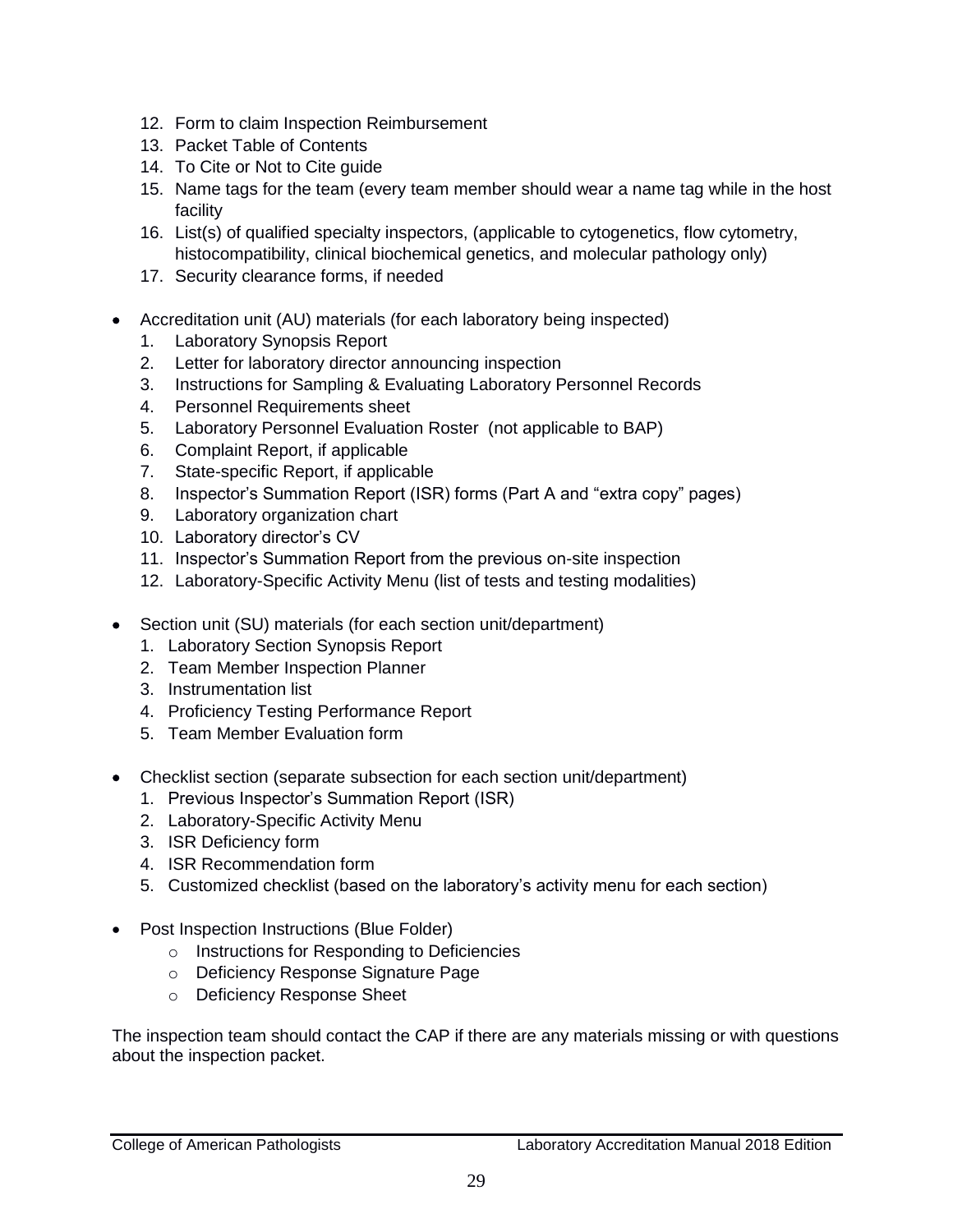12. Form to claim Inspection Reimbursement
13. Packet Table of Contents
14. To Cite or Not to Cite guide
15. Name tags for the team (every team member should wear a name tag while in the host facility
16. List(s) of qualified specialty inspectors, (applicable to cytogenetics, flow cytometry, histocompatibility, clinical biochemical genetics, and molecular pathology only)
17. Security clearance forms, if needed

- Accreditation unit (AU) materials (for each laboratory being inspected)
  1. Laboratory Synopsis Report
  2. Letter for laboratory director announcing inspection
  3. Instructions for Sampling & Evaluating Laboratory Personnel Records
  4. Personnel Requirements sheet
  5. Laboratory Personnel Evaluation Roster (not applicable to BAP)
  6. Complaint Report, if applicable
  7. State-specific Report, if applicable
  8. Inspector's Summation Report (ISR) forms (Part A and "extra copy" pages)
  9. Laboratory organization chart
  10. Laboratory director's CV
  11. Inspector's Summation Report from the previous on-site inspection
  12. Laboratory-Specific Activity Menu (list of tests and testing modalities)

- Section unit (SU) materials (for each section unit/department)
  1. Laboratory Section Synopsis Report
  2. Team Member Inspection Planner
  3. Instrumentation list
  4. Proficiency Testing Performance Report
  5. Team Member Evaluation form

- Checklist section (separate subsection for each section unit/department)
  1. Previous Inspector's Summation Report (ISR)
  2. Laboratory-Specific Activity Menu
  3. ISR Deficiency form
  4. ISR Recommendation form
  5. Customized checklist (based on the laboratory's activity menu for each section)

- Post Inspection Instructions (Blue Folder)
  - Instructions for Responding to Deficiencies
  - Deficiency Response Signature Page
  - Deficiency Response Sheet

The inspection team should contact the CAP if there are any materials missing or with questions about the inspection packet.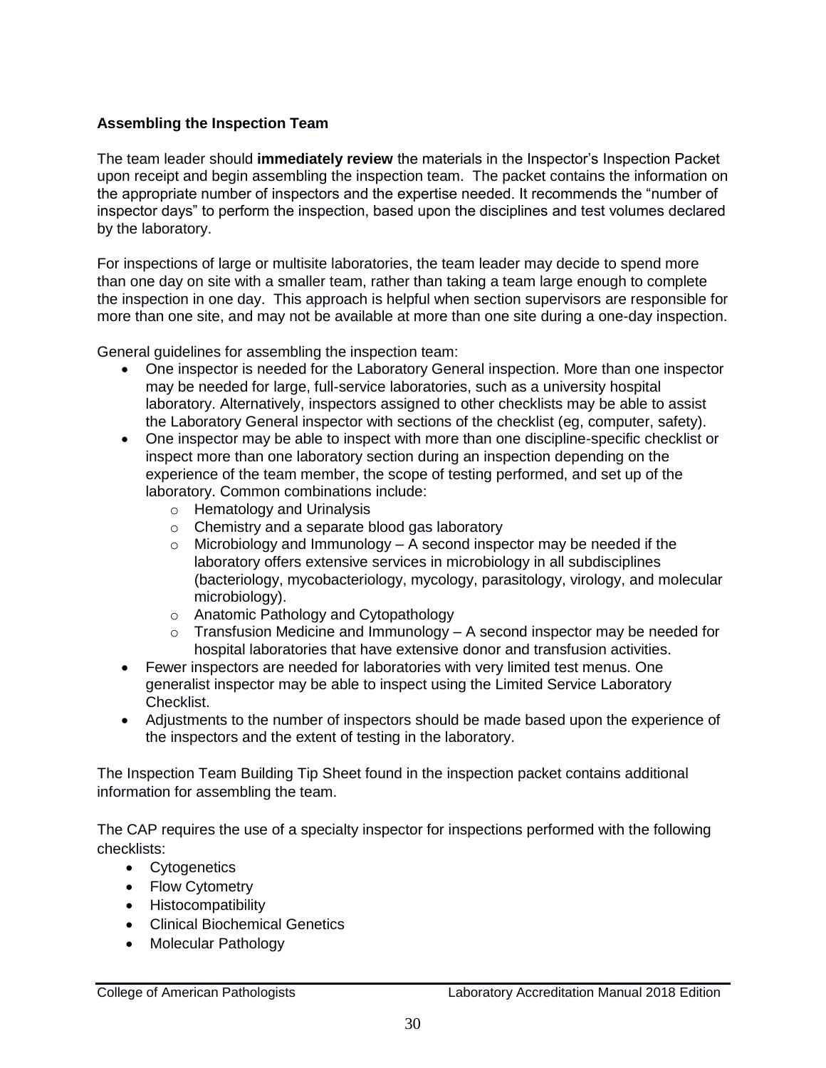### Assembling the Inspection Team

The team leader should **immediately review** the materials in the Inspector's Inspection Packet upon receipt and begin assembling the inspection team. The packet contains the information on the appropriate number of inspectors and the expertise needed. It recommends the "number of inspector days" to perform the inspection, based upon the disciplines and test volumes declared by the laboratory.

For inspections of large or multisite laboratories, the team leader may decide to spend more than one day on site with a smaller team, rather than taking a team large enough to complete the inspection in one day. This approach is helpful when section supervisors are responsible for more than one site, and may not be available at more than one site during a one-day inspection.

General guidelines for assembling the inspection team:

- One inspector is needed for the Laboratory General inspection. More than one inspector may be needed for large, full-service laboratories, such as a university hospital laboratory. Alternatively, inspectors assigned to other checklists may be able to assist the Laboratory General inspector with sections of the checklist (eg, computer, safety).
- One inspector may be able to inspect with more than one discipline-specific checklist or inspect more than one laboratory section during an inspection depending on the experience of the team member, the scope of testing performed, and set up of the laboratory. Common combinations include:
  - Hematology and Urinalysis
  - Chemistry and a separate blood gas laboratory
  - Microbiology and Immunology – A second inspector may be needed if the laboratory offers extensive services in microbiology in all subdisciplines (bacteriology, mycobacteriology, mycology, parasitology, virology, and molecular microbiology).
  - Anatomic Pathology and Cytopathology
  - Transfusion Medicine and Immunology – A second inspector may be needed for hospital laboratories that have extensive donor and transfusion activities.
- Fewer inspectors are needed for laboratories with very limited test menus. One generalist inspector may be able to inspect using the Limited Service Laboratory Checklist.
- Adjustments to the number of inspectors should be made based upon the experience of the inspectors and the extent of testing in the laboratory.

The Inspection Team Building Tip Sheet found in the inspection packet contains additional information for assembling the team.

The CAP requires the use of a specialty inspector for inspections performed with the following checklists:

- Cytogenetics
- Flow Cytometry
- Histocompatibility
- Clinical Biochemical Genetics
- Molecular Pathology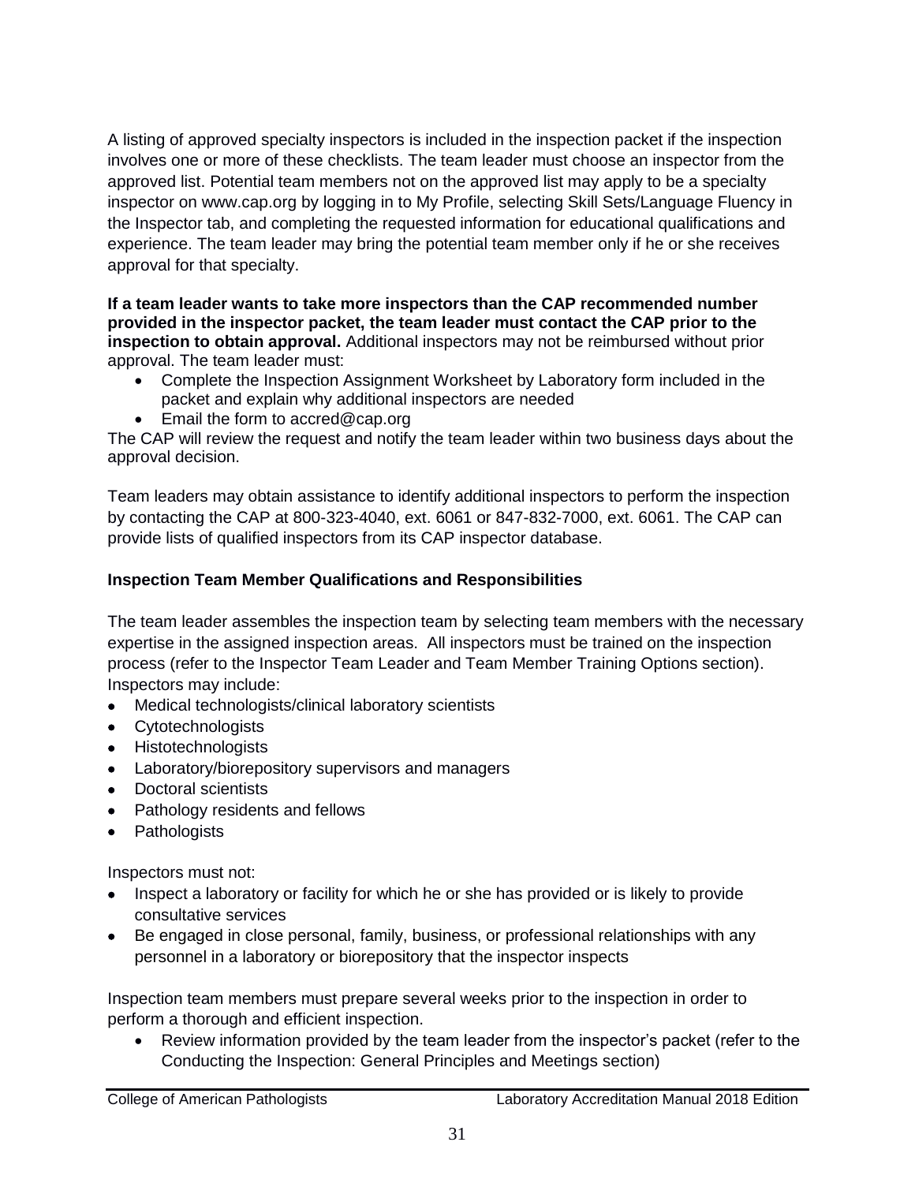A listing of approved specialty inspectors is included in the inspection packet if the inspection involves one or more of these checklists. The team leader must choose an inspector from the approved list. Potential team members not on the approved list may apply to be a specialty inspector on www.cap.org by logging in to My Profile, selecting Skill Sets/Language Fluency in the Inspector tab, and completing the requested information for educational qualifications and experience. The team leader may bring the potential team member only if he or she receives approval for that specialty.

**If a team leader wants to take more inspectors than the CAP recommended number provided in the inspector packet, the team leader must contact the CAP prior to the inspection to obtain approval.** Additional inspectors may not be reimbursed without prior approval. The team leader must:

- Complete the Inspection Assignment Worksheet by Laboratory form included in the packet and explain why additional inspectors are needed
- Email the form to accred@cap.org

The CAP will review the request and notify the team leader within two business days about the approval decision.

Team leaders may obtain assistance to identify additional inspectors to perform the inspection by contacting the CAP at 800-323-4040, ext. 6061 or 847-832-7000, ext. 6061. The CAP can provide lists of qualified inspectors from its CAP inspector database.

**Inspection Team Member Qualifications and Responsibilities**

The team leader assembles the inspection team by selecting team members with the necessary expertise in the assigned inspection areas. All inspectors must be trained on the inspection process (refer to the Inspector Team Leader and Team Member Training Options section). Inspectors may include:

- Medical technologists/clinical laboratory scientists
- Cytotechnologists
- Histotechnologists
- Laboratory/biorepository supervisors and managers
- Doctoral scientists
- Pathology residents and fellows
- Pathologists

Inspectors must not:

- Inspect a laboratory or facility for which he or she has provided or is likely to provide consultative services
- Be engaged in close personal, family, business, or professional relationships with any personnel in a laboratory or biorepository that the inspector inspects

Inspection team members must prepare several weeks prior to the inspection in order to perform a thorough and efficient inspection.

- Review information provided by the team leader from the inspector's packet (refer to the Conducting the Inspection: General Principles and Meetings section)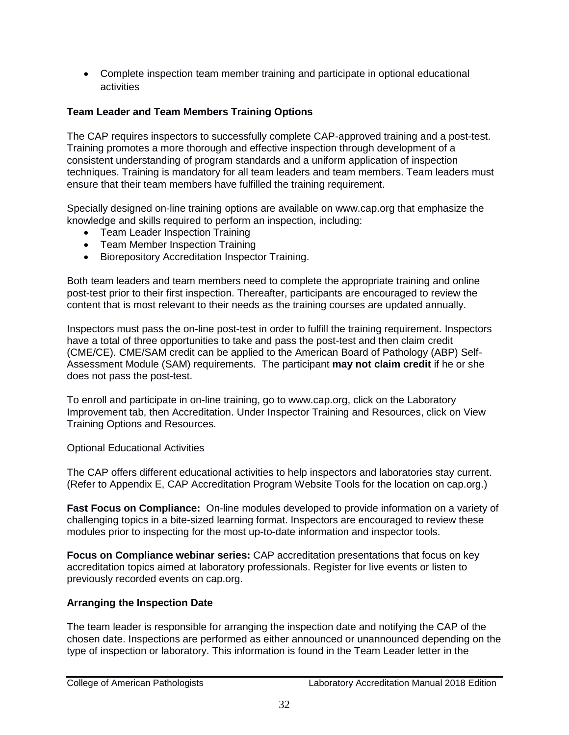- Complete inspection team member training and participate in optional educational activities

### Team Leader and Team Members Training Options

The CAP requires inspectors to successfully complete CAP-approved training and a post-test. Training promotes a more thorough and effective inspection through development of a consistent understanding of program standards and a uniform application of inspection techniques. Training is mandatory for all team leaders and team members. Team leaders must ensure that their team members have fulfilled the training requirement.

Specially designed on-line training options are available on www.cap.org that emphasize the knowledge and skills required to perform an inspection, including:

- Team Leader Inspection Training
- Team Member Inspection Training
- Biorepository Accreditation Inspector Training.

Both team leaders and team members need to complete the appropriate training and online post-test prior to their first inspection. Thereafter, participants are encouraged to review the content that is most relevant to their needs as the training courses are updated annually.

Inspectors must pass the on-line post-test in order to fulfill the training requirement. Inspectors have a total of three opportunities to take and pass the post-test and then claim credit (CME/CE). CME/SAM credit can be applied to the American Board of Pathology (ABP) Self-Assessment Module (SAM) requirements. The participant **may not claim credit** if he or she does not pass the post-test.

To enroll and participate in on-line training, go to www.cap.org, click on the Laboratory Improvement tab, then Accreditation. Under Inspector Training and Resources, click on View Training Options and Resources.

Optional Educational Activities

The CAP offers different educational activities to help inspectors and laboratories stay current. (Refer to Appendix E, CAP Accreditation Program Website Tools for the location on cap.org.)

**Fast Focus on Compliance:** On-line modules developed to provide information on a variety of challenging topics in a bite-sized learning format. Inspectors are encouraged to review these modules prior to inspecting for the most up-to-date information and inspector tools.

**Focus on Compliance webinar series:** CAP accreditation presentations that focus on key accreditation topics aimed at laboratory professionals. Register for live events or listen to previously recorded events on cap.org.

### Arranging the Inspection Date

The team leader is responsible for arranging the inspection date and notifying the CAP of the chosen date. Inspections are performed as either announced or unannounced depending on the type of inspection or laboratory. This information is found in the Team Leader letter in the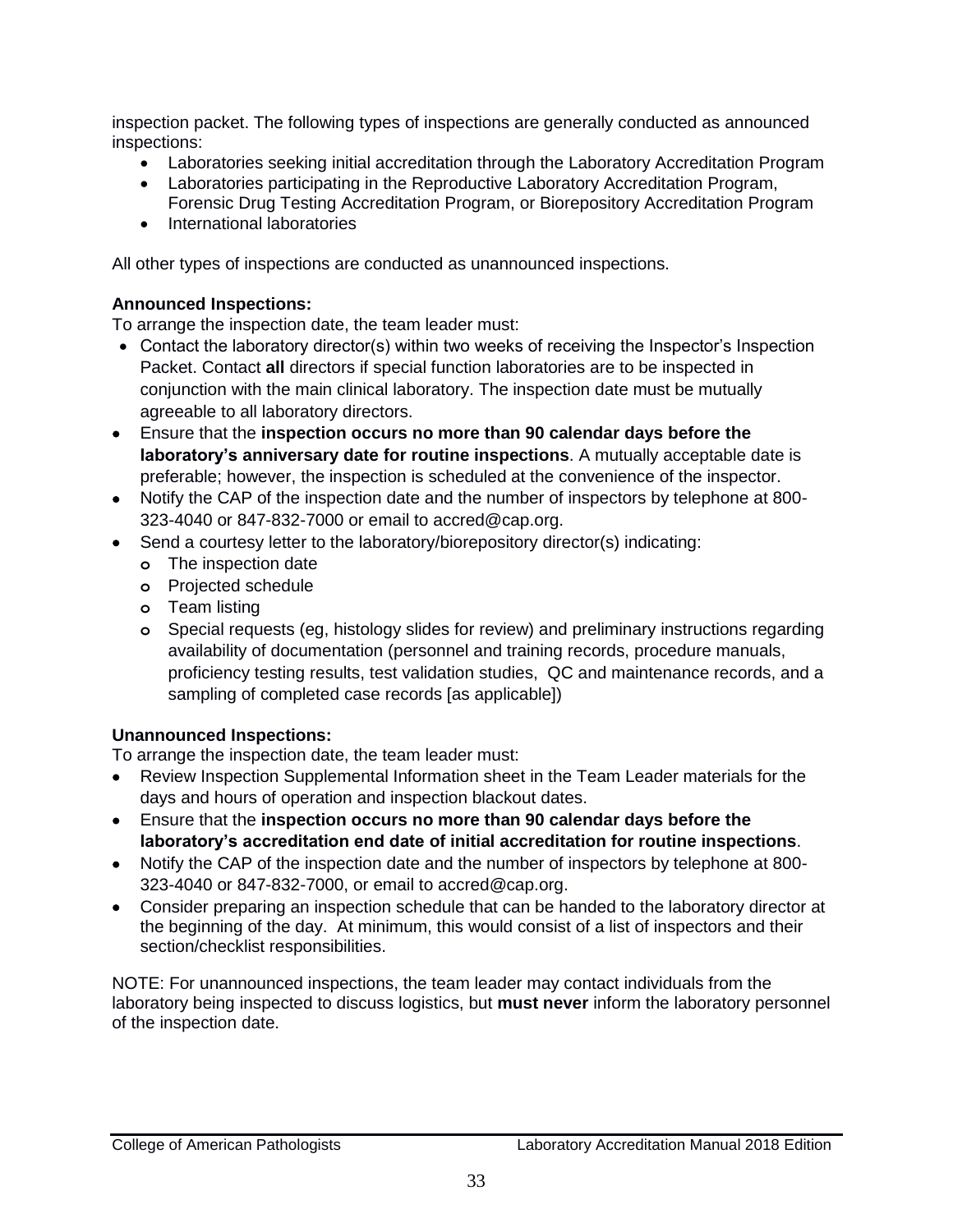inspection packet. The following types of inspections are generally conducted as announced inspections:

- Laboratories seeking initial accreditation through the Laboratory Accreditation Program
- Laboratories participating in the Reproductive Laboratory Accreditation Program, Forensic Drug Testing Accreditation Program, or Biorepository Accreditation Program
- International laboratories

All other types of inspections are conducted as unannounced inspections.

**Announced Inspections:**

To arrange the inspection date, the team leader must:

- Contact the laboratory director(s) within two weeks of receiving the Inspector's Inspection Packet. Contact **all** directors if special function laboratories are to be inspected in conjunction with the main clinical laboratory. The inspection date must be mutually agreeable to all laboratory directors.
- Ensure that the **inspection occurs no more than 90 calendar days before the laboratory's anniversary date for routine inspections**. A mutually acceptable date is preferable; however, the inspection is scheduled at the convenience of the inspector.
- Notify the CAP of the inspection date and the number of inspectors by telephone at 800-323-4040 or 847-832-7000 or email to accred@cap.org.
- Send a courtesy letter to the laboratory/biorepository director(s) indicating:
    - The inspection date
    - Projected schedule
    - Team listing
    - Special requests (eg, histology slides for review) and preliminary instructions regarding availability of documentation (personnel and training records, procedure manuals, proficiency testing results, test validation studies, QC and maintenance records, and a sampling of completed case records [as applicable])

**Unannounced Inspections:**

To arrange the inspection date, the team leader must:

- Review Inspection Supplemental Information sheet in the Team Leader materials for the days and hours of operation and inspection blackout dates.
- Ensure that the **inspection occurs no more than 90 calendar days before the laboratory's accreditation end date of initial accreditation for routine inspections**.
- Notify the CAP of the inspection date and the number of inspectors by telephone at 800-323-4040 or 847-832-7000, or email to accred@cap.org.
- Consider preparing an inspection schedule that can be handed to the laboratory director at the beginning of the day. At minimum, this would consist of a list of inspectors and their section/checklist responsibilities.

NOTE: For unannounced inspections, the team leader may contact individuals from the laboratory being inspected to discuss logistics, but **must never** inform the laboratory personnel of the inspection date.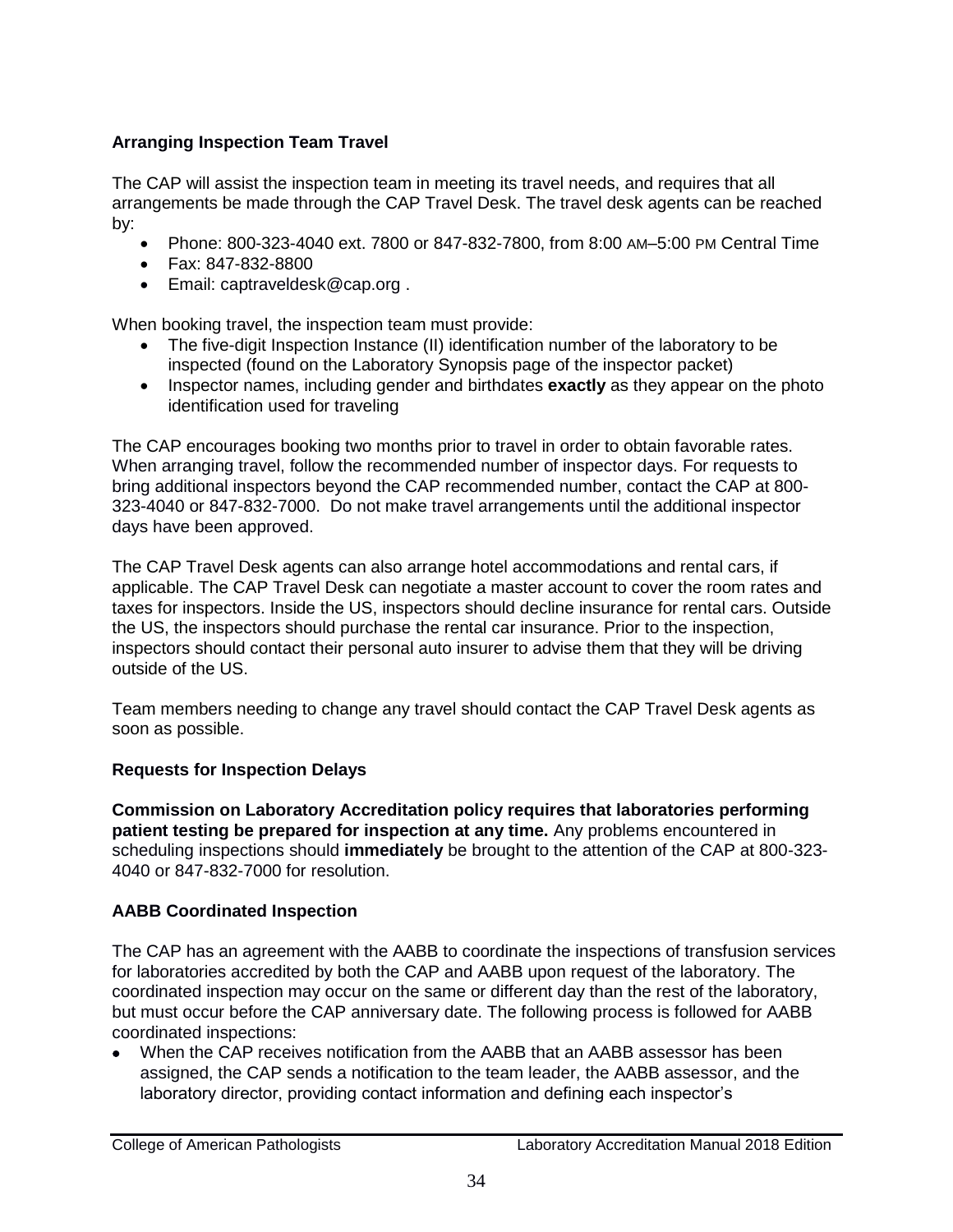## Arranging Inspection Team Travel

The CAP will assist the inspection team in meeting its travel needs, and requires that all arrangements be made through the CAP Travel Desk. The travel desk agents can be reached by:

- Phone: 800-323-4040 ext. 7800 or 847-832-7800, from 8:00 AM–5:00 PM Central Time
- Fax: 847-832-8800
- Email: captraveldesk@cap.org .

When booking travel, the inspection team must provide:

- The five-digit Inspection Instance (II) identification number of the laboratory to be inspected (found on the Laboratory Synopsis page of the inspector packet)
- Inspector names, including gender and birthdates **exactly** as they appear on the photo identification used for traveling

The CAP encourages booking two months prior to travel in order to obtain favorable rates. When arranging travel, follow the recommended number of inspector days. For requests to bring additional inspectors beyond the CAP recommended number, contact the CAP at 800-323-4040 or 847-832-7000. Do not make travel arrangements until the additional inspector days have been approved.

The CAP Travel Desk agents can also arrange hotel accommodations and rental cars, if applicable. The CAP Travel Desk can negotiate a master account to cover the room rates and taxes for inspectors. Inside the US, inspectors should decline insurance for rental cars. Outside the US, the inspectors should purchase the rental car insurance. Prior to the inspection, inspectors should contact their personal auto insurer to advise them that they will be driving outside of the US.

Team members needing to change any travel should contact the CAP Travel Desk agents as soon as possible.

## Requests for Inspection Delays

**Commission on Laboratory Accreditation policy requires that laboratories performing patient testing be prepared for inspection at any time.** Any problems encountered in scheduling inspections should **immediately** be brought to the attention of the CAP at 800-323-4040 or 847-832-7000 for resolution.

## AABB Coordinated Inspection

The CAP has an agreement with the AABB to coordinate the inspections of transfusion services for laboratories accredited by both the CAP and AABB upon request of the laboratory. The coordinated inspection may occur on the same or different day than the rest of the laboratory, but must occur before the CAP anniversary date. The following process is followed for AABB coordinated inspections:

- When the CAP receives notification from the AABB that an AABB assessor has been assigned, the CAP sends a notification to the team leader, the AABB assessor, and the laboratory director, providing contact information and defining each inspector's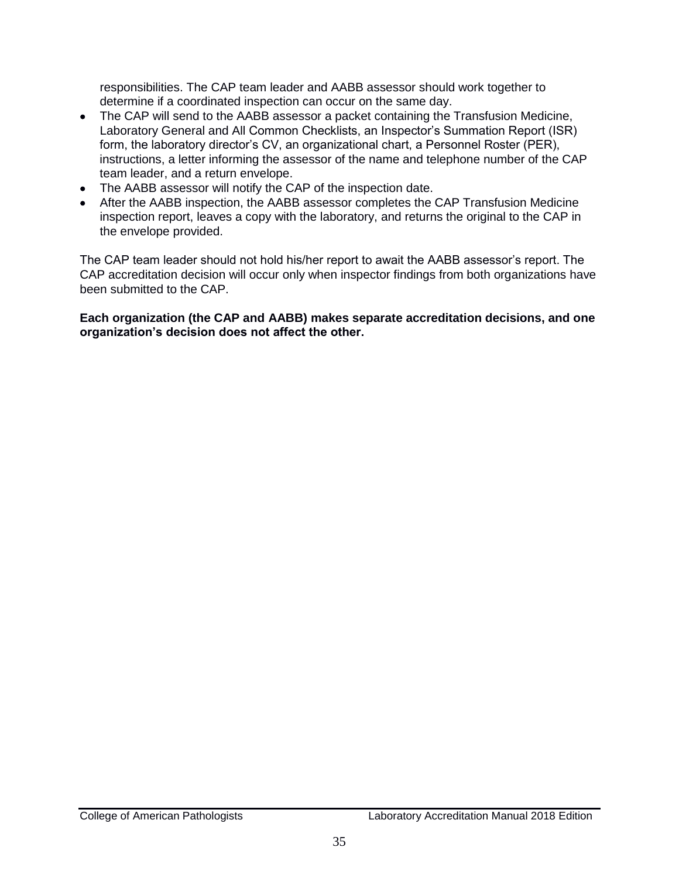responsibilities. The CAP team leader and AABB assessor should work together to determine if a coordinated inspection can occur on the same day.

- The CAP will send to the AABB assessor a packet containing the Transfusion Medicine, Laboratory General and All Common Checklists, an Inspector's Summation Report (ISR) form, the laboratory director's CV, an organizational chart, a Personnel Roster (PER), instructions, a letter informing the assessor of the name and telephone number of the CAP team leader, and a return envelope.
- The AABB assessor will notify the CAP of the inspection date.
- After the AABB inspection, the AABB assessor completes the CAP Transfusion Medicine inspection report, leaves a copy with the laboratory, and returns the original to the CAP in the envelope provided.

The CAP team leader should not hold his/her report to await the AABB assessor's report. The CAP accreditation decision will occur only when inspector findings from both organizations have been submitted to the CAP.

**Each organization (the CAP and AABB) makes separate accreditation decisions, and one organization's decision does not affect the other.**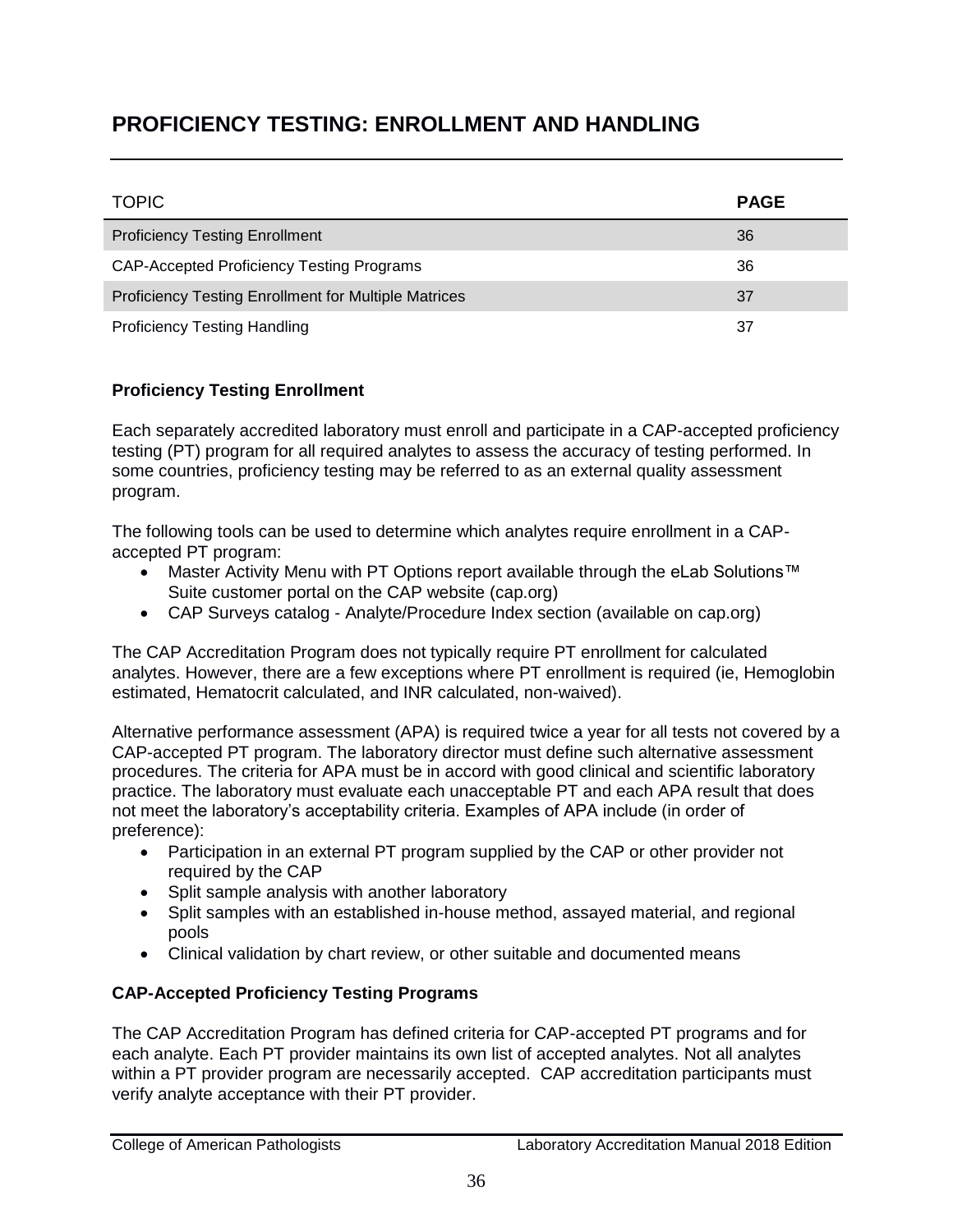# PROFICIENCY TESTING: ENROLLMENT AND HANDLING

| TOPIC | PAGE |
|---|---|
| Proficiency Testing Enrollment | 36 |
| CAP-Accepted Proficiency Testing Programs | 36 |
| Proficiency Testing Enrollment for Multiple Matrices | 37 |
| Proficiency Testing Handling | 37 |

### Proficiency Testing Enrollment

Each separately accredited laboratory must enroll and participate in a CAP-accepted proficiency testing (PT) program for all required analytes to assess the accuracy of testing performed. In some countries, proficiency testing may be referred to as an external quality assessment program.

The following tools can be used to determine which analytes require enrollment in a CAP-accepted PT program:

- Master Activity Menu with PT Options report available through the eLab Solutions™ Suite customer portal on the CAP website (cap.org)
- CAP Surveys catalog - Analyte/Procedure Index section (available on cap.org)

The CAP Accreditation Program does not typically require PT enrollment for calculated analytes. However, there are a few exceptions where PT enrollment is required (ie, Hemoglobin estimated, Hematocrit calculated, and INR calculated, non-waived).

Alternative performance assessment (APA) is required twice a year for all tests not covered by a CAP-accepted PT program. The laboratory director must define such alternative assessment procedures. The criteria for APA must be in accord with good clinical and scientific laboratory practice. The laboratory must evaluate each unacceptable PT and each APA result that does not meet the laboratory's acceptability criteria. Examples of APA include (in order of preference):

- Participation in an external PT program supplied by the CAP or other provider not required by the CAP
- Split sample analysis with another laboratory
- Split samples with an established in-house method, assayed material, and regional pools
- Clinical validation by chart review, or other suitable and documented means

### CAP-Accepted Proficiency Testing Programs

The CAP Accreditation Program has defined criteria for CAP-accepted PT programs and for each analyte. Each PT provider maintains its own list of accepted analytes. Not all analytes within a PT provider program are necessarily accepted. CAP accreditation participants must verify analyte acceptance with their PT provider.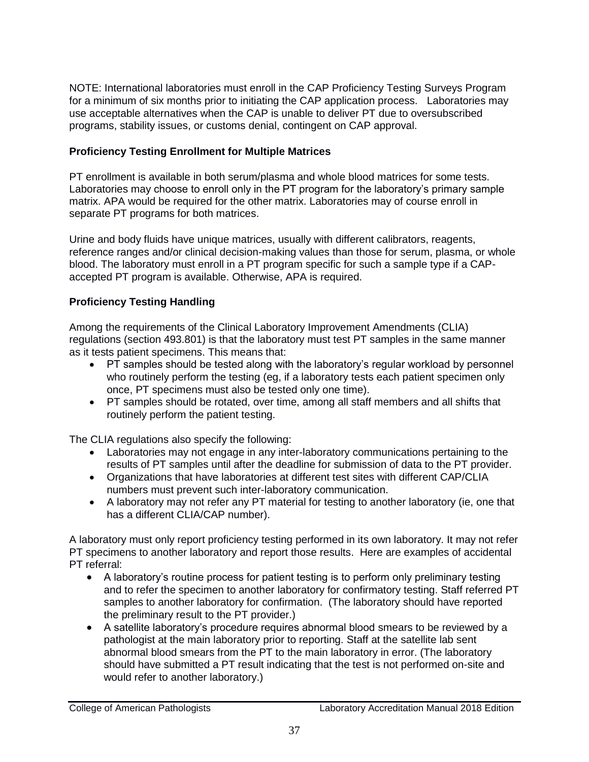NOTE: International laboratories must enroll in the CAP Proficiency Testing Surveys Program for a minimum of six months prior to initiating the CAP application process. Laboratories may use acceptable alternatives when the CAP is unable to deliver PT due to oversubscribed programs, stability issues, or customs denial, contingent on CAP approval.

**Proficiency Testing Enrollment for Multiple Matrices**

PT enrollment is available in both serum/plasma and whole blood matrices for some tests. Laboratories may choose to enroll only in the PT program for the laboratory's primary sample matrix. APA would be required for the other matrix. Laboratories may of course enroll in separate PT programs for both matrices.

Urine and body fluids have unique matrices, usually with different calibrators, reagents, reference ranges and/or clinical decision-making values than those for serum, plasma, or whole blood. The laboratory must enroll in a PT program specific for such a sample type if a CAP-accepted PT program is available. Otherwise, APA is required.

**Proficiency Testing Handling**

Among the requirements of the Clinical Laboratory Improvement Amendments (CLIA) regulations (section 493.801) is that the laboratory must test PT samples in the same manner as it tests patient specimens. This means that:

- PT samples should be tested along with the laboratory's regular workload by personnel who routinely perform the testing (eg, if a laboratory tests each patient specimen only once, PT specimens must also be tested only one time).
- PT samples should be rotated, over time, among all staff members and all shifts that routinely perform the patient testing.

The CLIA regulations also specify the following:

- Laboratories may not engage in any inter-laboratory communications pertaining to the results of PT samples until after the deadline for submission of data to the PT provider.
- Organizations that have laboratories at different test sites with different CAP/CLIA numbers must prevent such inter-laboratory communication.
- A laboratory may not refer any PT material for testing to another laboratory (ie, one that has a different CLIA/CAP number).

A laboratory must only report proficiency testing performed in its own laboratory. It may not refer PT specimens to another laboratory and report those results. Here are examples of accidental PT referral:

- A laboratory's routine process for patient testing is to perform only preliminary testing and to refer the specimen to another laboratory for confirmatory testing. Staff referred PT samples to another laboratory for confirmation. (The laboratory should have reported the preliminary result to the PT provider.)
- A satellite laboratory's procedure requires abnormal blood smears to be reviewed by a pathologist at the main laboratory prior to reporting. Staff at the satellite lab sent abnormal blood smears from the PT to the main laboratory in error. (The laboratory should have submitted a PT result indicating that the test is not performed on-site and would refer to another laboratory.)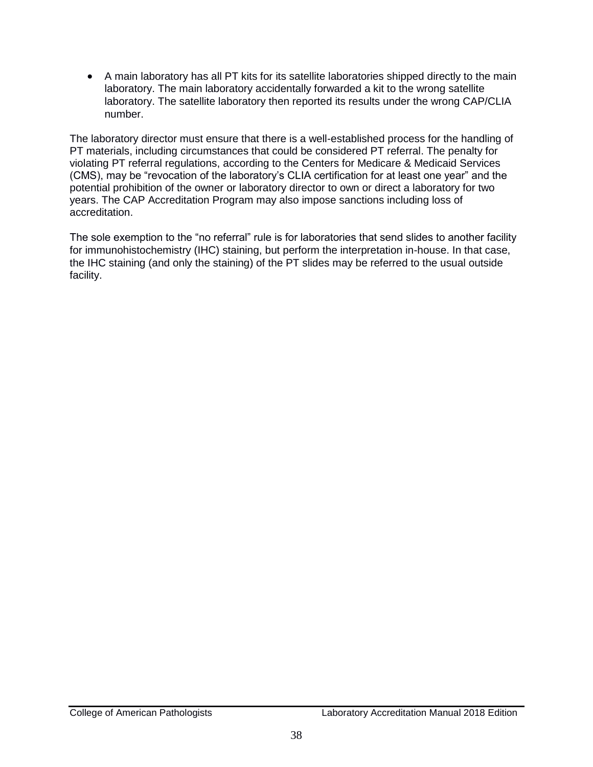- A main laboratory has all PT kits for its satellite laboratories shipped directly to the main laboratory. The main laboratory accidentally forwarded a kit to the wrong satellite laboratory. The satellite laboratory then reported its results under the wrong CAP/CLIA number.

The laboratory director must ensure that there is a well-established process for the handling of PT materials, including circumstances that could be considered PT referral. The penalty for violating PT referral regulations, according to the Centers for Medicare & Medicaid Services (CMS), may be "revocation of the laboratory's CLIA certification for at least one year" and the potential prohibition of the owner or laboratory director to own or direct a laboratory for two years. The CAP Accreditation Program may also impose sanctions including loss of accreditation.

The sole exemption to the "no referral" rule is for laboratories that send slides to another facility for immunohistochemistry (IHC) staining, but perform the interpretation in-house. In that case, the IHC staining (and only the staining) of the PT slides may be referred to the usual outside facility.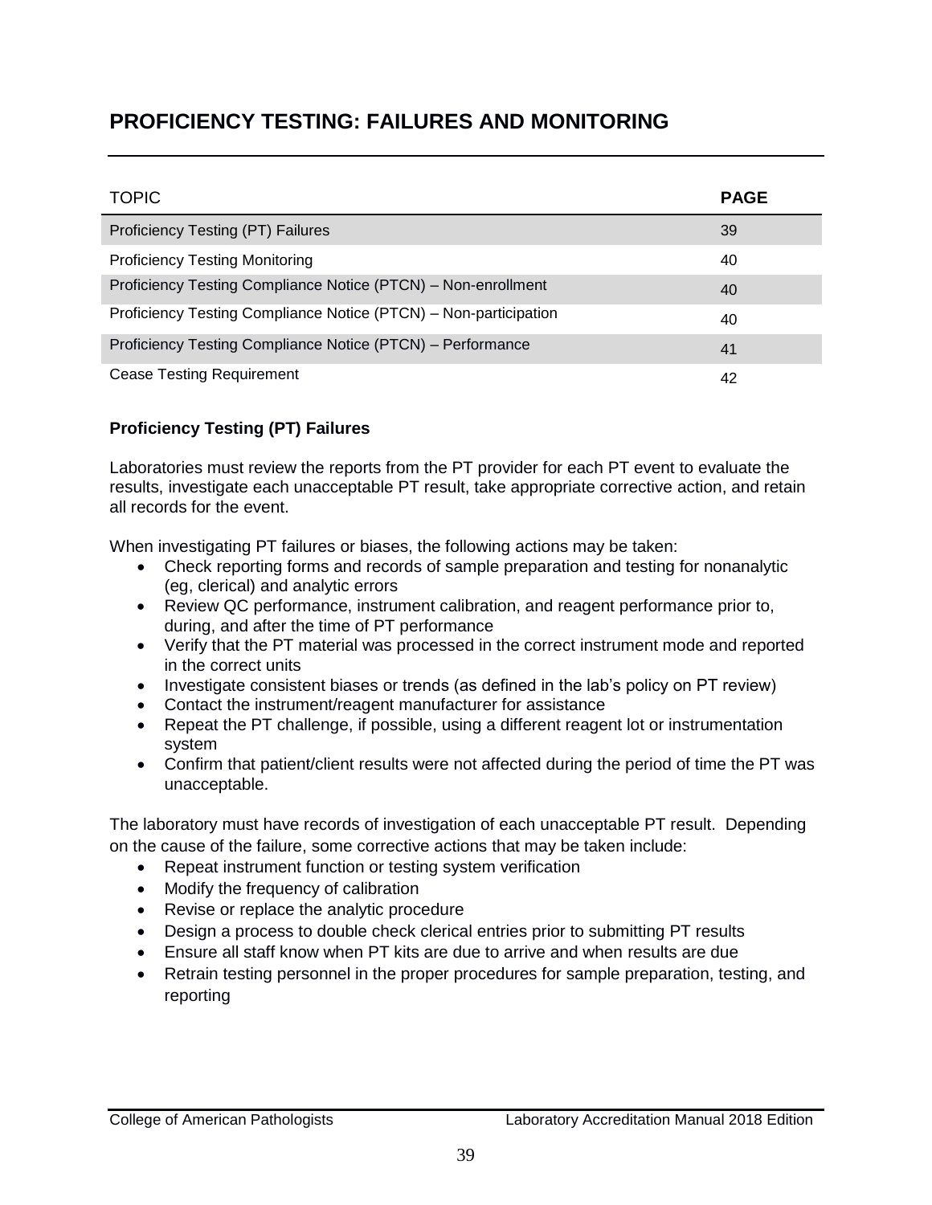# PROFICIENCY TESTING: FAILURES AND MONITORING

| TOPIC | PAGE |
|---|---|
| Proficiency Testing (PT) Failures | 39 |
| Proficiency Testing Monitoring | 40 |
| Proficiency Testing Compliance Notice (PTCN) – Non-enrollment | 40 |
| Proficiency Testing Compliance Notice (PTCN) – Non-participation | 40 |
| Proficiency Testing Compliance Notice (PTCN) – Performance | 41 |
| Cease Testing Requirement | 42 |

### Proficiency Testing (PT) Failures

Laboratories must review the reports from the PT provider for each PT event to evaluate the results, investigate each unacceptable PT result, take appropriate corrective action, and retain all records for the event.

When investigating PT failures or biases, the following actions may be taken:

- Check reporting forms and records of sample preparation and testing for nonanalytic (eg, clerical) and analytic errors
- Review QC performance, instrument calibration, and reagent performance prior to, during, and after the time of PT performance
- Verify that the PT material was processed in the correct instrument mode and reported in the correct units
- Investigate consistent biases or trends (as defined in the lab's policy on PT review)
- Contact the instrument/reagent manufacturer for assistance
- Repeat the PT challenge, if possible, using a different reagent lot or instrumentation system
- Confirm that patient/client results were not affected during the period of time the PT was unacceptable.

The laboratory must have records of investigation of each unacceptable PT result. Depending on the cause of the failure, some corrective actions that may be taken include:

- Repeat instrument function or testing system verification
- Modify the frequency of calibration
- Revise or replace the analytic procedure
- Design a process to double check clerical entries prior to submitting PT results
- Ensure all staff know when PT kits are due to arrive and when results are due
- Retrain testing personnel in the proper procedures for sample preparation, testing, and reporting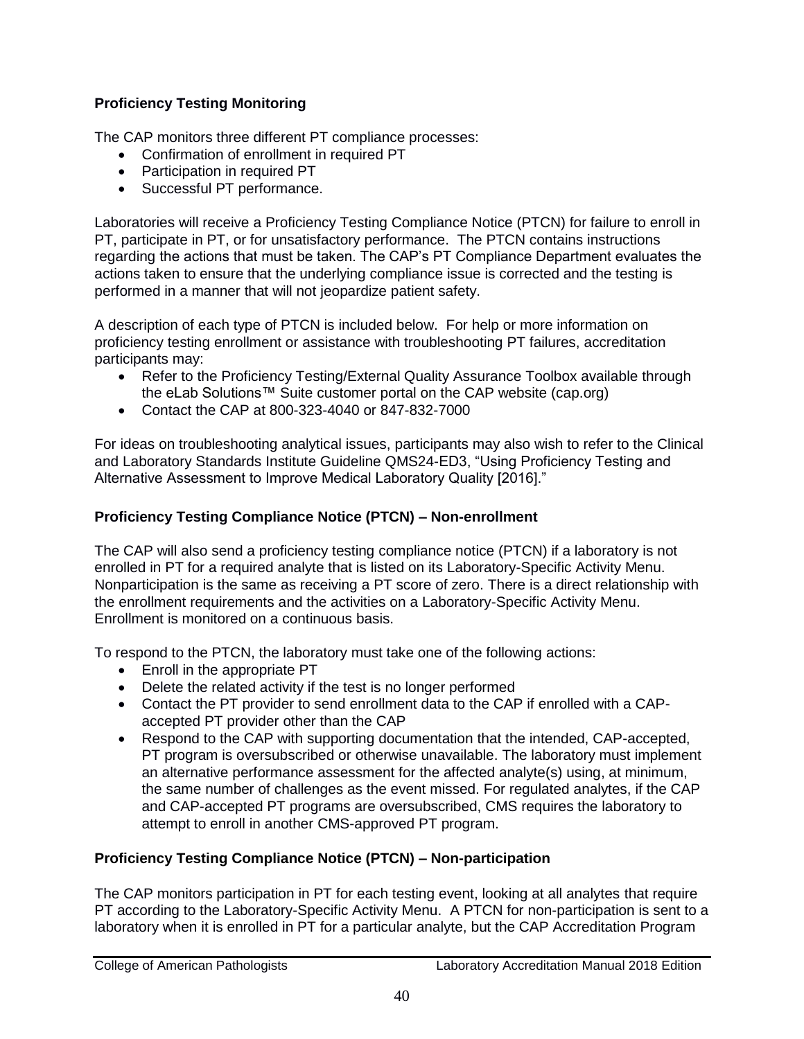**Proficiency Testing Monitoring**

The CAP monitors three different PT compliance processes:

- Confirmation of enrollment in required PT
- Participation in required PT
- Successful PT performance.

Laboratories will receive a Proficiency Testing Compliance Notice (PTCN) for failure to enroll in PT, participate in PT, or for unsatisfactory performance. The PTCN contains instructions regarding the actions that must be taken. The CAP's PT Compliance Department evaluates the actions taken to ensure that the underlying compliance issue is corrected and the testing is performed in a manner that will not jeopardize patient safety.

A description of each type of PTCN is included below. For help or more information on proficiency testing enrollment or assistance with troubleshooting PT failures, accreditation participants may:

- Refer to the Proficiency Testing/External Quality Assurance Toolbox available through the eLab Solutions™ Suite customer portal on the CAP website (cap.org)
- Contact the CAP at 800-323-4040 or 847-832-7000

For ideas on troubleshooting analytical issues, participants may also wish to refer to the Clinical and Laboratory Standards Institute Guideline QMS24-ED3, "Using Proficiency Testing and Alternative Assessment to Improve Medical Laboratory Quality [2016]."

**Proficiency Testing Compliance Notice (PTCN) – Non-enrollment**

The CAP will also send a proficiency testing compliance notice (PTCN) if a laboratory is not enrolled in PT for a required analyte that is listed on its Laboratory-Specific Activity Menu. Nonparticipation is the same as receiving a PT score of zero. There is a direct relationship with the enrollment requirements and the activities on a Laboratory-Specific Activity Menu. Enrollment is monitored on a continuous basis.

To respond to the PTCN, the laboratory must take one of the following actions:

- Enroll in the appropriate PT
- Delete the related activity if the test is no longer performed
- Contact the PT provider to send enrollment data to the CAP if enrolled with a CAP-accepted PT provider other than the CAP
- Respond to the CAP with supporting documentation that the intended, CAP-accepted, PT program is oversubscribed or otherwise unavailable. The laboratory must implement an alternative performance assessment for the affected analyte(s) using, at minimum, the same number of challenges as the event missed. For regulated analytes, if the CAP and CAP-accepted PT programs are oversubscribed, CMS requires the laboratory to attempt to enroll in another CMS-approved PT program.

**Proficiency Testing Compliance Notice (PTCN) – Non-participation**

The CAP monitors participation in PT for each testing event, looking at all analytes that require PT according to the Laboratory-Specific Activity Menu. A PTCN for non-participation is sent to a laboratory when it is enrolled in PT for a particular analyte, but the CAP Accreditation Program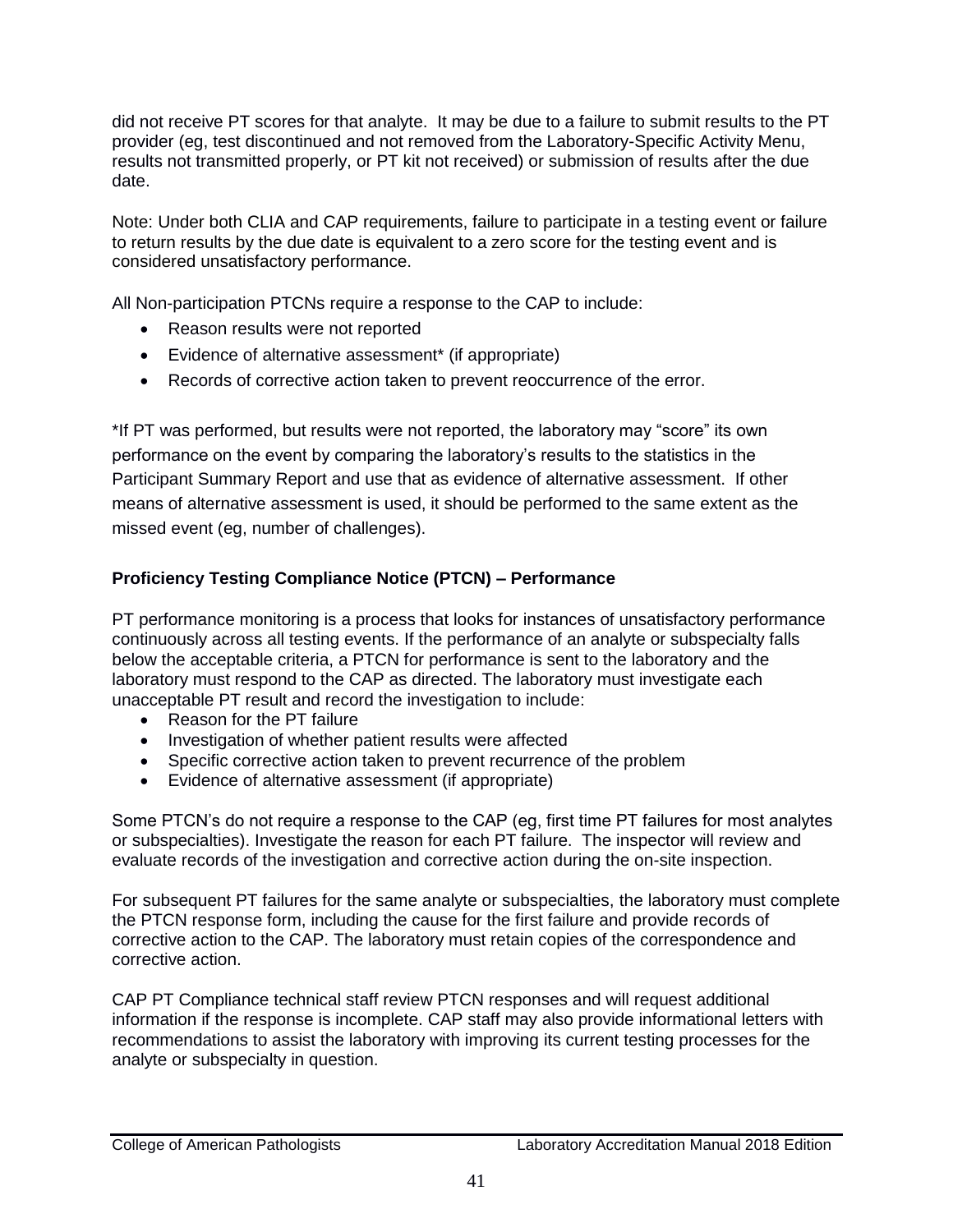did not receive PT scores for that analyte. It may be due to a failure to submit results to the PT provider (eg, test discontinued and not removed from the Laboratory-Specific Activity Menu, results not transmitted properly, or PT kit not received) or submission of results after the due date.

Note: Under both CLIA and CAP requirements, failure to participate in a testing event or failure to return results by the due date is equivalent to a zero score for the testing event and is considered unsatisfactory performance.

All Non-participation PTCNs require a response to the CAP to include:

- Reason results were not reported
- Evidence of alternative assessment* (if appropriate)
- Records of corrective action taken to prevent reoccurrence of the error.

*If PT was performed, but results were not reported, the laboratory may "score" its own performance on the event by comparing the laboratory's results to the statistics in the Participant Summary Report and use that as evidence of alternative assessment. If other means of alternative assessment is used, it should be performed to the same extent as the missed event (eg, number of challenges).

**Proficiency Testing Compliance Notice (PTCN) – Performance**

PT performance monitoring is a process that looks for instances of unsatisfactory performance continuously across all testing events. If the performance of an analyte or subspecialty falls below the acceptable criteria, a PTCN for performance is sent to the laboratory and the laboratory must respond to the CAP as directed. The laboratory must investigate each unacceptable PT result and record the investigation to include:

- Reason for the PT failure
- Investigation of whether patient results were affected
- Specific corrective action taken to prevent recurrence of the problem
- Evidence of alternative assessment (if appropriate)

Some PTCN's do not require a response to the CAP (eg, first time PT failures for most analytes or subspecialties). Investigate the reason for each PT failure. The inspector will review and evaluate records of the investigation and corrective action during the on-site inspection.

For subsequent PT failures for the same analyte or subspecialties, the laboratory must complete the PTCN response form, including the cause for the first failure and provide records of corrective action to the CAP. The laboratory must retain copies of the correspondence and corrective action.

CAP PT Compliance technical staff review PTCN responses and will request additional information if the response is incomplete. CAP staff may also provide informational letters with recommendations to assist the laboratory with improving its current testing processes for the analyte or subspecialty in question.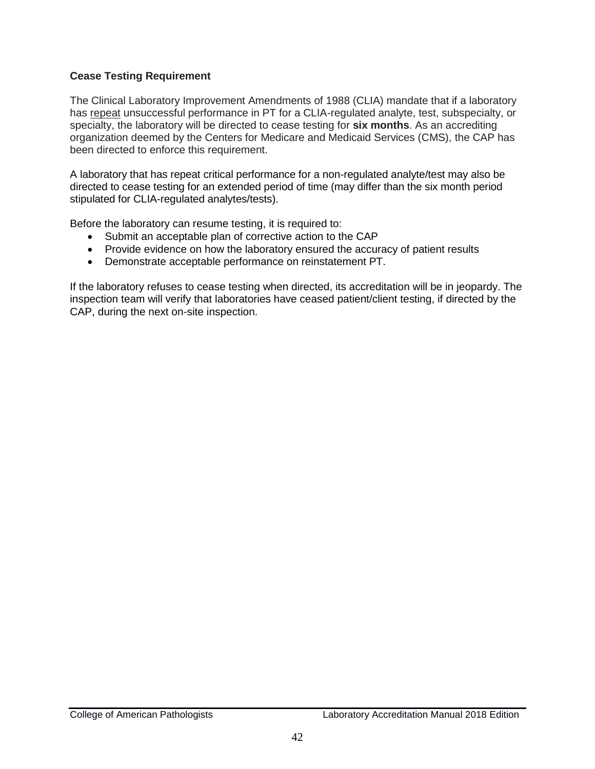### Cease Testing Requirement

The Clinical Laboratory Improvement Amendments of 1988 (CLIA) mandate that if a laboratory has repeat unsuccessful performance in PT for a CLIA-regulated analyte, test, subspecialty, or specialty, the laboratory will be directed to cease testing for **six months**. As an accrediting organization deemed by the Centers for Medicare and Medicaid Services (CMS), the CAP has been directed to enforce this requirement.

A laboratory that has repeat critical performance for a non-regulated analyte/test may also be directed to cease testing for an extended period of time (may differ than the six month period stipulated for CLIA-regulated analytes/tests).

Before the laboratory can resume testing, it is required to:

- Submit an acceptable plan of corrective action to the CAP
- Provide evidence on how the laboratory ensured the accuracy of patient results
- Demonstrate acceptable performance on reinstatement PT.

If the laboratory refuses to cease testing when directed, its accreditation will be in jeopardy. The inspection team will verify that laboratories have ceased patient/client testing, if directed by the CAP, during the next on-site inspection.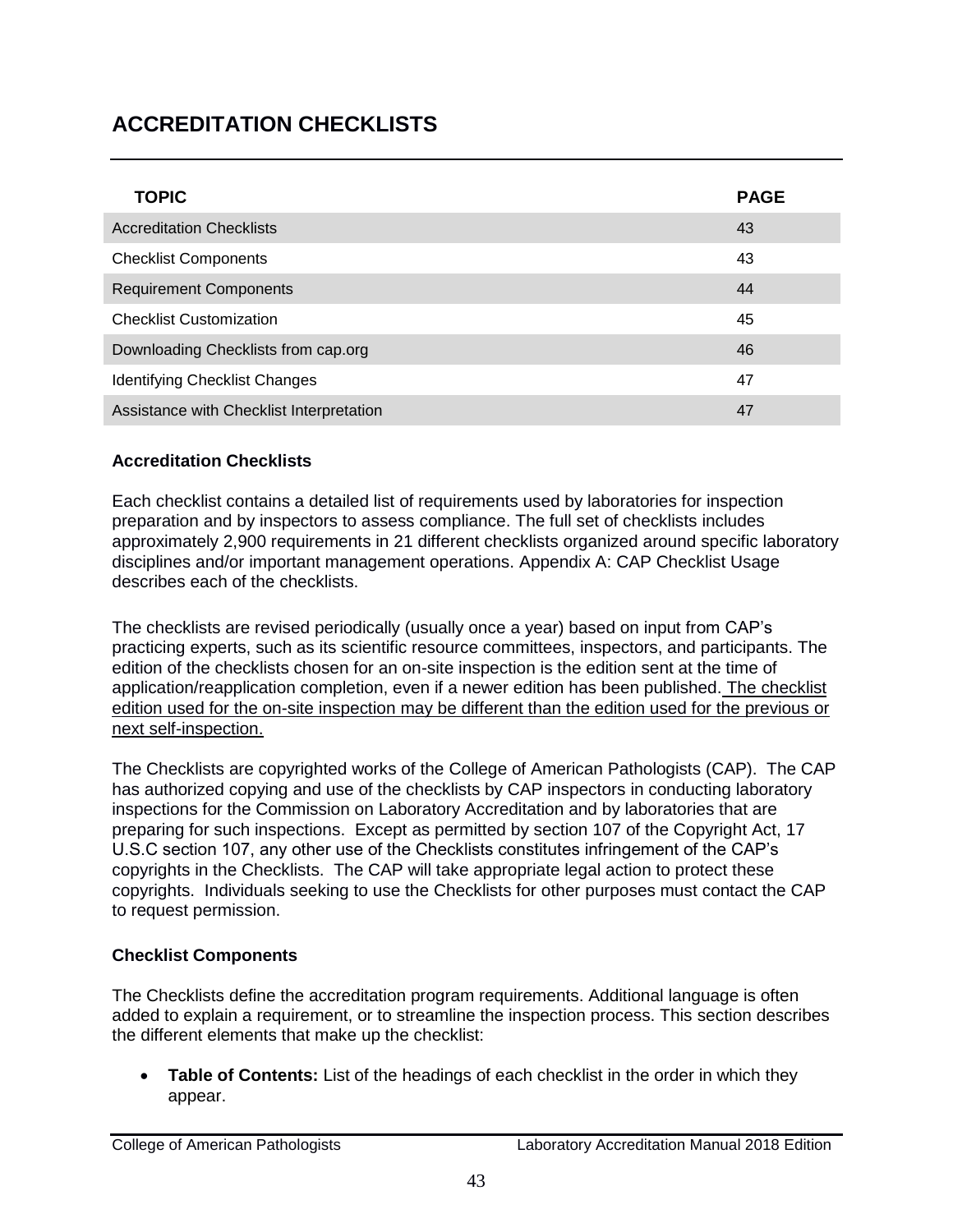# ACCREDITATION CHECKLISTS

| TOPIC | PAGE |
| --- | --- |
| Accreditation Checklists | 43 |
| Checklist Components | 43 |
| Requirement Components | 44 |
| Checklist Customization | 45 |
| Downloading Checklists from cap.org | 46 |
| Identifying Checklist Changes | 47 |
| Assistance with Checklist Interpretation | 47 |

### Accreditation Checklists

Each checklist contains a detailed list of requirements used by laboratories for inspection preparation and by inspectors to assess compliance. The full set of checklists includes approximately 2,900 requirements in 21 different checklists organized around specific laboratory disciplines and/or important management operations. Appendix A: CAP Checklist Usage describes each of the checklists.

The checklists are revised periodically (usually once a year) based on input from CAP's practicing experts, such as its scientific resource committees, inspectors, and participants. The edition of the checklists chosen for an on-site inspection is the edition sent at the time of application/reapplication completion, even if a newer edition has been published. <u>The checklist edition used for the on-site inspection may be different than the edition used for the previous or next self-inspection.</u>

The Checklists are copyrighted works of the College of American Pathologists (CAP). The CAP has authorized copying and use of the checklists by CAP inspectors in conducting laboratory inspections for the Commission on Laboratory Accreditation and by laboratories that are preparing for such inspections. Except as permitted by section 107 of the Copyright Act, 17 U.S.C section 107, any other use of the Checklists constitutes infringement of the CAP's copyrights in the Checklists. The CAP will take appropriate legal action to protect these copyrights. Individuals seeking to use the Checklists for other purposes must contact the CAP to request permission.

### Checklist Components

The Checklists define the accreditation program requirements. Additional language is often added to explain a requirement, or to streamline the inspection process. This section describes the different elements that make up the checklist:

- **Table of Contents:** List of the headings of each checklist in the order in which they appear.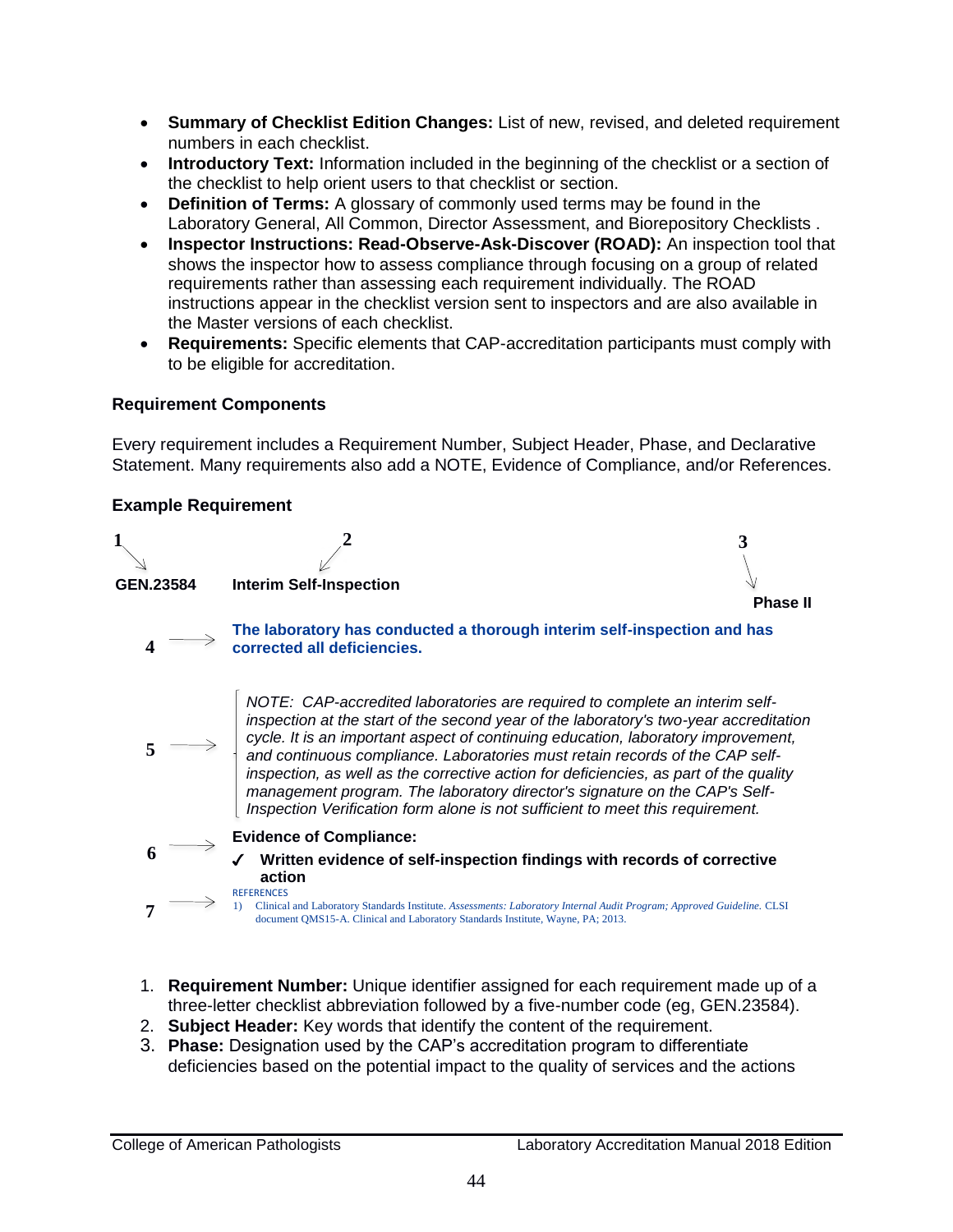- **Summary of Checklist Edition Changes:** List of new, revised, and deleted requirement numbers in each checklist.
- **Introductory Text:** Information included in the beginning of the checklist or a section of the checklist to help orient users to that checklist or section.
- **Definition of Terms:** A glossary of commonly used terms may be found in the Laboratory General, All Common, Director Assessment, and Biorepository Checklists .
- **Inspector Instructions: Read-Observe-Ask-Discover (ROAD):** An inspection tool that shows the inspector how to assess compliance through focusing on a group of related requirements rather than assessing each requirement individually. The ROAD instructions appear in the checklist version sent to inspectors and are also available in the Master versions of each checklist.
- **Requirements:** Specific elements that CAP-accreditation participants must comply with to be eligible for accreditation.

**Requirement Components**

Every requirement includes a Requirement Number, Subject Header, Phase, and Declarative Statement. Many requirements also add a NOTE, Evidence of Compliance, and/or References.

**Example Requirement**

1 → **GEN.23584** &nbsp;&nbsp; 2 → **Interim Self-Inspection** &nbsp;&nbsp; 3 → **Phase II**

4 → **The laboratory has conducted a thorough interim self-inspection and has corrected all deficiencies.**

5 → *NOTE: CAP-accredited laboratories are required to complete an interim self-inspection at the start of the second year of the laboratory's two-year accreditation cycle. It is an important aspect of continuing education, laboratory improvement, and continuous compliance. Laboratories must retain records of the CAP self-inspection, as well as the corrective action for deficiencies, as part of the quality management program. The laboratory director's signature on the CAP's Self-Inspection Verification form alone is not sufficient to meet this requirement.*

6 → **Evidence of Compliance:**

✓ **Written evidence of self-inspection findings with records of corrective action**

7 → REFERENCES

1) Clinical and Laboratory Standards Institute. *Assessments: Laboratory Internal Audit Program; Approved Guideline.* CLSI document QMS15-A. Clinical and Laboratory Standards Institute, Wayne, PA; 2013.

1. **Requirement Number:** Unique identifier assigned for each requirement made up of a three-letter checklist abbreviation followed by a five-number code (eg, GEN.23584).
2. **Subject Header:** Key words that identify the content of the requirement.
3. **Phase:** Designation used by the CAP's accreditation program to differentiate deficiencies based on the potential impact to the quality of services and the actions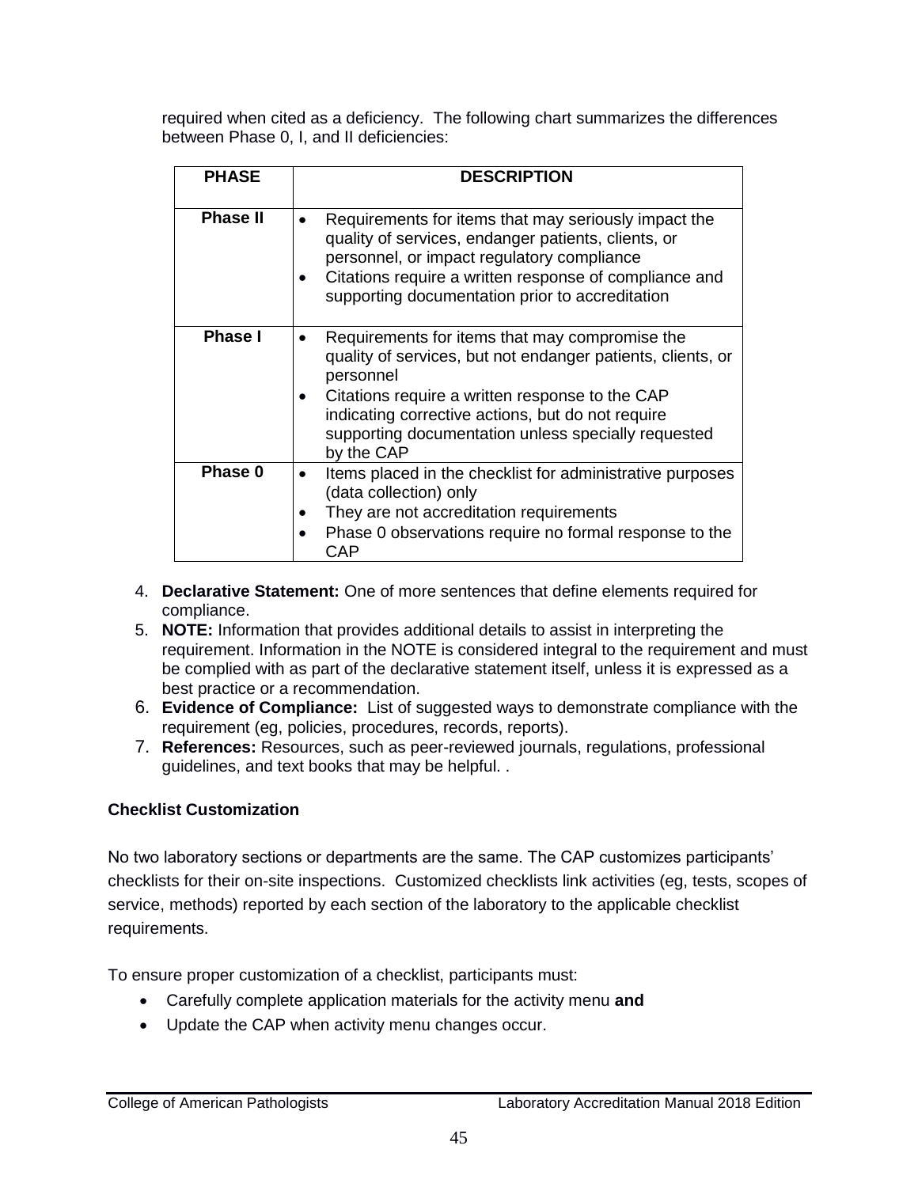required when cited as a deficiency. The following chart summarizes the differences between Phase 0, I, and II deficiencies:

| PHASE | DESCRIPTION |
|---|---|
| **Phase II** | • Requirements for items that may seriously impact the quality of services, endanger patients, clients, or personnel, or impact regulatory compliance<br>• Citations require a written response of compliance and supporting documentation prior to accreditation |
| **Phase I** | • Requirements for items that may compromise the quality of services, but not endanger patients, clients, or personnel<br>• Citations require a written response to the CAP indicating corrective actions, but do not require supporting documentation unless specially requested by the CAP |
| **Phase 0** | • Items placed in the checklist for administrative purposes (data collection) only<br>• They are not accreditation requirements<br>• Phase 0 observations require no formal response to the CAP |

4. **Declarative Statement:** One of more sentences that define elements required for compliance.
5. **NOTE:** Information that provides additional details to assist in interpreting the requirement. Information in the NOTE is considered integral to the requirement and must be complied with as part of the declarative statement itself, unless it is expressed as a best practice or a recommendation.
6. **Evidence of Compliance:** List of suggested ways to demonstrate compliance with the requirement (eg, policies, procedures, records, reports).
7. **References:** Resources, such as peer-reviewed journals, regulations, professional guidelines, and text books that may be helpful. .

**Checklist Customization**

No two laboratory sections or departments are the same. The CAP customizes participants' checklists for their on-site inspections. Customized checklists link activities (eg, tests, scopes of service, methods) reported by each section of the laboratory to the applicable checklist requirements.

To ensure proper customization of a checklist, participants must:

- Carefully complete application materials for the activity menu **and**
- Update the CAP when activity menu changes occur.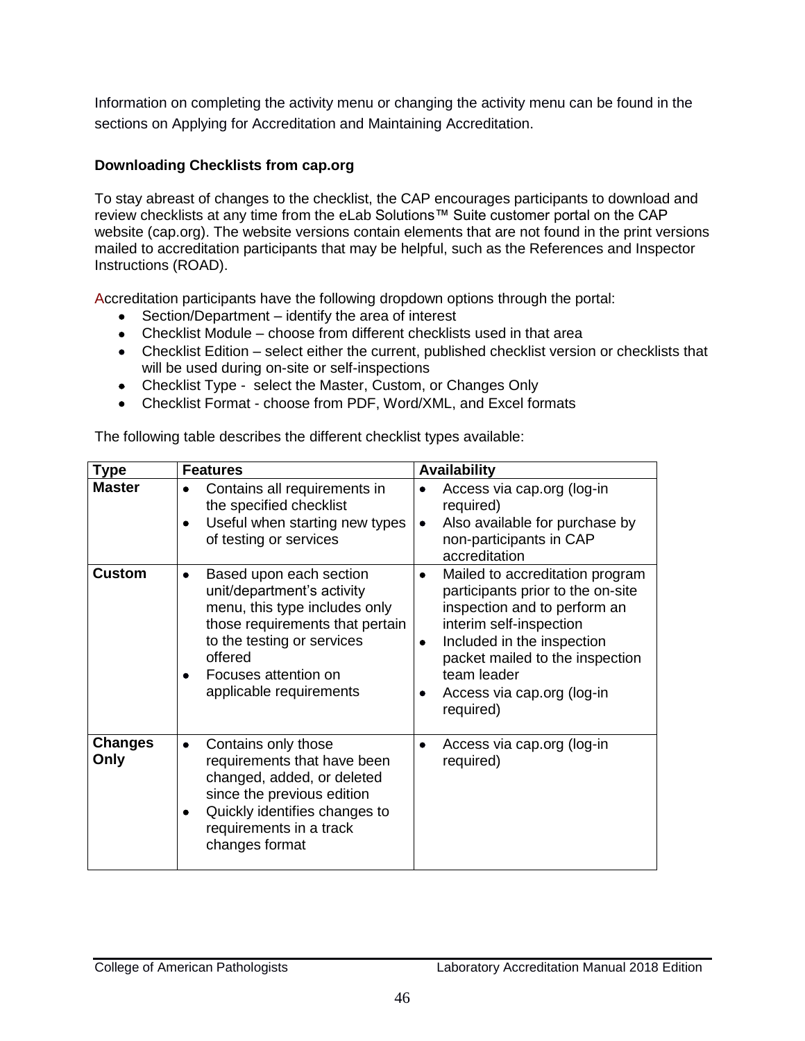Information on completing the activity menu or changing the activity menu can be found in the sections on Applying for Accreditation and Maintaining Accreditation.

**Downloading Checklists from cap.org**

To stay abreast of changes to the checklist, the CAP encourages participants to download and review checklists at any time from the eLab Solutions™ Suite customer portal on the CAP website (cap.org). The website versions contain elements that are not found in the print versions mailed to accreditation participants that may be helpful, such as the References and Inspector Instructions (ROAD).

Accreditation participants have the following dropdown options through the portal:

- Section/Department – identify the area of interest
- Checklist Module – choose from different checklists used in that area
- Checklist Edition – select either the current, published checklist version or checklists that will be used during on-site or self-inspections
- Checklist Type - select the Master, Custom, or Changes Only
- Checklist Format - choose from PDF, Word/XML, and Excel formats

The following table describes the different checklist types available:

| Type | Features | Availability |
|---|---|---|
| **Master** | • Contains all requirements in the specified checklist<br>• Useful when starting new types of testing or services | • Access via cap.org (log-in required)<br>• Also available for purchase by non-participants in CAP accreditation |
| **Custom** | • Based upon each section unit/department's activity menu, this type includes only those requirements that pertain to the testing or services offered<br>• Focuses attention on applicable requirements | • Mailed to accreditation program participants prior to the on-site inspection and to perform an interim self-inspection<br>• Included in the inspection packet mailed to the inspection team leader<br>• Access via cap.org (log-in required) |
| **Changes Only** | • Contains only those requirements that have been changed, added, or deleted since the previous edition<br>• Quickly identifies changes to requirements in a track changes format | • Access via cap.org (log-in required) |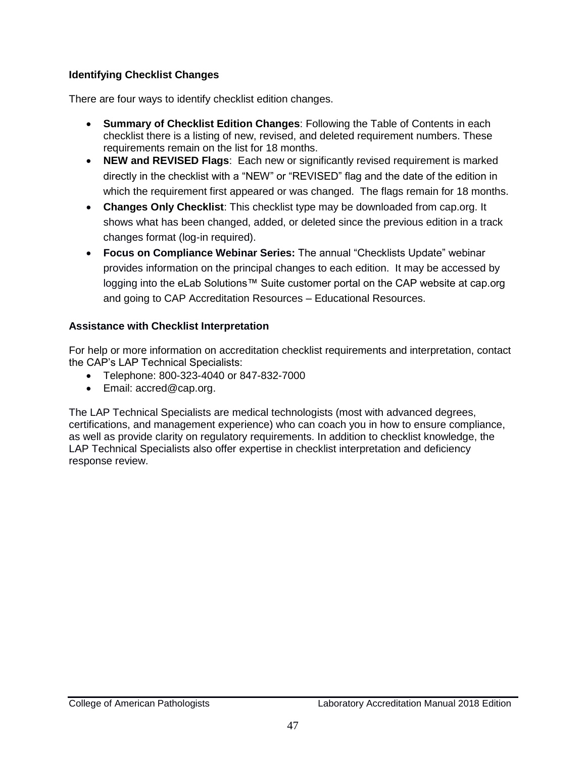### Identifying Checklist Changes

There are four ways to identify checklist edition changes.

- **Summary of Checklist Edition Changes**: Following the Table of Contents in each checklist there is a listing of new, revised, and deleted requirement numbers. These requirements remain on the list for 18 months.
- **NEW and REVISED Flags**: Each new or significantly revised requirement is marked directly in the checklist with a "NEW" or "REVISED" flag and the date of the edition in which the requirement first appeared or was changed. The flags remain for 18 months.
- **Changes Only Checklist**: This checklist type may be downloaded from cap.org. It shows what has been changed, added, or deleted since the previous edition in a track changes format (log-in required).
- **Focus on Compliance Webinar Series:** The annual "Checklists Update" webinar provides information on the principal changes to each edition. It may be accessed by logging into the eLab Solutions™ Suite customer portal on the CAP website at cap.org and going to CAP Accreditation Resources – Educational Resources.

### Assistance with Checklist Interpretation

For help or more information on accreditation checklist requirements and interpretation, contact the CAP's LAP Technical Specialists:

- Telephone: 800-323-4040 or 847-832-7000
- Email: accred@cap.org.

The LAP Technical Specialists are medical technologists (most with advanced degrees, certifications, and management experience) who can coach you in how to ensure compliance, as well as provide clarity on regulatory requirements. In addition to checklist knowledge, the LAP Technical Specialists also offer expertise in checklist interpretation and deficiency response review.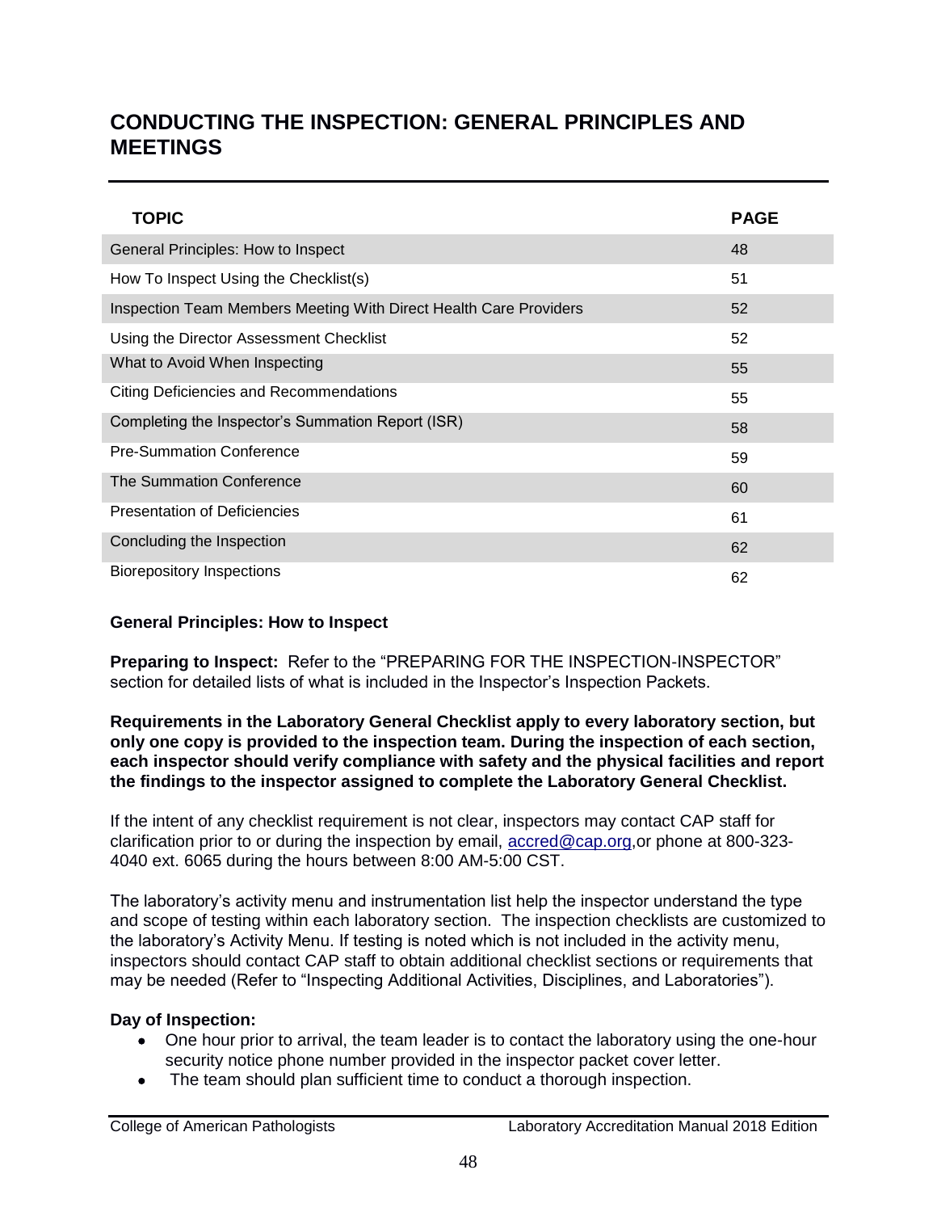## CONDUCTING THE INSPECTION: GENERAL PRINCIPLES AND MEETINGS

| TOPIC | PAGE |
|---|---|
| General Principles: How to Inspect | 48 |
| How To Inspect Using the Checklist(s) | 51 |
| Inspection Team Members Meeting With Direct Health Care Providers | 52 |
| Using the Director Assessment Checklist | 52 |
| What to Avoid When Inspecting | 55 |
| Citing Deficiencies and Recommendations | 55 |
| Completing the Inspector's Summation Report (ISR) | 58 |
| Pre-Summation Conference | 59 |
| The Summation Conference | 60 |
| Presentation of Deficiencies | 61 |
| Concluding the Inspection | 62 |
| Biorepository Inspections | 62 |

### General Principles: How to Inspect

**Preparing to Inspect:** Refer to the "PREPARING FOR THE INSPECTION-INSPECTOR" section for detailed lists of what is included in the Inspector's Inspection Packets.

**Requirements in the Laboratory General Checklist apply to every laboratory section, but only one copy is provided to the inspection team. During the inspection of each section, each inspector should verify compliance with safety and the physical facilities and report the findings to the inspector assigned to complete the Laboratory General Checklist.**

If the intent of any checklist requirement is not clear, inspectors may contact CAP staff for clarification prior to or during the inspection by email, accred@cap.org,or phone at 800-323-4040 ext. 6065 during the hours between 8:00 AM-5:00 CST.

The laboratory's activity menu and instrumentation list help the inspector understand the type and scope of testing within each laboratory section. The inspection checklists are customized to the laboratory's Activity Menu. If testing is noted which is not included in the activity menu, inspectors should contact CAP staff to obtain additional checklist sections or requirements that may be needed (Refer to "Inspecting Additional Activities, Disciplines, and Laboratories").

**Day of Inspection:**

- One hour prior to arrival, the team leader is to contact the laboratory using the one-hour security notice phone number provided in the inspector packet cover letter.
- The team should plan sufficient time to conduct a thorough inspection.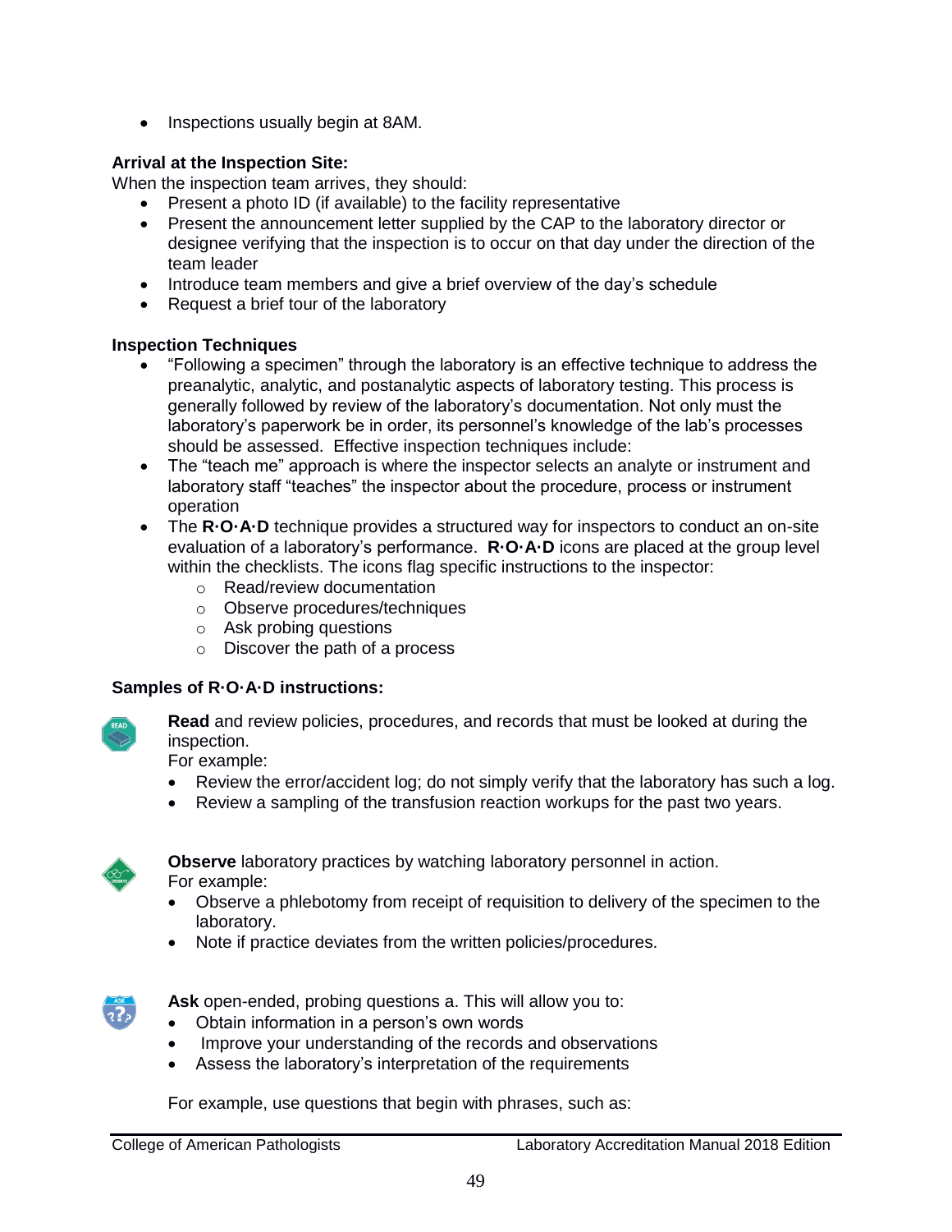- Inspections usually begin at 8AM.

**Arrival at the Inspection Site:**

When the inspection team arrives, they should:

- Present a photo ID (if available) to the facility representative
- Present the announcement letter supplied by the CAP to the laboratory director or designee verifying that the inspection is to occur on that day under the direction of the team leader
- Introduce team members and give a brief overview of the day's schedule
- Request a brief tour of the laboratory

**Inspection Techniques**

- "Following a specimen" through the laboratory is an effective technique to address the preanalytic, analytic, and postanalytic aspects of laboratory testing. This process is generally followed by review of the laboratory's documentation. Not only must the laboratory's paperwork be in order, its personnel's knowledge of the lab's processes should be assessed. Effective inspection techniques include:
- The "teach me" approach is where the inspector selects an analyte or instrument and laboratory staff "teaches" the inspector about the procedure, process or instrument operation
- The **R·O·A·D** technique provides a structured way for inspectors to conduct an on-site evaluation of a laboratory's performance. **R·O·A·D** icons are placed at the group level within the checklists. The icons flag specific instructions to the inspector:
  - Read/review documentation
  - Observe procedures/techniques
  - Ask probing questions
  - Discover the path of a process

**Samples of R·O·A·D instructions:**

**Read** and review policies, procedures, and records that must be looked at during the inspection.
For example:

- Review the error/accident log; do not simply verify that the laboratory has such a log.
- Review a sampling of the transfusion reaction workups for the past two years.

**Observe** laboratory practices by watching laboratory personnel in action.
For example:

- Observe a phlebotomy from receipt of requisition to delivery of the specimen to the laboratory.
- Note if practice deviates from the written policies/procedures.

**Ask** open-ended, probing questions a. This will allow you to:

- Obtain information in a person's own words
- Improve your understanding of the records and observations
- Assess the laboratory's interpretation of the requirements

For example, use questions that begin with phrases, such as: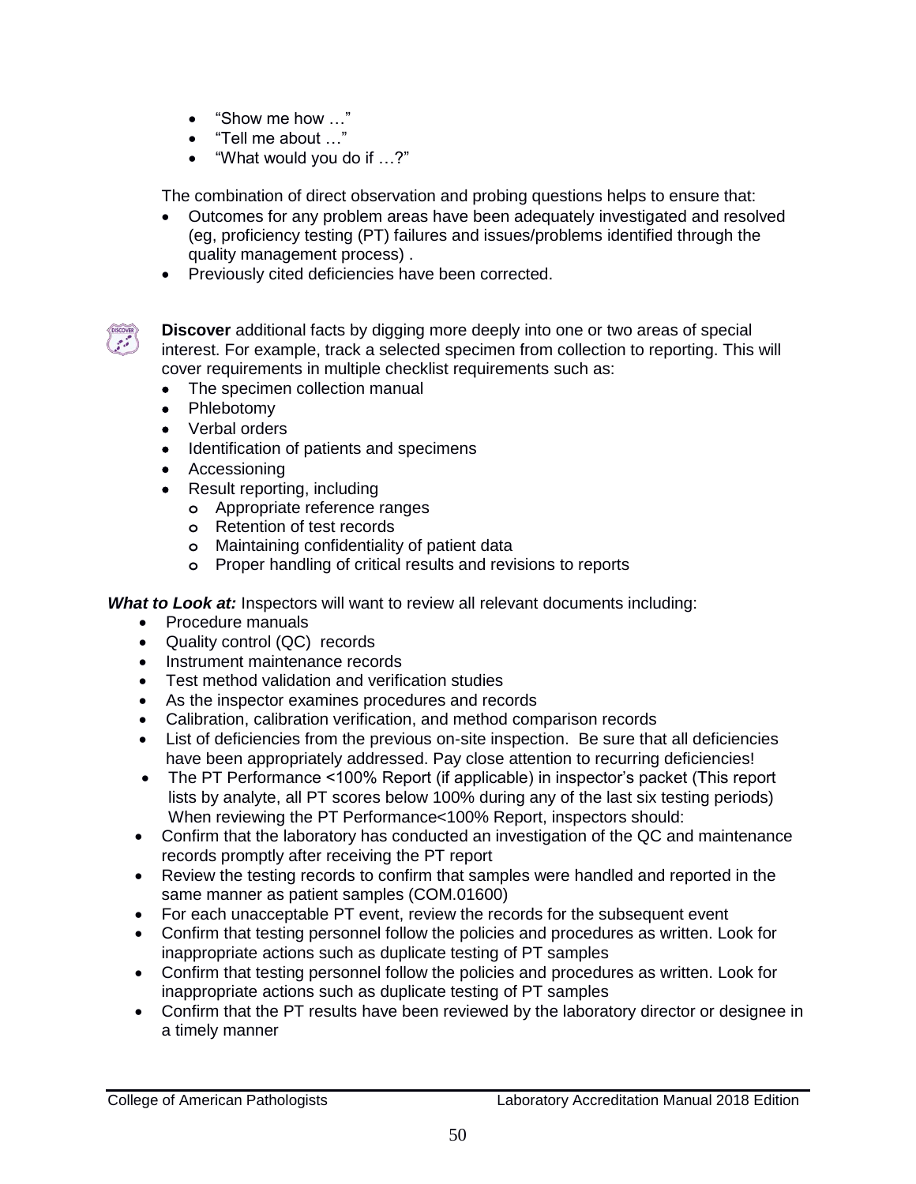- "Show me how …"
- "Tell me about …"
- "What would you do if …?"

The combination of direct observation and probing questions helps to ensure that:

- Outcomes for any problem areas have been adequately investigated and resolved (eg, proficiency testing (PT) failures and issues/problems identified through the quality management process) .
- Previously cited deficiencies have been corrected.

**Discover** additional facts by digging more deeply into one or two areas of special interest. For example, track a selected specimen from collection to reporting. This will cover requirements in multiple checklist requirements such as:

- The specimen collection manual
- Phlebotomy
- Verbal orders
- Identification of patients and specimens
- Accessioning
- Result reporting, including
    - Appropriate reference ranges
    - Retention of test records
    - Maintaining confidentiality of patient data
    - Proper handling of critical results and revisions to reports

***What to Look at:*** Inspectors will want to review all relevant documents including:

- Procedure manuals
- Quality control (QC) records
- Instrument maintenance records
- Test method validation and verification studies
- As the inspector examines procedures and records
- Calibration, calibration verification, and method comparison records
- List of deficiencies from the previous on-site inspection. Be sure that all deficiencies have been appropriately addressed. Pay close attention to recurring deficiencies!
- The PT Performance <100% Report (if applicable) in inspector's packet (This report lists by analyte, all PT scores below 100% during any of the last six testing periods) When reviewing the PT Performance<100% Report, inspectors should:
- Confirm that the laboratory has conducted an investigation of the QC and maintenance records promptly after receiving the PT report
- Review the testing records to confirm that samples were handled and reported in the same manner as patient samples (COM.01600)
- For each unacceptable PT event, review the records for the subsequent event
- Confirm that testing personnel follow the policies and procedures as written. Look for inappropriate actions such as duplicate testing of PT samples
- Confirm that testing personnel follow the policies and procedures as written. Look for inappropriate actions such as duplicate testing of PT samples
- Confirm that the PT results have been reviewed by the laboratory director or designee in a timely manner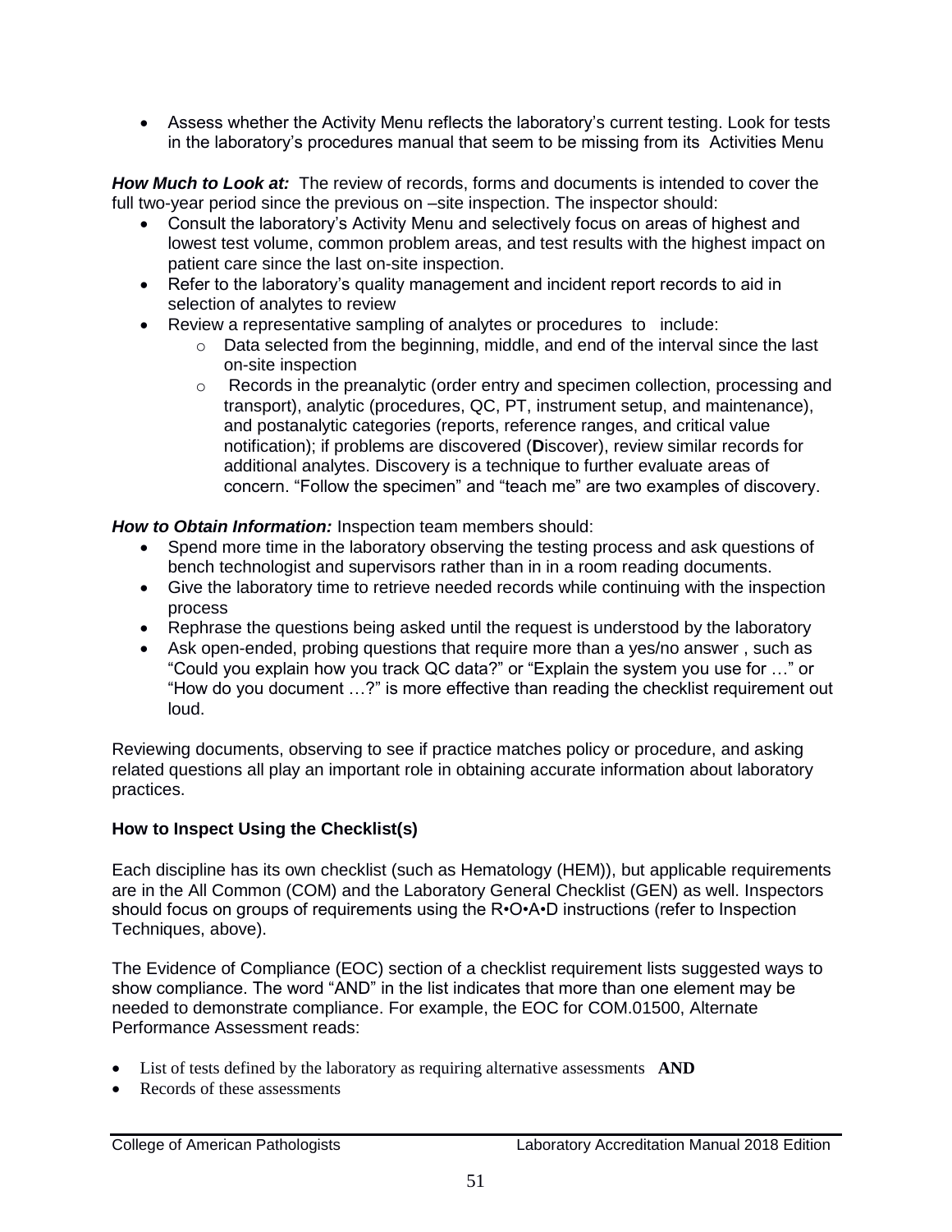- Assess whether the Activity Menu reflects the laboratory's current testing. Look for tests in the laboratory's procedures manual that seem to be missing from its Activities Menu

***How Much to Look at:*** The review of records, forms and documents is intended to cover the full two-year period since the previous on –site inspection. The inspector should:

- Consult the laboratory's Activity Menu and selectively focus on areas of highest and lowest test volume, common problem areas, and test results with the highest impact on patient care since the last on-site inspection.
- Refer to the laboratory's quality management and incident report records to aid in selection of analytes to review
- Review a representative sampling of analytes or procedures to include:
  - Data selected from the beginning, middle, and end of the interval since the last on-site inspection
  - Records in the preanalytic (order entry and specimen collection, processing and transport), analytic (procedures, QC, PT, instrument setup, and maintenance), and postanalytic categories (reports, reference ranges, and critical value notification); if problems are discovered (**D**iscover), review similar records for additional analytes. Discovery is a technique to further evaluate areas of concern. "Follow the specimen" and "teach me" are two examples of discovery.

***How to Obtain Information:*** Inspection team members should:

- Spend more time in the laboratory observing the testing process and ask questions of bench technologist and supervisors rather than in in a room reading documents.
- Give the laboratory time to retrieve needed records while continuing with the inspection process
- Rephrase the questions being asked until the request is understood by the laboratory
- Ask open-ended, probing questions that require more than a yes/no answer , such as "Could you explain how you track QC data?" or "Explain the system you use for …" or "How do you document …?" is more effective than reading the checklist requirement out loud.

Reviewing documents, observing to see if practice matches policy or procedure, and asking related questions all play an important role in obtaining accurate information about laboratory practices.

**How to Inspect Using the Checklist(s)**

Each discipline has its own checklist (such as Hematology (HEM)), but applicable requirements are in the All Common (COM) and the Laboratory General Checklist (GEN) as well. Inspectors should focus on groups of requirements using the R•O•A•D instructions (refer to Inspection Techniques, above).

The Evidence of Compliance (EOC) section of a checklist requirement lists suggested ways to show compliance. The word "AND" in the list indicates that more than one element may be needed to demonstrate compliance. For example, the EOC for COM.01500, Alternate Performance Assessment reads:

- List of tests defined by the laboratory as requiring alternative assessments **AND**
- Records of these assessments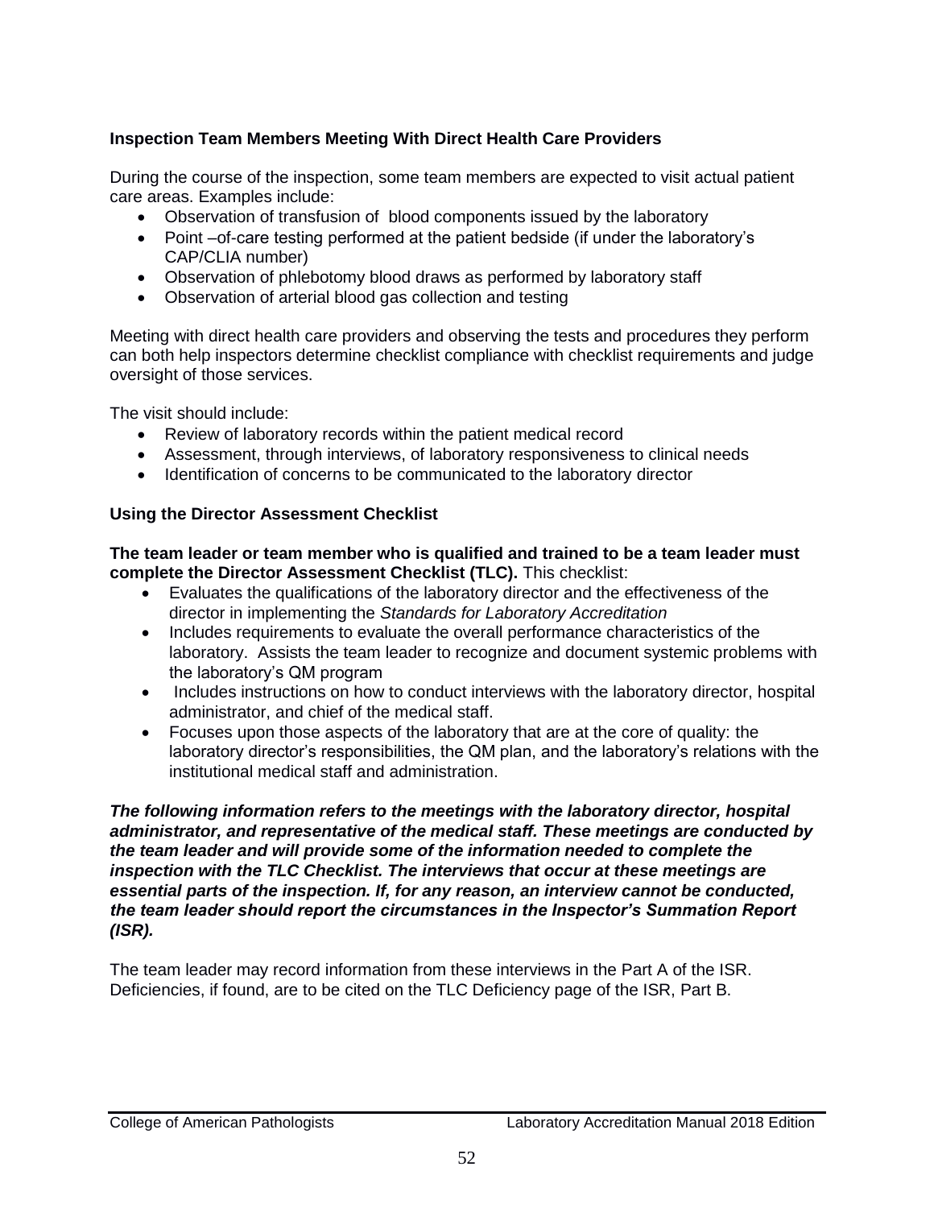### Inspection Team Members Meeting With Direct Health Care Providers

During the course of the inspection, some team members are expected to visit actual patient care areas. Examples include:

- Observation of transfusion of blood components issued by the laboratory
- Point –of-care testing performed at the patient bedside (if under the laboratory's CAP/CLIA number)
- Observation of phlebotomy blood draws as performed by laboratory staff
- Observation of arterial blood gas collection and testing

Meeting with direct health care providers and observing the tests and procedures they perform can both help inspectors determine checklist compliance with checklist requirements and judge oversight of those services.

The visit should include:

- Review of laboratory records within the patient medical record
- Assessment, through interviews, of laboratory responsiveness to clinical needs
- Identification of concerns to be communicated to the laboratory director

### Using the Director Assessment Checklist

**The team leader or team member who is qualified and trained to be a team leader must complete the Director Assessment Checklist (TLC).** This checklist:

- Evaluates the qualifications of the laboratory director and the effectiveness of the director in implementing the *Standards for Laboratory Accreditation*
- Includes requirements to evaluate the overall performance characteristics of the laboratory. Assists the team leader to recognize and document systemic problems with the laboratory's QM program
- Includes instructions on how to conduct interviews with the laboratory director, hospital administrator, and chief of the medical staff.
- Focuses upon those aspects of the laboratory that are at the core of quality: the laboratory director's responsibilities, the QM plan, and the laboratory's relations with the institutional medical staff and administration.

***The following information refers to the meetings with the laboratory director, hospital administrator, and representative of the medical staff. These meetings are conducted by the team leader and will provide some of the information needed to complete the inspection with the TLC Checklist. The interviews that occur at these meetings are essential parts of the inspection. If, for any reason, an interview cannot be conducted, the team leader should report the circumstances in the Inspector's Summation Report (ISR).***

The team leader may record information from these interviews in the Part A of the ISR. Deficiencies, if found, are to be cited on the TLC Deficiency page of the ISR, Part B.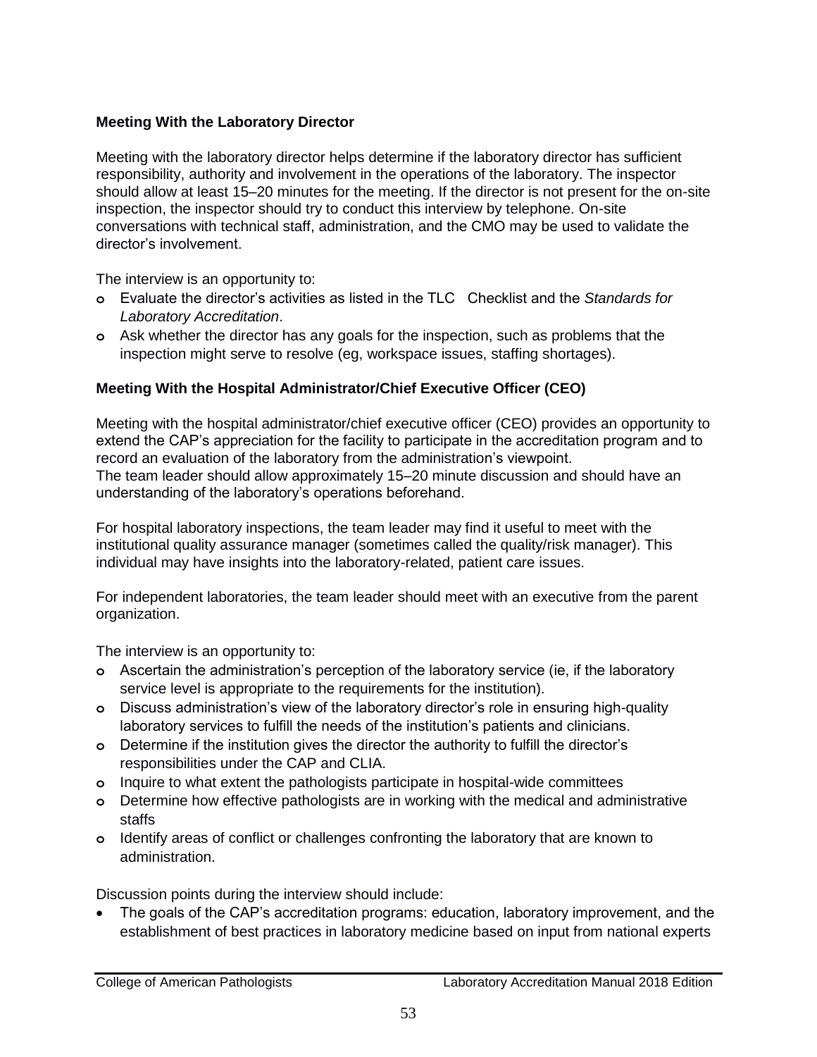### Meeting With the Laboratory Director

Meeting with the laboratory director helps determine if the laboratory director has sufficient responsibility, authority and involvement in the operations of the laboratory. The inspector should allow at least 15–20 minutes for the meeting. If the director is not present for the on-site inspection, the inspector should try to conduct this interview by telephone. On-site conversations with technical staff, administration, and the CMO may be used to validate the director's involvement.

The interview is an opportunity to:

- Evaluate the director's activities as listed in the TLC Checklist and the *Standards for Laboratory Accreditation*.
- Ask whether the director has any goals for the inspection, such as problems that the inspection might serve to resolve (eg, workspace issues, staffing shortages).

### Meeting With the Hospital Administrator/Chief Executive Officer (CEO)

Meeting with the hospital administrator/chief executive officer (CEO) provides an opportunity to extend the CAP's appreciation for the facility to participate in the accreditation program and to record an evaluation of the laboratory from the administration's viewpoint.
The team leader should allow approximately 15–20 minute discussion and should have an understanding of the laboratory's operations beforehand.

For hospital laboratory inspections, the team leader may find it useful to meet with the institutional quality assurance manager (sometimes called the quality/risk manager). This individual may have insights into the laboratory-related, patient care issues.

For independent laboratories, the team leader should meet with an executive from the parent organization.

The interview is an opportunity to:

- Ascertain the administration's perception of the laboratory service (ie, if the laboratory service level is appropriate to the requirements for the institution).
- Discuss administration's view of the laboratory director's role in ensuring high-quality laboratory services to fulfill the needs of the institution's patients and clinicians.
- Determine if the institution gives the director the authority to fulfill the director's responsibilities under the CAP and CLIA.
- Inquire to what extent the pathologists participate in hospital-wide committees
- Determine how effective pathologists are in working with the medical and administrative staffs
- Identify areas of conflict or challenges confronting the laboratory that are known to administration.

Discussion points during the interview should include:

- The goals of the CAP's accreditation programs: education, laboratory improvement, and the establishment of best practices in laboratory medicine based on input from national experts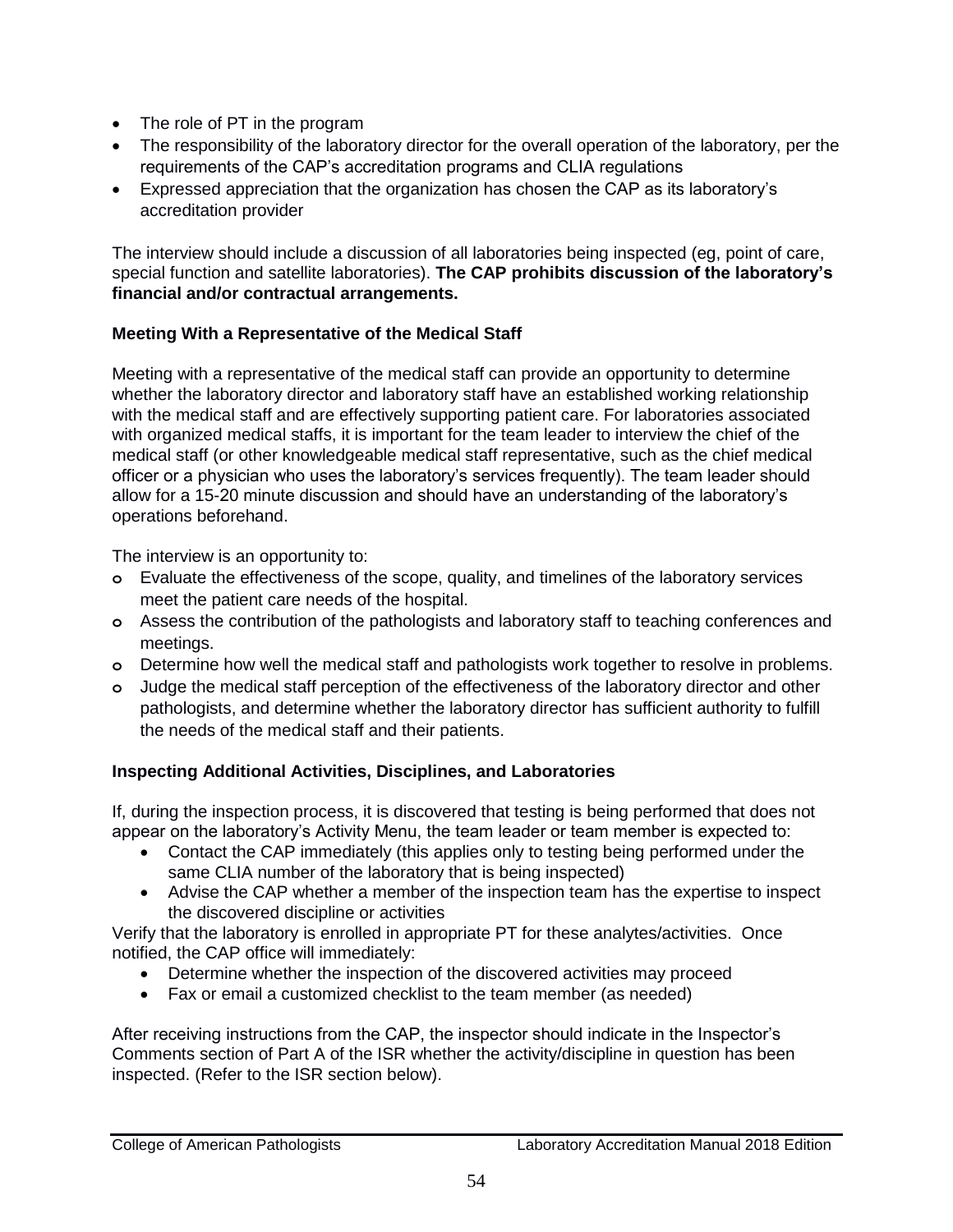- The role of PT in the program
- The responsibility of the laboratory director for the overall operation of the laboratory, per the requirements of the CAP's accreditation programs and CLIA regulations
- Expressed appreciation that the organization has chosen the CAP as its laboratory's accreditation provider

The interview should include a discussion of all laboratories being inspected (eg, point of care, special function and satellite laboratories). **The CAP prohibits discussion of the laboratory's financial and/or contractual arrangements.**

### Meeting With a Representative of the Medical Staff

Meeting with a representative of the medical staff can provide an opportunity to determine whether the laboratory director and laboratory staff have an established working relationship with the medical staff and are effectively supporting patient care. For laboratories associated with organized medical staffs, it is important for the team leader to interview the chief of the medical staff (or other knowledgeable medical staff representative, such as the chief medical officer or a physician who uses the laboratory's services frequently). The team leader should allow for a 15-20 minute discussion and should have an understanding of the laboratory's operations beforehand.

The interview is an opportunity to:

- Evaluate the effectiveness of the scope, quality, and timelines of the laboratory services meet the patient care needs of the hospital.
- Assess the contribution of the pathologists and laboratory staff to teaching conferences and meetings.
- Determine how well the medical staff and pathologists work together to resolve in problems.
- Judge the medical staff perception of the effectiveness of the laboratory director and other pathologists, and determine whether the laboratory director has sufficient authority to fulfill the needs of the medical staff and their patients.

### Inspecting Additional Activities, Disciplines, and Laboratories

If, during the inspection process, it is discovered that testing is being performed that does not appear on the laboratory's Activity Menu, the team leader or team member is expected to:

- Contact the CAP immediately (this applies only to testing being performed under the same CLIA number of the laboratory that is being inspected)
- Advise the CAP whether a member of the inspection team has the expertise to inspect the discovered discipline or activities

Verify that the laboratory is enrolled in appropriate PT for these analytes/activities. Once notified, the CAP office will immediately:

- Determine whether the inspection of the discovered activities may proceed
- Fax or email a customized checklist to the team member (as needed)

After receiving instructions from the CAP, the inspector should indicate in the Inspector's Comments section of Part A of the ISR whether the activity/discipline in question has been inspected. (Refer to the ISR section below).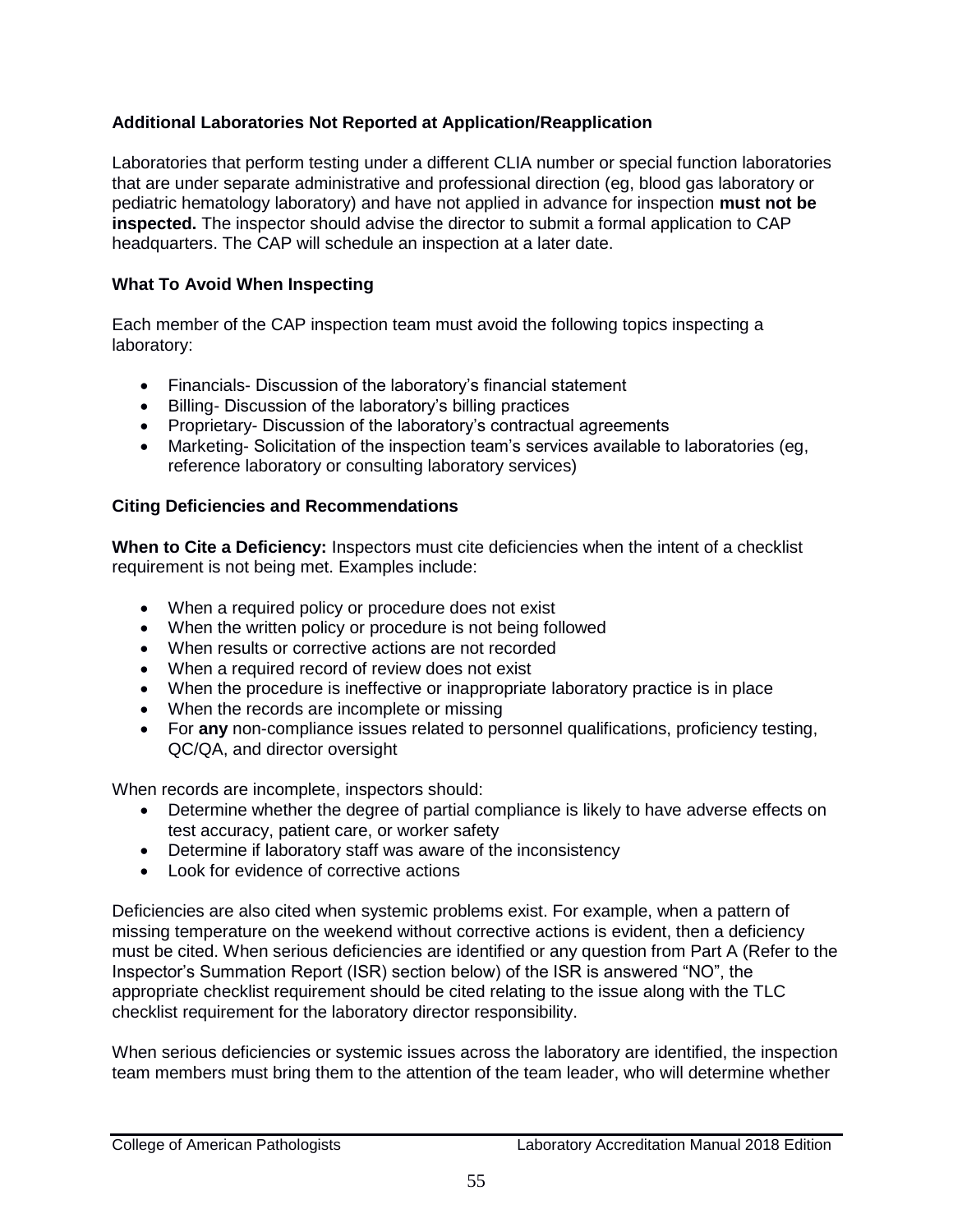### Additional Laboratories Not Reported at Application/Reapplication

Laboratories that perform testing under a different CLIA number or special function laboratories that are under separate administrative and professional direction (eg, blood gas laboratory or pediatric hematology laboratory) and have not applied in advance for inspection **must not be inspected.** The inspector should advise the director to submit a formal application to CAP headquarters. The CAP will schedule an inspection at a later date.

### What To Avoid When Inspecting

Each member of the CAP inspection team must avoid the following topics inspecting a laboratory:

- Financials- Discussion of the laboratory's financial statement
- Billing- Discussion of the laboratory's billing practices
- Proprietary- Discussion of the laboratory's contractual agreements
- Marketing- Solicitation of the inspection team's services available to laboratories (eg, reference laboratory or consulting laboratory services)

### Citing Deficiencies and Recommendations

**When to Cite a Deficiency:** Inspectors must cite deficiencies when the intent of a checklist requirement is not being met. Examples include:

- When a required policy or procedure does not exist
- When the written policy or procedure is not being followed
- When results or corrective actions are not recorded
- When a required record of review does not exist
- When the procedure is ineffective or inappropriate laboratory practice is in place
- When the records are incomplete or missing
- For **any** non-compliance issues related to personnel qualifications, proficiency testing, QC/QA, and director oversight

When records are incomplete, inspectors should:

- Determine whether the degree of partial compliance is likely to have adverse effects on test accuracy, patient care, or worker safety
- Determine if laboratory staff was aware of the inconsistency
- Look for evidence of corrective actions

Deficiencies are also cited when systemic problems exist. For example, when a pattern of missing temperature on the weekend without corrective actions is evident, then a deficiency must be cited. When serious deficiencies are identified or any question from Part A (Refer to the Inspector's Summation Report (ISR) section below) of the ISR is answered "NO", the appropriate checklist requirement should be cited relating to the issue along with the TLC checklist requirement for the laboratory director responsibility.

When serious deficiencies or systemic issues across the laboratory are identified, the inspection team members must bring them to the attention of the team leader, who will determine whether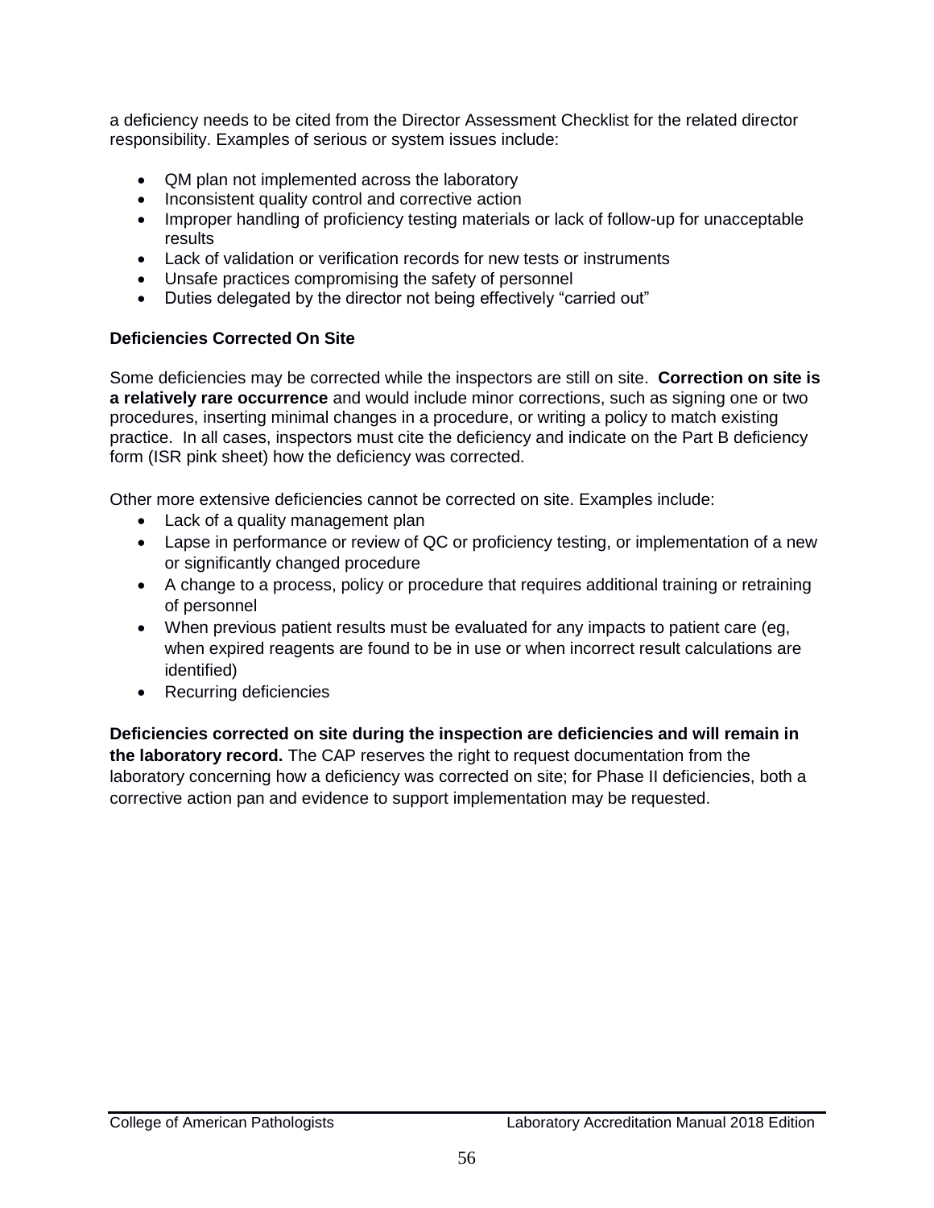a deficiency needs to be cited from the Director Assessment Checklist for the related director responsibility. Examples of serious or system issues include:

- QM plan not implemented across the laboratory
- Inconsistent quality control and corrective action
- Improper handling of proficiency testing materials or lack of follow-up for unacceptable results
- Lack of validation or verification records for new tests or instruments
- Unsafe practices compromising the safety of personnel
- Duties delegated by the director not being effectively "carried out"

**Deficiencies Corrected On Site**

Some deficiencies may be corrected while the inspectors are still on site. **Correction on site is a relatively rare occurrence** and would include minor corrections, such as signing one or two procedures, inserting minimal changes in a procedure, or writing a policy to match existing practice. In all cases, inspectors must cite the deficiency and indicate on the Part B deficiency form (ISR pink sheet) how the deficiency was corrected.

Other more extensive deficiencies cannot be corrected on site. Examples include:

- Lack of a quality management plan
- Lapse in performance or review of QC or proficiency testing, or implementation of a new or significantly changed procedure
- A change to a process, policy or procedure that requires additional training or retraining of personnel
- When previous patient results must be evaluated for any impacts to patient care (eg, when expired reagents are found to be in use or when incorrect result calculations are identified)
- Recurring deficiencies

**Deficiencies corrected on site during the inspection are deficiencies and will remain in the laboratory record.** The CAP reserves the right to request documentation from the laboratory concerning how a deficiency was corrected on site; for Phase II deficiencies, both a corrective action pan and evidence to support implementation may be requested.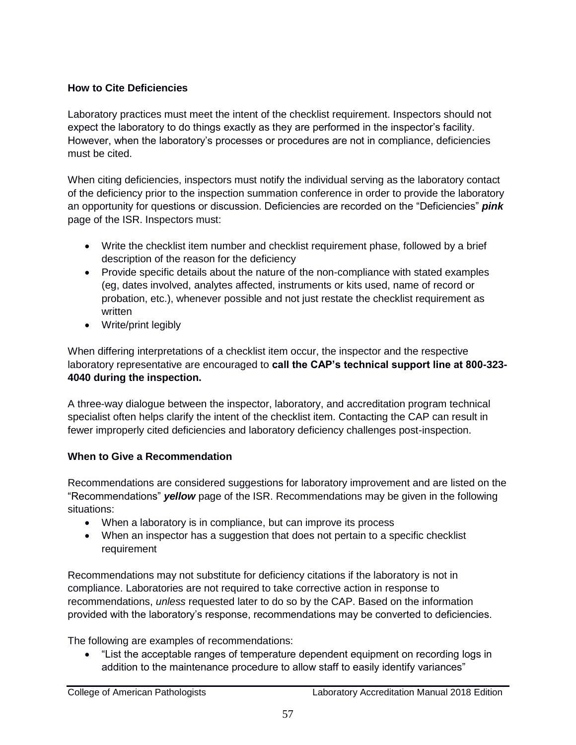**How to Cite Deficiencies**

Laboratory practices must meet the intent of the checklist requirement. Inspectors should not expect the laboratory to do things exactly as they are performed in the inspector's facility. However, when the laboratory's processes or procedures are not in compliance, deficiencies must be cited.

When citing deficiencies, inspectors must notify the individual serving as the laboratory contact of the deficiency prior to the inspection summation conference in order to provide the laboratory an opportunity for questions or discussion. Deficiencies are recorded on the "Deficiencies" ***pink*** page of the ISR. Inspectors must:

- Write the checklist item number and checklist requirement phase, followed by a brief description of the reason for the deficiency
- Provide specific details about the nature of the non-compliance with stated examples (eg, dates involved, analytes affected, instruments or kits used, name of record or probation, etc.), whenever possible and not just restate the checklist requirement as written
- Write/print legibly

When differing interpretations of a checklist item occur, the inspector and the respective laboratory representative are encouraged to **call the CAP's technical support line at 800-323-4040 during the inspection.**

A three-way dialogue between the inspector, laboratory, and accreditation program technical specialist often helps clarify the intent of the checklist item. Contacting the CAP can result in fewer improperly cited deficiencies and laboratory deficiency challenges post-inspection.

**When to Give a Recommendation**

Recommendations are considered suggestions for laboratory improvement and are listed on the "Recommendations" ***yellow*** page of the ISR. Recommendations may be given in the following situations:

- When a laboratory is in compliance, but can improve its process
- When an inspector has a suggestion that does not pertain to a specific checklist requirement

Recommendations may not substitute for deficiency citations if the laboratory is not in compliance. Laboratories are not required to take corrective action in response to recommendations, *unless* requested later to do so by the CAP. Based on the information provided with the laboratory's response, recommendations may be converted to deficiencies.

The following are examples of recommendations:

- "List the acceptable ranges of temperature dependent equipment on recording logs in addition to the maintenance procedure to allow staff to easily identify variances"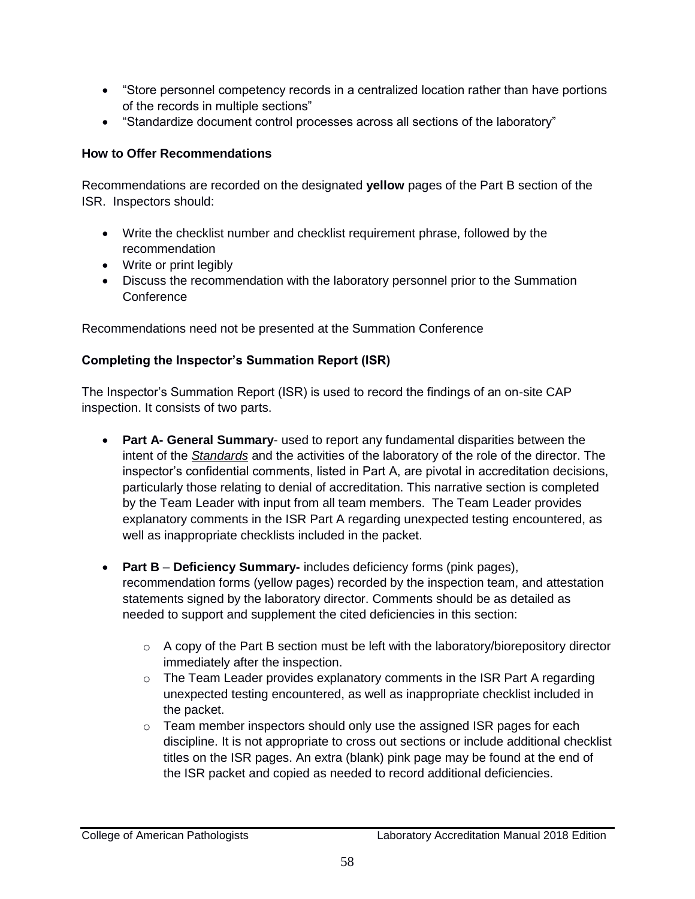- "Store personnel competency records in a centralized location rather than have portions of the records in multiple sections"
- "Standardize document control processes across all sections of the laboratory"

### How to Offer Recommendations

Recommendations are recorded on the designated **yellow** pages of the Part B section of the ISR. Inspectors should:

- Write the checklist number and checklist requirement phrase, followed by the recommendation
- Write or print legibly
- Discuss the recommendation with the laboratory personnel prior to the Summation Conference

Recommendations need not be presented at the Summation Conference

### Completing the Inspector's Summation Report (ISR)

The Inspector's Summation Report (ISR) is used to record the findings of an on-site CAP inspection. It consists of two parts.

- **Part A- General Summary**- used to report any fundamental disparities between the intent of the ***Standards*** and the activities of the laboratory of the role of the director. The inspector's confidential comments, listed in Part A, are pivotal in accreditation decisions, particularly those relating to denial of accreditation. This narrative section is completed by the Team Leader with input from all team members. The Team Leader provides explanatory comments in the ISR Part A regarding unexpected testing encountered, as well as inappropriate checklists included in the packet.

- **Part B** – **Deficiency Summary-** includes deficiency forms (pink pages), recommendation forms (yellow pages) recorded by the inspection team, and attestation statements signed by the laboratory director. Comments should be as detailed as needed to support and supplement the cited deficiencies in this section:
  - A copy of the Part B section must be left with the laboratory/biorepository director immediately after the inspection.
  - The Team Leader provides explanatory comments in the ISR Part A regarding unexpected testing encountered, as well as inappropriate checklist included in the packet.
  - Team member inspectors should only use the assigned ISR pages for each discipline. It is not appropriate to cross out sections or include additional checklist titles on the ISR pages. An extra (blank) pink page may be found at the end of the ISR packet and copied as needed to record additional deficiencies.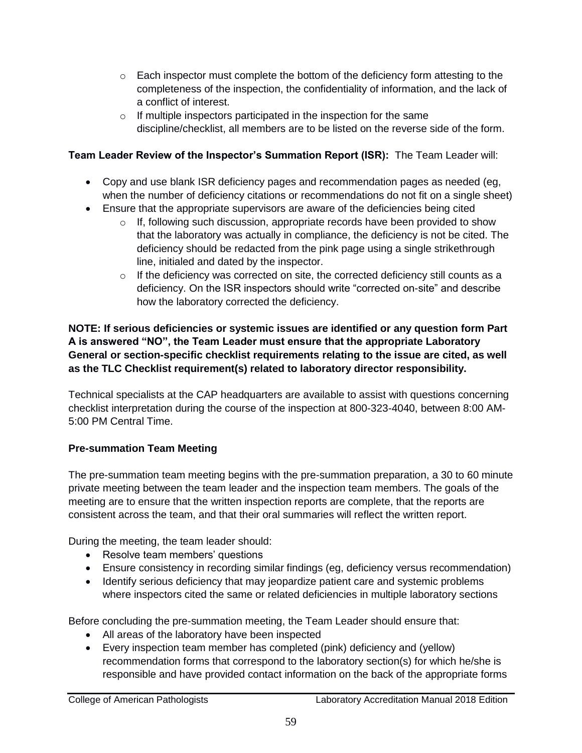- Each inspector must complete the bottom of the deficiency form attesting to the completeness of the inspection, the confidentiality of information, and the lack of a conflict of interest.
  - If multiple inspectors participated in the inspection for the same discipline/checklist, all members are to be listed on the reverse side of the form.

**Team Leader Review of the Inspector's Summation Report (ISR):** The Team Leader will:

- Copy and use blank ISR deficiency pages and recommendation pages as needed (eg, when the number of deficiency citations or recommendations do not fit on a single sheet)
- Ensure that the appropriate supervisors are aware of the deficiencies being cited
  - If, following such discussion, appropriate records have been provided to show that the laboratory was actually in compliance, the deficiency is not be cited. The deficiency should be redacted from the pink page using a single strikethrough line, initialed and dated by the inspector.
  - If the deficiency was corrected on site, the corrected deficiency still counts as a deficiency. On the ISR inspectors should write "corrected on-site" and describe how the laboratory corrected the deficiency.

**NOTE: If serious deficiencies or systemic issues are identified or any question form Part A is answered "NO", the Team Leader must ensure that the appropriate Laboratory General or section-specific checklist requirements relating to the issue are cited, as well as the TLC Checklist requirement(s) related to laboratory director responsibility.**

Technical specialists at the CAP headquarters are available to assist with questions concerning checklist interpretation during the course of the inspection at 800-323-4040, between 8:00 AM-5:00 PM Central Time.

**Pre-summation Team Meeting**

The pre-summation team meeting begins with the pre-summation preparation, a 30 to 60 minute private meeting between the team leader and the inspection team members. The goals of the meeting are to ensure that the written inspection reports are complete, that the reports are consistent across the team, and that their oral summaries will reflect the written report.

During the meeting, the team leader should:

- Resolve team members' questions
- Ensure consistency in recording similar findings (eg, deficiency versus recommendation)
- Identify serious deficiency that may jeopardize patient care and systemic problems where inspectors cited the same or related deficiencies in multiple laboratory sections

Before concluding the pre-summation meeting, the Team Leader should ensure that:

- All areas of the laboratory have been inspected
- Every inspection team member has completed (pink) deficiency and (yellow) recommendation forms that correspond to the laboratory section(s) for which he/she is responsible and have provided contact information on the back of the appropriate forms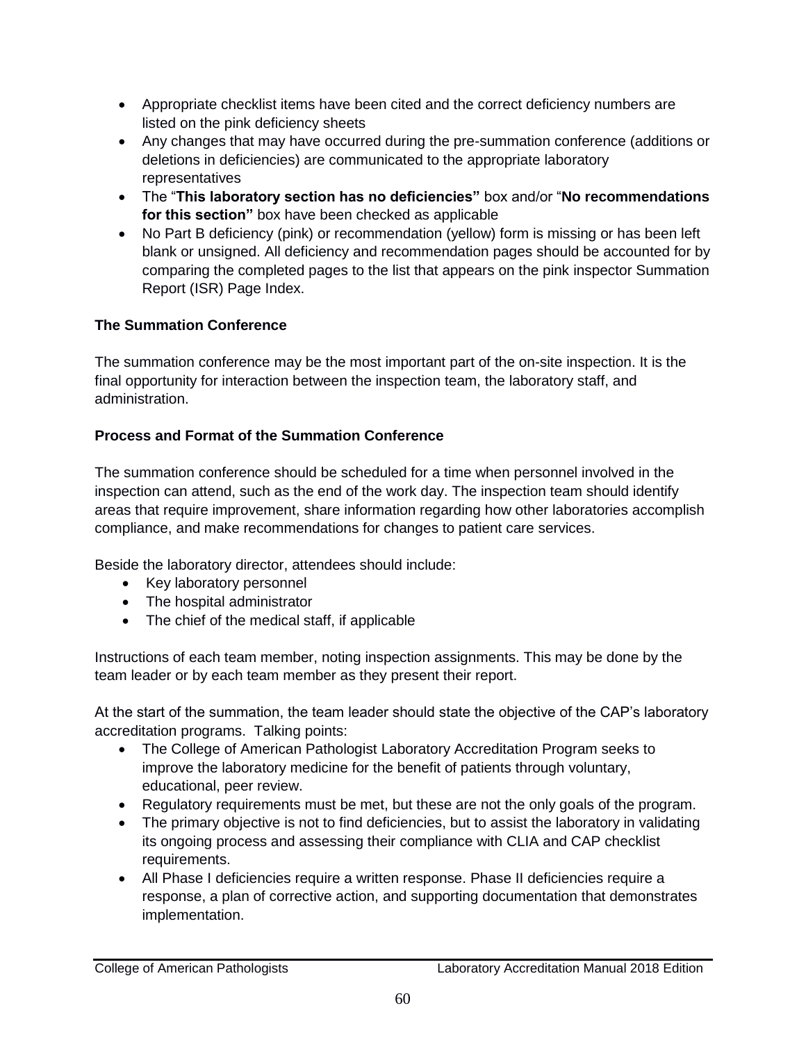- Appropriate checklist items have been cited and the correct deficiency numbers are listed on the pink deficiency sheets
- Any changes that may have occurred during the pre-summation conference (additions or deletions in deficiencies) are communicated to the appropriate laboratory representatives
- The "**This laboratory section has no deficiencies"** box and/or "**No recommendations for this section"** box have been checked as applicable
- No Part B deficiency (pink) or recommendation (yellow) form is missing or has been left blank or unsigned. All deficiency and recommendation pages should be accounted for by comparing the completed pages to the list that appears on the pink inspector Summation Report (ISR) Page Index.

### The Summation Conference

The summation conference may be the most important part of the on-site inspection. It is the final opportunity for interaction between the inspection team, the laboratory staff, and administration.

### Process and Format of the Summation Conference

The summation conference should be scheduled for a time when personnel involved in the inspection can attend, such as the end of the work day. The inspection team should identify areas that require improvement, share information regarding how other laboratories accomplish compliance, and make recommendations for changes to patient care services.

Beside the laboratory director, attendees should include:

- Key laboratory personnel
- The hospital administrator
- The chief of the medical staff, if applicable

Instructions of each team member, noting inspection assignments. This may be done by the team leader or by each team member as they present their report.

At the start of the summation, the team leader should state the objective of the CAP's laboratory accreditation programs. Talking points:

- The College of American Pathologist Laboratory Accreditation Program seeks to improve the laboratory medicine for the benefit of patients through voluntary, educational, peer review.
- Regulatory requirements must be met, but these are not the only goals of the program.
- The primary objective is not to find deficiencies, but to assist the laboratory in validating its ongoing process and assessing their compliance with CLIA and CAP checklist requirements.
- All Phase I deficiencies require a written response. Phase II deficiencies require a response, a plan of corrective action, and supporting documentation that demonstrates implementation.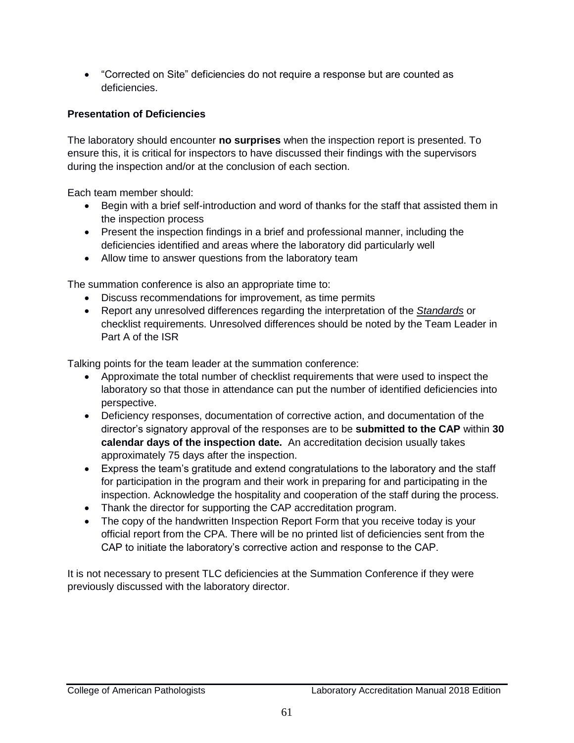- "Corrected on Site" deficiencies do not require a response but are counted as deficiencies.

**Presentation of Deficiencies**

The laboratory should encounter **no surprises** when the inspection report is presented. To ensure this, it is critical for inspectors to have discussed their findings with the supervisors during the inspection and/or at the conclusion of each section.

Each team member should:

- Begin with a brief self-introduction and word of thanks for the staff that assisted them in the inspection process
- Present the inspection findings in a brief and professional manner, including the deficiencies identified and areas where the laboratory did particularly well
- Allow time to answer questions from the laboratory team

The summation conference is also an appropriate time to:

- Discuss recommendations for improvement, as time permits
- Report any unresolved differences regarding the interpretation of the *Standards* or checklist requirements. Unresolved differences should be noted by the Team Leader in Part A of the ISR

Talking points for the team leader at the summation conference:

- Approximate the total number of checklist requirements that were used to inspect the laboratory so that those in attendance can put the number of identified deficiencies into perspective.
- Deficiency responses, documentation of corrective action, and documentation of the director's signatory approval of the responses are to be **submitted to the CAP** within **30 calendar days of the inspection date.** An accreditation decision usually takes approximately 75 days after the inspection.
- Express the team's gratitude and extend congratulations to the laboratory and the staff for participation in the program and their work in preparing for and participating in the inspection. Acknowledge the hospitality and cooperation of the staff during the process.
- Thank the director for supporting the CAP accreditation program.
- The copy of the handwritten Inspection Report Form that you receive today is your official report from the CPA. There will be no printed list of deficiencies sent from the CAP to initiate the laboratory's corrective action and response to the CAP.

It is not necessary to present TLC deficiencies at the Summation Conference if they were previously discussed with the laboratory director.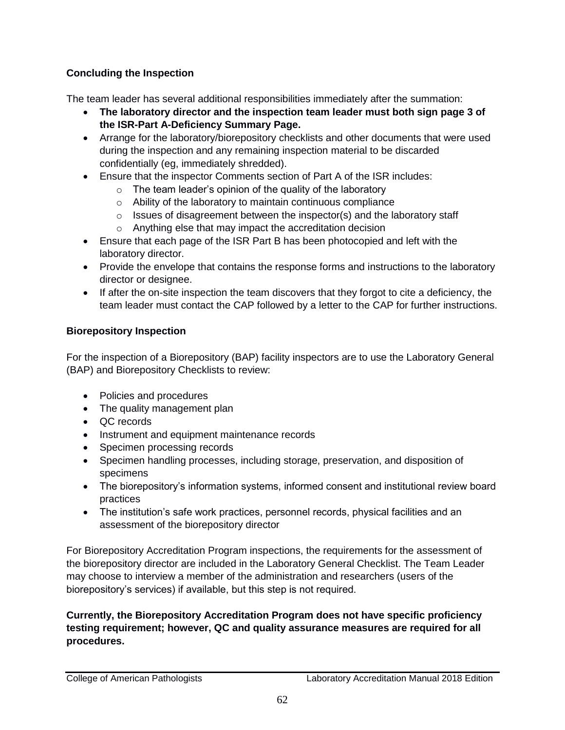### Concluding the Inspection

The team leader has several additional responsibilities immediately after the summation:

- **The laboratory director and the inspection team leader must both sign page 3 of the ISR-Part A-Deficiency Summary Page.**
- Arrange for the laboratory/biorepository checklists and other documents that were used during the inspection and any remaining inspection material to be discarded confidentially (eg, immediately shredded).
- Ensure that the inspector Comments section of Part A of the ISR includes:
  - The team leader's opinion of the quality of the laboratory
  - Ability of the laboratory to maintain continuous compliance
  - Issues of disagreement between the inspector(s) and the laboratory staff
  - Anything else that may impact the accreditation decision
- Ensure that each page of the ISR Part B has been photocopied and left with the laboratory director.
- Provide the envelope that contains the response forms and instructions to the laboratory director or designee.
- If after the on-site inspection the team discovers that they forgot to cite a deficiency, the team leader must contact the CAP followed by a letter to the CAP for further instructions.

### Biorepository Inspection

For the inspection of a Biorepository (BAP) facility inspectors are to use the Laboratory General (BAP) and Biorepository Checklists to review:

- Policies and procedures
- The quality management plan
- QC records
- Instrument and equipment maintenance records
- Specimen processing records
- Specimen handling processes, including storage, preservation, and disposition of specimens
- The biorepository's information systems, informed consent and institutional review board practices
- The institution's safe work practices, personnel records, physical facilities and an assessment of the biorepository director

For Biorepository Accreditation Program inspections, the requirements for the assessment of the biorepository director are included in the Laboratory General Checklist. The Team Leader may choose to interview a member of the administration and researchers (users of the biorepository's services) if available, but this step is not required.

**Currently, the Biorepository Accreditation Program does not have specific proficiency testing requirement; however, QC and quality assurance measures are required for all procedures.**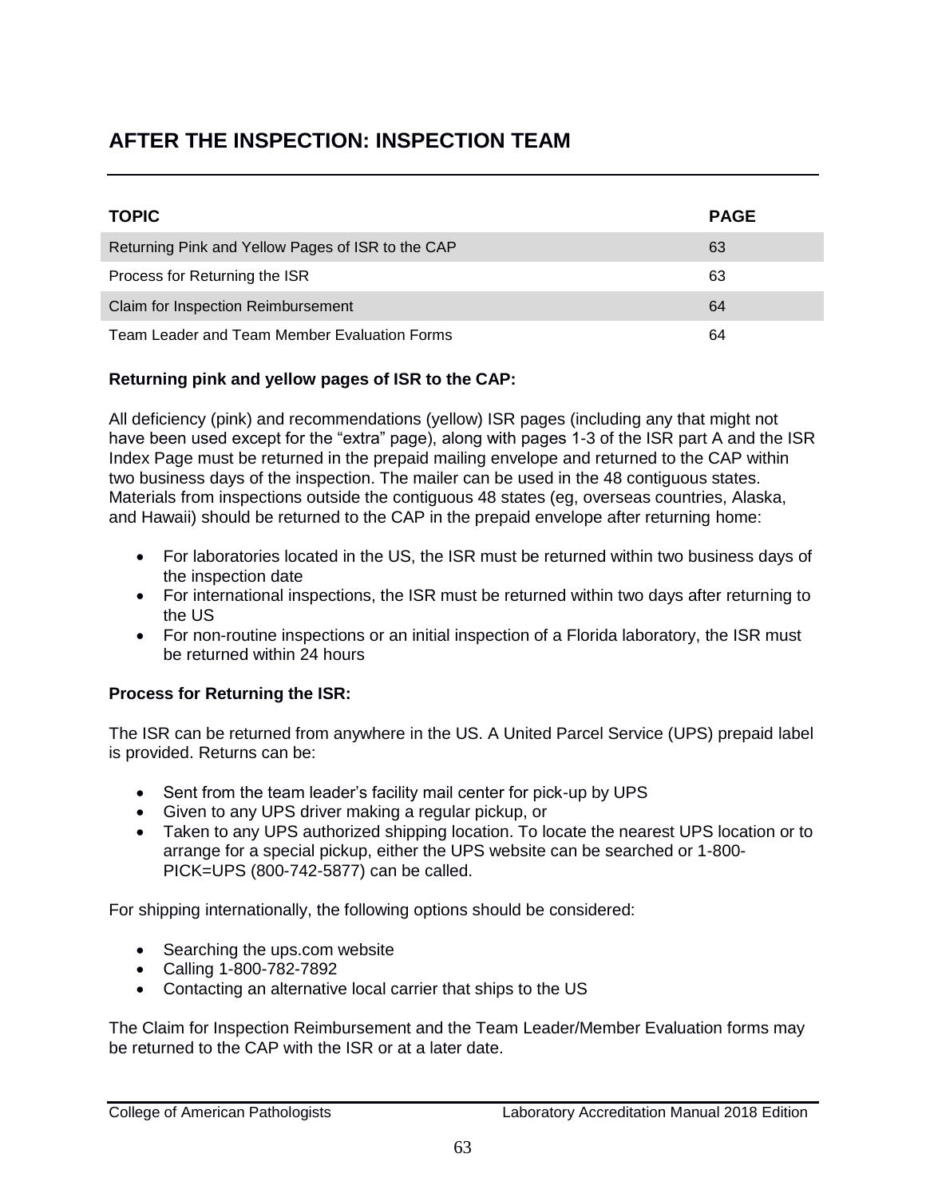# AFTER THE INSPECTION: INSPECTION TEAM

| TOPIC | PAGE |
|---|---|
| Returning Pink and Yellow Pages of ISR to the CAP | 63 |
| Process for Returning the ISR | 63 |
| Claim for Inspection Reimbursement | 64 |
| Team Leader and Team Member Evaluation Forms | 64 |

**Returning pink and yellow pages of ISR to the CAP:**

All deficiency (pink) and recommendations (yellow) ISR pages (including any that might not have been used except for the “extra” page), along with pages 1-3 of the ISR part A and the ISR Index Page must be returned in the prepaid mailing envelope and returned to the CAP within two business days of the inspection. The mailer can be used in the 48 contiguous states. Materials from inspections outside the contiguous 48 states (eg, overseas countries, Alaska, and Hawaii) should be returned to the CAP in the prepaid envelope after returning home:

- For laboratories located in the US, the ISR must be returned within two business days of the inspection date
- For international inspections, the ISR must be returned within two days after returning to the US
- For non-routine inspections or an initial inspection of a Florida laboratory, the ISR must be returned within 24 hours

**Process for Returning the ISR:**

The ISR can be returned from anywhere in the US. A United Parcel Service (UPS) prepaid label is provided. Returns can be:

- Sent from the team leader’s facility mail center for pick-up by UPS
- Given to any UPS driver making a regular pickup, or
- Taken to any UPS authorized shipping location. To locate the nearest UPS location or to arrange for a special pickup, either the UPS website can be searched or 1-800-PICK=UPS (800-742-5877) can be called.

For shipping internationally, the following options should be considered:

- Searching the ups.com website
- Calling 1-800-782-7892
- Contacting an alternative local carrier that ships to the US

The Claim for Inspection Reimbursement and the Team Leader/Member Evaluation forms may be returned to the CAP with the ISR or at a later date.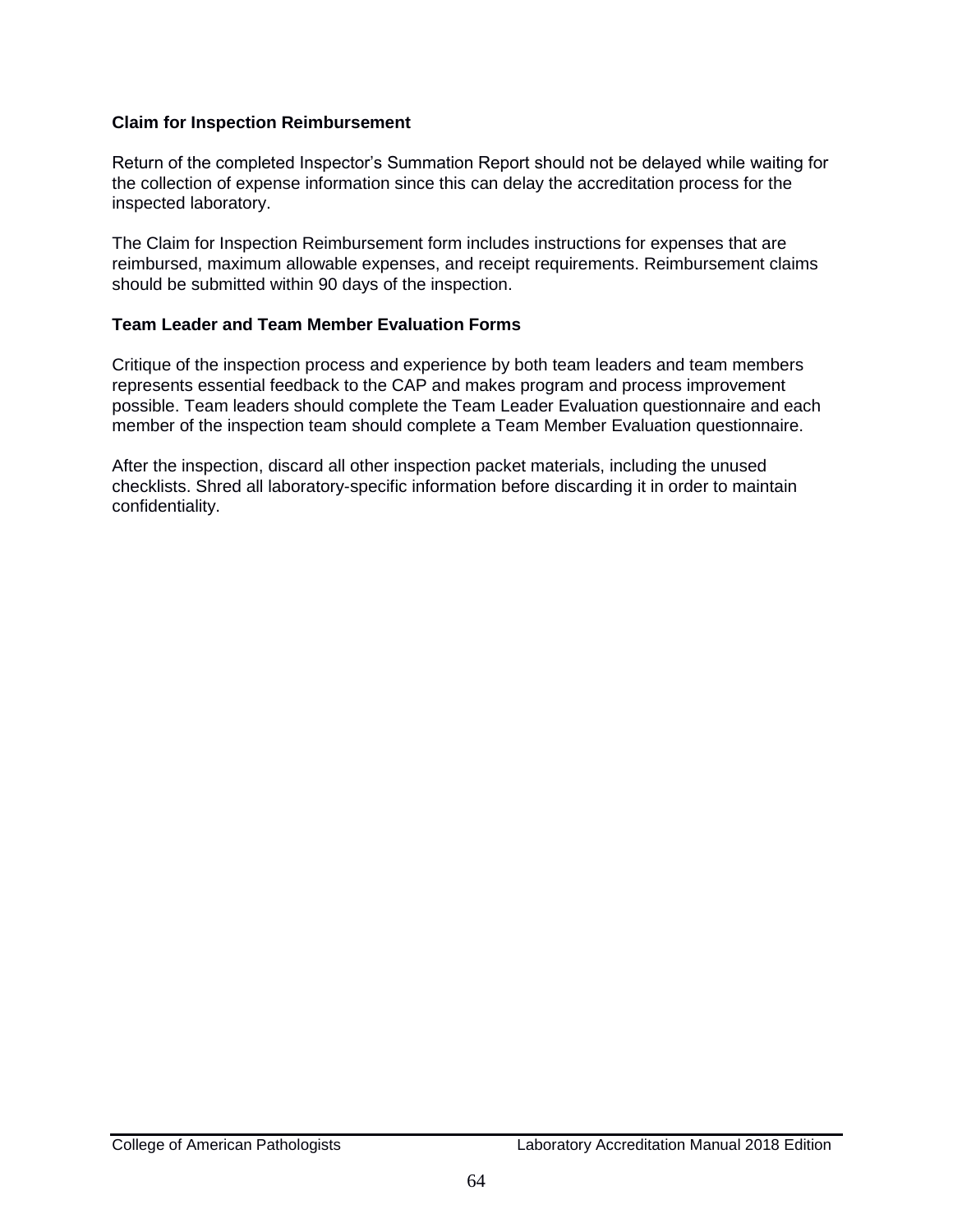### Claim for Inspection Reimbursement

Return of the completed Inspector's Summation Report should not be delayed while waiting for the collection of expense information since this can delay the accreditation process for the inspected laboratory.

The Claim for Inspection Reimbursement form includes instructions for expenses that are reimbursed, maximum allowable expenses, and receipt requirements. Reimbursement claims should be submitted within 90 days of the inspection.

### Team Leader and Team Member Evaluation Forms

Critique of the inspection process and experience by both team leaders and team members represents essential feedback to the CAP and makes program and process improvement possible. Team leaders should complete the Team Leader Evaluation questionnaire and each member of the inspection team should complete a Team Member Evaluation questionnaire.

After the inspection, discard all other inspection packet materials, including the unused checklists. Shred all laboratory-specific information before discarding it in order to maintain confidentiality.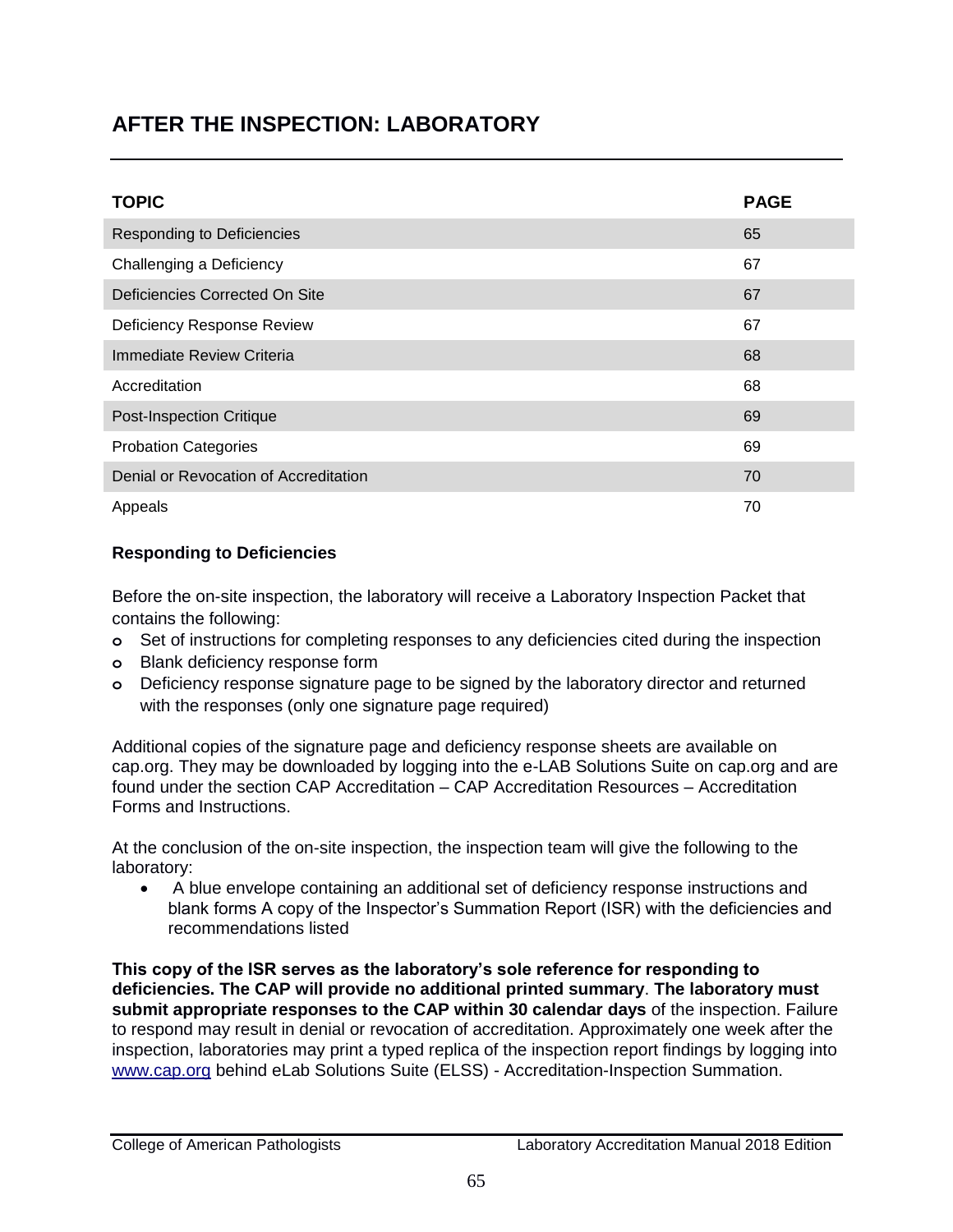# AFTER THE INSPECTION: LABORATORY

| TOPIC | PAGE |
|---|---|
| Responding to Deficiencies | 65 |
| Challenging a Deficiency | 67 |
| Deficiencies Corrected On Site | 67 |
| Deficiency Response Review | 67 |
| Immediate Review Criteria | 68 |
| Accreditation | 68 |
| Post-Inspection Critique | 69 |
| Probation Categories | 69 |
| Denial or Revocation of Accreditation | 70 |
| Appeals | 70 |

**Responding to Deficiencies**

Before the on-site inspection, the laboratory will receive a Laboratory Inspection Packet that contains the following:

- Set of instructions for completing responses to any deficiencies cited during the inspection
- Blank deficiency response form
- Deficiency response signature page to be signed by the laboratory director and returned with the responses (only one signature page required)

Additional copies of the signature page and deficiency response sheets are available on cap.org. They may be downloaded by logging into the e-LAB Solutions Suite on cap.org and are found under the section CAP Accreditation – CAP Accreditation Resources – Accreditation Forms and Instructions.

At the conclusion of the on-site inspection, the inspection team will give the following to the laboratory:

- A blue envelope containing an additional set of deficiency response instructions and blank forms A copy of the Inspector's Summation Report (ISR) with the deficiencies and recommendations listed

**This copy of the ISR serves as the laboratory's sole reference for responding to deficiencies. The CAP will provide no additional printed summary**. **The laboratory must submit appropriate responses to the CAP within 30 calendar days** of the inspection. Failure to respond may result in denial or revocation of accreditation. Approximately one week after the inspection, laboratories may print a typed replica of the inspection report findings by logging into www.cap.org behind eLab Solutions Suite (ELSS) - Accreditation-Inspection Summation.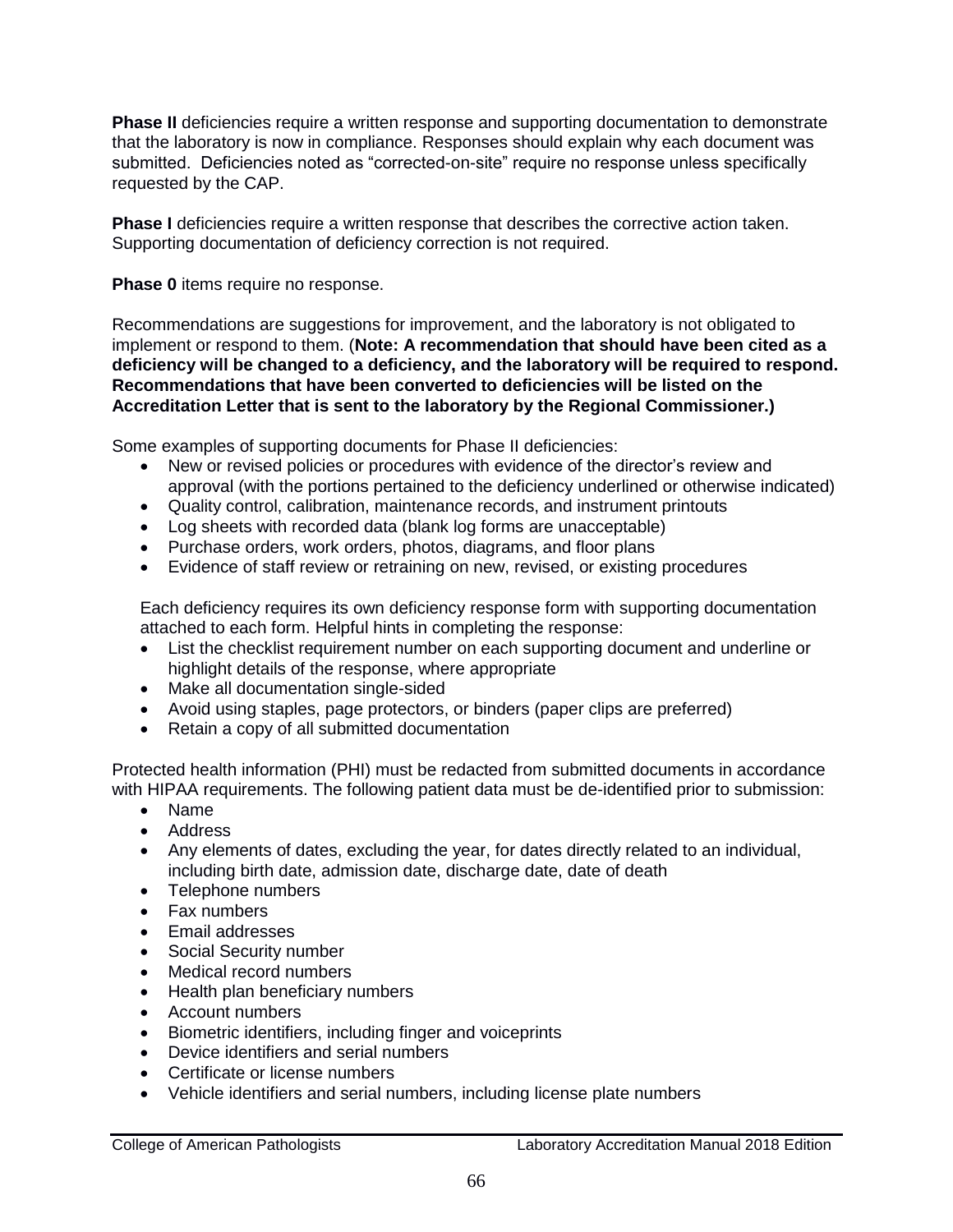**Phase II** deficiencies require a written response and supporting documentation to demonstrate that the laboratory is now in compliance. Responses should explain why each document was submitted. Deficiencies noted as "corrected-on-site" require no response unless specifically requested by the CAP.

**Phase I** deficiencies require a written response that describes the corrective action taken. Supporting documentation of deficiency correction is not required.

**Phase 0** items require no response.

Recommendations are suggestions for improvement, and the laboratory is not obligated to implement or respond to them. (**Note: A recommendation that should have been cited as a deficiency will be changed to a deficiency, and the laboratory will be required to respond. Recommendations that have been converted to deficiencies will be listed on the Accreditation Letter that is sent to the laboratory by the Regional Commissioner.)**

Some examples of supporting documents for Phase II deficiencies:

- New or revised policies or procedures with evidence of the director's review and approval (with the portions pertained to the deficiency underlined or otherwise indicated)
- Quality control, calibration, maintenance records, and instrument printouts
- Log sheets with recorded data (blank log forms are unacceptable)
- Purchase orders, work orders, photos, diagrams, and floor plans
- Evidence of staff review or retraining on new, revised, or existing procedures

Each deficiency requires its own deficiency response form with supporting documentation attached to each form. Helpful hints in completing the response:

- List the checklist requirement number on each supporting document and underline or highlight details of the response, where appropriate
- Make all documentation single-sided
- Avoid using staples, page protectors, or binders (paper clips are preferred)
- Retain a copy of all submitted documentation

Protected health information (PHI) must be redacted from submitted documents in accordance with HIPAA requirements. The following patient data must be de-identified prior to submission:

- Name
- Address
- Any elements of dates, excluding the year, for dates directly related to an individual, including birth date, admission date, discharge date, date of death
- Telephone numbers
- Fax numbers
- Email addresses
- Social Security number
- Medical record numbers
- Health plan beneficiary numbers
- Account numbers
- Biometric identifiers, including finger and voiceprints
- Device identifiers and serial numbers
- Certificate or license numbers
- Vehicle identifiers and serial numbers, including license plate numbers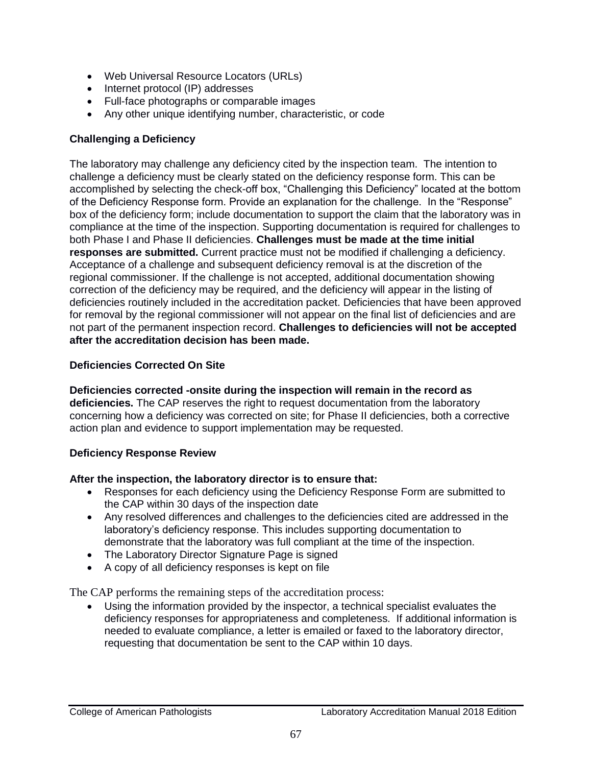- Web Universal Resource Locators (URLs)
- Internet protocol (IP) addresses
- Full-face photographs or comparable images
- Any other unique identifying number, characteristic, or code

**Challenging a Deficiency**

The laboratory may challenge any deficiency cited by the inspection team. The intention to challenge a deficiency must be clearly stated on the deficiency response form. This can be accomplished by selecting the check-off box, "Challenging this Deficiency" located at the bottom of the Deficiency Response form. Provide an explanation for the challenge. In the "Response" box of the deficiency form; include documentation to support the claim that the laboratory was in compliance at the time of the inspection. Supporting documentation is required for challenges to both Phase I and Phase II deficiencies. **Challenges must be made at the time initial responses are submitted.** Current practice must not be modified if challenging a deficiency. Acceptance of a challenge and subsequent deficiency removal is at the discretion of the regional commissioner. If the challenge is not accepted, additional documentation showing correction of the deficiency may be required, and the deficiency will appear in the listing of deficiencies routinely included in the accreditation packet. Deficiencies that have been approved for removal by the regional commissioner will not appear on the final list of deficiencies and are not part of the permanent inspection record. **Challenges to deficiencies will not be accepted after the accreditation decision has been made.**

**Deficiencies Corrected On Site**

**Deficiencies corrected -onsite during the inspection will remain in the record as deficiencies.** The CAP reserves the right to request documentation from the laboratory concerning how a deficiency was corrected on site; for Phase II deficiencies, both a corrective action plan and evidence to support implementation may be requested.

**Deficiency Response Review**

**After the inspection, the laboratory director is to ensure that:**

- Responses for each deficiency using the Deficiency Response Form are submitted to the CAP within 30 days of the inspection date
- Any resolved differences and challenges to the deficiencies cited are addressed in the laboratory's deficiency response. This includes supporting documentation to demonstrate that the laboratory was full compliant at the time of the inspection.
- The Laboratory Director Signature Page is signed
- A copy of all deficiency responses is kept on file

The CAP performs the remaining steps of the accreditation process:

- Using the information provided by the inspector, a technical specialist evaluates the deficiency responses for appropriateness and completeness. If additional information is needed to evaluate compliance, a letter is emailed or faxed to the laboratory director, requesting that documentation be sent to the CAP within 10 days.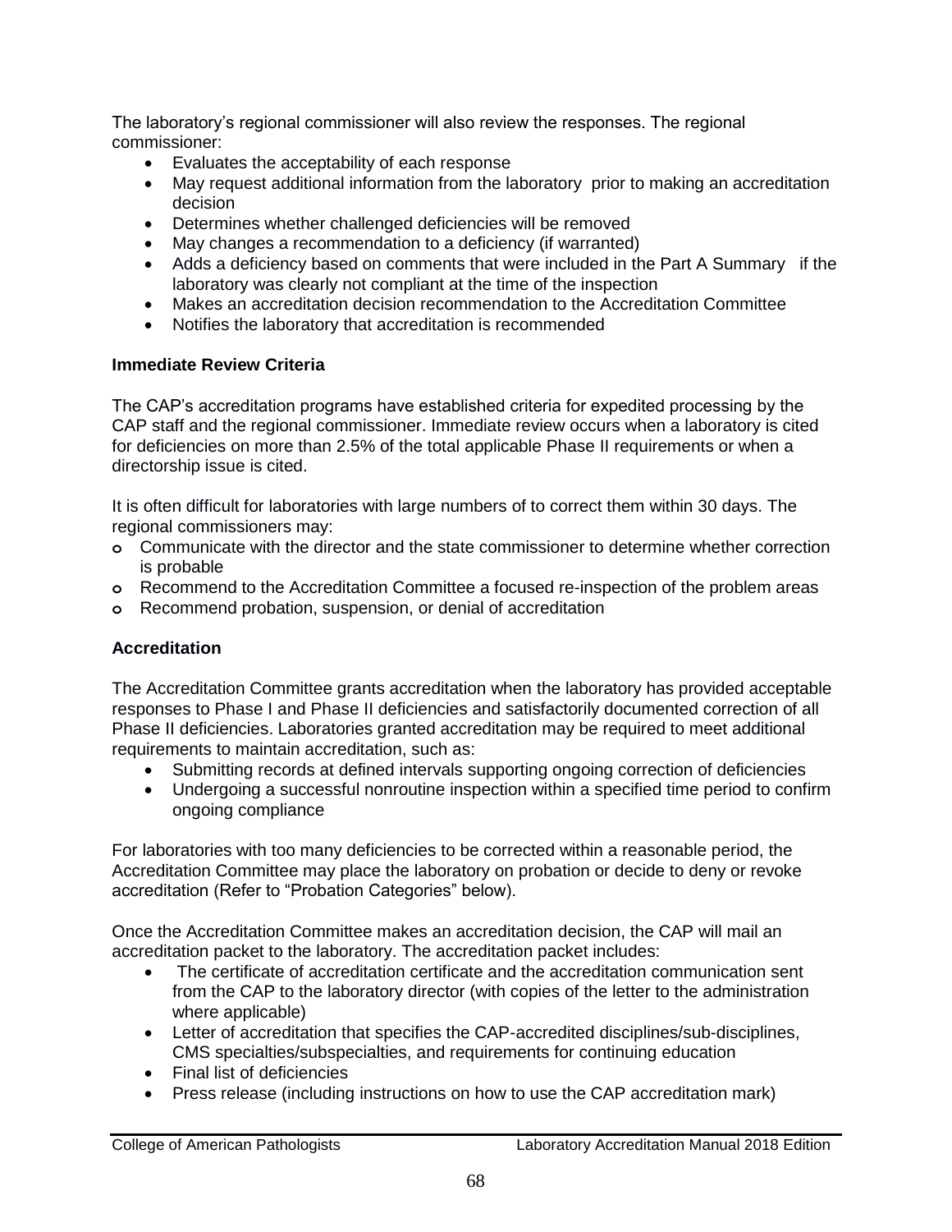The laboratory's regional commissioner will also review the responses. The regional commissioner:

- Evaluates the acceptability of each response
- May request additional information from the laboratory prior to making an accreditation decision
- Determines whether challenged deficiencies will be removed
- May changes a recommendation to a deficiency (if warranted)
- Adds a deficiency based on comments that were included in the Part A Summary if the laboratory was clearly not compliant at the time of the inspection
- Makes an accreditation decision recommendation to the Accreditation Committee
- Notifies the laboratory that accreditation is recommended

**Immediate Review Criteria**

The CAP's accreditation programs have established criteria for expedited processing by the CAP staff and the regional commissioner. Immediate review occurs when a laboratory is cited for deficiencies on more than 2.5% of the total applicable Phase II requirements or when a directorship issue is cited.

It is often difficult for laboratories with large numbers of to correct them within 30 days. The regional commissioners may:

- Communicate with the director and the state commissioner to determine whether correction is probable
- Recommend to the Accreditation Committee a focused re-inspection of the problem areas
- Recommend probation, suspension, or denial of accreditation

**Accreditation**

The Accreditation Committee grants accreditation when the laboratory has provided acceptable responses to Phase I and Phase II deficiencies and satisfactorily documented correction of all Phase II deficiencies. Laboratories granted accreditation may be required to meet additional requirements to maintain accreditation, such as:

- Submitting records at defined intervals supporting ongoing correction of deficiencies
- Undergoing a successful nonroutine inspection within a specified time period to confirm ongoing compliance

For laboratories with too many deficiencies to be corrected within a reasonable period, the Accreditation Committee may place the laboratory on probation or decide to deny or revoke accreditation (Refer to "Probation Categories" below).

Once the Accreditation Committee makes an accreditation decision, the CAP will mail an accreditation packet to the laboratory. The accreditation packet includes:

- The certificate of accreditation certificate and the accreditation communication sent from the CAP to the laboratory director (with copies of the letter to the administration where applicable)
- Letter of accreditation that specifies the CAP-accredited disciplines/sub-disciplines, CMS specialties/subspecialties, and requirements for continuing education
- Final list of deficiencies
- Press release (including instructions on how to use the CAP accreditation mark)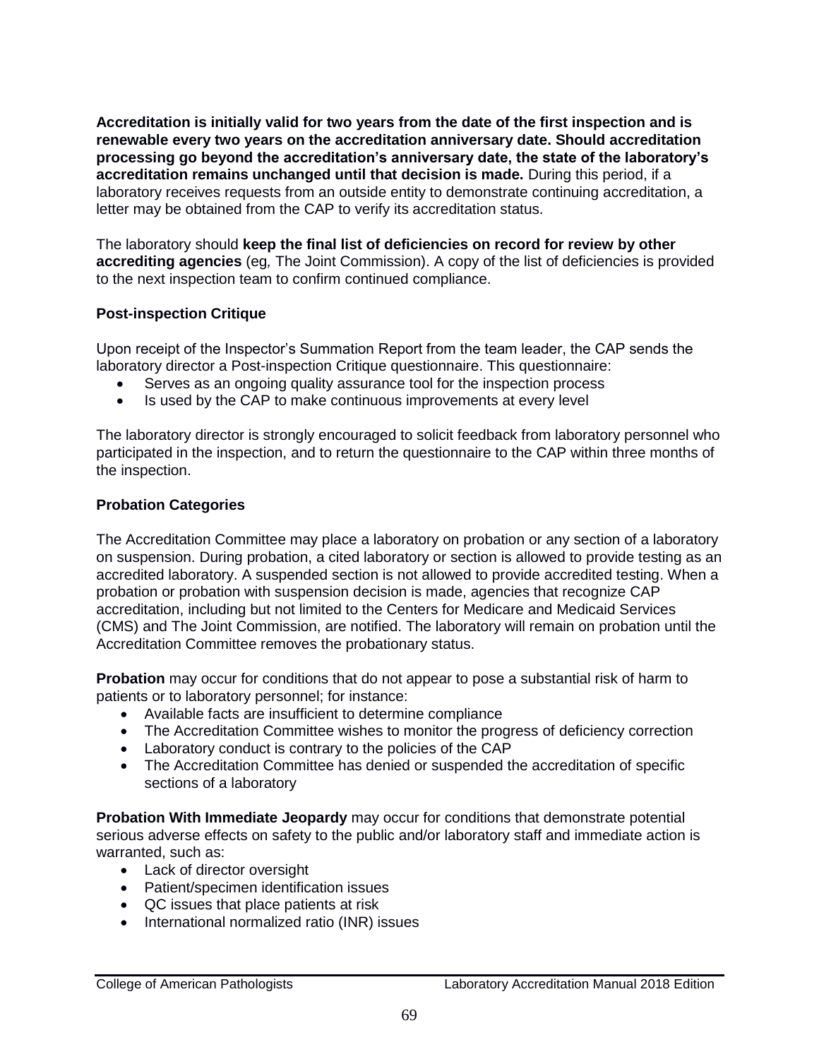**Accreditation is initially valid for two years from the date of the first inspection and is renewable every two years on the accreditation anniversary date. Should accreditation processing go beyond the accreditation's anniversary date, the state of the laboratory's accreditation remains unchanged until that decision is made.** During this period, if a laboratory receives requests from an outside entity to demonstrate continuing accreditation, a letter may be obtained from the CAP to verify its accreditation status.

The laboratory should **keep the final list of deficiencies on record for review by other accrediting agencies** (eg*,* The Joint Commission). A copy of the list of deficiencies is provided to the next inspection team to confirm continued compliance.

### Post-inspection Critique

Upon receipt of the Inspector's Summation Report from the team leader, the CAP sends the laboratory director a Post-inspection Critique questionnaire. This questionnaire:

- Serves as an ongoing quality assurance tool for the inspection process
- Is used by the CAP to make continuous improvements at every level

The laboratory director is strongly encouraged to solicit feedback from laboratory personnel who participated in the inspection, and to return the questionnaire to the CAP within three months of the inspection.

### Probation Categories

The Accreditation Committee may place a laboratory on probation or any section of a laboratory on suspension. During probation, a cited laboratory or section is allowed to provide testing as an accredited laboratory. A suspended section is not allowed to provide accredited testing. When a probation or probation with suspension decision is made, agencies that recognize CAP accreditation, including but not limited to the Centers for Medicare and Medicaid Services (CMS) and The Joint Commission, are notified. The laboratory will remain on probation until the Accreditation Committee removes the probationary status.

**Probation** may occur for conditions that do not appear to pose a substantial risk of harm to patients or to laboratory personnel; for instance:

- Available facts are insufficient to determine compliance
- The Accreditation Committee wishes to monitor the progress of deficiency correction
- Laboratory conduct is contrary to the policies of the CAP
- The Accreditation Committee has denied or suspended the accreditation of specific sections of a laboratory

**Probation With Immediate Jeopardy** may occur for conditions that demonstrate potential serious adverse effects on safety to the public and/or laboratory staff and immediate action is warranted, such as:

- Lack of director oversight
- Patient/specimen identification issues
- QC issues that place patients at risk
- International normalized ratio (INR) issues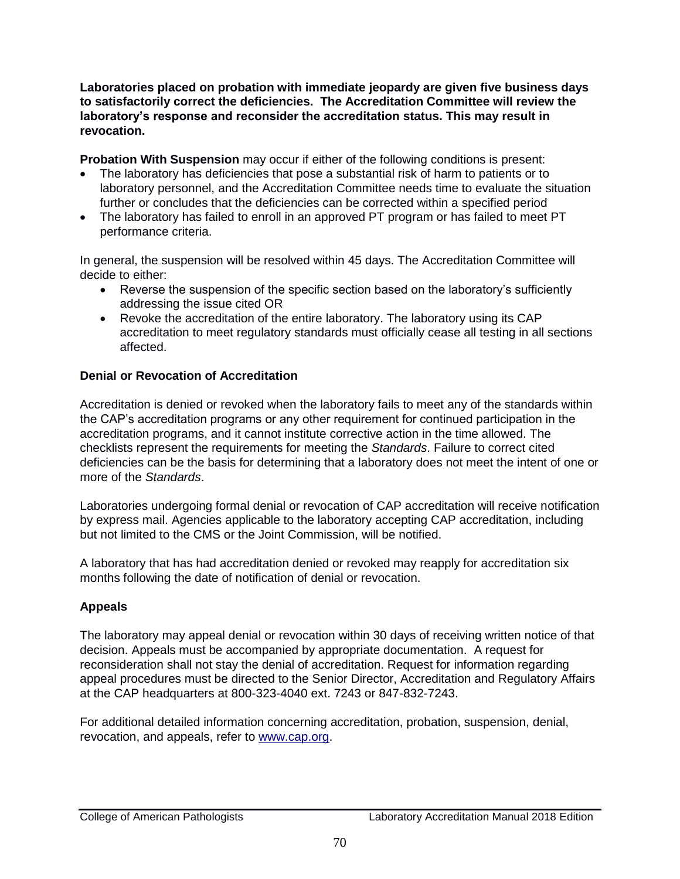**Laboratories placed on probation with immediate jeopardy are given five business days to satisfactorily correct the deficiencies. The Accreditation Committee will review the laboratory's response and reconsider the accreditation status. This may result in revocation.**

**Probation With Suspension** may occur if either of the following conditions is present:

- The laboratory has deficiencies that pose a substantial risk of harm to patients or to laboratory personnel, and the Accreditation Committee needs time to evaluate the situation further or concludes that the deficiencies can be corrected within a specified period
- The laboratory has failed to enroll in an approved PT program or has failed to meet PT performance criteria.

In general, the suspension will be resolved within 45 days. The Accreditation Committee will decide to either:

- Reverse the suspension of the specific section based on the laboratory's sufficiently addressing the issue cited OR
- Revoke the accreditation of the entire laboratory. The laboratory using its CAP accreditation to meet regulatory standards must officially cease all testing in all sections affected.

### Denial or Revocation of Accreditation

Accreditation is denied or revoked when the laboratory fails to meet any of the standards within the CAP's accreditation programs or any other requirement for continued participation in the accreditation programs, and it cannot institute corrective action in the time allowed. The checklists represent the requirements for meeting the *Standards*. Failure to correct cited deficiencies can be the basis for determining that a laboratory does not meet the intent of one or more of the *Standards*.

Laboratories undergoing formal denial or revocation of CAP accreditation will receive notification by express mail. Agencies applicable to the laboratory accepting CAP accreditation, including but not limited to the CMS or the Joint Commission, will be notified.

A laboratory that has had accreditation denied or revoked may reapply for accreditation six months following the date of notification of denial or revocation.

### Appeals

The laboratory may appeal denial or revocation within 30 days of receiving written notice of that decision. Appeals must be accompanied by appropriate documentation. A request for reconsideration shall not stay the denial of accreditation. Request for information regarding appeal procedures must be directed to the Senior Director, Accreditation and Regulatory Affairs at the CAP headquarters at 800-323-4040 ext. 7243 or 847-832-7243.

For additional detailed information concerning accreditation, probation, suspension, denial, revocation, and appeals, refer to [www.cap.org](http://www.cap.org).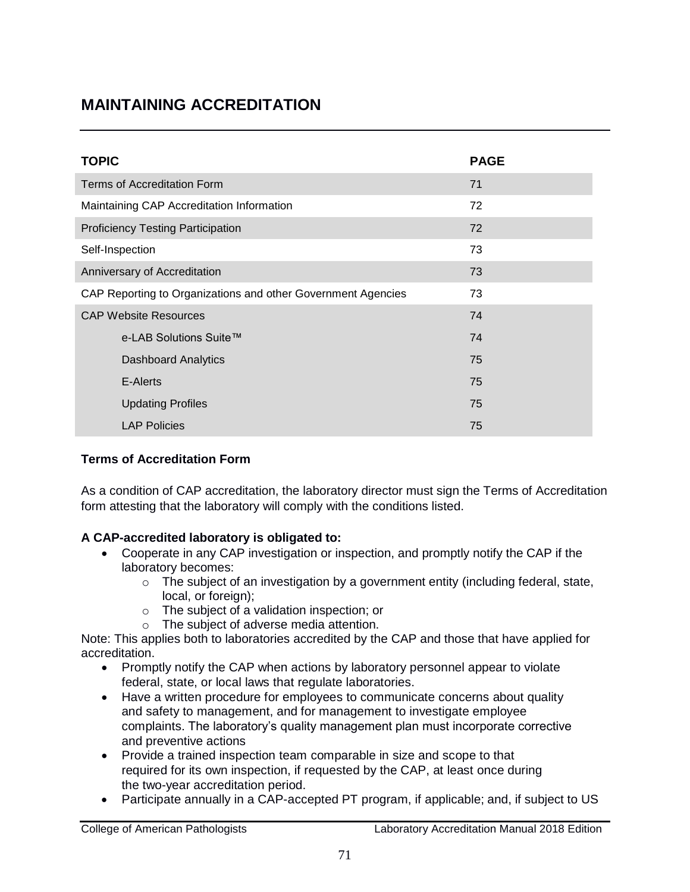# MAINTAINING ACCREDITATION

| TOPIC | PAGE |
|---|---|
| Terms of Accreditation Form | 71 |
| Maintaining CAP Accreditation Information | 72 |
| Proficiency Testing Participation | 72 |
| Self-Inspection | 73 |
| Anniversary of Accreditation | 73 |
| CAP Reporting to Organizations and other Government Agencies | 73 |
| CAP Website Resources | 74 |
| e-LAB Solutions Suite™ | 74 |
| Dashboard Analytics | 75 |
| E-Alerts | 75 |
| Updating Profiles | 75 |
| LAP Policies | 75 |

### Terms of Accreditation Form

As a condition of CAP accreditation, the laboratory director must sign the Terms of Accreditation form attesting that the laboratory will comply with the conditions listed.

**A CAP-accredited laboratory is obligated to:**

- Cooperate in any CAP investigation or inspection, and promptly notify the CAP if the laboratory becomes:
  - The subject of an investigation by a government entity (including federal, state, local, or foreign);
  - The subject of a validation inspection; or
  - The subject of adverse media attention.

Note: This applies both to laboratories accredited by the CAP and those that have applied for accreditation.

- Promptly notify the CAP when actions by laboratory personnel appear to violate federal, state, or local laws that regulate laboratories.
- Have a written procedure for employees to communicate concerns about quality and safety to management, and for management to investigate employee complaints. The laboratory's quality management plan must incorporate corrective and preventive actions
- Provide a trained inspection team comparable in size and scope to that required for its own inspection, if requested by the CAP, at least once during the two-year accreditation period.
- Participate annually in a CAP-accepted PT program, if applicable; and, if subject to US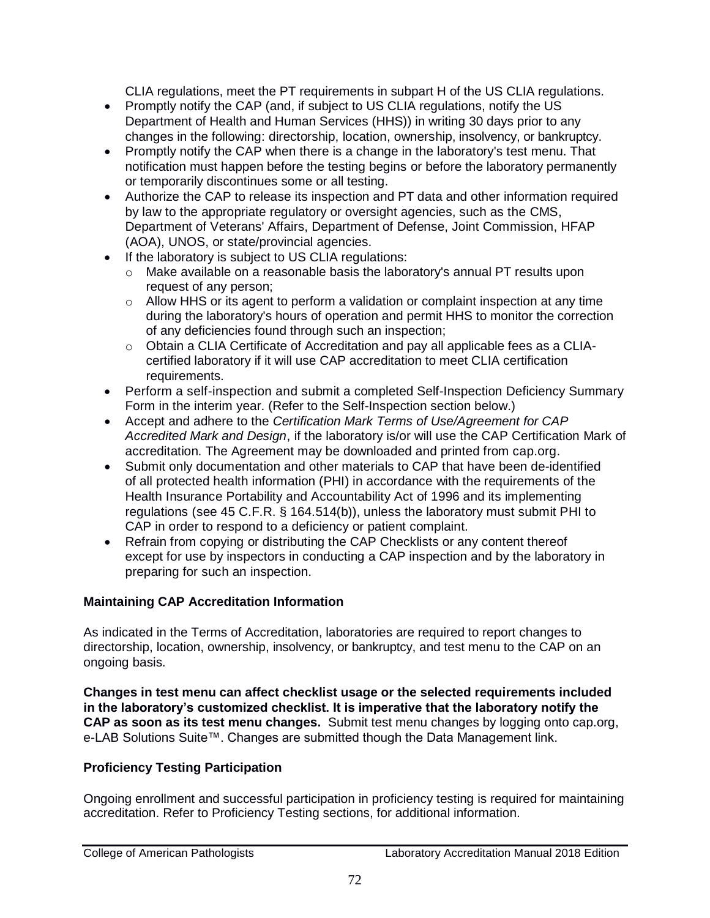CLIA regulations, meet the PT requirements in subpart H of the US CLIA regulations.

- Promptly notify the CAP (and, if subject to US CLIA regulations, notify the US Department of Health and Human Services (HHS)) in writing 30 days prior to any changes in the following: directorship, location, ownership, insolvency, or bankruptcy.
- Promptly notify the CAP when there is a change in the laboratory's test menu. That notification must happen before the testing begins or before the laboratory permanently or temporarily discontinues some or all testing.
- Authorize the CAP to release its inspection and PT data and other information required by law to the appropriate regulatory or oversight agencies, such as the CMS, Department of Veterans' Affairs, Department of Defense, Joint Commission, HFAP (AOA), UNOS, or state/provincial agencies.
- If the laboratory is subject to US CLIA regulations:
  - Make available on a reasonable basis the laboratory's annual PT results upon request of any person;
  - Allow HHS or its agent to perform a validation or complaint inspection at any time during the laboratory's hours of operation and permit HHS to monitor the correction of any deficiencies found through such an inspection;
  - Obtain a CLIA Certificate of Accreditation and pay all applicable fees as a CLIA-certified laboratory if it will use CAP accreditation to meet CLIA certification requirements.
- Perform a self-inspection and submit a completed Self-Inspection Deficiency Summary Form in the interim year. (Refer to the Self-Inspection section below.)
- Accept and adhere to the *Certification Mark Terms of Use/Agreement for CAP Accredited Mark and Design*, if the laboratory is/or will use the CAP Certification Mark of accreditation. The Agreement may be downloaded and printed from cap.org.
- Submit only documentation and other materials to CAP that have been de-identified of all protected health information (PHI) in accordance with the requirements of the Health Insurance Portability and Accountability Act of 1996 and its implementing regulations (see 45 C.F.R. § 164.514(b)), unless the laboratory must submit PHI to CAP in order to respond to a deficiency or patient complaint.
- Refrain from copying or distributing the CAP Checklists or any content thereof except for use by inspectors in conducting a CAP inspection and by the laboratory in preparing for such an inspection.

### Maintaining CAP Accreditation Information

As indicated in the Terms of Accreditation, laboratories are required to report changes to directorship, location, ownership, insolvency, or bankruptcy, and test menu to the CAP on an ongoing basis.

**Changes in test menu can affect checklist usage or the selected requirements included in the laboratory's customized checklist. It is imperative that the laboratory notify the CAP as soon as its test menu changes.** Submit test menu changes by logging onto cap.org, e-LAB Solutions Suite™. Changes are submitted though the Data Management link.

### Proficiency Testing Participation

Ongoing enrollment and successful participation in proficiency testing is required for maintaining accreditation. Refer to Proficiency Testing sections, for additional information.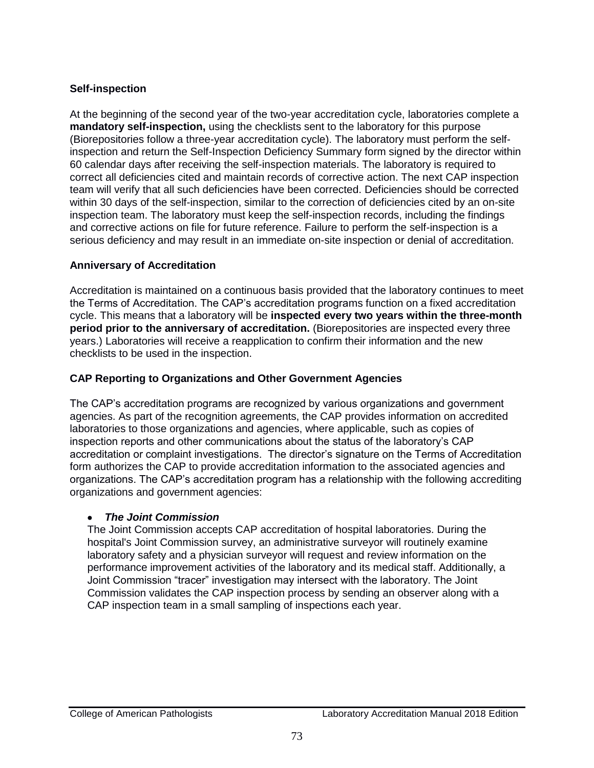### Self-inspection

At the beginning of the second year of the two-year accreditation cycle, laboratories complete a **mandatory self-inspection,** using the checklists sent to the laboratory for this purpose (Biorepositories follow a three-year accreditation cycle). The laboratory must perform the self-inspection and return the Self-Inspection Deficiency Summary form signed by the director within 60 calendar days after receiving the self-inspection materials. The laboratory is required to correct all deficiencies cited and maintain records of corrective action. The next CAP inspection team will verify that all such deficiencies have been corrected. Deficiencies should be corrected within 30 days of the self-inspection, similar to the correction of deficiencies cited by an on-site inspection team. The laboratory must keep the self-inspection records, including the findings and corrective actions on file for future reference. Failure to perform the self-inspection is a serious deficiency and may result in an immediate on-site inspection or denial of accreditation.

### Anniversary of Accreditation

Accreditation is maintained on a continuous basis provided that the laboratory continues to meet the Terms of Accreditation. The CAP's accreditation programs function on a fixed accreditation cycle. This means that a laboratory will be **inspected every two years within the three-month period prior to the anniversary of accreditation.** (Biorepositories are inspected every three years.) Laboratories will receive a reapplication to confirm their information and the new checklists to be used in the inspection.

### CAP Reporting to Organizations and Other Government Agencies

The CAP's accreditation programs are recognized by various organizations and government agencies. As part of the recognition agreements, the CAP provides information on accredited laboratories to those organizations and agencies, where applicable, such as copies of inspection reports and other communications about the status of the laboratory's CAP accreditation or complaint investigations. The director's signature on the Terms of Accreditation form authorizes the CAP to provide accreditation information to the associated agencies and organizations. The CAP's accreditation program has a relationship with the following accrediting organizations and government agencies:

- ***The Joint Commission***
  The Joint Commission accepts CAP accreditation of hospital laboratories. During the hospital's Joint Commission survey, an administrative surveyor will routinely examine laboratory safety and a physician surveyor will request and review information on the performance improvement activities of the laboratory and its medical staff. Additionally, a Joint Commission "tracer" investigation may intersect with the laboratory. The Joint Commission validates the CAP inspection process by sending an observer along with a CAP inspection team in a small sampling of inspections each year.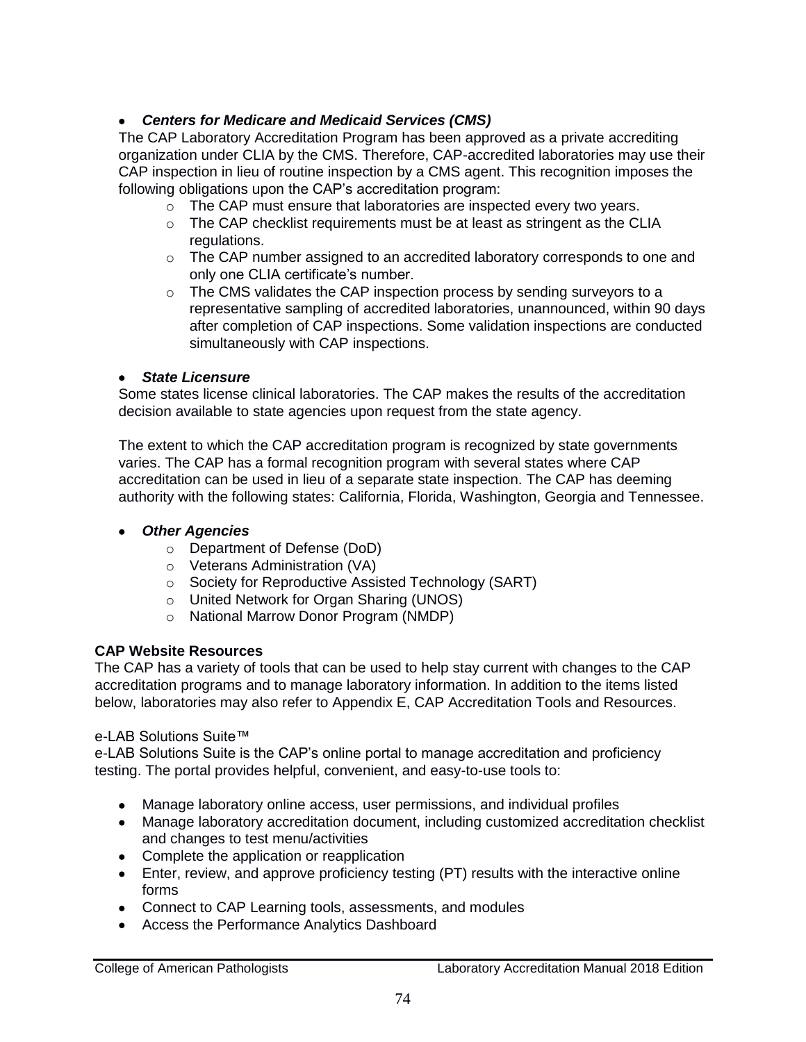- ***Centers for Medicare and Medicaid Services (CMS)***

The CAP Laboratory Accreditation Program has been approved as a private accrediting organization under CLIA by the CMS. Therefore, CAP-accredited laboratories may use their CAP inspection in lieu of routine inspection by a CMS agent. This recognition imposes the following obligations upon the CAP's accreditation program:

  - The CAP must ensure that laboratories are inspected every two years.
  - The CAP checklist requirements must be at least as stringent as the CLIA regulations.
  - The CAP number assigned to an accredited laboratory corresponds to one and only one CLIA certificate's number.
  - The CMS validates the CAP inspection process by sending surveyors to a representative sampling of accredited laboratories, unannounced, within 90 days after completion of CAP inspections. Some validation inspections are conducted simultaneously with CAP inspections.

- ***State Licensure***

Some states license clinical laboratories. The CAP makes the results of the accreditation decision available to state agencies upon request from the state agency.

The extent to which the CAP accreditation program is recognized by state governments varies. The CAP has a formal recognition program with several states where CAP accreditation can be used in lieu of a separate state inspection. The CAP has deeming authority with the following states: California, Florida, Washington, Georgia and Tennessee.

- ***Other Agencies***
  - Department of Defense (DoD)
  - Veterans Administration (VA)
  - Society for Reproductive Assisted Technology (SART)
  - United Network for Organ Sharing (UNOS)
  - National Marrow Donor Program (NMDP)

**CAP Website Resources**

The CAP has a variety of tools that can be used to help stay current with changes to the CAP accreditation programs and to manage laboratory information. In addition to the items listed below, laboratories may also refer to Appendix E, CAP Accreditation Tools and Resources.

e-LAB Solutions Suite™

e-LAB Solutions Suite is the CAP's online portal to manage accreditation and proficiency testing. The portal provides helpful, convenient, and easy-to-use tools to:

- Manage laboratory online access, user permissions, and individual profiles
- Manage laboratory accreditation document, including customized accreditation checklist and changes to test menu/activities
- Complete the application or reapplication
- Enter, review, and approve proficiency testing (PT) results with the interactive online forms
- Connect to CAP Learning tools, assessments, and modules
- Access the Performance Analytics Dashboard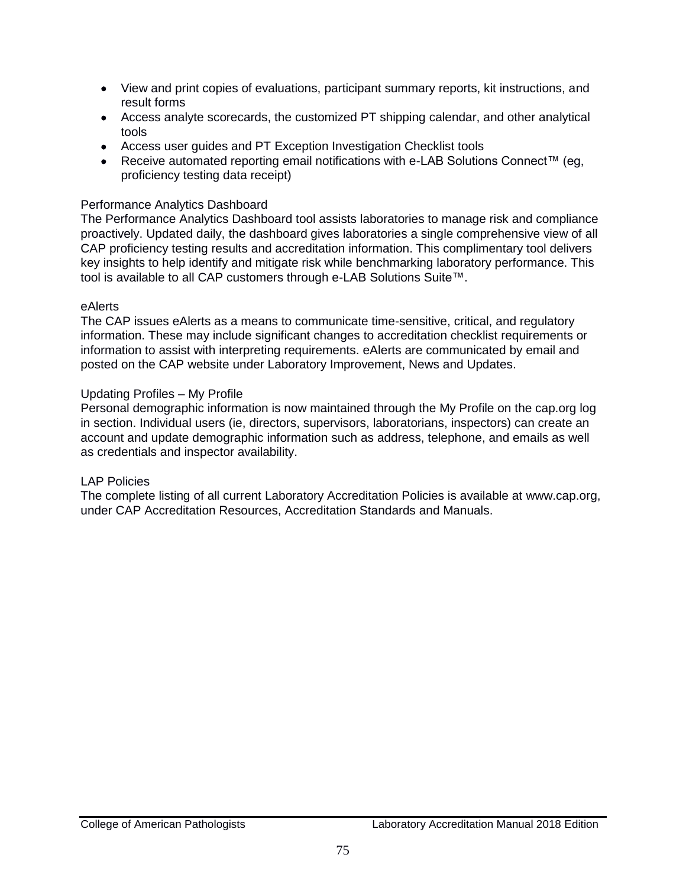- View and print copies of evaluations, participant summary reports, kit instructions, and result forms
- Access analyte scorecards, the customized PT shipping calendar, and other analytical tools
- Access user guides and PT Exception Investigation Checklist tools
- Receive automated reporting email notifications with e-LAB Solutions Connect™ (eg, proficiency testing data receipt)

### Performance Analytics Dashboard

The Performance Analytics Dashboard tool assists laboratories to manage risk and compliance proactively. Updated daily, the dashboard gives laboratories a single comprehensive view of all CAP proficiency testing results and accreditation information. This complimentary tool delivers key insights to help identify and mitigate risk while benchmarking laboratory performance. This tool is available to all CAP customers through e-LAB Solutions Suite™.

### eAlerts

The CAP issues eAlerts as a means to communicate time-sensitive, critical, and regulatory information. These may include significant changes to accreditation checklist requirements or information to assist with interpreting requirements. eAlerts are communicated by email and posted on the CAP website under Laboratory Improvement, News and Updates.

### Updating Profiles – My Profile

Personal demographic information is now maintained through the My Profile on the cap.org log in section. Individual users (ie, directors, supervisors, laboratorians, inspectors) can create an account and update demographic information such as address, telephone, and emails as well as credentials and inspector availability.

### LAP Policies

The complete listing of all current Laboratory Accreditation Policies is available at www.cap.org, under CAP Accreditation Resources, Accreditation Standards and Manuals.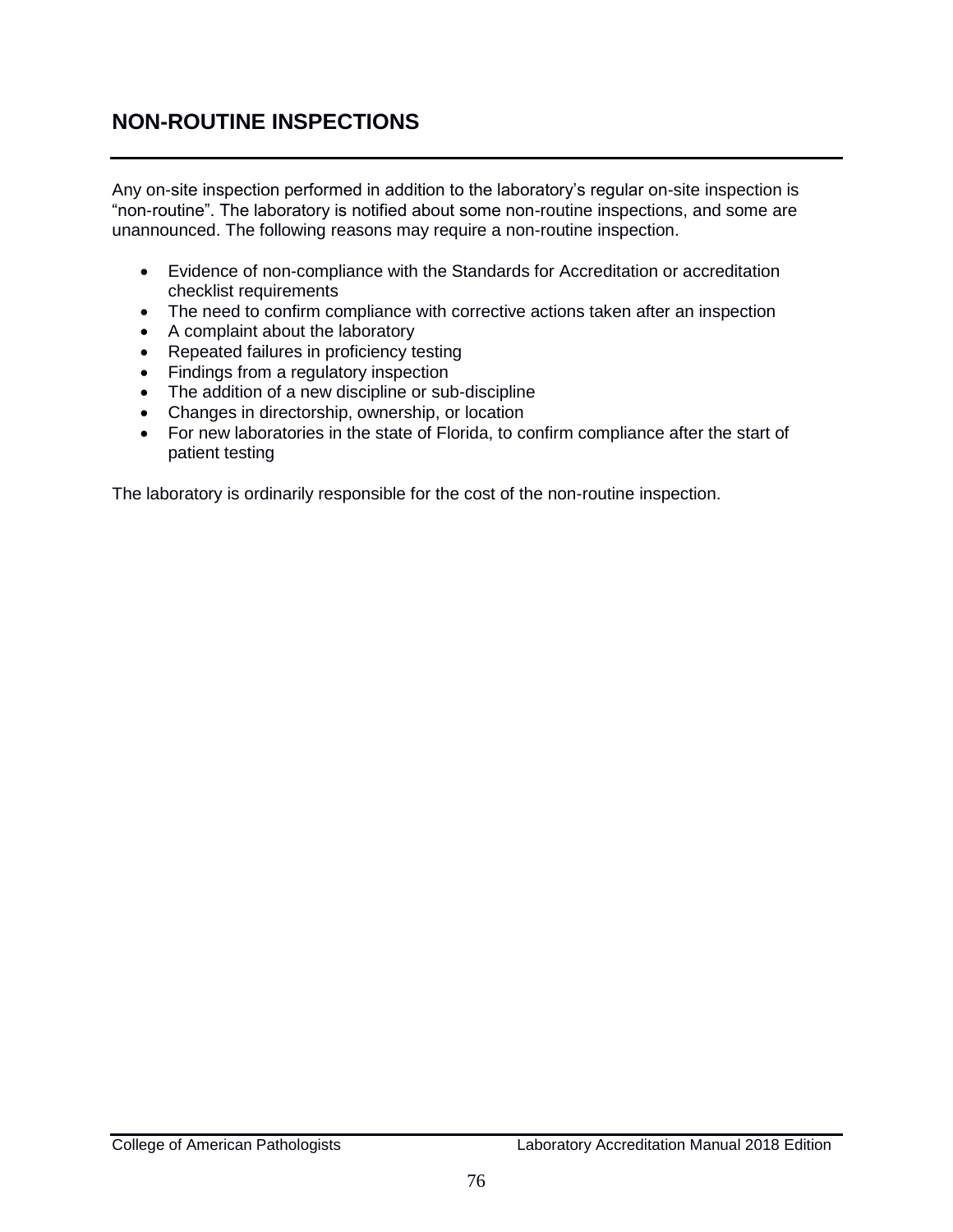## NON-ROUTINE INSPECTIONS

Any on-site inspection performed in addition to the laboratory's regular on-site inspection is "non-routine". The laboratory is notified about some non-routine inspections, and some are unannounced. The following reasons may require a non-routine inspection.

- Evidence of non-compliance with the Standards for Accreditation or accreditation checklist requirements
- The need to confirm compliance with corrective actions taken after an inspection
- A complaint about the laboratory
- Repeated failures in proficiency testing
- Findings from a regulatory inspection
- The addition of a new discipline or sub-discipline
- Changes in directorship, ownership, or location
- For new laboratories in the state of Florida, to confirm compliance after the start of patient testing

The laboratory is ordinarily responsible for the cost of the non-routine inspection.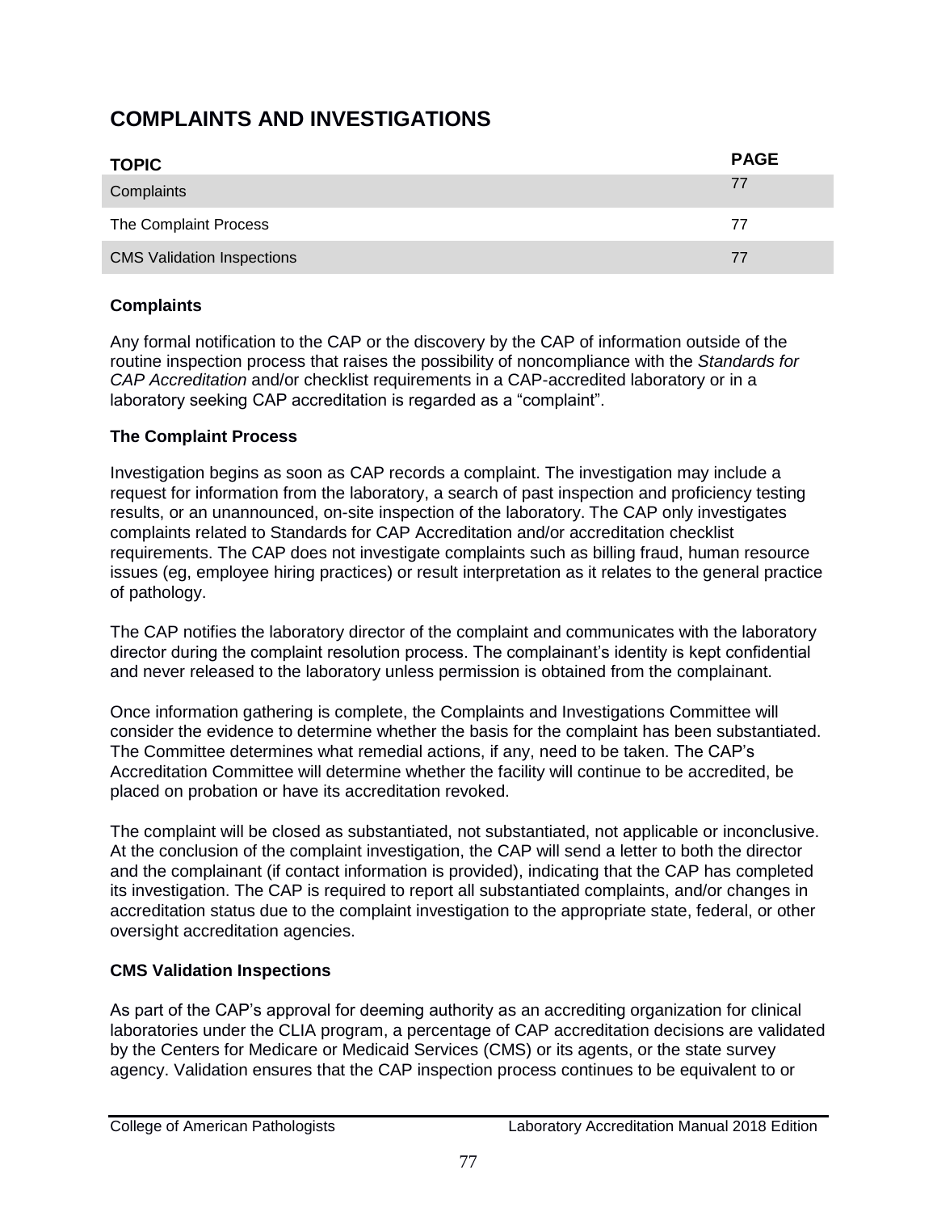# COMPLAINTS AND INVESTIGATIONS

| TOPIC | PAGE |
| --- | --- |
| Complaints | 77 |
| The Complaint Process | 77 |
| CMS Validation Inspections | 77 |

### Complaints

Any formal notification to the CAP or the discovery by the CAP of information outside of the routine inspection process that raises the possibility of noncompliance with the *Standards for CAP Accreditation* and/or checklist requirements in a CAP-accredited laboratory or in a laboratory seeking CAP accreditation is regarded as a "complaint".

### The Complaint Process

Investigation begins as soon as CAP records a complaint. The investigation may include a request for information from the laboratory, a search of past inspection and proficiency testing results, or an unannounced, on-site inspection of the laboratory. The CAP only investigates complaints related to Standards for CAP Accreditation and/or accreditation checklist requirements. The CAP does not investigate complaints such as billing fraud, human resource issues (eg, employee hiring practices) or result interpretation as it relates to the general practice of pathology.

The CAP notifies the laboratory director of the complaint and communicates with the laboratory director during the complaint resolution process. The complainant's identity is kept confidential and never released to the laboratory unless permission is obtained from the complainant.

Once information gathering is complete, the Complaints and Investigations Committee will consider the evidence to determine whether the basis for the complaint has been substantiated. The Committee determines what remedial actions, if any, need to be taken. The CAP's Accreditation Committee will determine whether the facility will continue to be accredited, be placed on probation or have its accreditation revoked.

The complaint will be closed as substantiated, not substantiated, not applicable or inconclusive. At the conclusion of the complaint investigation, the CAP will send a letter to both the director and the complainant (if contact information is provided), indicating that the CAP has completed its investigation. The CAP is required to report all substantiated complaints, and/or changes in accreditation status due to the complaint investigation to the appropriate state, federal, or other oversight accreditation agencies.

### CMS Validation Inspections

As part of the CAP's approval for deeming authority as an accrediting organization for clinical laboratories under the CLIA program, a percentage of CAP accreditation decisions are validated by the Centers for Medicare or Medicaid Services (CMS) or its agents, or the state survey agency. Validation ensures that the CAP inspection process continues to be equivalent to or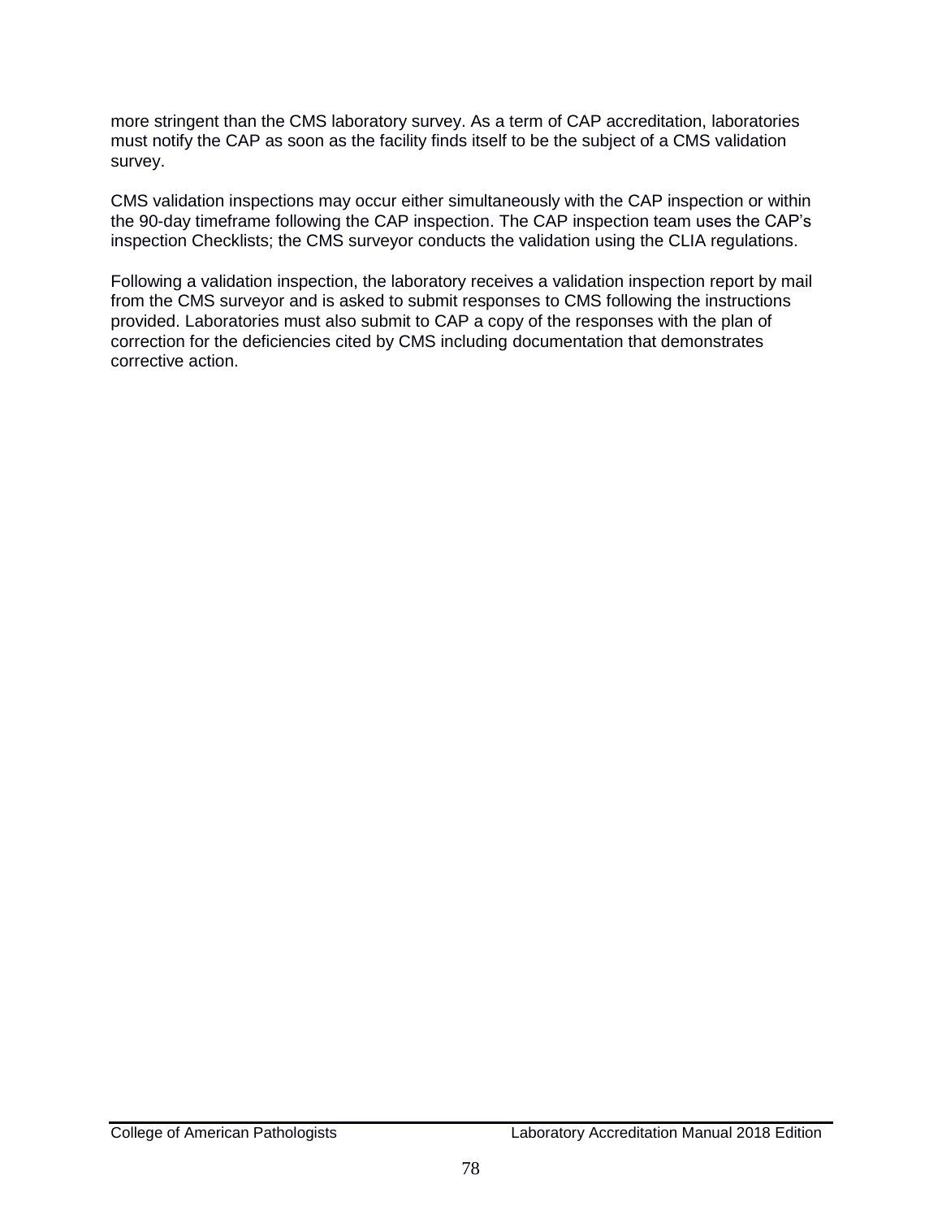more stringent than the CMS laboratory survey. As a term of CAP accreditation, laboratories must notify the CAP as soon as the facility finds itself to be the subject of a CMS validation survey.

CMS validation inspections may occur either simultaneously with the CAP inspection or within the 90-day timeframe following the CAP inspection. The CAP inspection team uses the CAP's inspection Checklists; the CMS surveyor conducts the validation using the CLIA regulations.

Following a validation inspection, the laboratory receives a validation inspection report by mail from the CMS surveyor and is asked to submit responses to CMS following the instructions provided. Laboratories must also submit to CAP a copy of the responses with the plan of correction for the deficiencies cited by CMS including documentation that demonstrates corrective action.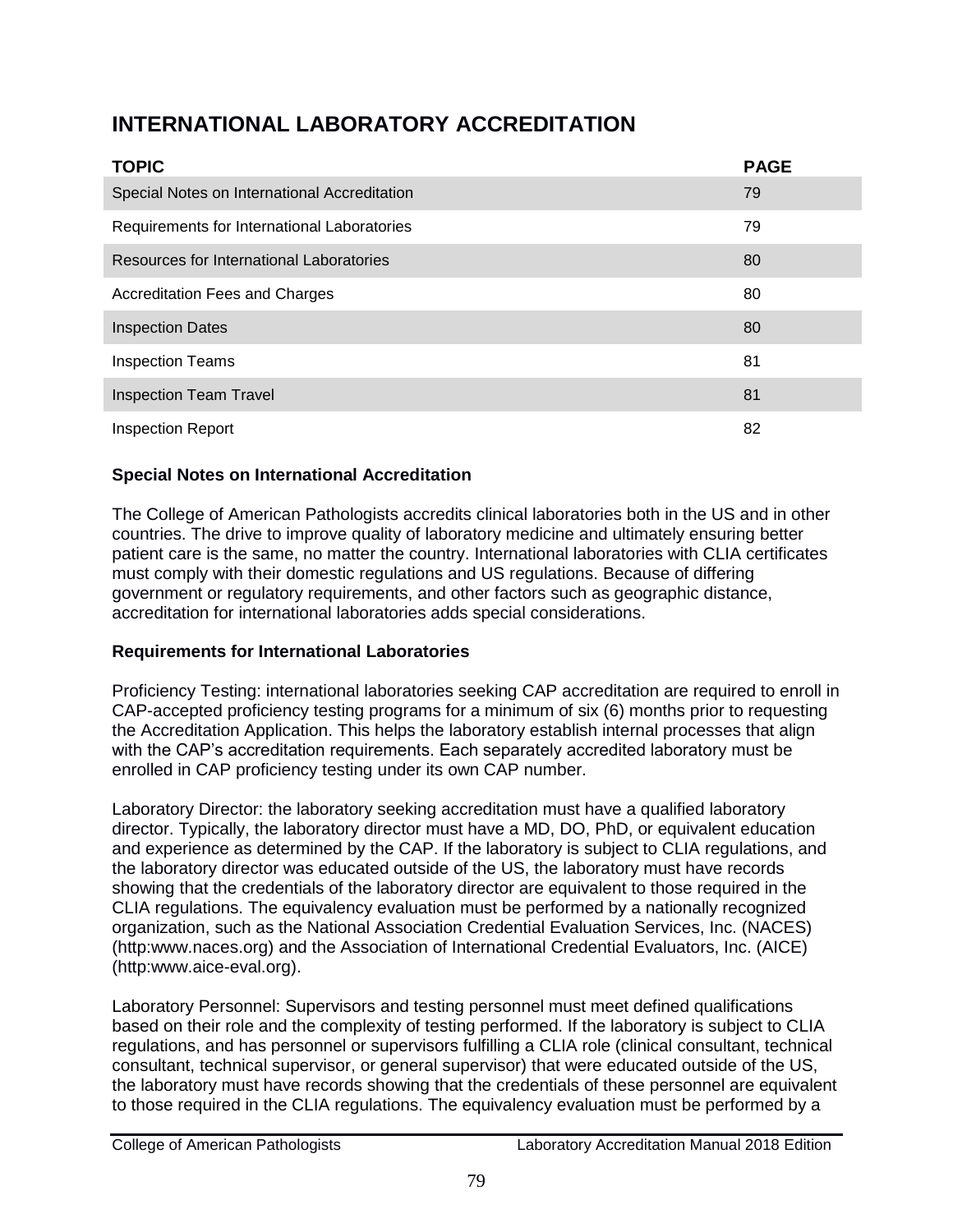# INTERNATIONAL LABORATORY ACCREDITATION

| TOPIC | PAGE |
|---|---|
| Special Notes on International Accreditation | 79 |
| Requirements for International Laboratories | 79 |
| Resources for International Laboratories | 80 |
| Accreditation Fees and Charges | 80 |
| Inspection Dates | 80 |
| Inspection Teams | 81 |
| Inspection Team Travel | 81 |
| Inspection Report | 82 |

### Special Notes on International Accreditation

The College of American Pathologists accredits clinical laboratories both in the US and in other countries. The drive to improve quality of laboratory medicine and ultimately ensuring better patient care is the same, no matter the country. International laboratories with CLIA certificates must comply with their domestic regulations and US regulations. Because of differing government or regulatory requirements, and other factors such as geographic distance, accreditation for international laboratories adds special considerations.

### Requirements for International Laboratories

Proficiency Testing: international laboratories seeking CAP accreditation are required to enroll in CAP-accepted proficiency testing programs for a minimum of six (6) months prior to requesting the Accreditation Application. This helps the laboratory establish internal processes that align with the CAP's accreditation requirements. Each separately accredited laboratory must be enrolled in CAP proficiency testing under its own CAP number.

Laboratory Director: the laboratory seeking accreditation must have a qualified laboratory director. Typically, the laboratory director must have a MD, DO, PhD, or equivalent education and experience as determined by the CAP. If the laboratory is subject to CLIA regulations, and the laboratory director was educated outside of the US, the laboratory must have records showing that the credentials of the laboratory director are equivalent to those required in the CLIA regulations. The equivalency evaluation must be performed by a nationally recognized organization, such as the National Association Credential Evaluation Services, Inc. (NACES) (http:www.naces.org) and the Association of International Credential Evaluators, Inc. (AICE) (http:www.aice-eval.org).

Laboratory Personnel: Supervisors and testing personnel must meet defined qualifications based on their role and the complexity of testing performed. If the laboratory is subject to CLIA regulations, and has personnel or supervisors fulfilling a CLIA role (clinical consultant, technical consultant, technical supervisor, or general supervisor) that were educated outside of the US, the laboratory must have records showing that the credentials of these personnel are equivalent to those required in the CLIA regulations. The equivalency evaluation must be performed by a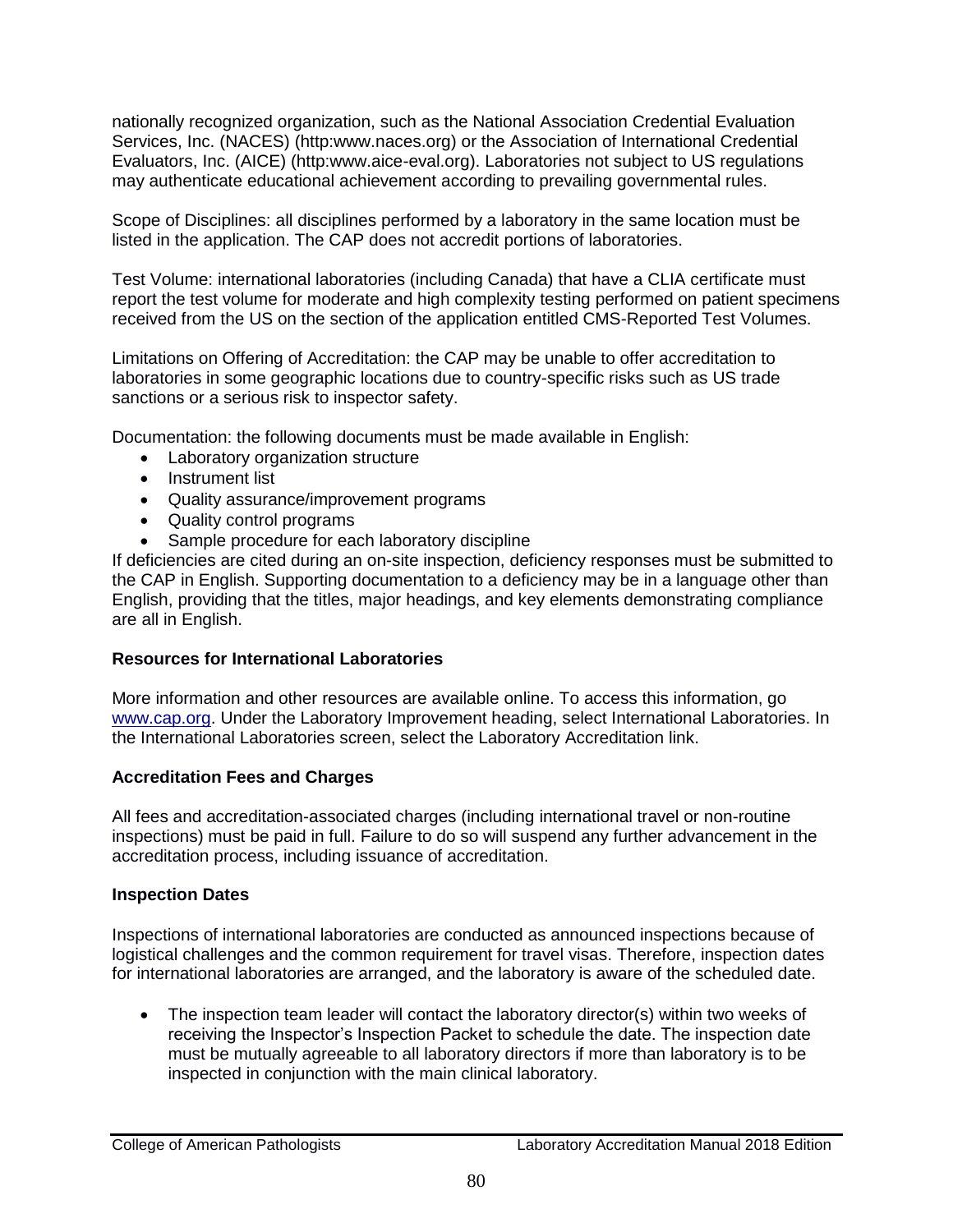nationally recognized organization, such as the National Association Credential Evaluation Services, Inc. (NACES) (http:www.naces.org) or the Association of International Credential Evaluators, Inc. (AICE) (http:www.aice-eval.org). Laboratories not subject to US regulations may authenticate educational achievement according to prevailing governmental rules.

Scope of Disciplines: all disciplines performed by a laboratory in the same location must be listed in the application. The CAP does not accredit portions of laboratories.

Test Volume: international laboratories (including Canada) that have a CLIA certificate must report the test volume for moderate and high complexity testing performed on patient specimens received from the US on the section of the application entitled CMS-Reported Test Volumes.

Limitations on Offering of Accreditation: the CAP may be unable to offer accreditation to laboratories in some geographic locations due to country-specific risks such as US trade sanctions or a serious risk to inspector safety.

Documentation: the following documents must be made available in English:

- Laboratory organization structure
- Instrument list
- Quality assurance/improvement programs
- Quality control programs
- Sample procedure for each laboratory discipline

If deficiencies are cited during an on-site inspection, deficiency responses must be submitted to the CAP in English. Supporting documentation to a deficiency may be in a language other than English, providing that the titles, major headings, and key elements demonstrating compliance are all in English.

**Resources for International Laboratories**

More information and other resources are available online. To access this information, go [www.cap.org](www.cap.org). Under the Laboratory Improvement heading, select International Laboratories. In the International Laboratories screen, select the Laboratory Accreditation link.

**Accreditation Fees and Charges**

All fees and accreditation-associated charges (including international travel or non-routine inspections) must be paid in full. Failure to do so will suspend any further advancement in the accreditation process, including issuance of accreditation.

**Inspection Dates**

Inspections of international laboratories are conducted as announced inspections because of logistical challenges and the common requirement for travel visas. Therefore, inspection dates for international laboratories are arranged, and the laboratory is aware of the scheduled date.

- The inspection team leader will contact the laboratory director(s) within two weeks of receiving the Inspector's Inspection Packet to schedule the date. The inspection date must be mutually agreeable to all laboratory directors if more than laboratory is to be inspected in conjunction with the main clinical laboratory.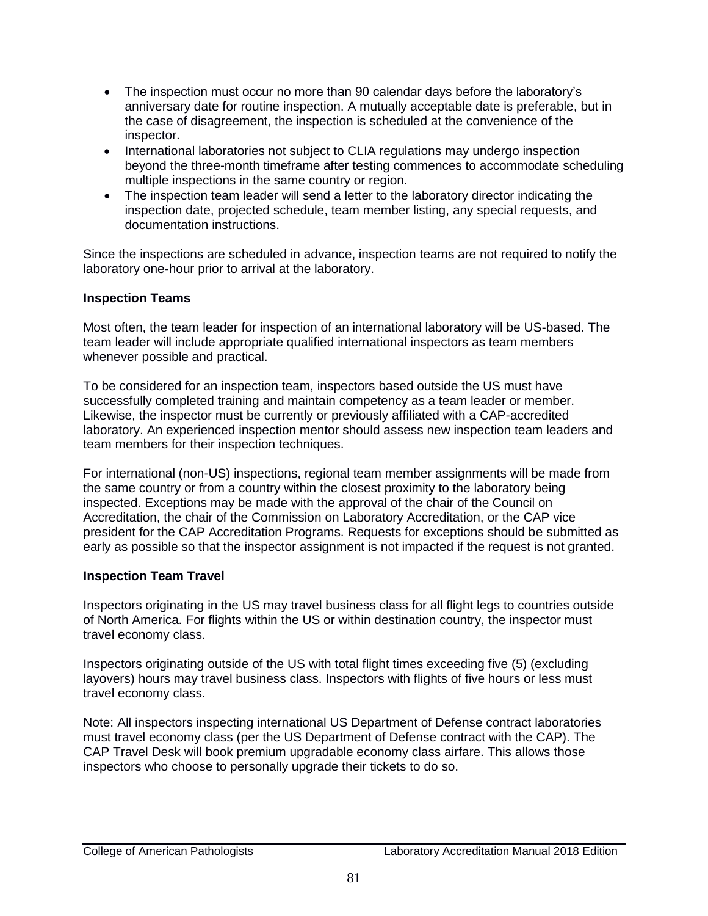- The inspection must occur no more than 90 calendar days before the laboratory's anniversary date for routine inspection. A mutually acceptable date is preferable, but in the case of disagreement, the inspection is scheduled at the convenience of the inspector.
- International laboratories not subject to CLIA regulations may undergo inspection beyond the three-month timeframe after testing commences to accommodate scheduling multiple inspections in the same country or region.
- The inspection team leader will send a letter to the laboratory director indicating the inspection date, projected schedule, team member listing, any special requests, and documentation instructions.

Since the inspections are scheduled in advance, inspection teams are not required to notify the laboratory one-hour prior to arrival at the laboratory.

**Inspection Teams**

Most often, the team leader for inspection of an international laboratory will be US-based. The team leader will include appropriate qualified international inspectors as team members whenever possible and practical.

To be considered for an inspection team, inspectors based outside the US must have successfully completed training and maintain competency as a team leader or member. Likewise, the inspector must be currently or previously affiliated with a CAP-accredited laboratory. An experienced inspection mentor should assess new inspection team leaders and team members for their inspection techniques.

For international (non-US) inspections, regional team member assignments will be made from the same country or from a country within the closest proximity to the laboratory being inspected. Exceptions may be made with the approval of the chair of the Council on Accreditation, the chair of the Commission on Laboratory Accreditation, or the CAP vice president for the CAP Accreditation Programs. Requests for exceptions should be submitted as early as possible so that the inspector assignment is not impacted if the request is not granted.

**Inspection Team Travel**

Inspectors originating in the US may travel business class for all flight legs to countries outside of North America. For flights within the US or within destination country, the inspector must travel economy class.

Inspectors originating outside of the US with total flight times exceeding five (5) (excluding layovers) hours may travel business class. Inspectors with flights of five hours or less must travel economy class.

Note: All inspectors inspecting international US Department of Defense contract laboratories must travel economy class (per the US Department of Defense contract with the CAP). The CAP Travel Desk will book premium upgradable economy class airfare. This allows those inspectors who choose to personally upgrade their tickets to do so.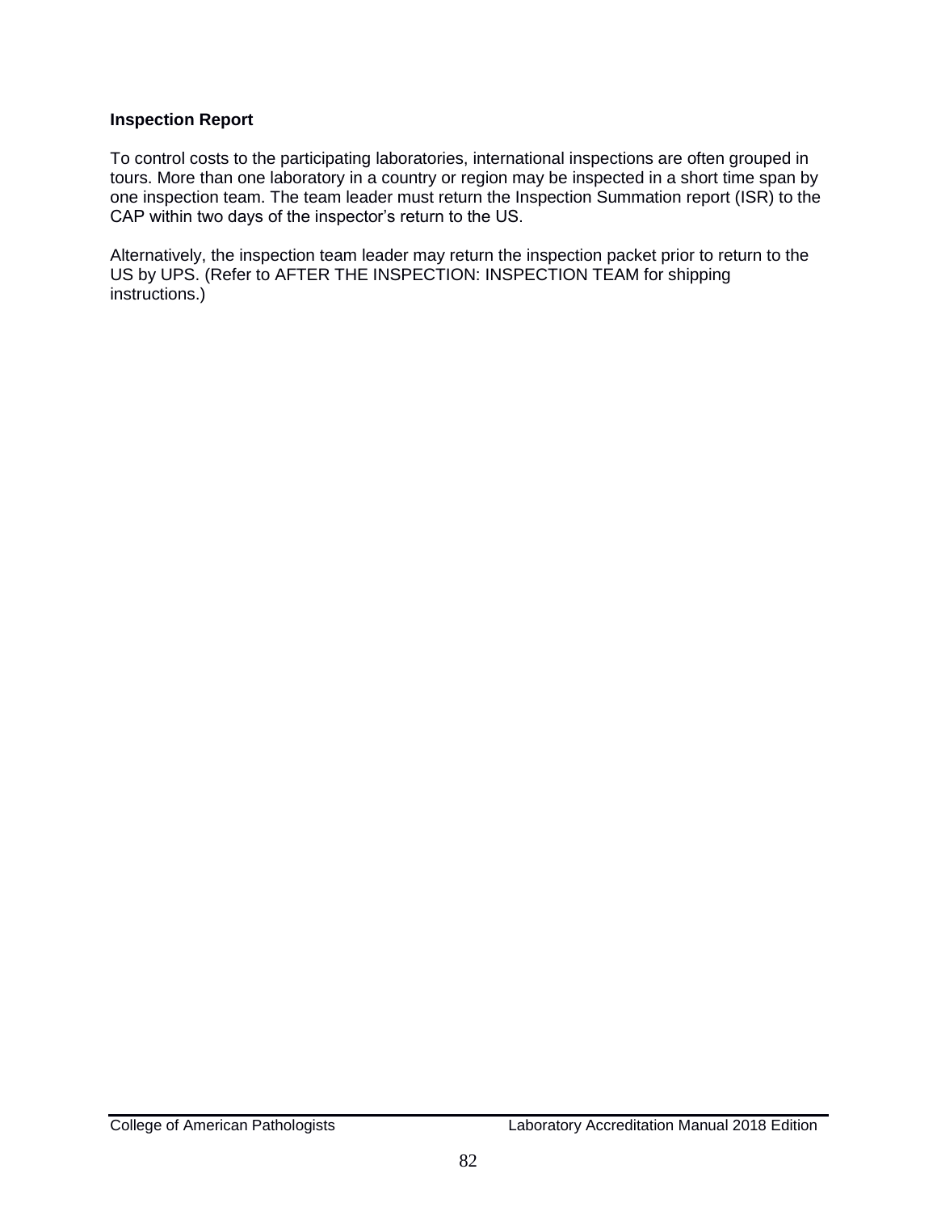**Inspection Report**

To control costs to the participating laboratories, international inspections are often grouped in tours. More than one laboratory in a country or region may be inspected in a short time span by one inspection team. The team leader must return the Inspection Summation report (ISR) to the CAP within two days of the inspector's return to the US.

Alternatively, the inspection team leader may return the inspection packet prior to return to the US by UPS. (Refer to AFTER THE INSPECTION: INSPECTION TEAM for shipping instructions.)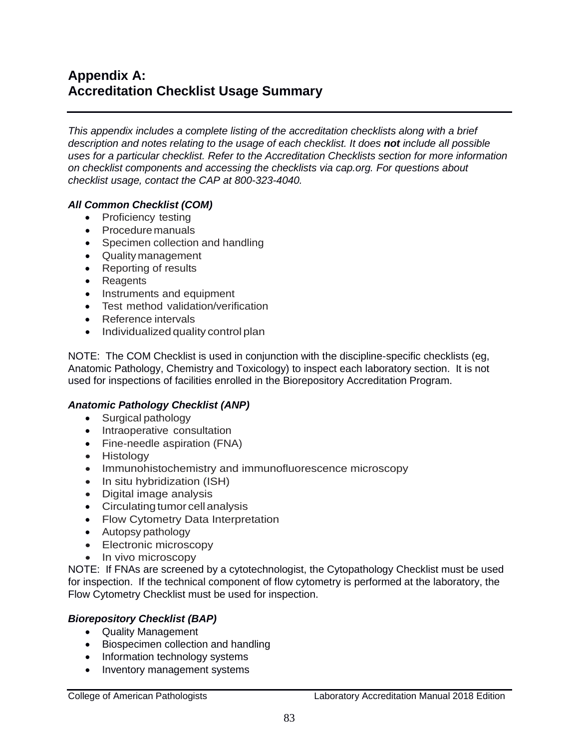# Appendix A: Accreditation Checklist Usage Summary

*This appendix includes a complete listing of the accreditation checklists along with a brief description and notes relating to the usage of each checklist. It does **not** include all possible uses for a particular checklist. Refer to the Accreditation Checklists section for more information on checklist components and accessing the checklists via cap.org. For questions about checklist usage, contact the CAP at 800-323-4040.*

***All Common Checklist (COM)***

- Proficiency testing
- Procedure manuals
- Specimen collection and handling
- Quality management
- Reporting of results
- Reagents
- Instruments and equipment
- Test method validation/verification
- Reference intervals
- Individualized quality control plan

NOTE: The COM Checklist is used in conjunction with the discipline-specific checklists (eg, Anatomic Pathology, Chemistry and Toxicology) to inspect each laboratory section. It is not used for inspections of facilities enrolled in the Biorepository Accreditation Program.

***Anatomic Pathology Checklist (ANP)***

- Surgical pathology
- Intraoperative consultation
- Fine-needle aspiration (FNA)
- Histology
- Immunohistochemistry and immunofluorescence microscopy
- In situ hybridization (ISH)
- Digital image analysis
- Circulating tumor cell analysis
- Flow Cytometry Data Interpretation
- Autopsy pathology
- Electronic microscopy
- In vivo microscopy

NOTE: If FNAs are screened by a cytotechnologist, the Cytopathology Checklist must be used for inspection. If the technical component of flow cytometry is performed at the laboratory, the Flow Cytometry Checklist must be used for inspection.

***Biorepository Checklist (BAP)***

- Quality Management
- Biospecimen collection and handling
- Information technology systems
- Inventory management systems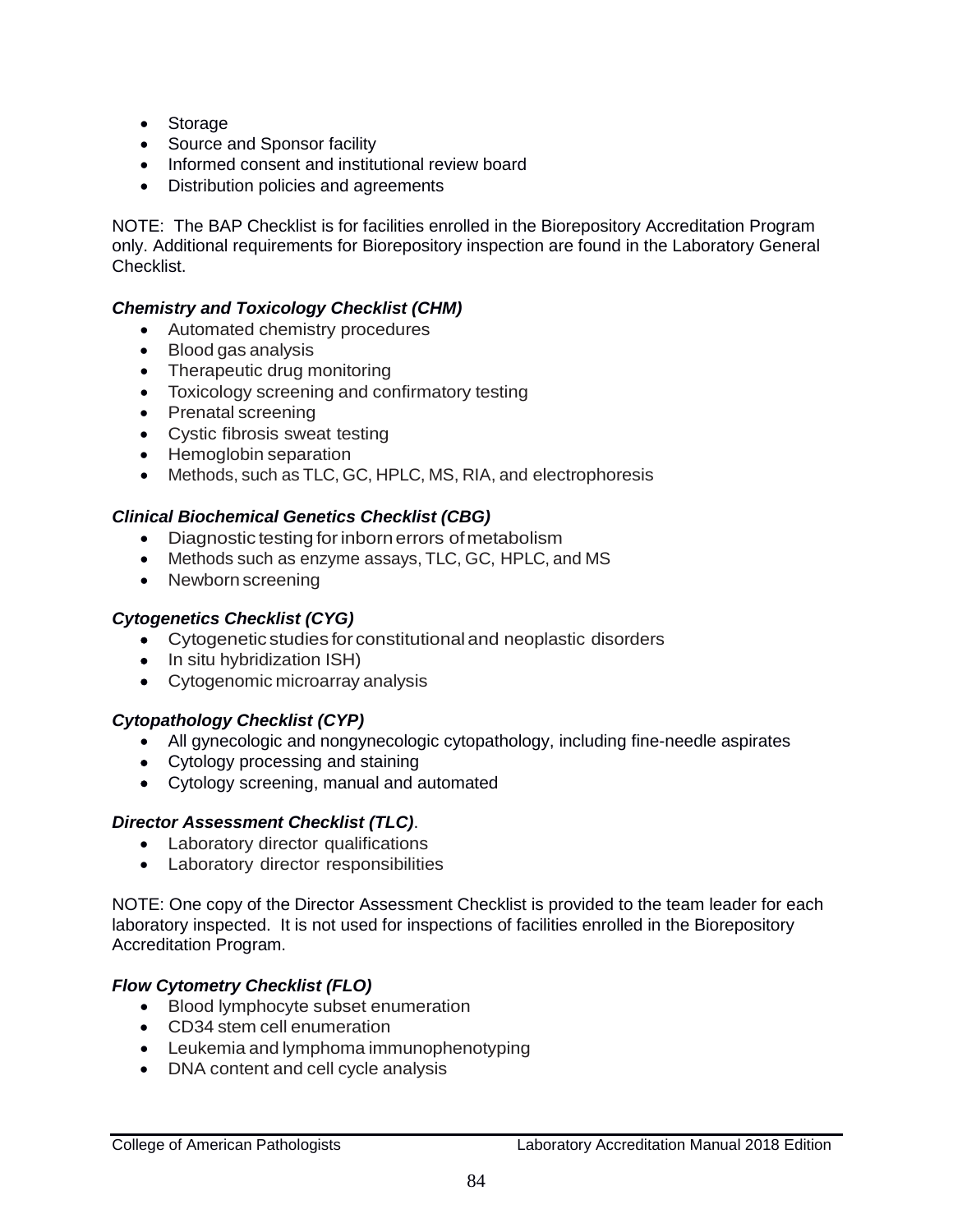- Storage
- Source and Sponsor facility
- Informed consent and institutional review board
- Distribution policies and agreements

NOTE: The BAP Checklist is for facilities enrolled in the Biorepository Accreditation Program only. Additional requirements for Biorepository inspection are found in the Laboratory General Checklist.

***Chemistry and Toxicology Checklist (CHM)***

- Automated chemistry procedures
- Blood gas analysis
- Therapeutic drug monitoring
- Toxicology screening and confirmatory testing
- Prenatal screening
- Cystic fibrosis sweat testing
- Hemoglobin separation
- Methods, such as TLC, GC, HPLC, MS, RIA, and electrophoresis

***Clinical Biochemical Genetics Checklist (CBG)***

- Diagnostic testing for inborn errors of metabolism
- Methods such as enzyme assays, TLC, GC, HPLC, and MS
- Newborn screening

***Cytogenetics Checklist (CYG)***

- Cytogenetic studies for constitutional and neoplastic disorders
- In situ hybridization ISH)
- Cytogenomic microarray analysis

***Cytopathology Checklist (CYP)***

- All gynecologic and nongynecologic cytopathology, including fine-needle aspirates
- Cytology processing and staining
- Cytology screening, manual and automated

***Director Assessment Checklist (TLC)***.

- Laboratory director qualifications
- Laboratory director responsibilities

NOTE: One copy of the Director Assessment Checklist is provided to the team leader for each laboratory inspected. It is not used for inspections of facilities enrolled in the Biorepository Accreditation Program.

***Flow Cytometry Checklist (FLO)***

- Blood lymphocyte subset enumeration
- CD34 stem cell enumeration
- Leukemia and lymphoma immunophenotyping
- DNA content and cell cycle analysis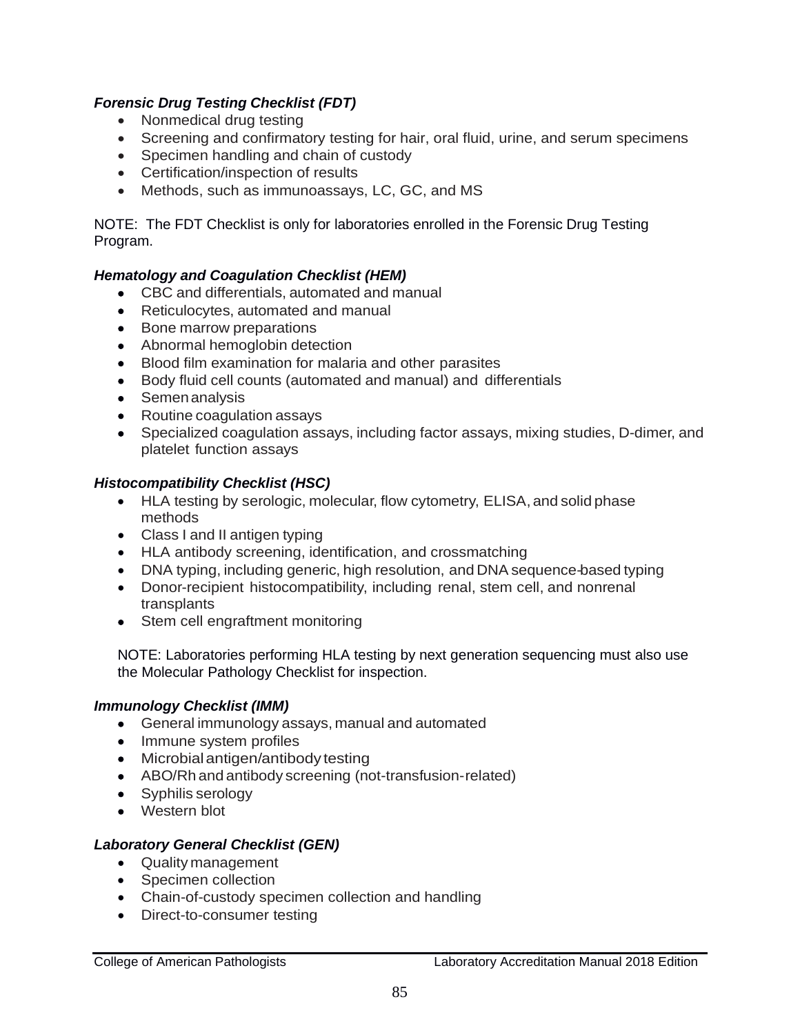***Forensic Drug Testing Checklist (FDT)***

- Nonmedical drug testing
- Screening and confirmatory testing for hair, oral fluid, urine, and serum specimens
- Specimen handling and chain of custody
- Certification/inspection of results
- Methods, such as immunoassays, LC, GC, and MS

NOTE: The FDT Checklist is only for laboratories enrolled in the Forensic Drug Testing Program.

***Hematology and Coagulation Checklist (HEM)***

- CBC and differentials, automated and manual
- Reticulocytes, automated and manual
- Bone marrow preparations
- Abnormal hemoglobin detection
- Blood film examination for malaria and other parasites
- Body fluid cell counts (automated and manual) and differentials
- Semen analysis
- Routine coagulation assays
- Specialized coagulation assays, including factor assays, mixing studies, D-dimer, and platelet function assays

***Histocompatibility Checklist (HSC)***

- HLA testing by serologic, molecular, flow cytometry, ELISA, and solid phase methods
- Class I and II antigen typing
- HLA antibody screening, identification, and crossmatching
- DNA typing, including generic, high resolution, and DNA sequence-based typing
- Donor-recipient histocompatibility, including renal, stem cell, and nonrenal transplants
- Stem cell engraftment monitoring

NOTE: Laboratories performing HLA testing by next generation sequencing must also use the Molecular Pathology Checklist for inspection.

***Immunology Checklist (IMM)***

- General immunology assays, manual and automated
- Immune system profiles
- Microbial antigen/antibody testing
- ABO/Rh and antibody screening (not-transfusion-related)
- Syphilis serology
- Western blot

***Laboratory General Checklist (GEN)***

- Quality management
- Specimen collection
- Chain-of-custody specimen collection and handling
- Direct-to-consumer testing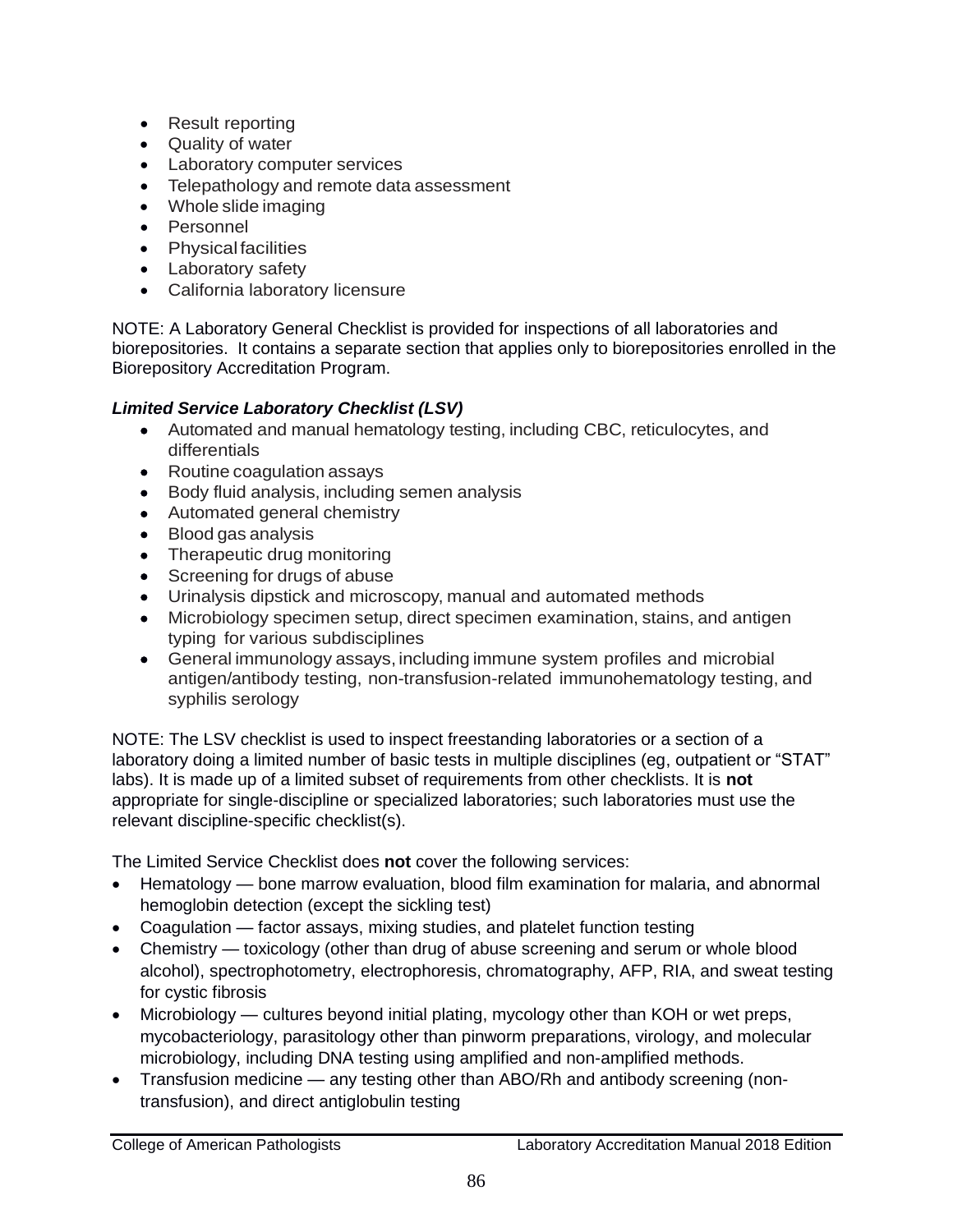- Result reporting
- Quality of water
- Laboratory computer services
- Telepathology and remote data assessment
- Whole slide imaging
- Personnel
- Physical facilities
- Laboratory safety
- California laboratory licensure

NOTE: A Laboratory General Checklist is provided for inspections of all laboratories and biorepositories. It contains a separate section that applies only to biorepositories enrolled in the Biorepository Accreditation Program.

***Limited Service Laboratory Checklist (LSV)***

- Automated and manual hematology testing, including CBC, reticulocytes, and differentials
- Routine coagulation assays
- Body fluid analysis, including semen analysis
- Automated general chemistry
- Blood gas analysis
- Therapeutic drug monitoring
- Screening for drugs of abuse
- Urinalysis dipstick and microscopy, manual and automated methods
- Microbiology specimen setup, direct specimen examination, stains, and antigen typing for various subdisciplines
- General immunology assays, including immune system profiles and microbial antigen/antibody testing, non-transfusion-related immunohematology testing, and syphilis serology

NOTE: The LSV checklist is used to inspect freestanding laboratories or a section of a laboratory doing a limited number of basic tests in multiple disciplines (eg, outpatient or "STAT" labs). It is made up of a limited subset of requirements from other checklists. It is **not** appropriate for single-discipline or specialized laboratories; such laboratories must use the relevant discipline-specific checklist(s).

The Limited Service Checklist does **not** cover the following services:

- Hematology — bone marrow evaluation, blood film examination for malaria, and abnormal hemoglobin detection (except the sickling test)
- Coagulation — factor assays, mixing studies, and platelet function testing
- Chemistry — toxicology (other than drug of abuse screening and serum or whole blood alcohol), spectrophotometry, electrophoresis, chromatography, AFP, RIA, and sweat testing for cystic fibrosis
- Microbiology — cultures beyond initial plating, mycology other than KOH or wet preps, mycobacteriology, parasitology other than pinworm preparations, virology, and molecular microbiology, including DNA testing using amplified and non-amplified methods.
- Transfusion medicine — any testing other than ABO/Rh and antibody screening (non-transfusion), and direct antiglobulin testing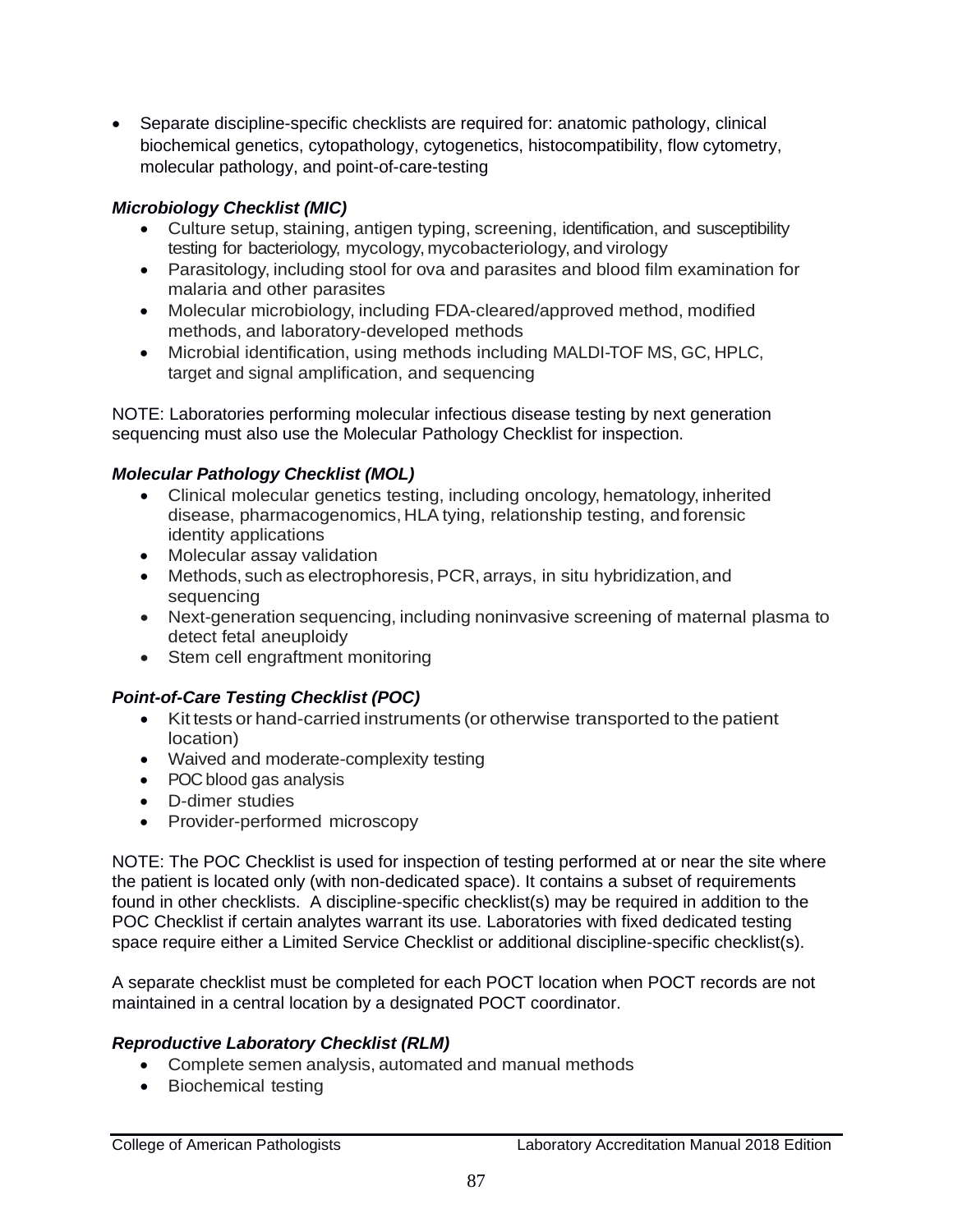- Separate discipline-specific checklists are required for: anatomic pathology, clinical biochemical genetics, cytopathology, cytogenetics, histocompatibility, flow cytometry, molecular pathology, and point-of-care-testing

***Microbiology Checklist (MIC)***

- Culture setup, staining, antigen typing, screening, identification, and susceptibility testing for bacteriology, mycology, mycobacteriology, and virology
- Parasitology, including stool for ova and parasites and blood film examination for malaria and other parasites
- Molecular microbiology, including FDA-cleared/approved method, modified methods, and laboratory-developed methods
- Microbial identification, using methods including MALDI-TOF MS, GC, HPLC, target and signal amplification, and sequencing

NOTE: Laboratories performing molecular infectious disease testing by next generation sequencing must also use the Molecular Pathology Checklist for inspection.

***Molecular Pathology Checklist (MOL)***

- Clinical molecular genetics testing, including oncology, hematology, inherited disease, pharmacogenomics, HLA tying, relationship testing, and forensic identity applications
- Molecular assay validation
- Methods, such as electrophoresis, PCR, arrays, in situ hybridization, and sequencing
- Next-generation sequencing, including noninvasive screening of maternal plasma to detect fetal aneuploidy
- Stem cell engraftment monitoring

***Point-of-Care Testing Checklist (POC)***

- Kit tests or hand-carried instruments (or otherwise transported to the patient location)
- Waived and moderate-complexity testing
- POC blood gas analysis
- D-dimer studies
- Provider-performed microscopy

NOTE: The POC Checklist is used for inspection of testing performed at or near the site where the patient is located only (with non-dedicated space). It contains a subset of requirements found in other checklists. A discipline-specific checklist(s) may be required in addition to the POC Checklist if certain analytes warrant its use. Laboratories with fixed dedicated testing space require either a Limited Service Checklist or additional discipline-specific checklist(s).

A separate checklist must be completed for each POCT location when POCT records are not maintained in a central location by a designated POCT coordinator.

***Reproductive Laboratory Checklist (RLM)***

- Complete semen analysis, automated and manual methods
- Biochemical testing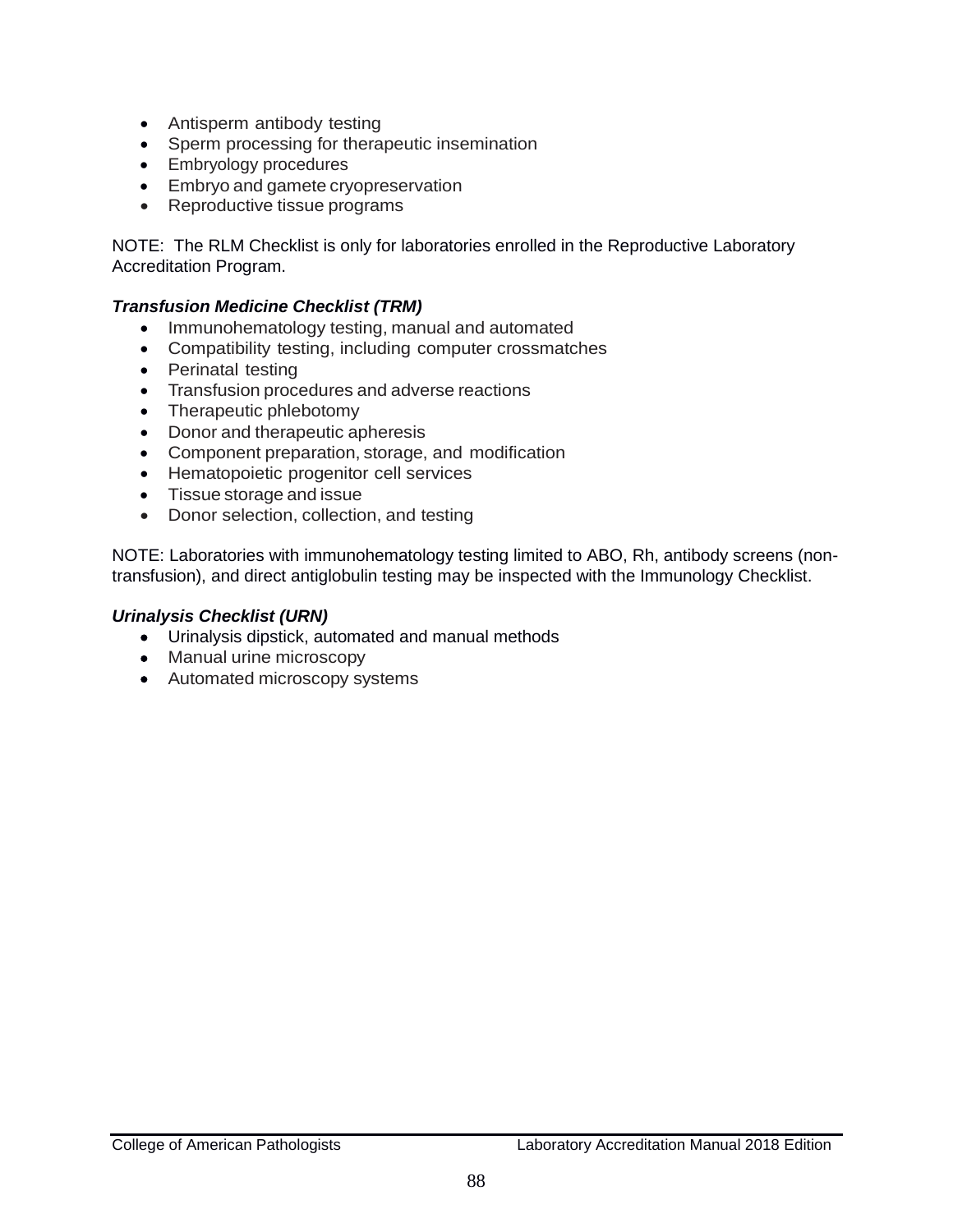- Antisperm antibody testing
- Sperm processing for therapeutic insemination
- Embryology procedures
- Embryo and gamete cryopreservation
- Reproductive tissue programs

NOTE: The RLM Checklist is only for laboratories enrolled in the Reproductive Laboratory Accreditation Program.

***Transfusion Medicine Checklist (TRM)***

- Immunohematology testing, manual and automated
- Compatibility testing, including computer crossmatches
- Perinatal testing
- Transfusion procedures and adverse reactions
- Therapeutic phlebotomy
- Donor and therapeutic apheresis
- Component preparation, storage, and modification
- Hematopoietic progenitor cell services
- Tissue storage and issue
- Donor selection, collection, and testing

NOTE: Laboratories with immunohematology testing limited to ABO, Rh, antibody screens (non-transfusion), and direct antiglobulin testing may be inspected with the Immunology Checklist.

***Urinalysis Checklist (URN)***

- Urinalysis dipstick, automated and manual methods
- Manual urine microscopy
- Automated microscopy systems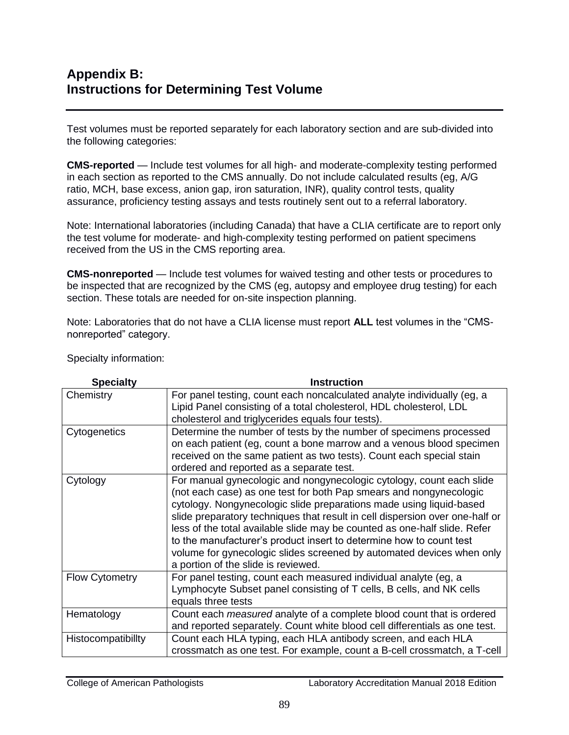# Appendix B: Instructions for Determining Test Volume

Test volumes must be reported separately for each laboratory section and are sub-divided into the following categories:

**CMS-reported** — Include test volumes for all high- and moderate-complexity testing performed in each section as reported to the CMS annually. Do not include calculated results (eg, A/G ratio, MCH, base excess, anion gap, iron saturation, INR), quality control tests, quality assurance, proficiency testing assays and tests routinely sent out to a referral laboratory.

Note: International laboratories (including Canada) that have a CLIA certificate are to report only the test volume for moderate- and high-complexity testing performed on patient specimens received from the US in the CMS reporting area.

**CMS-nonreported** — Include test volumes for waived testing and other tests or procedures to be inspected that are recognized by the CMS (eg, autopsy and employee drug testing) for each section. These totals are needed for on-site inspection planning.

Note: Laboratories that do not have a CLIA license must report **ALL** test volumes in the "CMS-nonreported" category.

Specialty information:

| Specialty | Instruction |
|---|---|
| Chemistry | For panel testing, count each noncalculated analyte individually (eg, a Lipid Panel consisting of a total cholesterol, HDL cholesterol, LDL cholesterol and triglycerides equals four tests). |
| Cytogenetics | Determine the number of tests by the number of specimens processed on each patient (eg, count a bone marrow and a venous blood specimen received on the same patient as two tests). Count each special stain ordered and reported as a separate test. |
| Cytology | For manual gynecologic and nongynecologic cytology, count each slide (not each case) as one test for both Pap smears and nongynecologic cytology. Nongynecologic slide preparations made using liquid-based slide preparatory techniques that result in cell dispersion over one-half or less of the total available slide may be counted as one-half slide. Refer to the manufacturer's product insert to determine how to count test volume for gynecologic slides screened by automated devices when only a portion of the slide is reviewed. |
| Flow Cytometry | For panel testing, count each measured individual analyte (eg, a Lymphocyte Subset panel consisting of T cells, B cells, and NK cells equals three tests |
| Hematology | Count each *measured* analyte of a complete blood count that is ordered and reported separately. Count white blood cell differentials as one test. |
| Histocompatibillty | Count each HLA typing, each HLA antibody screen, and each HLA crossmatch as one test. For example, count a B-cell crossmatch, a T-cell |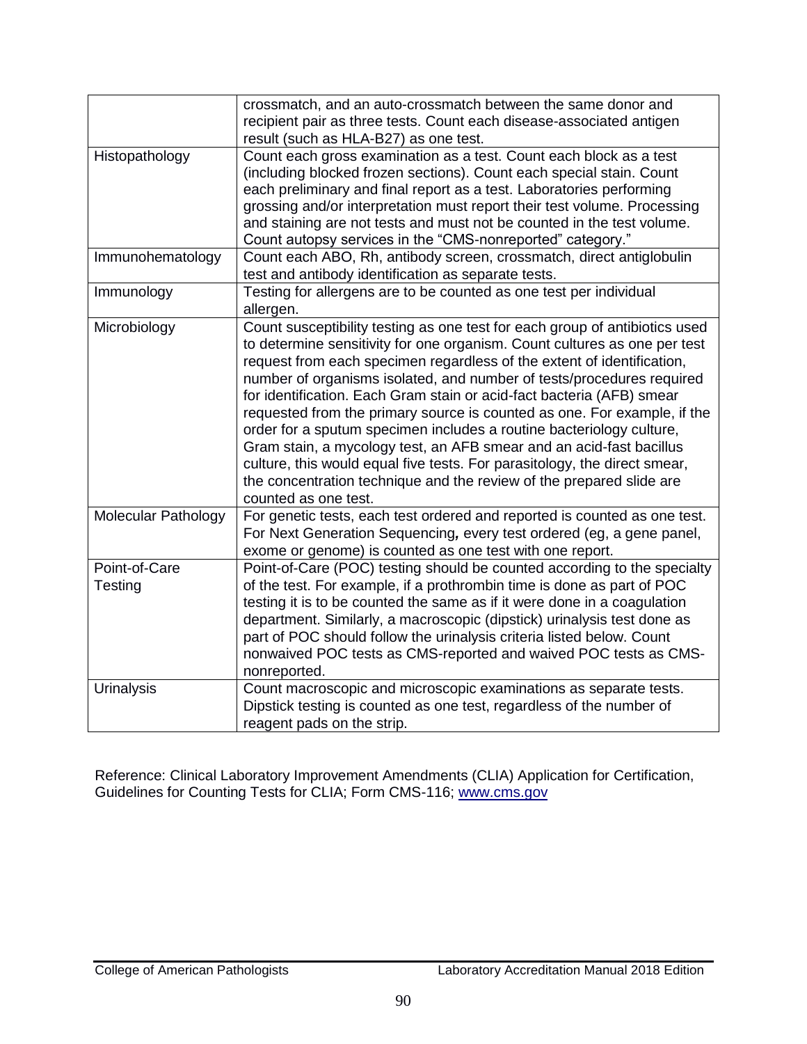| | |
|---|---|
| | crossmatch, and an auto-crossmatch between the same donor and recipient pair as three tests. Count each disease-associated antigen result (such as HLA-B27) as one test. |
| Histopathology | Count each gross examination as a test. Count each block as a test (including blocked frozen sections). Count each special stain. Count each preliminary and final report as a test. Laboratories performing grossing and/or interpretation must report their test volume. Processing and staining are not tests and must not be counted in the test volume. Count autopsy services in the "CMS-nonreported" category." |
| Immunohematology | Count each ABO, Rh, antibody screen, crossmatch, direct antiglobulin test and antibody identification as separate tests. |
| Immunology | Testing for allergens are to be counted as one test per individual allergen. |
| Microbiology | Count susceptibility testing as one test for each group of antibiotics used to determine sensitivity for one organism. Count cultures as one per test request from each specimen regardless of the extent of identification, number of organisms isolated, and number of tests/procedures required for identification. Each Gram stain or acid-fact bacteria (AFB) smear requested from the primary source is counted as one. For example, if the order for a sputum specimen includes a routine bacteriology culture, Gram stain, a mycology test, an AFB smear and an acid-fast bacillus culture, this would equal five tests. For parasitology, the direct smear, the concentration technique and the review of the prepared slide are counted as one test. |
| Molecular Pathology | For genetic tests, each test ordered and reported is counted as one test. For Next Generation Sequencing*,* every test ordered (eg, a gene panel, exome or genome) is counted as one test with one report. |
| Point-of-Care Testing | Point-of-Care (POC) testing should be counted according to the specialty of the test. For example, if a prothrombin time is done as part of POC testing it is to be counted the same as if it were done in a coagulation department. Similarly, a macroscopic (dipstick) urinalysis test done as part of POC should follow the urinalysis criteria listed below. Count nonwaived POC tests as CMS-reported and waived POC tests as CMS-nonreported. |
| Urinalysis | Count macroscopic and microscopic examinations as separate tests. Dipstick testing is counted as one test, regardless of the number of reagent pads on the strip. |

Reference: Clinical Laboratory Improvement Amendments (CLIA) Application for Certification, Guidelines for Counting Tests for CLIA; Form CMS-116; www.cms.gov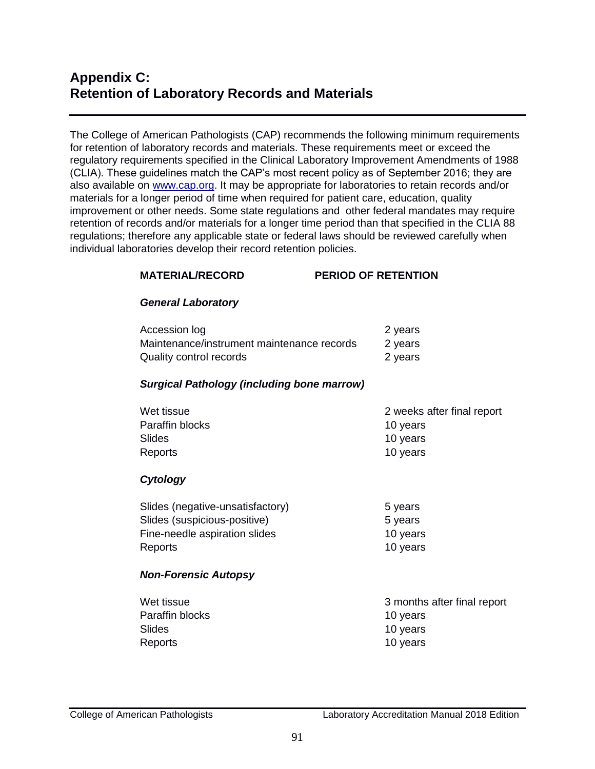# Appendix C: Retention of Laboratory Records and Materials

The College of American Pathologists (CAP) recommends the following minimum requirements for retention of laboratory records and materials. These requirements meet or exceed the regulatory requirements specified in the Clinical Laboratory Improvement Amendments of 1988 (CLIA). These guidelines match the CAP's most recent policy as of September 2016; they are also available on www.cap.org. It may be appropriate for laboratories to retain records and/or materials for a longer period of time when required for patient care, education, quality improvement or other needs. Some state regulations and other federal mandates may require retention of records and/or materials for a longer time period than that specified in the CLIA 88 regulations; therefore any applicable state or federal laws should be reviewed carefully when individual laboratories develop their record retention policies.

| MATERIAL/RECORD | PERIOD OF RETENTION |
| --- | --- |
| ***General Laboratory*** | |
| Accession log | 2 years |
| Maintenance/instrument maintenance records | 2 years |
| Quality control records | 2 years |
| ***Surgical Pathology (including bone marrow)*** | |
| Wet tissue | 2 weeks after final report |
| Paraffin blocks | 10 years |
| Slides | 10 years |
| Reports | 10 years |
| ***Cytology*** | |
| Slides (negative-unsatisfactory) | 5 years |
| Slides (suspicious-positive) | 5 years |
| Fine-needle aspiration slides | 10 years |
| Reports | 10 years |
| ***Non-Forensic Autopsy*** | |
| Wet tissue | 3 months after final report |
| Paraffin blocks | 10 years |
| Slides | 10 years |
| Reports | 10 years |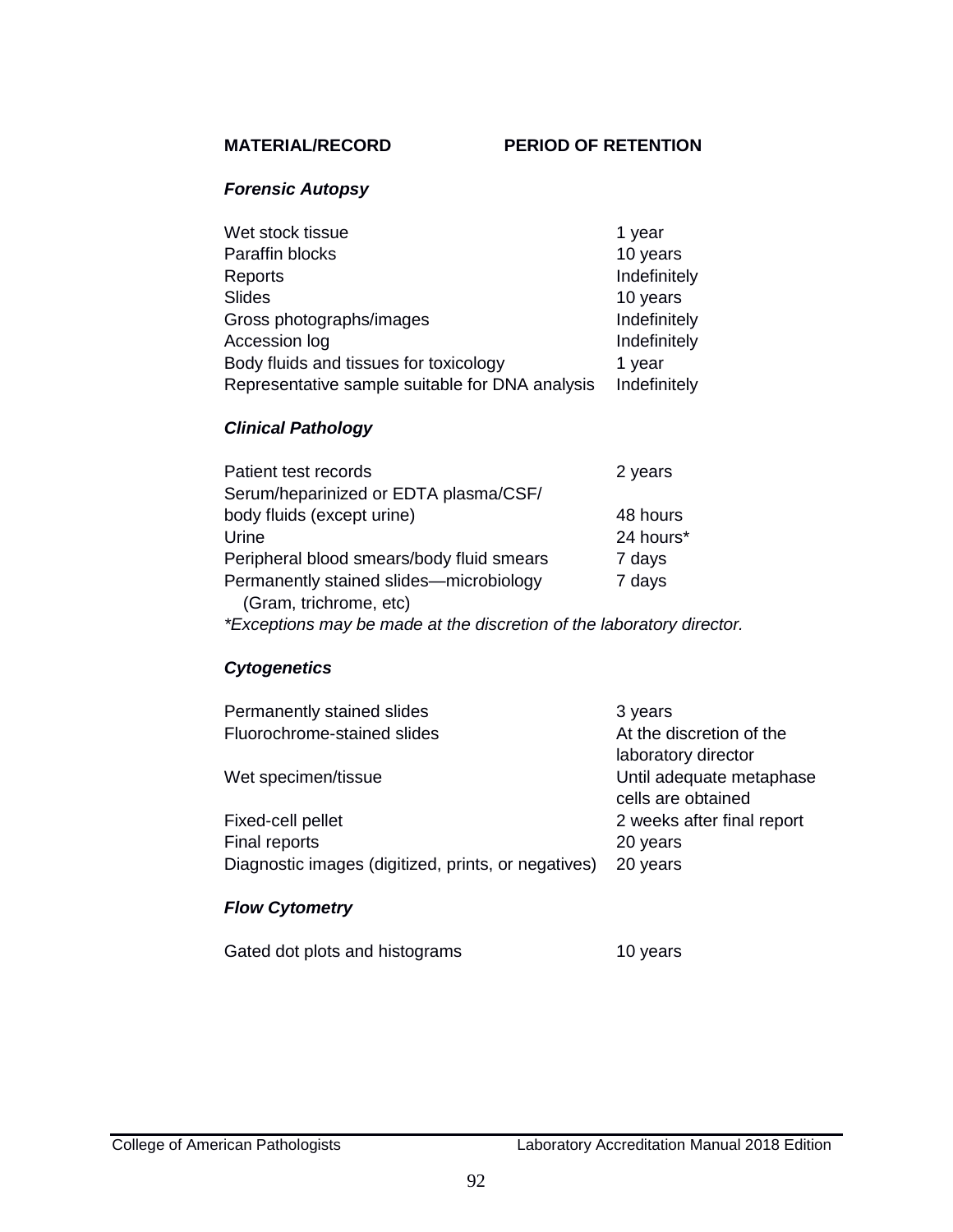| MATERIAL/RECORD | PERIOD OF RETENTION |
|---|---|
| ***Forensic Autopsy*** | |
| Wet stock tissue | 1 year |
| Paraffin blocks | 10 years |
| Reports | Indefinitely |
| Slides | 10 years |
| Gross photographs/images | Indefinitely |
| Accession log | Indefinitely |
| Body fluids and tissues for toxicology | 1 year |
| Representative sample suitable for DNA analysis | Indefinitely |
| ***Clinical Pathology*** | |
| Patient test records | 2 years |
| Serum/heparinized or EDTA plasma/CSF/ body fluids (except urine) | 48 hours |
| Urine | 24 hours* |
| Peripheral blood smears/body fluid smears | 7 days |
| Permanently stained slides—microbiology (Gram, trichrome, etc) | 7 days |

*Exceptions may be made at the discretion of the laboratory director.*

| MATERIAL/RECORD | PERIOD OF RETENTION |
|---|---|
| ***Cytogenetics*** | |
| Permanently stained slides | 3 years |
| Fluorochrome-stained slides | At the discretion of the laboratory director |
| Wet specimen/tissue | Until adequate metaphase cells are obtained |
| Fixed-cell pellet | 2 weeks after final report |
| Final reports | 20 years |
| Diagnostic images (digitized, prints, or negatives) | 20 years |
| ***Flow Cytometry*** | |
| Gated dot plots and histograms | 10 years |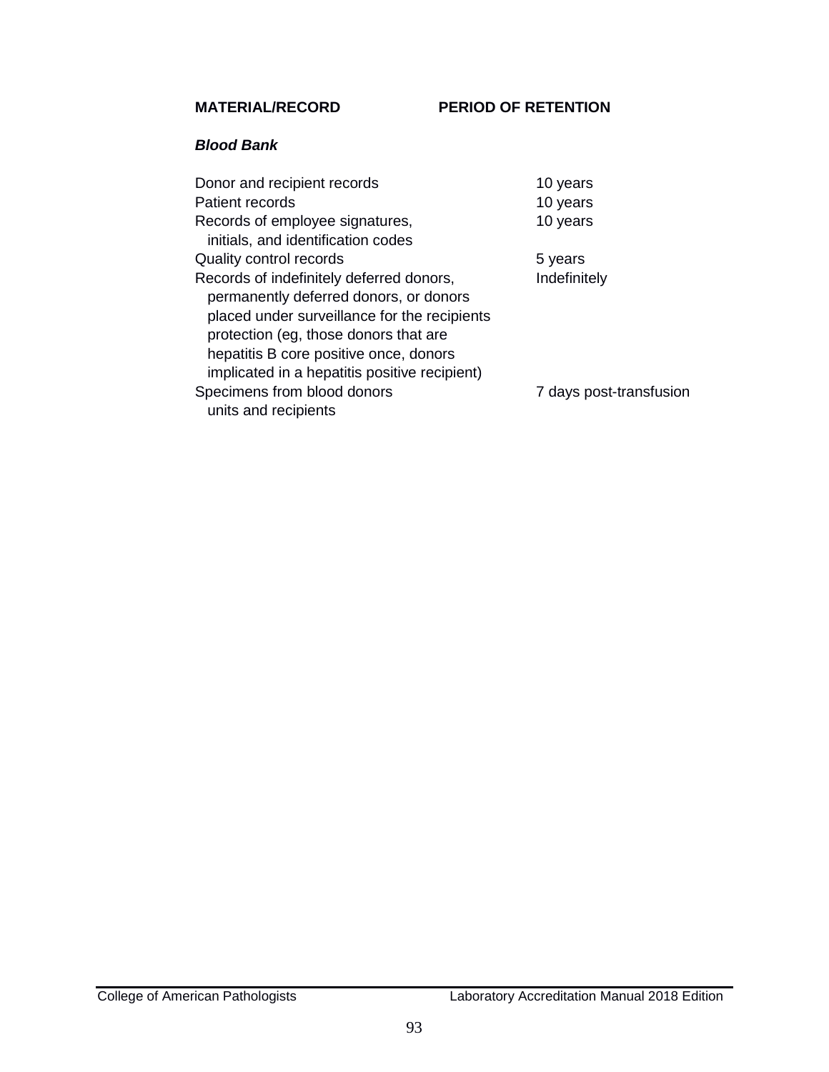| MATERIAL/RECORD | PERIOD OF RETENTION |
| --- | --- |
| ***Blood Bank*** | |
| Donor and recipient records | 10 years |
| Patient records | 10 years |
| Records of employee signatures, initials, and identification codes | 10 years |
| Quality control records | 5 years |
| Records of indefinitely deferred donors, permanently deferred donors, or donors placed under surveillance for the recipients protection (eg, those donors that are hepatitis B core positive once, donors implicated in a hepatitis positive recipient) | Indefinitely |
| Specimens from blood donors units and recipients | 7 days post-transfusion |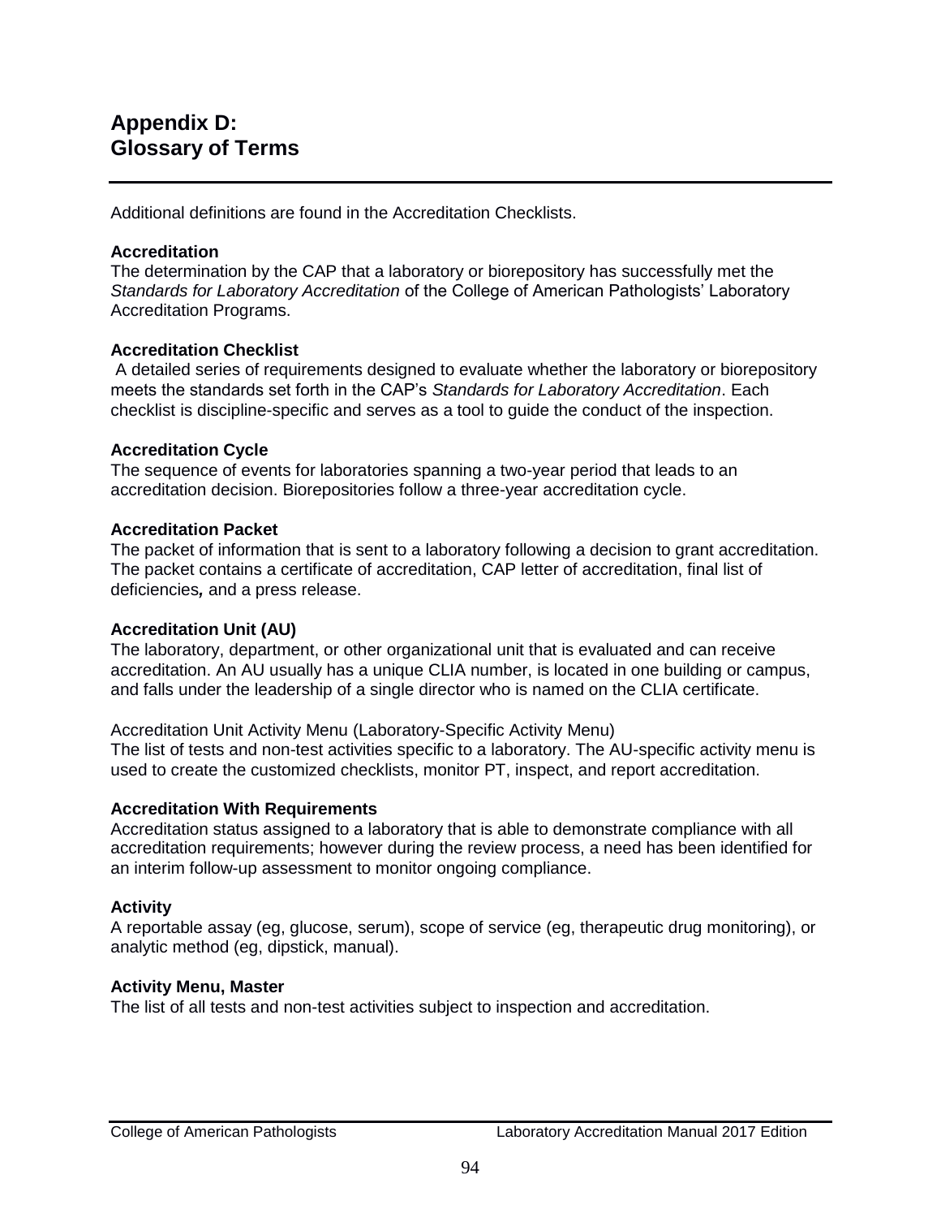# Appendix D: Glossary of Terms

Additional definitions are found in the Accreditation Checklists.

**Accreditation**
The determination by the CAP that a laboratory or biorepository has successfully met the *Standards for Laboratory Accreditation* of the College of American Pathologists' Laboratory Accreditation Programs.

**Accreditation Checklist**
A detailed series of requirements designed to evaluate whether the laboratory or biorepository meets the standards set forth in the CAP's *Standards for Laboratory Accreditation*. Each checklist is discipline-specific and serves as a tool to guide the conduct of the inspection.

**Accreditation Cycle**
The sequence of events for laboratories spanning a two-year period that leads to an accreditation decision. Biorepositories follow a three-year accreditation cycle.

**Accreditation Packet**
The packet of information that is sent to a laboratory following a decision to grant accreditation. The packet contains a certificate of accreditation, CAP letter of accreditation, final list of deficiencies***,*** and a press release.

**Accreditation Unit (AU)**
The laboratory, department, or other organizational unit that is evaluated and can receive accreditation. An AU usually has a unique CLIA number, is located in one building or campus, and falls under the leadership of a single director who is named on the CLIA certificate.

Accreditation Unit Activity Menu (Laboratory-Specific Activity Menu)
The list of tests and non-test activities specific to a laboratory. The AU-specific activity menu is used to create the customized checklists, monitor PT, inspect, and report accreditation.

**Accreditation With Requirements**
Accreditation status assigned to a laboratory that is able to demonstrate compliance with all accreditation requirements; however during the review process, a need has been identified for an interim follow-up assessment to monitor ongoing compliance.

**Activity**
A reportable assay (eg, glucose, serum), scope of service (eg, therapeutic drug monitoring), or analytic method (eg, dipstick, manual).

**Activity Menu, Master**
The list of all tests and non-test activities subject to inspection and accreditation.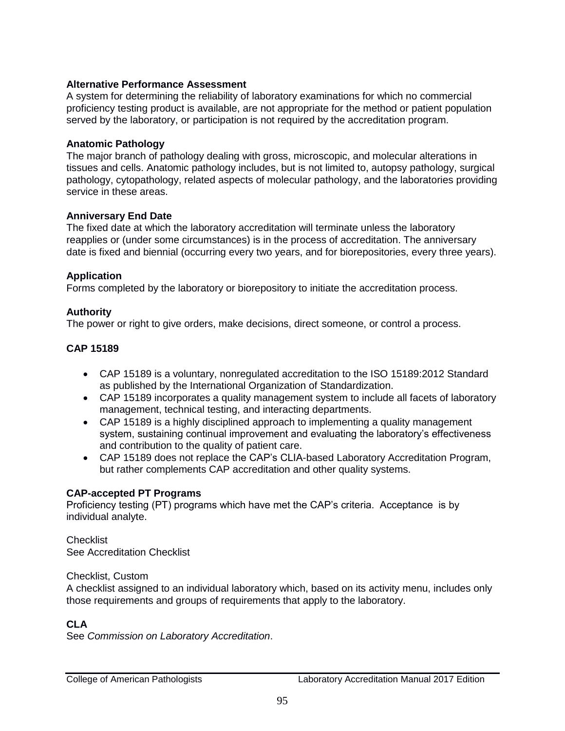**Alternative Performance Assessment**
A system for determining the reliability of laboratory examinations for which no commercial proficiency testing product is available, are not appropriate for the method or patient population served by the laboratory, or participation is not required by the accreditation program.

**Anatomic Pathology**
The major branch of pathology dealing with gross, microscopic, and molecular alterations in tissues and cells. Anatomic pathology includes, but is not limited to, autopsy pathology, surgical pathology, cytopathology, related aspects of molecular pathology, and the laboratories providing service in these areas.

**Anniversary End Date**
The fixed date at which the laboratory accreditation will terminate unless the laboratory reapplies or (under some circumstances) is in the process of accreditation. The anniversary date is fixed and biennial (occurring every two years, and for biorepositories, every three years).

**Application**
Forms completed by the laboratory or biorepository to initiate the accreditation process.

**Authority**
The power or right to give orders, make decisions, direct someone, or control a process.

**CAP 15189**

- CAP 15189 is a voluntary, nonregulated accreditation to the ISO 15189:2012 Standard as published by the International Organization of Standardization.
- CAP 15189 incorporates a quality management system to include all facets of laboratory management, technical testing, and interacting departments.
- CAP 15189 is a highly disciplined approach to implementing a quality management system, sustaining continual improvement and evaluating the laboratory's effectiveness and contribution to the quality of patient care.
- CAP 15189 does not replace the CAP's CLIA-based Laboratory Accreditation Program, but rather complements CAP accreditation and other quality systems.

**CAP-accepted PT Programs**
Proficiency testing (PT) programs which have met the CAP's criteria. Acceptance is by individual analyte.

Checklist
See Accreditation Checklist

Checklist, Custom
A checklist assigned to an individual laboratory which, based on its activity menu, includes only those requirements and groups of requirements that apply to the laboratory.

**CLA**
See *Commission on Laboratory Accreditation*.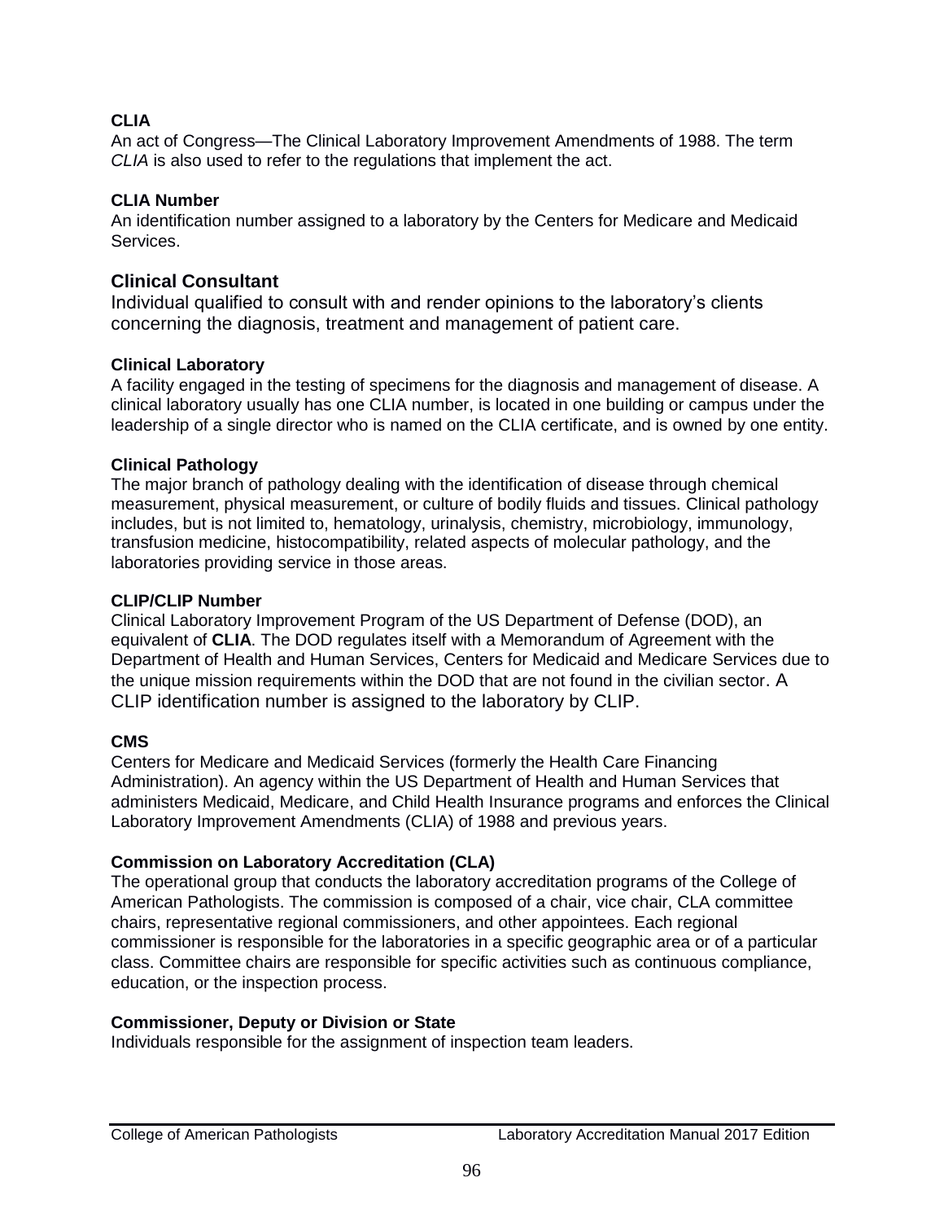**CLIA**
An act of Congress—The Clinical Laboratory Improvement Amendments of 1988. The term *CLIA* is also used to refer to the regulations that implement the act.

**CLIA Number**
An identification number assigned to a laboratory by the Centers for Medicare and Medicaid Services.

### Clinical Consultant

Individual qualified to consult with and render opinions to the laboratory's clients concerning the diagnosis, treatment and management of patient care.

**Clinical Laboratory**
A facility engaged in the testing of specimens for the diagnosis and management of disease. A clinical laboratory usually has one CLIA number, is located in one building or campus under the leadership of a single director who is named on the CLIA certificate, and is owned by one entity.

**Clinical Pathology**
The major branch of pathology dealing with the identification of disease through chemical measurement, physical measurement, or culture of bodily fluids and tissues. Clinical pathology includes, but is not limited to, hematology, urinalysis, chemistry, microbiology, immunology, transfusion medicine, histocompatibility, related aspects of molecular pathology, and the laboratories providing service in those areas.

**CLIP/CLIP Number**
Clinical Laboratory Improvement Program of the US Department of Defense (DOD), an equivalent of **CLIA**. The DOD regulates itself with a Memorandum of Agreement with the Department of Health and Human Services, Centers for Medicaid and Medicare Services due to the unique mission requirements within the DOD that are not found in the civilian sector. A CLIP identification number is assigned to the laboratory by CLIP.

**CMS**
Centers for Medicare and Medicaid Services (formerly the Health Care Financing Administration). An agency within the US Department of Health and Human Services that administers Medicaid, Medicare, and Child Health Insurance programs and enforces the Clinical Laboratory Improvement Amendments (CLIA) of 1988 and previous years.

**Commission on Laboratory Accreditation (CLA)**
The operational group that conducts the laboratory accreditation programs of the College of American Pathologists. The commission is composed of a chair, vice chair, CLA committee chairs, representative regional commissioners, and other appointees. Each regional commissioner is responsible for the laboratories in a specific geographic area or of a particular class. Committee chairs are responsible for specific activities such as continuous compliance, education, or the inspection process.

**Commissioner, Deputy or Division or State**
Individuals responsible for the assignment of inspection team leaders.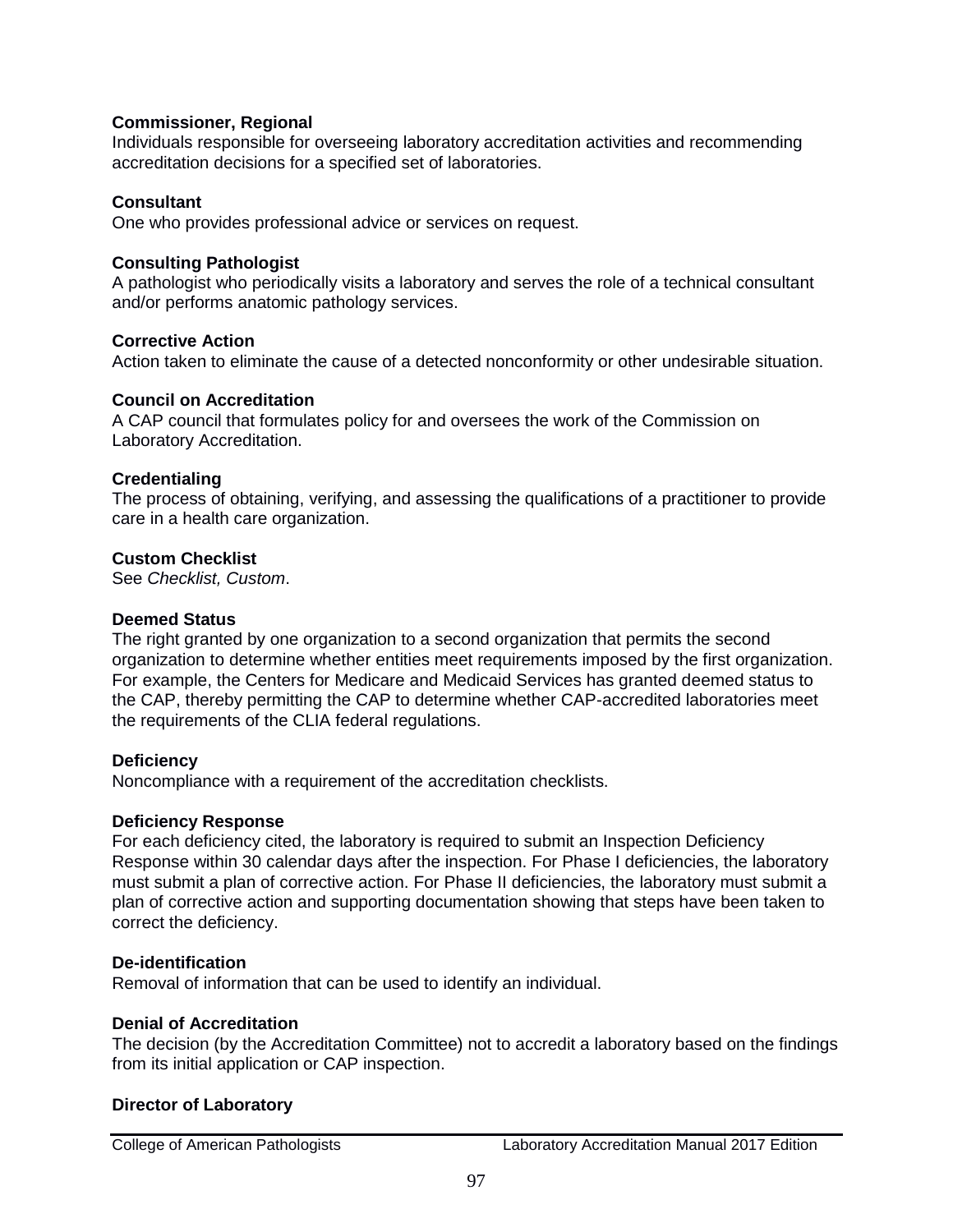**Commissioner, Regional**
Individuals responsible for overseeing laboratory accreditation activities and recommending accreditation decisions for a specified set of laboratories.

**Consultant**
One who provides professional advice or services on request.

**Consulting Pathologist**
A pathologist who periodically visits a laboratory and serves the role of a technical consultant and/or performs anatomic pathology services.

**Corrective Action**
Action taken to eliminate the cause of a detected nonconformity or other undesirable situation.

**Council on Accreditation**
A CAP council that formulates policy for and oversees the work of the Commission on Laboratory Accreditation.

**Credentialing**
The process of obtaining, verifying, and assessing the qualifications of a practitioner to provide care in a health care organization.

**Custom Checklist**
See *Checklist, Custom*.

**Deemed Status**
The right granted by one organization to a second organization that permits the second organization to determine whether entities meet requirements imposed by the first organization. For example, the Centers for Medicare and Medicaid Services has granted deemed status to the CAP, thereby permitting the CAP to determine whether CAP-accredited laboratories meet the requirements of the CLIA federal regulations.

**Deficiency**
Noncompliance with a requirement of the accreditation checklists.

**Deficiency Response**
For each deficiency cited, the laboratory is required to submit an Inspection Deficiency Response within 30 calendar days after the inspection. For Phase I deficiencies, the laboratory must submit a plan of corrective action. For Phase II deficiencies, the laboratory must submit a plan of corrective action and supporting documentation showing that steps have been taken to correct the deficiency.

**De-identification**
Removal of information that can be used to identify an individual.

**Denial of Accreditation**
The decision (by the Accreditation Committee) not to accredit a laboratory based on the findings from its initial application or CAP inspection.

**Director of Laboratory**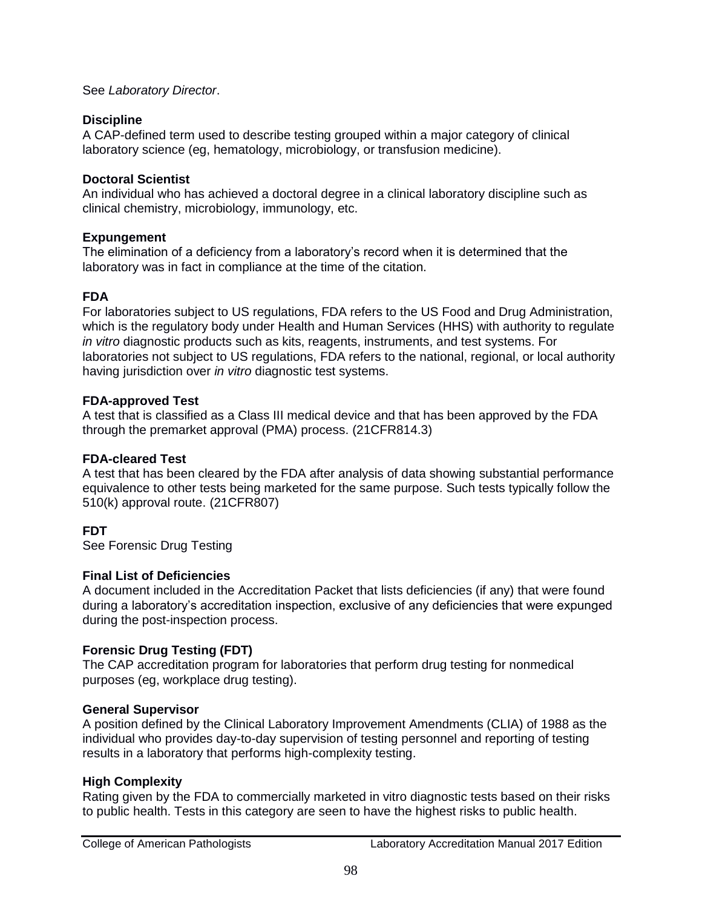See *Laboratory Director*.

**Discipline**
A CAP-defined term used to describe testing grouped within a major category of clinical laboratory science (eg, hematology, microbiology, or transfusion medicine).

**Doctoral Scientist**
An individual who has achieved a doctoral degree in a clinical laboratory discipline such as clinical chemistry, microbiology, immunology, etc.

**Expungement**
The elimination of a deficiency from a laboratory's record when it is determined that the laboratory was in fact in compliance at the time of the citation.

**FDA**
For laboratories subject to US regulations, FDA refers to the US Food and Drug Administration, which is the regulatory body under Health and Human Services (HHS) with authority to regulate *in vitro* diagnostic products such as kits, reagents, instruments, and test systems. For laboratories not subject to US regulations, FDA refers to the national, regional, or local authority having jurisdiction over *in vitro* diagnostic test systems.

**FDA-approved Test**
A test that is classified as a Class III medical device and that has been approved by the FDA through the premarket approval (PMA) process. (21CFR814.3)

**FDA-cleared Test**
A test that has been cleared by the FDA after analysis of data showing substantial performance equivalence to other tests being marketed for the same purpose. Such tests typically follow the 510(k) approval route. (21CFR807)

**FDT**
See Forensic Drug Testing

**Final List of Deficiencies**
A document included in the Accreditation Packet that lists deficiencies (if any) that were found during a laboratory's accreditation inspection, exclusive of any deficiencies that were expunged during the post-inspection process.

**Forensic Drug Testing (FDT)**
The CAP accreditation program for laboratories that perform drug testing for nonmedical purposes (eg, workplace drug testing).

**General Supervisor**
A position defined by the Clinical Laboratory Improvement Amendments (CLIA) of 1988 as the individual who provides day-to-day supervision of testing personnel and reporting of testing results in a laboratory that performs high-complexity testing.

**High Complexity**
Rating given by the FDA to commercially marketed in vitro diagnostic tests based on their risks to public health. Tests in this category are seen to have the highest risks to public health.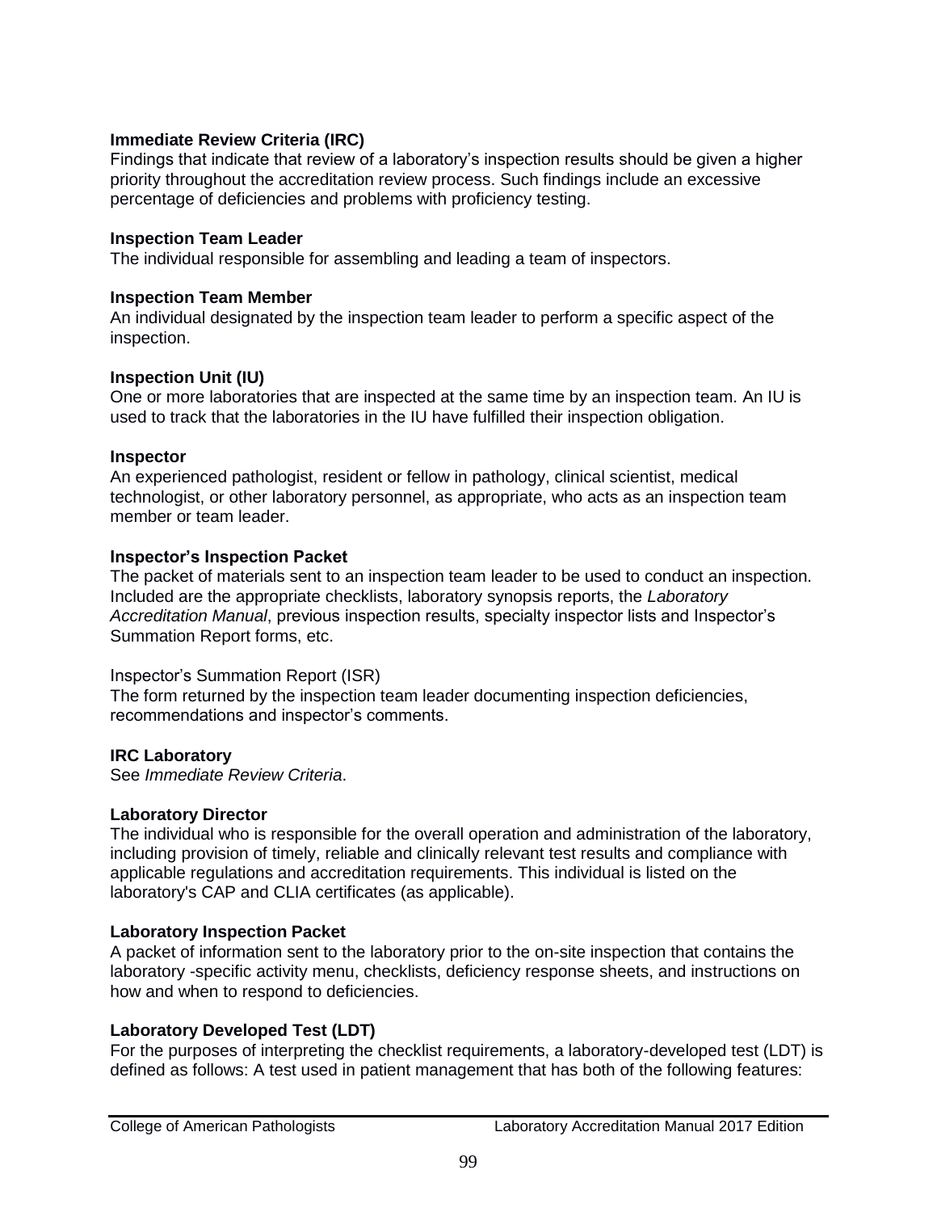**Immediate Review Criteria (IRC)**
Findings that indicate that review of a laboratory's inspection results should be given a higher priority throughout the accreditation review process. Such findings include an excessive percentage of deficiencies and problems with proficiency testing.

**Inspection Team Leader**
The individual responsible for assembling and leading a team of inspectors.

**Inspection Team Member**
An individual designated by the inspection team leader to perform a specific aspect of the inspection.

**Inspection Unit (IU)**
One or more laboratories that are inspected at the same time by an inspection team. An IU is used to track that the laboratories in the IU have fulfilled their inspection obligation.

**Inspector**
An experienced pathologist, resident or fellow in pathology, clinical scientist, medical technologist, or other laboratory personnel, as appropriate, who acts as an inspection team member or team leader.

**Inspector's Inspection Packet**
The packet of materials sent to an inspection team leader to be used to conduct an inspection. Included are the appropriate checklists, laboratory synopsis reports, the *Laboratory Accreditation Manual*, previous inspection results, specialty inspector lists and Inspector's Summation Report forms, etc.

Inspector's Summation Report (ISR)
The form returned by the inspection team leader documenting inspection deficiencies, recommendations and inspector's comments.

**IRC Laboratory**
See *Immediate Review Criteria*.

**Laboratory Director**
The individual who is responsible for the overall operation and administration of the laboratory, including provision of timely, reliable and clinically relevant test results and compliance with applicable regulations and accreditation requirements. This individual is listed on the laboratory's CAP and CLIA certificates (as applicable).

**Laboratory Inspection Packet**
A packet of information sent to the laboratory prior to the on-site inspection that contains the laboratory -specific activity menu, checklists, deficiency response sheets, and instructions on how and when to respond to deficiencies.

**Laboratory Developed Test (LDT)**
For the purposes of interpreting the checklist requirements, a laboratory-developed test (LDT) is defined as follows: A test used in patient management that has both of the following features: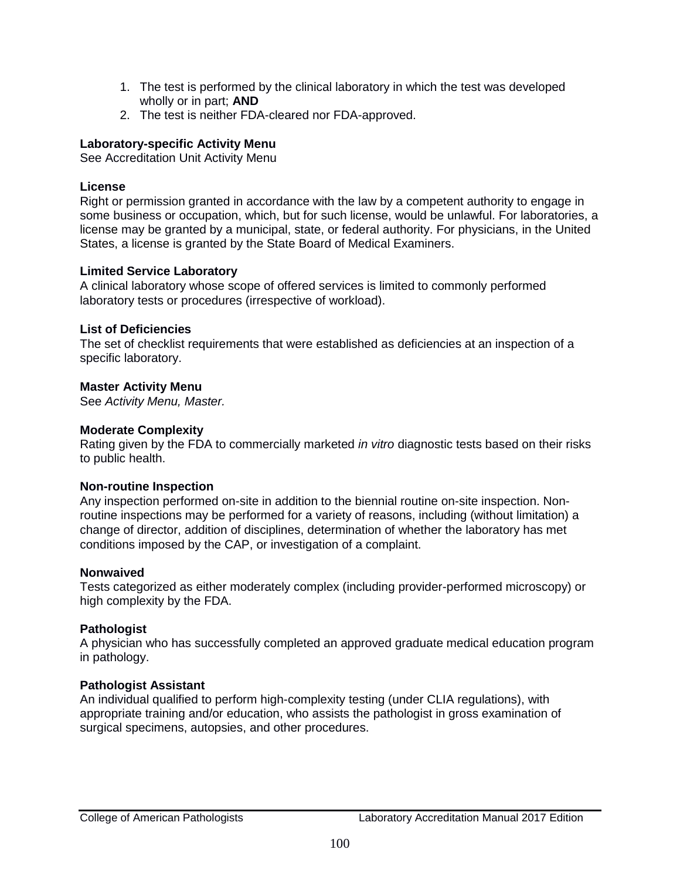1. The test is performed by the clinical laboratory in which the test was developed wholly or in part; **AND**
2. The test is neither FDA-cleared nor FDA-approved.

**Laboratory-specific Activity Menu**
See Accreditation Unit Activity Menu

**License**
Right or permission granted in accordance with the law by a competent authority to engage in some business or occupation, which, but for such license, would be unlawful. For laboratories, a license may be granted by a municipal, state, or federal authority. For physicians, in the United States, a license is granted by the State Board of Medical Examiners.

**Limited Service Laboratory**
A clinical laboratory whose scope of offered services is limited to commonly performed laboratory tests or procedures (irrespective of workload).

**List of Deficiencies**
The set of checklist requirements that were established as deficiencies at an inspection of a specific laboratory.

**Master Activity Menu**
See *Activity Menu, Master.*

**Moderate Complexity**
Rating given by the FDA to commercially marketed *in vitro* diagnostic tests based on their risks to public health.

**Non-routine Inspection**
Any inspection performed on-site in addition to the biennial routine on-site inspection. Non-routine inspections may be performed for a variety of reasons, including (without limitation) a change of director, addition of disciplines, determination of whether the laboratory has met conditions imposed by the CAP, or investigation of a complaint.

**Nonwaived**
Tests categorized as either moderately complex (including provider-performed microscopy) or high complexity by the FDA.

**Pathologist**
A physician who has successfully completed an approved graduate medical education program in pathology.

**Pathologist Assistant**
An individual qualified to perform high-complexity testing (under CLIA regulations), with appropriate training and/or education, who assists the pathologist in gross examination of surgical specimens, autopsies, and other procedures.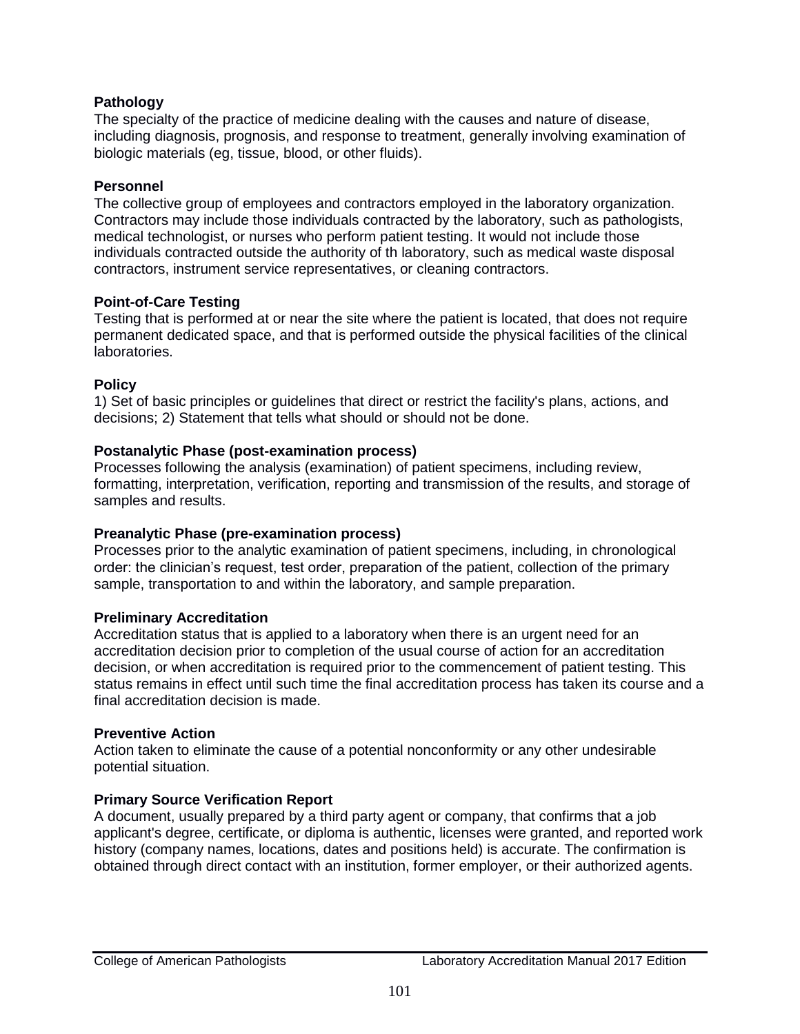**Pathology**
The specialty of the practice of medicine dealing with the causes and nature of disease, including diagnosis, prognosis, and response to treatment, generally involving examination of biologic materials (eg, tissue, blood, or other fluids).

**Personnel**
The collective group of employees and contractors employed in the laboratory organization. Contractors may include those individuals contracted by the laboratory, such as pathologists, medical technologist, or nurses who perform patient testing. It would not include those individuals contracted outside the authority of th laboratory, such as medical waste disposal contractors, instrument service representatives, or cleaning contractors.

**Point-of-Care Testing**
Testing that is performed at or near the site where the patient is located, that does not require permanent dedicated space, and that is performed outside the physical facilities of the clinical laboratories.

**Policy**
1) Set of basic principles or guidelines that direct or restrict the facility's plans, actions, and decisions; 2) Statement that tells what should or should not be done.

**Postanalytic Phase (post-examination process)**
Processes following the analysis (examination) of patient specimens, including review, formatting, interpretation, verification, reporting and transmission of the results, and storage of samples and results.

**Preanalytic Phase (pre-examination process)**
Processes prior to the analytic examination of patient specimens, including, in chronological order: the clinician's request, test order, preparation of the patient, collection of the primary sample, transportation to and within the laboratory, and sample preparation.

**Preliminary Accreditation**
Accreditation status that is applied to a laboratory when there is an urgent need for an accreditation decision prior to completion of the usual course of action for an accreditation decision, or when accreditation is required prior to the commencement of patient testing. This status remains in effect until such time the final accreditation process has taken its course and a final accreditation decision is made.

**Preventive Action**
Action taken to eliminate the cause of a potential nonconformity or any other undesirable potential situation.

**Primary Source Verification Report**
A document, usually prepared by a third party agent or company, that confirms that a job applicant's degree, certificate, or diploma is authentic, licenses were granted, and reported work history (company names, locations, dates and positions held) is accurate. The confirmation is obtained through direct contact with an institution, former employer, or their authorized agents.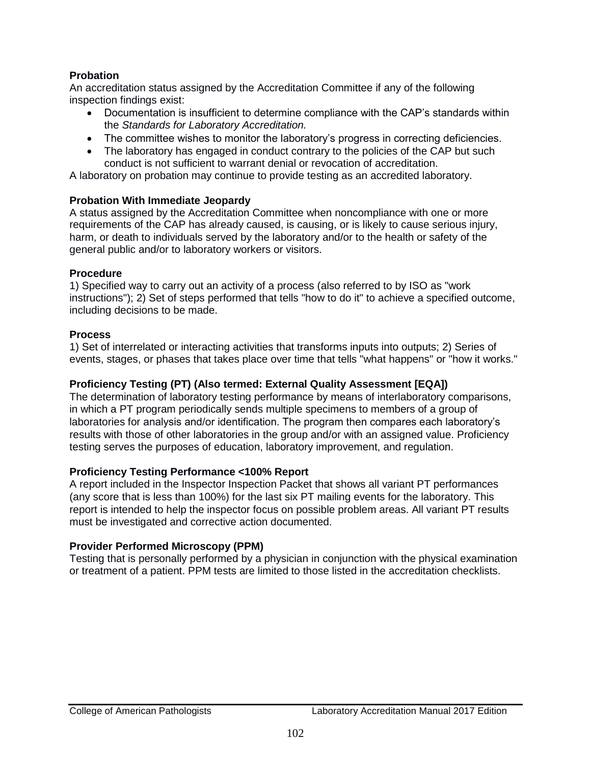**Probation**

An accreditation status assigned by the Accreditation Committee if any of the following inspection findings exist:

- Documentation is insufficient to determine compliance with the CAP's standards within the *Standards for Laboratory Accreditation.*
- The committee wishes to monitor the laboratory's progress in correcting deficiencies.
- The laboratory has engaged in conduct contrary to the policies of the CAP but such conduct is not sufficient to warrant denial or revocation of accreditation.

A laboratory on probation may continue to provide testing as an accredited laboratory.

**Probation With Immediate Jeopardy**

A status assigned by the Accreditation Committee when noncompliance with one or more requirements of the CAP has already caused, is causing, or is likely to cause serious injury, harm, or death to individuals served by the laboratory and/or to the health or safety of the general public and/or to laboratory workers or visitors.

**Procedure**

1) Specified way to carry out an activity of a process (also referred to by ISO as "work instructions"); 2) Set of steps performed that tells "how to do it" to achieve a specified outcome, including decisions to be made.

**Process**

1) Set of interrelated or interacting activities that transforms inputs into outputs; 2) Series of events, stages, or phases that takes place over time that tells "what happens" or "how it works."

**Proficiency Testing (PT) (Also termed: External Quality Assessment [EQA])**

The determination of laboratory testing performance by means of interlaboratory comparisons, in which a PT program periodically sends multiple specimens to members of a group of laboratories for analysis and/or identification. The program then compares each laboratory's results with those of other laboratories in the group and/or with an assigned value. Proficiency testing serves the purposes of education, laboratory improvement, and regulation.

**Proficiency Testing Performance <100% Report**

A report included in the Inspector Inspection Packet that shows all variant PT performances (any score that is less than 100%) for the last six PT mailing events for the laboratory. This report is intended to help the inspector focus on possible problem areas. All variant PT results must be investigated and corrective action documented.

**Provider Performed Microscopy (PPM)**

Testing that is personally performed by a physician in conjunction with the physical examination or treatment of a patient. PPM tests are limited to those listed in the accreditation checklists.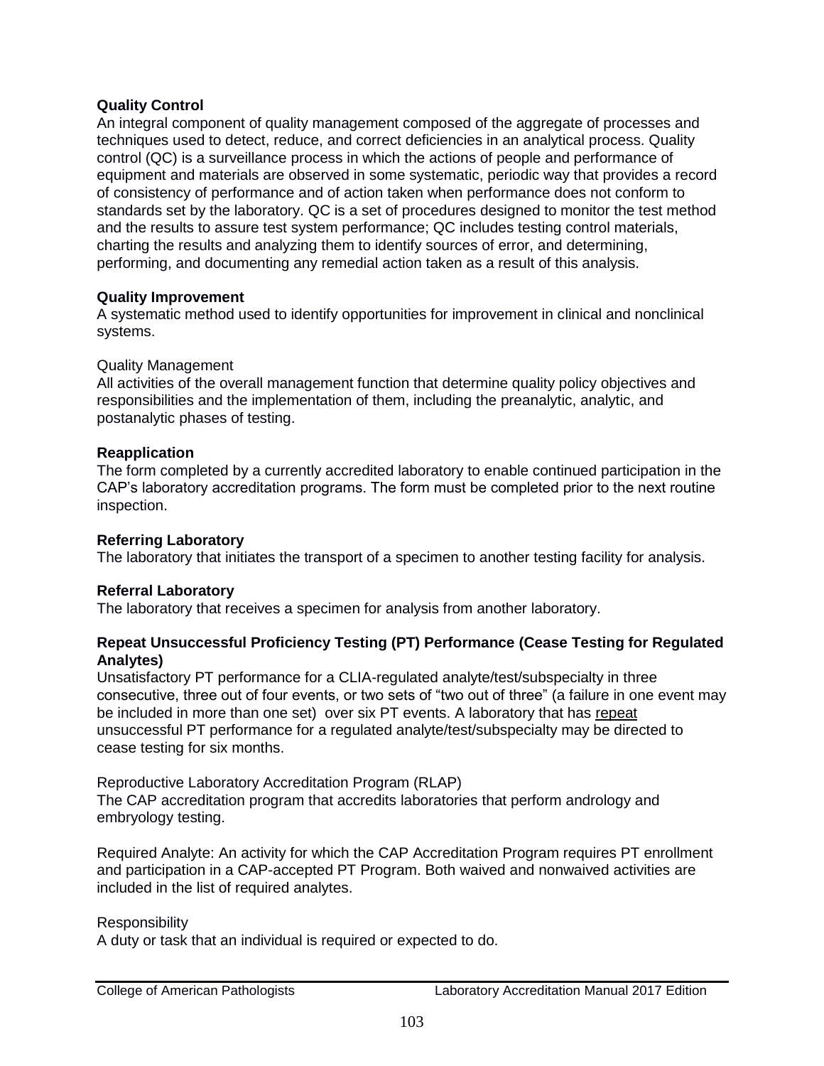**Quality Control**
An integral component of quality management composed of the aggregate of processes and techniques used to detect, reduce, and correct deficiencies in an analytical process. Quality control (QC) is a surveillance process in which the actions of people and performance of equipment and materials are observed in some systematic, periodic way that provides a record of consistency of performance and of action taken when performance does not conform to standards set by the laboratory. QC is a set of procedures designed to monitor the test method and the results to assure test system performance; QC includes testing control materials, charting the results and analyzing them to identify sources of error, and determining, performing, and documenting any remedial action taken as a result of this analysis.

**Quality Improvement**
A systematic method used to identify opportunities for improvement in clinical and nonclinical systems.

Quality Management
All activities of the overall management function that determine quality policy objectives and responsibilities and the implementation of them, including the preanalytic, analytic, and postanalytic phases of testing.

**Reapplication**
The form completed by a currently accredited laboratory to enable continued participation in the CAP's laboratory accreditation programs. The form must be completed prior to the next routine inspection.

**Referring Laboratory**
The laboratory that initiates the transport of a specimen to another testing facility for analysis.

**Referral Laboratory**
The laboratory that receives a specimen for analysis from another laboratory.

**Repeat Unsuccessful Proficiency Testing (PT) Performance (Cease Testing for Regulated Analytes)**
Unsatisfactory PT performance for a CLIA-regulated analyte/test/subspecialty in three consecutive, three out of four events, or two sets of "two out of three" (a failure in one event may be included in more than one set) over six PT events. A laboratory that has repeat unsuccessful PT performance for a regulated analyte/test/subspecialty may be directed to cease testing for six months.

Reproductive Laboratory Accreditation Program (RLAP)
The CAP accreditation program that accredits laboratories that perform andrology and embryology testing.

Required Analyte: An activity for which the CAP Accreditation Program requires PT enrollment and participation in a CAP-accepted PT Program. Both waived and nonwaived activities are included in the list of required analytes.

Responsibility
A duty or task that an individual is required or expected to do.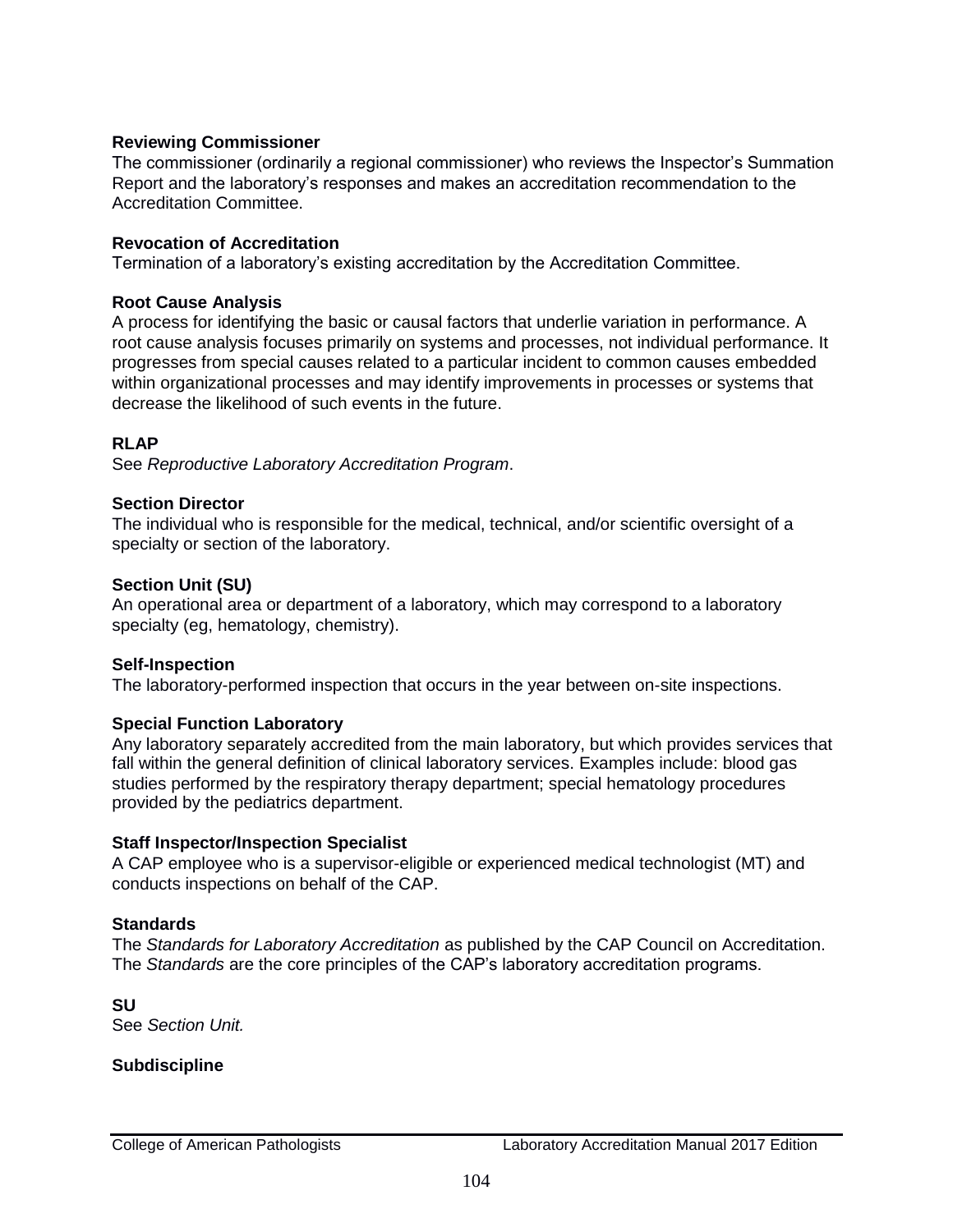**Reviewing Commissioner**
The commissioner (ordinarily a regional commissioner) who reviews the Inspector's Summation Report and the laboratory's responses and makes an accreditation recommendation to the Accreditation Committee.

**Revocation of Accreditation**
Termination of a laboratory's existing accreditation by the Accreditation Committee.

**Root Cause Analysis**
A process for identifying the basic or causal factors that underlie variation in performance. A root cause analysis focuses primarily on systems and processes, not individual performance. It progresses from special causes related to a particular incident to common causes embedded within organizational processes and may identify improvements in processes or systems that decrease the likelihood of such events in the future.

**RLAP**
See *Reproductive Laboratory Accreditation Program*.

**Section Director**
The individual who is responsible for the medical, technical, and/or scientific oversight of a specialty or section of the laboratory.

**Section Unit (SU)**
An operational area or department of a laboratory, which may correspond to a laboratory specialty (eg, hematology, chemistry).

**Self-Inspection**
The laboratory-performed inspection that occurs in the year between on-site inspections.

**Special Function Laboratory**
Any laboratory separately accredited from the main laboratory, but which provides services that fall within the general definition of clinical laboratory services. Examples include: blood gas studies performed by the respiratory therapy department; special hematology procedures provided by the pediatrics department.

**Staff Inspector/Inspection Specialist**
A CAP employee who is a supervisor-eligible or experienced medical technologist (MT) and conducts inspections on behalf of the CAP.

**Standards**
The *Standards for Laboratory Accreditation* as published by the CAP Council on Accreditation. The *Standards* are the core principles of the CAP's laboratory accreditation programs.

**SU**
See *Section Unit.*

**Subdiscipline**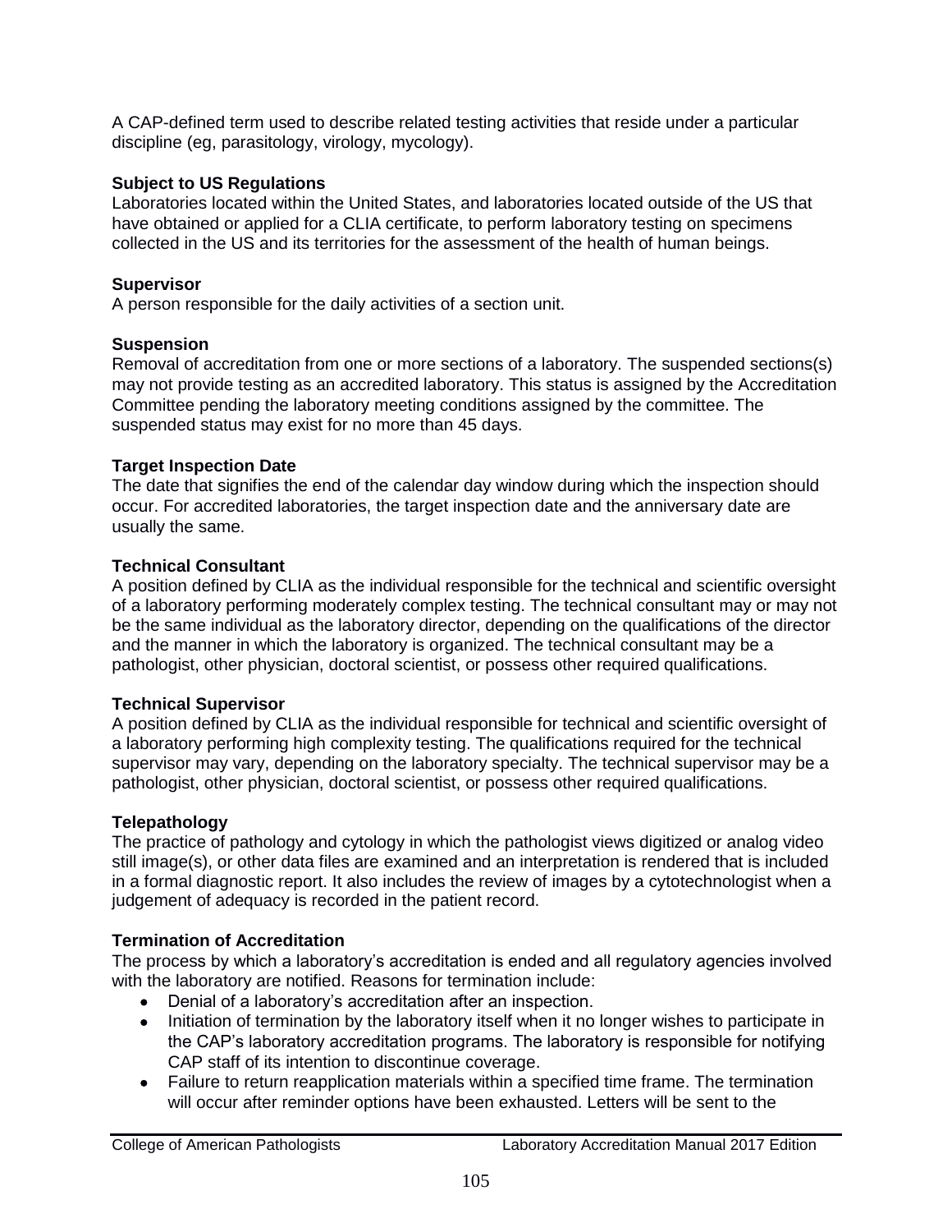A CAP-defined term used to describe related testing activities that reside under a particular discipline (eg, parasitology, virology, mycology).

**Subject to US Regulations**
Laboratories located within the United States, and laboratories located outside of the US that have obtained or applied for a CLIA certificate, to perform laboratory testing on specimens collected in the US and its territories for the assessment of the health of human beings.

**Supervisor**
A person responsible for the daily activities of a section unit.

**Suspension**
Removal of accreditation from one or more sections of a laboratory. The suspended sections(s) may not provide testing as an accredited laboratory. This status is assigned by the Accreditation Committee pending the laboratory meeting conditions assigned by the committee. The suspended status may exist for no more than 45 days.

**Target Inspection Date**
The date that signifies the end of the calendar day window during which the inspection should occur. For accredited laboratories, the target inspection date and the anniversary date are usually the same.

**Technical Consultant**
A position defined by CLIA as the individual responsible for the technical and scientific oversight of a laboratory performing moderately complex testing. The technical consultant may or may not be the same individual as the laboratory director, depending on the qualifications of the director and the manner in which the laboratory is organized. The technical consultant may be a pathologist, other physician, doctoral scientist, or possess other required qualifications.

**Technical Supervisor**
A position defined by CLIA as the individual responsible for technical and scientific oversight of a laboratory performing high complexity testing. The qualifications required for the technical supervisor may vary, depending on the laboratory specialty. The technical supervisor may be a pathologist, other physician, doctoral scientist, or possess other required qualifications.

**Telepathology**
The practice of pathology and cytology in which the pathologist views digitized or analog video still image(s), or other data files are examined and an interpretation is rendered that is included in a formal diagnostic report. It also includes the review of images by a cytotechnologist when a judgement of adequacy is recorded in the patient record.

**Termination of Accreditation**
The process by which a laboratory's accreditation is ended and all regulatory agencies involved with the laboratory are notified. Reasons for termination include:

- Denial of a laboratory's accreditation after an inspection.
- Initiation of termination by the laboratory itself when it no longer wishes to participate in the CAP's laboratory accreditation programs. The laboratory is responsible for notifying CAP staff of its intention to discontinue coverage.
- Failure to return reapplication materials within a specified time frame. The termination will occur after reminder options have been exhausted. Letters will be sent to the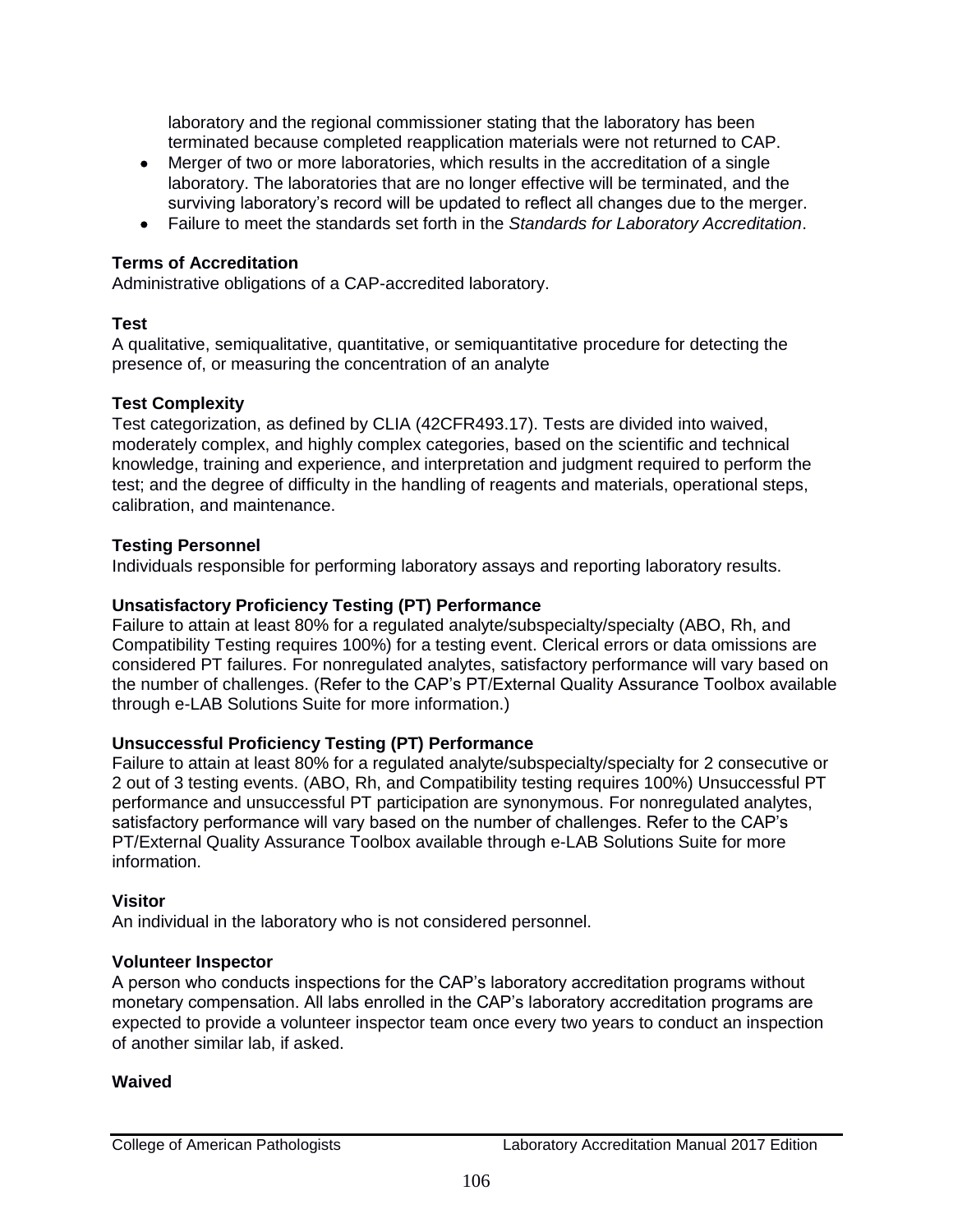laboratory and the regional commissioner stating that the laboratory has been terminated because completed reapplication materials were not returned to CAP.

- Merger of two or more laboratories, which results in the accreditation of a single laboratory. The laboratories that are no longer effective will be terminated, and the surviving laboratory's record will be updated to reflect all changes due to the merger.
- Failure to meet the standards set forth in the *Standards for Laboratory Accreditation*.

**Terms of Accreditation**
Administrative obligations of a CAP-accredited laboratory.

**Test**
A qualitative, semiqualitative, quantitative, or semiquantitative procedure for detecting the presence of, or measuring the concentration of an analyte

**Test Complexity**
Test categorization, as defined by CLIA (42CFR493.17). Tests are divided into waived, moderately complex, and highly complex categories, based on the scientific and technical knowledge, training and experience, and interpretation and judgment required to perform the test; and the degree of difficulty in the handling of reagents and materials, operational steps, calibration, and maintenance.

**Testing Personnel**
Individuals responsible for performing laboratory assays and reporting laboratory results.

**Unsatisfactory Proficiency Testing (PT) Performance**
Failure to attain at least 80% for a regulated analyte/subspecialty/specialty (ABO, Rh, and Compatibility Testing requires 100%) for a testing event. Clerical errors or data omissions are considered PT failures. For nonregulated analytes, satisfactory performance will vary based on the number of challenges. (Refer to the CAP's PT/External Quality Assurance Toolbox available through e-LAB Solutions Suite for more information.)

**Unsuccessful Proficiency Testing (PT) Performance**
Failure to attain at least 80% for a regulated analyte/subspecialty/specialty for 2 consecutive or 2 out of 3 testing events. (ABO, Rh, and Compatibility testing requires 100%) Unsuccessful PT performance and unsuccessful PT participation are synonymous. For nonregulated analytes, satisfactory performance will vary based on the number of challenges. Refer to the CAP's PT/External Quality Assurance Toolbox available through e-LAB Solutions Suite for more information.

**Visitor**
An individual in the laboratory who is not considered personnel.

**Volunteer Inspector**
A person who conducts inspections for the CAP's laboratory accreditation programs without monetary compensation. All labs enrolled in the CAP's laboratory accreditation programs are expected to provide a volunteer inspector team once every two years to conduct an inspection of another similar lab, if asked.

**Waived**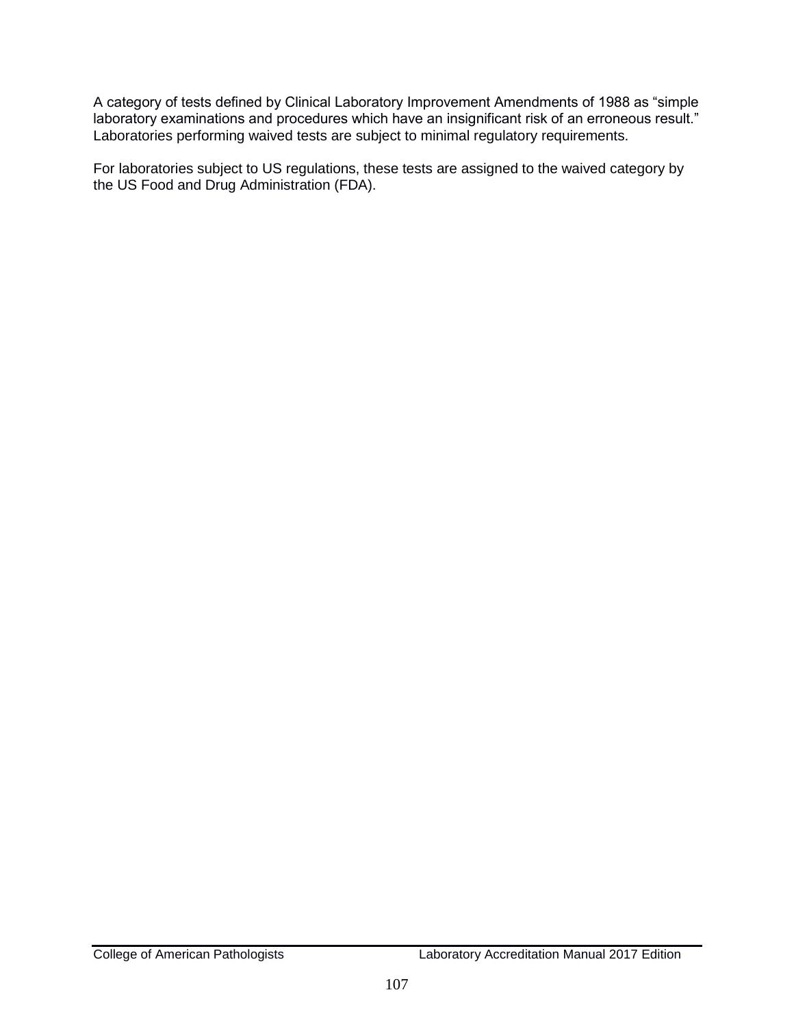A category of tests defined by Clinical Laboratory Improvement Amendments of 1988 as "simple laboratory examinations and procedures which have an insignificant risk of an erroneous result." Laboratories performing waived tests are subject to minimal regulatory requirements.

For laboratories subject to US regulations, these tests are assigned to the waived category by the US Food and Drug Administration (FDA).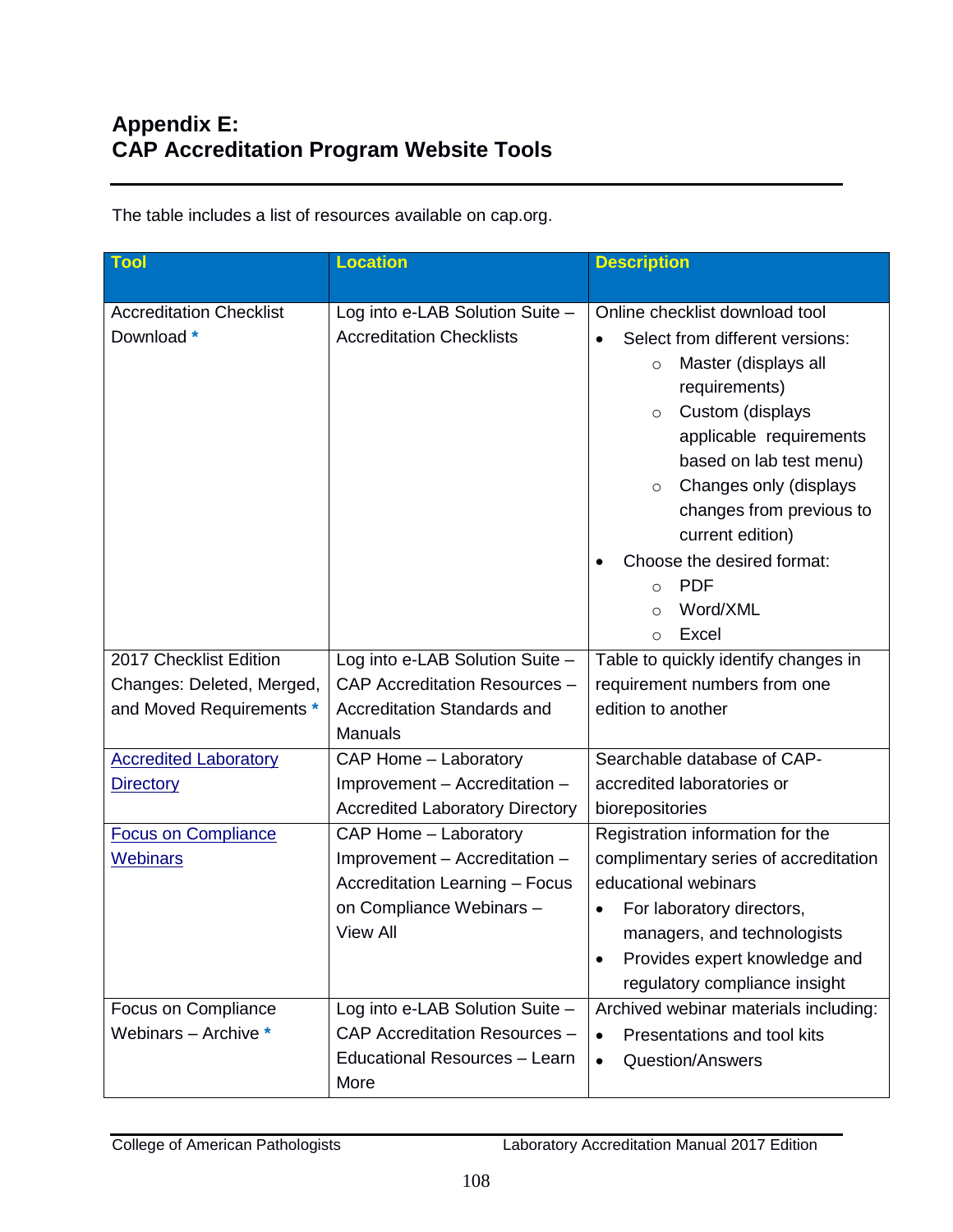# Appendix E: CAP Accreditation Program Website Tools

The table includes a list of resources available on cap.org.

| Tool | Location | Description |
|---|---|---|
| Accreditation Checklist Download * | Log into e-LAB Solution Suite – Accreditation Checklists | Online checklist download tool<br>• Select from different versions:<br>  ○ Master (displays all requirements)<br>  ○ Custom (displays applicable requirements based on lab test menu)<br>  ○ Changes only (displays changes from previous to current edition)<br>• Choose the desired format:<br>  ○ PDF<br>  ○ Word/XML<br>  ○ Excel |
| 2017 Checklist Edition Changes: Deleted, Merged, and Moved Requirements * | Log into e-LAB Solution Suite – CAP Accreditation Resources – Accreditation Standards and Manuals | Table to quickly identify changes in requirement numbers from one edition to another |
| Accredited Laboratory Directory | CAP Home – Laboratory Improvement – Accreditation – Accredited Laboratory Directory | Searchable database of CAP-accredited laboratories or biorepositories |
| Focus on Compliance Webinars | CAP Home – Laboratory Improvement – Accreditation – Accreditation Learning – Focus on Compliance Webinars – View All | Registration information for the complimentary series of accreditation educational webinars<br>• For laboratory directors, managers, and technologists<br>• Provides expert knowledge and regulatory compliance insight |
| Focus on Compliance Webinars – Archive * | Log into e-LAB Solution Suite – CAP Accreditation Resources – Educational Resources – Learn More | Archived webinar materials including:<br>• Presentations and tool kits<br>• Question/Answers |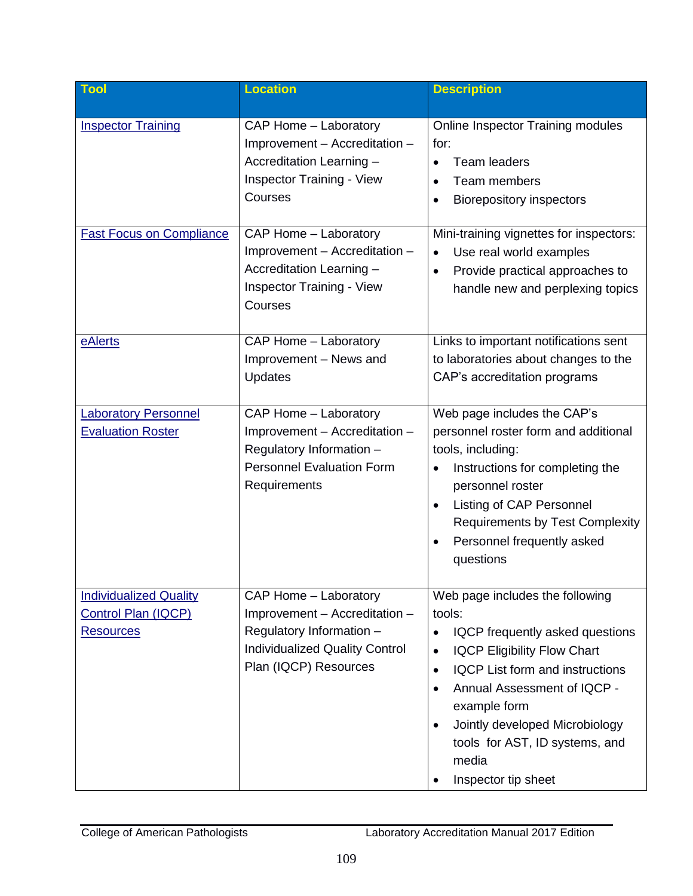| Tool | Location | Description |
|---|---|---|
| Inspector Training | CAP Home – Laboratory Improvement – Accreditation – Accreditation Learning – Inspector Training - View Courses | Online Inspector Training modules for:<br>• Team leaders<br>• Team members<br>• Biorepository inspectors |
| Fast Focus on Compliance | CAP Home – Laboratory Improvement – Accreditation – Accreditation Learning – Inspector Training - View Courses | Mini-training vignettes for inspectors:<br>• Use real world examples<br>• Provide practical approaches to handle new and perplexing topics |
| eAlerts | CAP Home – Laboratory Improvement – News and Updates | Links to important notifications sent to laboratories about changes to the CAP's accreditation programs |
| Laboratory Personnel Evaluation Roster | CAP Home – Laboratory Improvement – Accreditation – Regulatory Information – Personnel Evaluation Form Requirements | Web page includes the CAP's personnel roster form and additional tools, including:<br>• Instructions for completing the personnel roster<br>• Listing of CAP Personnel Requirements by Test Complexity<br>• Personnel frequently asked questions |
| Individualized Quality Control Plan (IQCP) Resources | CAP Home – Laboratory Improvement – Accreditation – Regulatory Information – Individualized Quality Control Plan (IQCP) Resources | Web page includes the following tools:<br>• IQCP frequently asked questions<br>• IQCP Eligibility Flow Chart<br>• IQCP List form and instructions<br>• Annual Assessment of IQCP - example form<br>• Jointly developed Microbiology tools for AST, ID systems, and media<br>• Inspector tip sheet |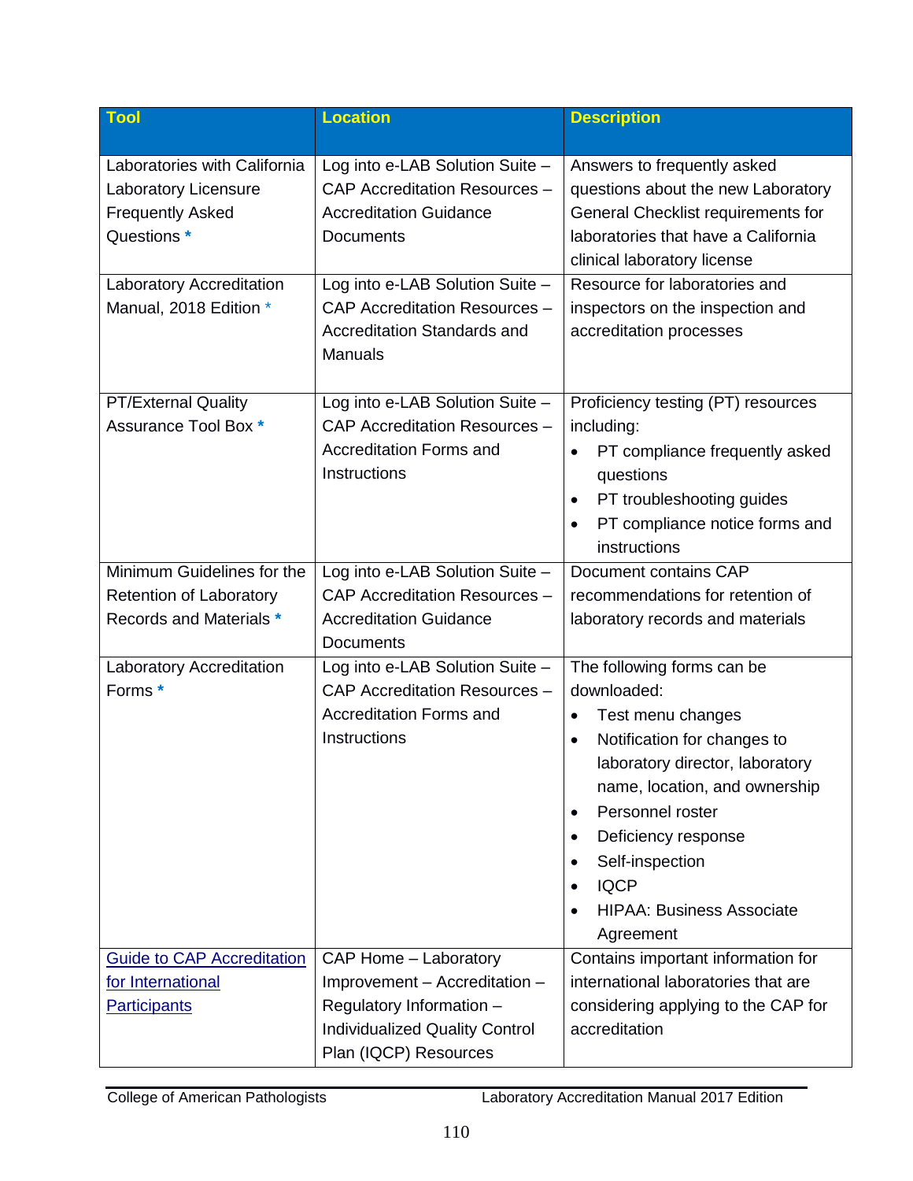| Tool | Location | Description |
|---|---|---|
| Laboratories with California Laboratory Licensure Frequently Asked Questions * | Log into e-LAB Solution Suite – CAP Accreditation Resources – Accreditation Guidance Documents | Answers to frequently asked questions about the new Laboratory General Checklist requirements for laboratories that have a California clinical laboratory license |
| Laboratory Accreditation Manual, 2018 Edition * | Log into e-LAB Solution Suite – CAP Accreditation Resources – Accreditation Standards and Manuals | Resource for laboratories and inspectors on the inspection and accreditation processes |
| PT/External Quality Assurance Tool Box * | Log into e-LAB Solution Suite – CAP Accreditation Resources – Accreditation Forms and Instructions | Proficiency testing (PT) resources including:<br>• PT compliance frequently asked questions<br>• PT troubleshooting guides<br>• PT compliance notice forms and instructions |
| Minimum Guidelines for the Retention of Laboratory Records and Materials * | Log into e-LAB Solution Suite – CAP Accreditation Resources – Accreditation Guidance Documents | Document contains CAP recommendations for retention of laboratory records and materials |
| Laboratory Accreditation Forms * | Log into e-LAB Solution Suite – CAP Accreditation Resources – Accreditation Forms and Instructions | The following forms can be downloaded:<br>• Test menu changes<br>• Notification for changes to laboratory director, laboratory name, location, and ownership<br>• Personnel roster<br>• Deficiency response<br>• Self-inspection<br>• IQCP<br>• HIPAA: Business Associate Agreement |
| Guide to CAP Accreditation for International Participants | CAP Home – Laboratory Improvement – Accreditation – Regulatory Information – Individualized Quality Control Plan (IQCP) Resources | Contains important information for international laboratories that are considering applying to the CAP for accreditation |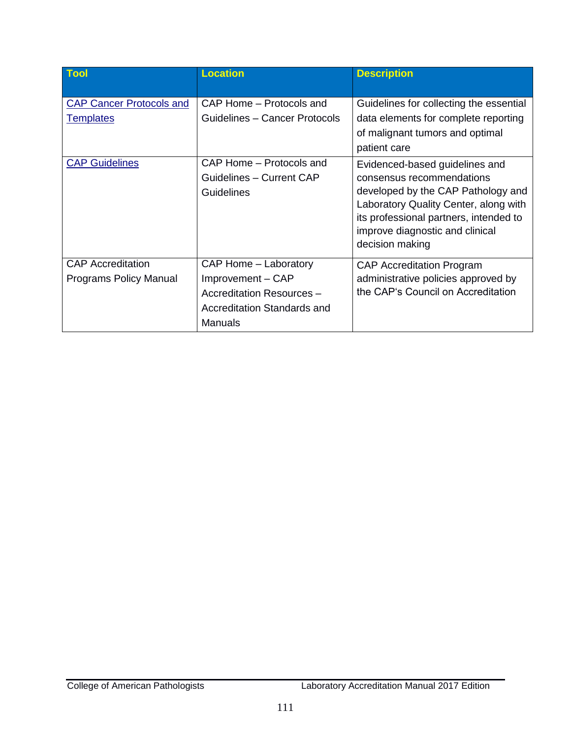| Tool | Location | Description |
| --- | --- | --- |
| CAP Cancer Protocols and Templates | CAP Home – Protocols and Guidelines – Cancer Protocols | Guidelines for collecting the essential data elements for complete reporting of malignant tumors and optimal patient care |
| CAP Guidelines | CAP Home – Protocols and Guidelines – Current CAP Guidelines | Evidenced-based guidelines and consensus recommendations developed by the CAP Pathology and Laboratory Quality Center, along with its professional partners, intended to improve diagnostic and clinical decision making |
| CAP Accreditation Programs Policy Manual | CAP Home – Laboratory Improvement – CAP Accreditation Resources – Accreditation Standards and Manuals | CAP Accreditation Program administrative policies approved by the CAP's Council on Accreditation |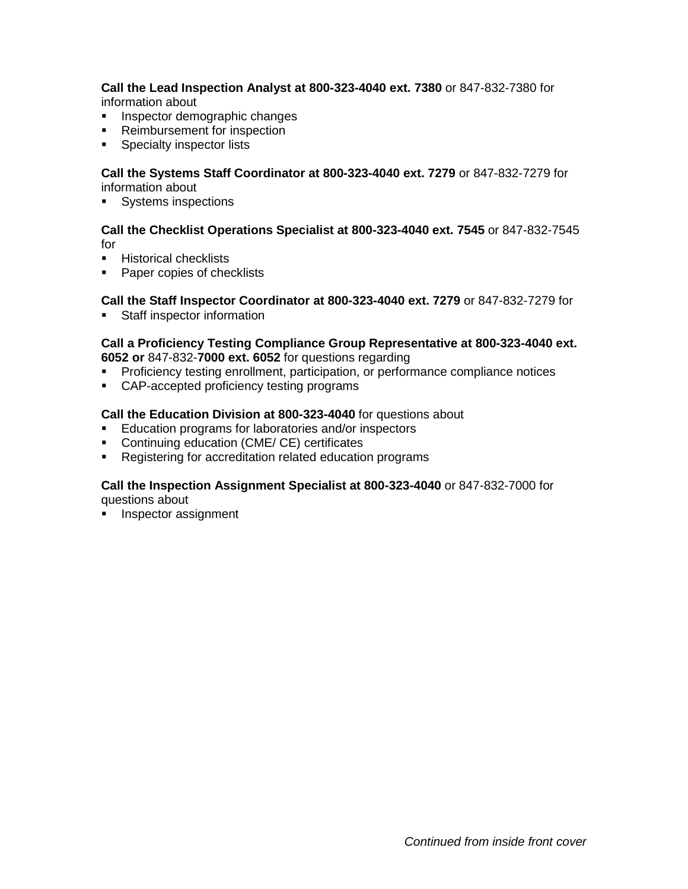**Call the Lead Inspection Analyst at 800-323-4040 ext. 7380** or 847-832-7380 for information about

- Inspector demographic changes
- Reimbursement for inspection
- Specialty inspector lists

**Call the Systems Staff Coordinator at 800-323-4040 ext. 7279** or 847-832-7279 for information about

- Systems inspections

**Call the Checklist Operations Specialist at 800-323-4040 ext. 7545** or 847-832-7545 for

- Historical checklists
- Paper copies of checklists

**Call the Staff Inspector Coordinator at 800-323-4040 ext. 7279** or 847-832-7279 for

- Staff inspector information

**Call a Proficiency Testing Compliance Group Representative at 800-323-4040 ext. 6052 or** 847-832-**7000 ext. 6052** for questions regarding

- Proficiency testing enrollment, participation, or performance compliance notices
- CAP-accepted proficiency testing programs

**Call the Education Division at 800-323-4040** for questions about

- Education programs for laboratories and/or inspectors
- Continuing education (CME/ CE) certificates
- Registering for accreditation related education programs

**Call the Inspection Assignment Specialist at 800-323-4040** or 847-832-7000 for questions about

- Inspector assignment

*Continued from inside front cover*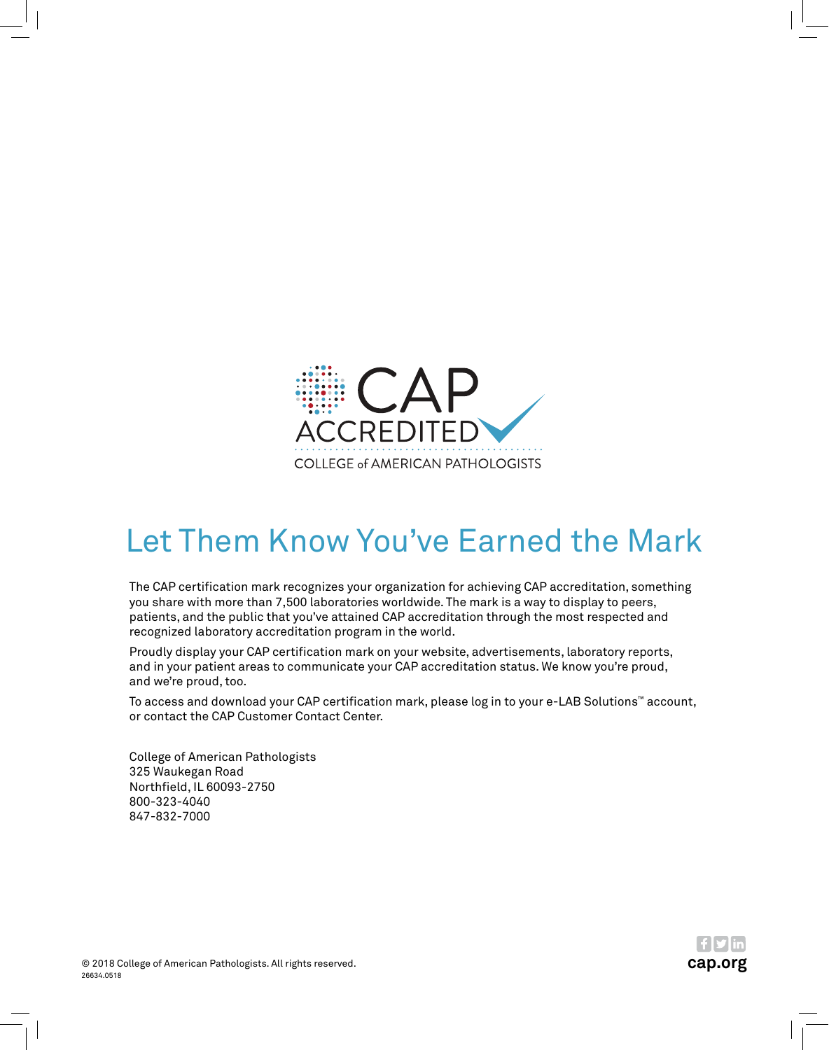CAP ACCREDITED

COLLEGE of AMERICAN PATHOLOGISTS

# Let Them Know You've Earned the Mark

The CAP certification mark recognizes your organization for achieving CAP accreditation, something you share with more than 7,500 laboratories worldwide. The mark is a way to display to peers, patients, and the public that you've attained CAP accreditation through the most respected and recognized laboratory accreditation program in the world.

Proudly display your CAP certification mark on your website, advertisements, laboratory reports, and in your patient areas to communicate your CAP accreditation status. We know you're proud, and we're proud, too.

To access and download your CAP certification mark, please log in to your e-LAB Solutions™ account, or contact the CAP Customer Contact Center.

College of American Pathologists
325 Waukegan Road
Northfield, IL 60093-2750
800-323-4040
847-832-7000

© 2018 College of American Pathologists. All rights reserved.
26634.0518

cap.org